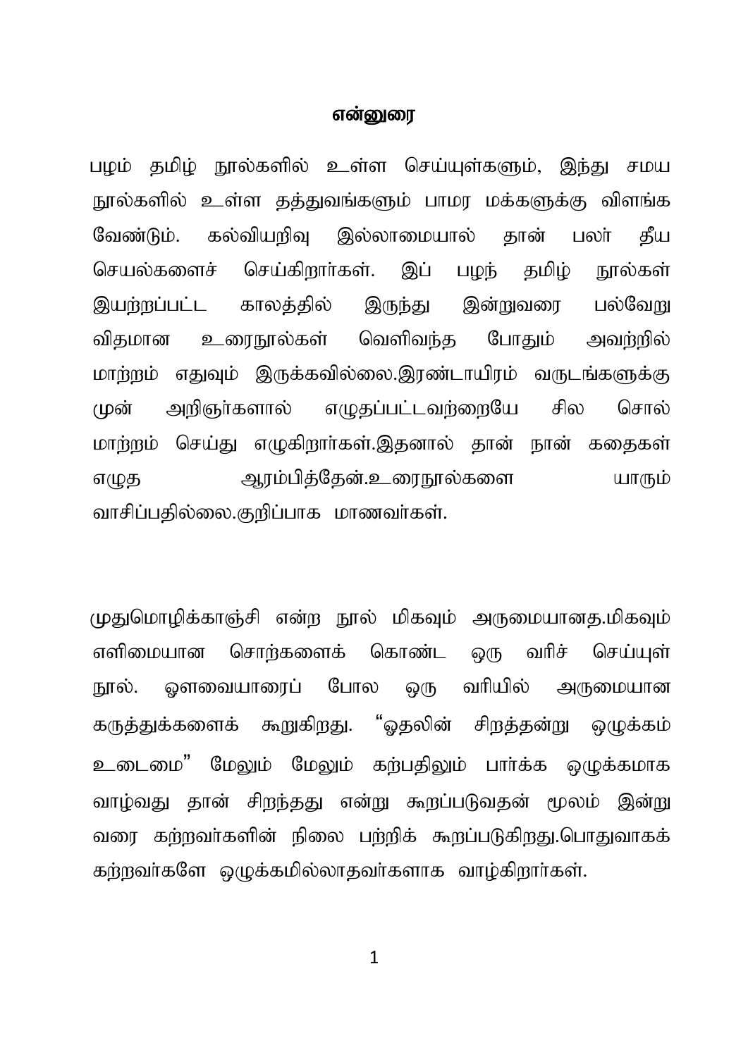# என்னுரை

பழம் தமிழ் நூல்களில் உள்ள செய்யுள்களும், இந்து சமய நூல்களில் உள்ள தத்துவங்களும் பாமர மக்களுக்கு விளங்க வேண்டும். கல்வியறிவு இல்லாமையால் தான் பலர் தீய செயல்களைச் செய்கிறார்கள். இப் பழந் தமிழ் நூல்கள் இயற்றப்பட்ட காலத்தில் இருந்து இன்றுவரை பல்வேறு விதமான உரைநூல்கள் வெளிவந்த போதும் அவற்றில் மாற்றம் எதுவும் இருக்கவில்லை.இரண்டாயிரம் வருடங்களுக்கு முன் அறிஞர்களால் எழுதப்பட்டவற்றையே சில சொல் மாற்றம் செய்து எழுகிறார்கள்.இதனால் தான் நான் கதைகள் எழுத ஆரம்பித்தேன்.உரைநூல்களை யாரும் வாசிப்பதில்லை.குறிப்பாக மாணவர்கள்.

முதுமொழிக்காஞ்சி என்ற நூல் மிகவும் அருமையானத.மிகவும் எளிமையான சொற்களைக் கொண்ட ஒரு வரிச் செய்யுள் நூல். ஔவையாரைப் போல ஒரு வரியில் அருமையான கருத்துக்களைக் கூறுகிறது. "ஓதலின் சிறத்தன்று ஒழுக்கம் உடைமை" மேலும் மேலும் கற்பதிலும் பார்க்க ஒழுக்கமாக வாழ்வது தான் சிறந்தது என்று கூறப்படுவதன் மூலம் இன்று வரை கற்றவர்களின் நிலை பற்றிக் கூறப்படுகிறது.பொதுவாகக் கற்றவர்களே ஒழுக்கமில்லாதவர்களாக வாழ்கிறார்கள்.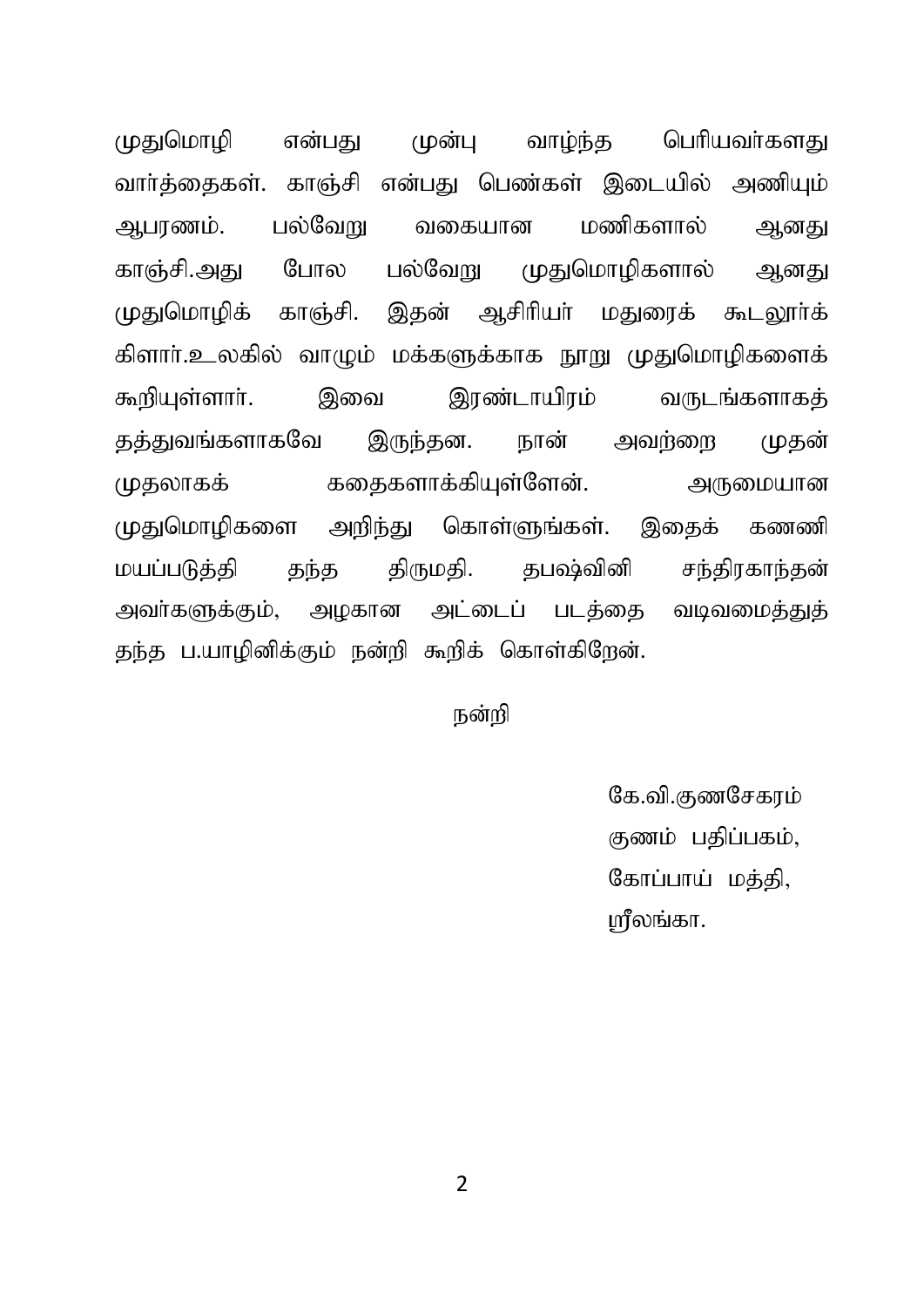முதுமொழி என்பது முன்பு வாழ்ந்த பெரியவர்களது வார்த்தைகள். காஞ்சி என்பது பெண்கள் இடையில் அணியும் ஆபரணம். பல்வேறு வகையான மணிகளால் ஆனது காஞ்சி.அது போல பல்வேறு முதுமொழிகளால் ஆனது முதுமொழிக் காஞ்சி. இதன் ஆசிரியர் மதுரைக் கூடலூர்க் கிளார்.உலகில் வாழும் மக்களுக்காக நூறு முதுமொழிகளைக் கூறியுள்ளார். இவை இரண்டாயிரம் வருடங்களாகத் தத்துவங்களாகவே இருந்தன. நான் அவற்றை முதன் முதலாகக் கதைகளாக்கியுள்ளேன். அருமையான முதுமொழிகளை அறிந்து கொள்ளுங்கள். இதைக் கணணி மயப்படுத்தி தந்த திருமதி. தபஷ்வினி சந்திரகாந்தன் அவர்களுக்கும், அழகான அட்டைப் படத்தை வடிவமைத்துத் தந்த ப.யாழினிக்கும் நன்றி கூறிக் கொள்கிறேன்.

நன்றி

கே.வி.குணசேகரம்
குணம் பதிப்பகம்,
கோப்பாய் மத்தி,
ஸ்ரீலங்கா.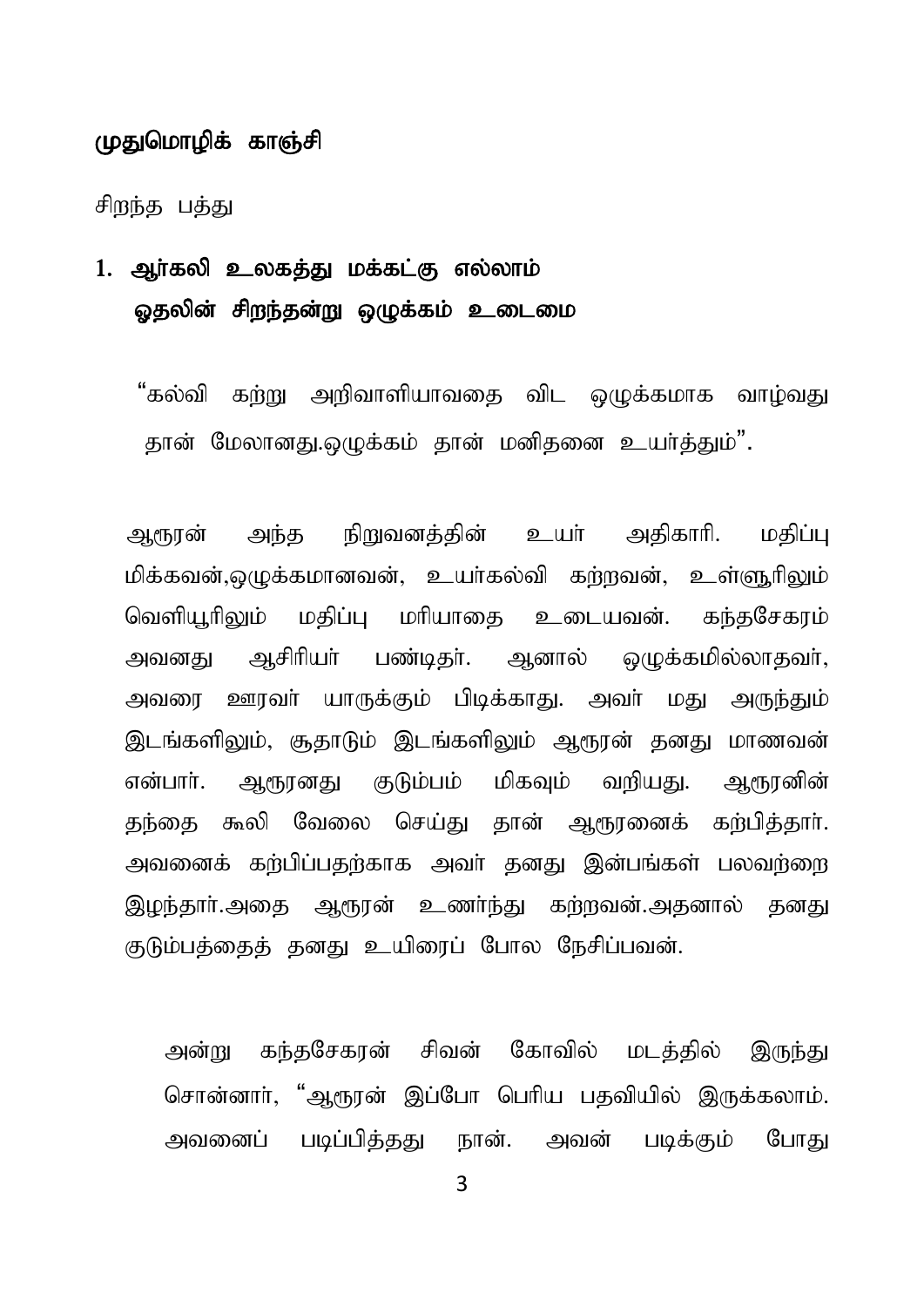**முதுமொழிக் காஞ்சி**

சிறந்த பத்து

1. **ஆர்கலி உலகத்து மக்கட்கு எல்லாம்**
   **ஓதலின் சிறந்தன்று ஒழுக்கம் உடைமை**

"கல்வி கற்று அறிவாளியாவதை விட ஒழுக்கமாக வாழ்வது தான் மேலானது.ஒழுக்கம் தான் மனிதனை உயர்த்தும்".

ஆரூரன் அந்த நிறுவனத்தின் உயர் அதிகாரி. மதிப்பு மிக்கவன்,ஒழுக்கமானவன், உயர்கல்வி கற்றவன், உள்ளூரிலும் வெளியூரிலும் மதிப்பு மரியாதை உடையவன். கந்தசேகரம் அவனது ஆசிரியர் பண்டிதர். ஆனால் ஒழுக்கமில்லாதவர், அவரை ஊரவர் யாருக்கும் பிடிக்காது. அவர் மது அருந்தும் இடங்களிலும், சூதாடும் இடங்களிலும் ஆரூரன் தனது மாணவன் என்பார். ஆரூரனது குடும்பம் மிகவும் வறியது. ஆரூரனின் தந்தை கூலி வேலை செய்து தான் ஆரூரனைக் கற்பித்தார். அவனைக் கற்பிப்பதற்காக அவர் தனது இன்பங்கள் பலவற்றை இழந்தார்.அதை ஆரூரன் உணர்ந்து கற்றவன்.அதனால் தனது குடும்பத்தைத் தனது உயிரைப் போல நேசிப்பவன்.

அன்று கந்தசேகரன் சிவன் கோவில் மடத்தில் இருந்து சொன்னார், "ஆரூரன் இப்போ பெரிய பதவியில் இருக்கலாம். அவனைப் படிப்பித்தது நான். அவன் படிக்கும் போது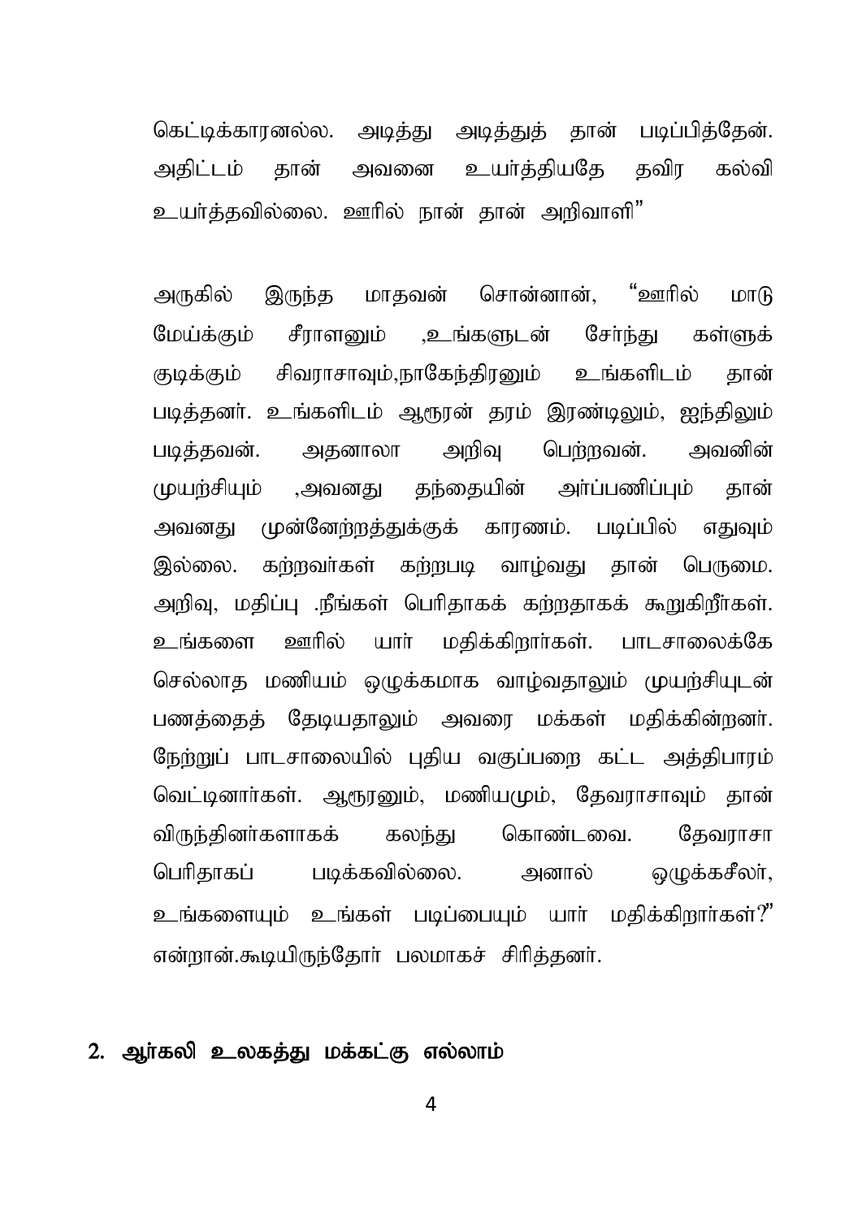கெட்டிக்காரனல்ல. அடித்து அடித்துத் தான் படிப்பித்தேன். அதிட்டம் தான் அவனை உயர்த்தியதே தவிர கல்வி உயர்த்தவில்லை. ஊரில் நான் தான் அறிவாளி"

அருகில் இருந்த மாதவன் சொன்னான், "ஊரில் மாடு மேய்க்கும் சீராளனும் ,உங்களுடன் சேர்ந்து கள்ளுக் குடிக்கும் சிவராசாவும்,நாகேந்திரனும் உங்களிடம் தான் படித்தனர். உங்களிடம் ஆரூரன் தரம் இரண்டிலும், ஐந்திலும் படித்தவன். அதனாலா அறிவு பெற்றவன். அவனின் முயற்சியும் ,அவனது தந்தையின் அர்ப்பணிப்பும் தான் அவனது முன்னேற்றத்துக்குக் காரணம். படிப்பில் எதுவும் இல்லை. கற்றவர்கள் கற்றபடி வாழ்வது தான் பெருமை. அறிவு, மதிப்பு .நீங்கள் பெரிதாகக் கற்றதாகக் கூறுகிறீர்கள். உங்களை ஊரில் யார் மதிக்கிறார்கள். பாடசாலைக்கே செல்லாத மணியம் ஒழுக்கமாக வாழ்வதாலும் முயற்சியுடன் பணத்தைத் தேடியதாலும் அவரை மக்கள் மதிக்கின்றனர். நேற்றுப் பாடசாலையில் புதிய வகுப்பறை கட்ட அத்திபாரம் வெட்டினார்கள். ஆரூரனும், மணியமும், தேவராசாவும் தான் விருந்தினர்களாகக் கலந்து கொண்டவை. தேவராசா பெரிதாகப் படிக்கவில்லை. அனால் ஒழுக்கசீலர், உங்களையும் உங்கள் படிப்பையும் யார் மதிக்கிறார்கள்?" என்றான்.கூடியிருந்தோர் பலமாகச் சிரித்தனர்.

## 2. ஆர்கலி உலகத்து மக்கட்கு எல்லாம்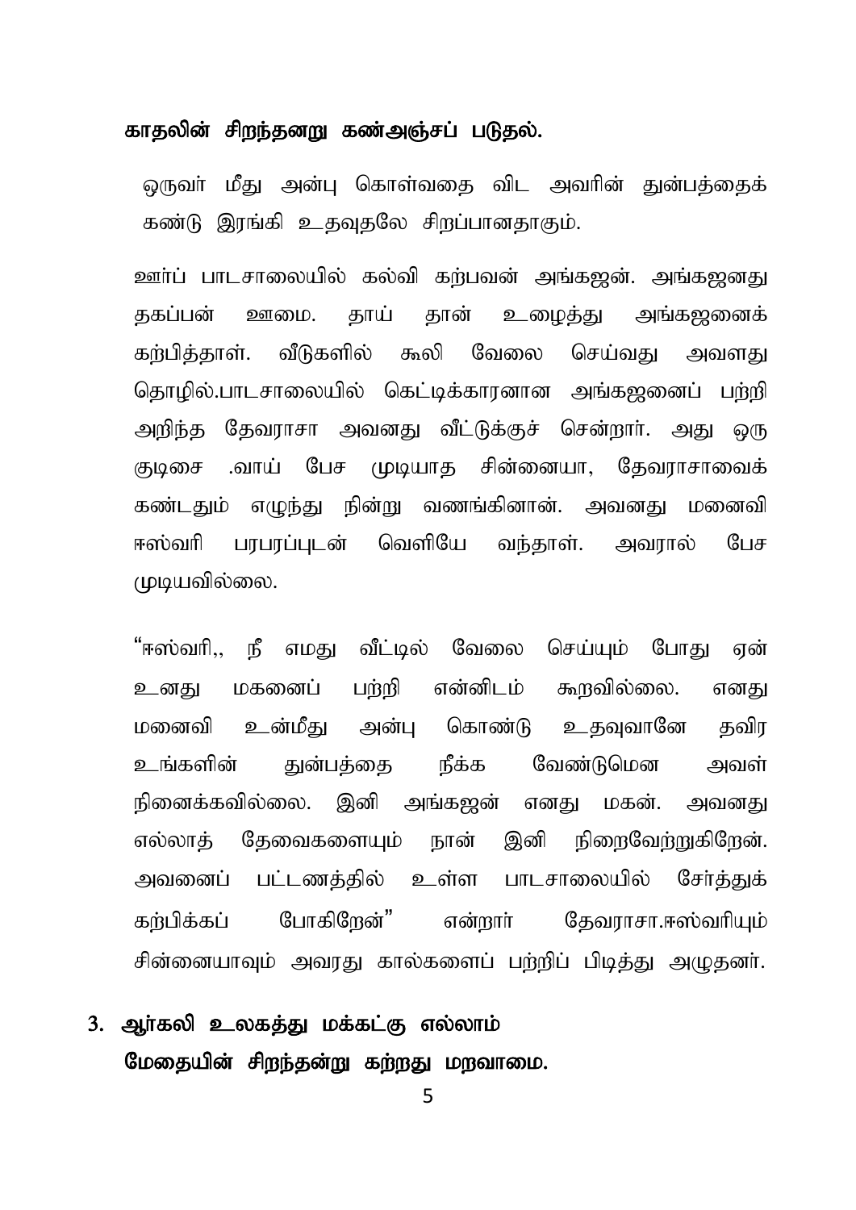**காதலின் சிறந்தனறு கண்அஞ்சப் படுதல்.**

ஒருவர் மீது அன்பு கொள்வதை விட அவரின் துன்பத்தைக் கண்டு இரங்கி உதவுதலே சிறப்பானதாகும்.

ஊர்ப் பாடசாலையில் கல்வி கற்பவன் அங்கஜன். அங்கஜனது தகப்பன் ஊமை. தாய் தான் உழைத்து அங்கஜனைக் கற்பித்தாள். வீடுகளில் கூலி வேலை செய்வது அவளது தொழில்.பாடசாலையில் கெட்டிக்காரனான அங்கஜனைப் பற்றி அறிந்த தேவராசா அவனது வீட்டுக்குச் சென்றார். அது ஒரு குடிசை .வாய் பேச முடியாத சின்னையா, தேவராசாவைக் கண்டதும் எழுந்து நின்று வணங்கினான். அவனது மனைவி ஈஸ்வரி பரபரப்புடன் வெளியே வந்தாள். அவரால் பேச முடியவில்லை.

"ஈஸ்வரி,, நீ எமது வீட்டில் வேலை செய்யும் போது ஏன் உனது மகனைப் பற்றி என்னிடம் கூறவில்லை. எனது மனைவி உன்மீது அன்பு கொண்டு உதவுவானே தவிர உங்களின் துன்பத்தை நீக்க வேண்டுமென அவள் நினைக்கவில்லை. இனி அங்கஜன் எனது மகன். அவனது எல்லாத் தேவைகளையும் நான் இனி நிறைவேற்றுகிறேன். அவனைப் பட்டணத்தில் உள்ள பாடசாலையில் சேர்த்துக் கற்பிக்கப் போகிறேன்" என்றார் தேவராசா.ஈஸ்வரியும் சின்னையாவும் அவரது கால்களைப் பற்றிப் பிடித்து அழுதனர்.

3. **ஆர்கலி உலகத்து மக்கட்கு எல்லாம்**
   **மேதையின் சிறந்தன்று கற்றது மறவாமை.**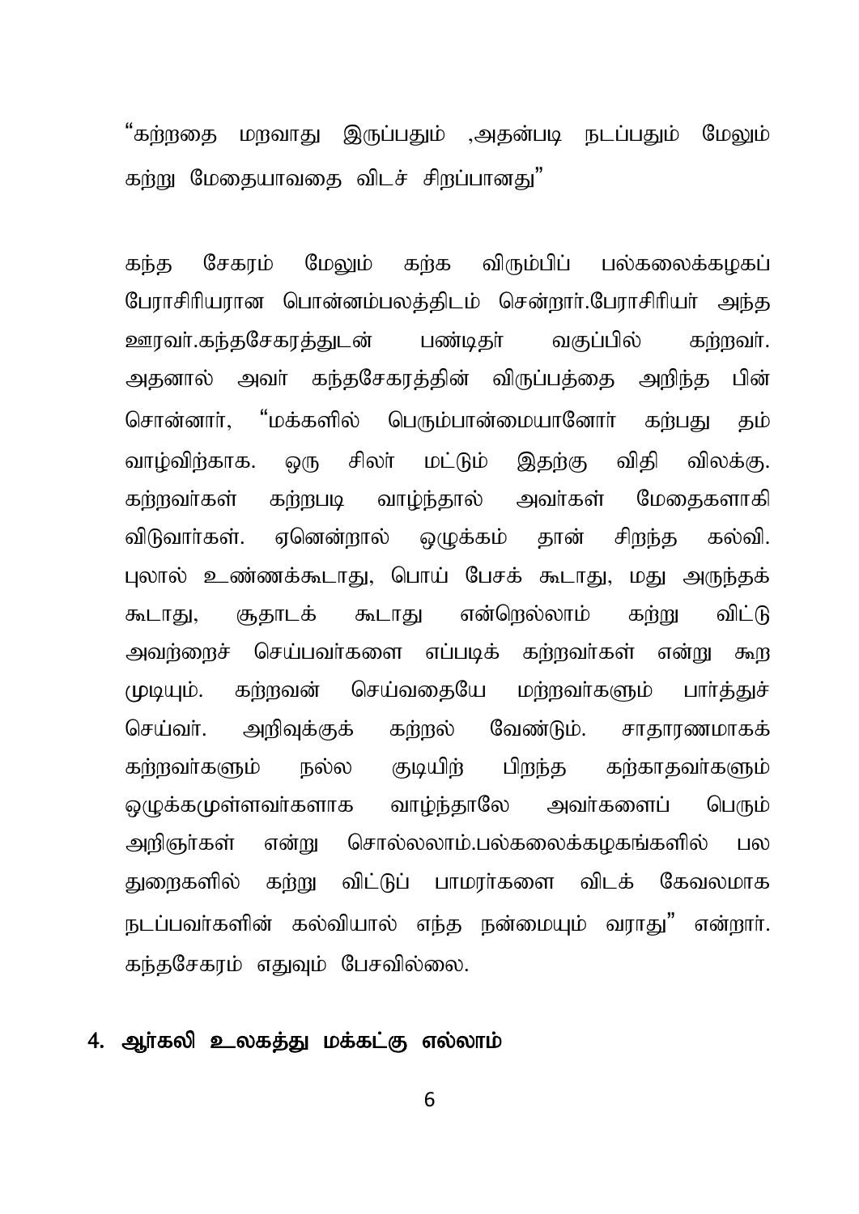"கற்றதை மறவாது இருப்பதும் ,அதன்படி நடப்பதும் மேலும் கற்று மேதையாவதை விடச் சிறப்பானது"

கந்த சேகரம் மேலும் கற்க விரும்பிப் பல்கலைக்கழகப் பேராசிரியரான பொன்னம்பலத்திடம் சென்றார்.பேராசிரியர் அந்த ஊரவர்.கந்தசேகரத்துடன் பண்டிதர் வகுப்பில் கற்றவர். அதனால் அவர் கந்தசேகரத்தின் விருப்பத்தை அறிந்த பின் சொன்னார், "மக்களில் பெரும்பான்மையானோர் கற்பது தம் வாழ்விற்காக. ஒரு சிலர் மட்டும் இதற்கு விதி விலக்கு. கற்றவர்கள் கற்றபடி வாழ்ந்தால் அவர்கள் மேதைகளாகி விடுவார்கள். ஏனென்றால் ஒழுக்கம் தான் சிறந்த கல்வி. புலால் உண்ணக்கூடாது, பொய் பேசக் கூடாது, மது அருந்தக் கூடாது, சூதாடக் கூடாது என்றெல்லாம் கற்று விட்டு அவற்றைச் செய்பவர்களை எப்படிக் கற்றவர்கள் என்று கூற முடியும். கற்றவன் செய்வதையே மற்றவர்களும் பார்த்துச் செய்வர். அறிவுக்குக் கற்றல் வேண்டும். சாதாரணமாகக் கற்றவர்களும் நல்ல குடியிற் பிறந்த கற்காதவர்களும் ஒழுக்கமுள்ளவர்களாக வாழ்ந்தாலே அவர்களைப் பெரும் அறிஞர்கள் என்று சொல்லலாம்.பல்கலைக்கழகங்களில் பல துறைகளில் கற்று விட்டுப் பாமரர்களை விடக் கேவலமாக நடப்பவர்களின் கல்வியால் எந்த நன்மையும் வராது" என்றார். கந்தசேகரம் எதுவும் பேசவில்லை.

## 4. ஆர்கலி உலகத்து மக்கட்கு எல்லாம்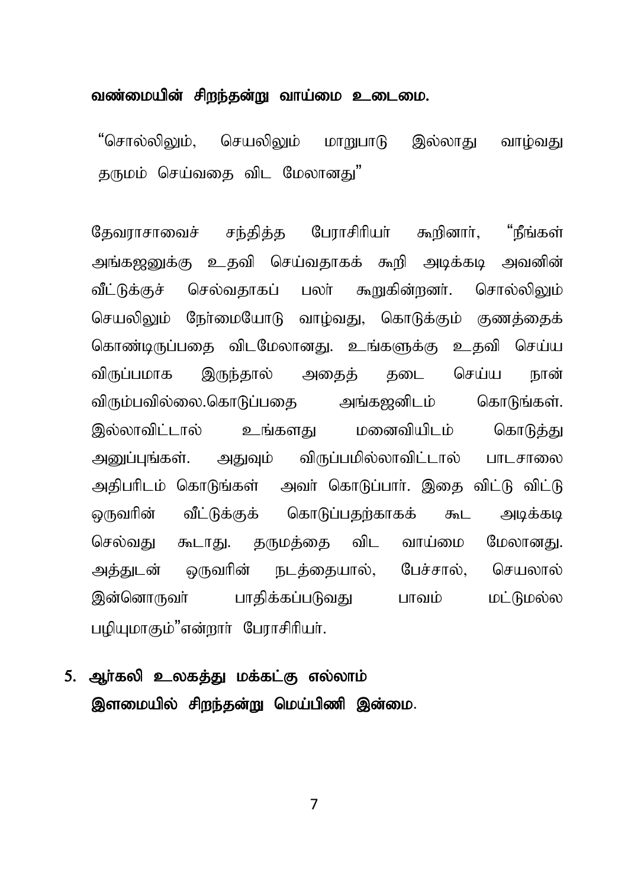**வண்மையின் சிறந்தன்று வாய்மை உடைமை.**

"சொல்லிலும், செயலிலும் மாறுபாடு இல்லாது வாழ்வது தருமம் செய்வதை விட மேலானது"

தேவராசாவைச் சந்தித்த பேராசிரியர் கூறினார், "நீங்கள் அங்கஜனுக்கு உதவி செய்வதாகக் கூறி அடிக்கடி அவனின் வீட்டுக்குச் செல்வதாகப் பலர் கூறுகின்றனர். சொல்லிலும் செயலிலும் நேர்மையோடு வாழ்வது, கொடுக்கும் குணத்தைக் கொண்டிருப்பதை விடமேலானது. உங்களுக்கு உதவி செய்ய விருப்பமாக இருந்தால் அதைத் தடை செய்ய நான் விரும்பவில்லை.கொடுப்பதை அங்கஜனிடம் கொடுங்கள். இல்லாவிட்டால் உங்களது மனைவியிடம் கொடுத்து அனுப்புங்கள். அதுவும் விருப்பமில்லாவிட்டால் பாடசாலை அதிபரிடம் கொடுங்கள் அவர் கொடுப்பார். இதை விட்டு விட்டு ஒருவரின் வீட்டுக்குக் கொடுப்பதற்காகக் கூட அடிக்கடி செல்வது கூடாது. தருமத்தை விட வாய்மை மேலானது. அத்துடன் ஒருவரின் நடத்தையால், பேச்சால், செயலால் இன்னொருவர் பாதிக்கப்படுவது பாவம் மட்டுமல்ல பழியுமாகும்"என்றார் பேராசிரியர்.

5. **ஆர்கலி உலகத்து மக்கட்கு எல்லாம் இளமையில் சிறந்தன்று மெய்பிணி இன்மை.**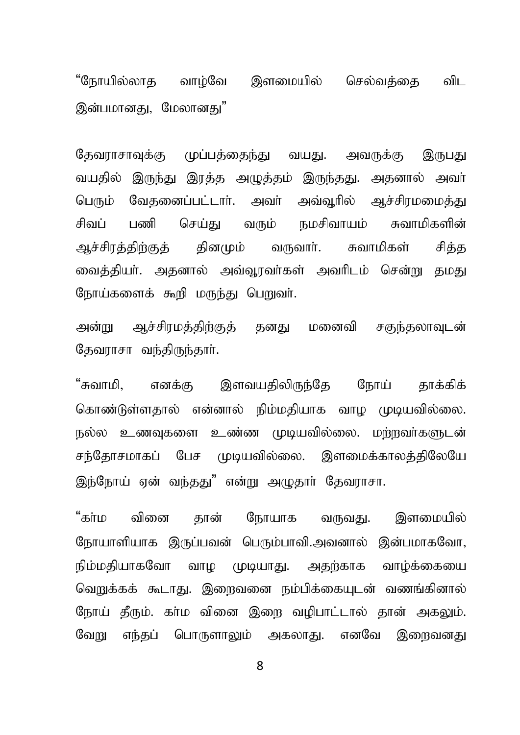"நோயில்லாத வாழ்வே இளமையில் செல்வத்தை விட இன்பமானது, மேலானது"

தேவராசாவுக்கு முப்பத்தைந்து வயது. அவருக்கு இருபது வயதில் இருந்து இரத்த அழுத்தம் இருந்தது. அதனால் அவர் பெரும் வேதனைப்பட்டார். அவர் அவ்வூரில் ஆச்சிரமமைத்து சிவப் பணி செய்து வரும் நமசிவாயம் சுவாமிகளின் ஆச்சிரத்திற்குத் தினமும் வருவார். சுவாமிகள் சித்த வைத்தியர். அதனால் அவ்வூரவர்கள் அவரிடம் சென்று தமது நோய்களைக் கூறி மருந்து பெறுவர்.

அன்று ஆச்சிரமத்திற்குத் தனது மனைவி சகுந்தலாவுடன் தேவராசா வந்திருந்தார்.

"சுவாமி, எனக்கு இளவயதிலிருந்தே நோய் தாக்கிக் கொண்டுள்ளதால் என்னால் நிம்மதியாக வாழ முடியவில்லை. நல்ல உணவுகளை உண்ண முடியவில்லை. மற்றவர்களுடன் சந்தோசமாகப் பேச முடியவில்லை. இளமைக்காலத்திலேயே இந்நோய் ஏன் வந்தது" என்று அழுதார் தேவராசா.

"கர்ம வினை தான் நோயாக வருவது. இளமையில் நோயாளியாக இருப்பவன் பெரும்பாவி.அவனால் இன்பமாகவோ, நிம்மதியாகவோ வாழ முடியாது. அதற்காக வாழ்க்கையை வெறுக்கக் கூடாது. இறைவனை நம்பிக்கையுடன் வணங்கினால் நோய் தீரும். கர்ம வினை இறை வழிபாட்டால் தான் அகலும். வேறு எந்தப் பொருளாலும் அகலாது. எனவே இறைவனது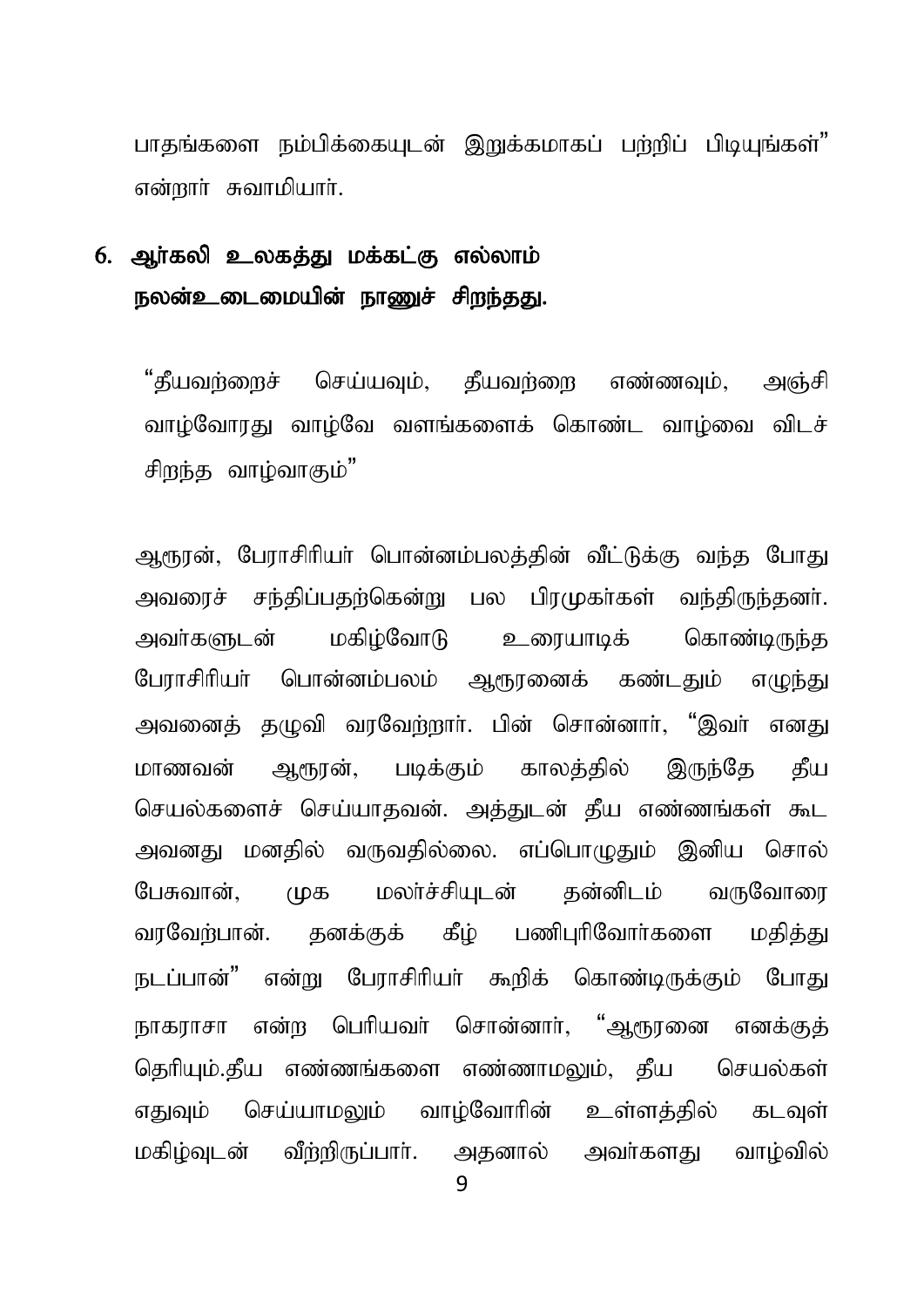பாதங்களை நம்பிக்கையுடன் இறுக்கமாகப் பற்றிப் பிடியுங்கள்" என்றார் சுவாமியார்.

## 6. ஆர்கலி உலகத்து மக்கட்கு எல்லாம் நலன்உடைமையின் நாணுச் சிறந்தது.

"தீயவற்றைச் செய்யவும், தீயவற்றை எண்ணவும், அஞ்சி வாழ்வோரது வாழ்வே வளங்களைக் கொண்ட வாழ்வை விடச் சிறந்த வாழ்வாகும்"

ஆரூரன், பேராசிரியர் பொன்னம்பலத்தின் வீட்டுக்கு வந்த போது அவரைச் சந்திப்பதற்கென்று பல பிரமுகர்கள் வந்திருந்தனர். அவர்களுடன் மகிழ்வோடு உரையாடிக் கொண்டிருந்த பேராசிரியர் பொன்னம்பலம் ஆரூரனைக் கண்டதும் எழுந்து அவனைத் தழுவி வரவேற்றார். பின் சொன்னார், "இவர் எனது மாணவன் ஆரூரன், படிக்கும் காலத்தில் இருந்தே தீய செயல்களைச் செய்யாதவன். அத்துடன் தீய எண்ணங்கள் கூட அவனது மனதில் வருவதில்லை. எப்பொழுதும் இனிய சொல் பேசுவான், முக மலர்ச்சியுடன் தன்னிடம் வருவோரை வரவேற்பான். தனக்குக் கீழ் பணிபுரிவோர்களை மதித்து நடப்பான்" என்று பேராசிரியர் கூறிக் கொண்டிருக்கும் போது நாகராசா என்ற பெரியவர் சொன்னார், "ஆரூரனை எனக்குத் தெரியும்.தீய எண்ணங்களை எண்ணாமலும், தீய செயல்கள் எதுவும் செய்யாமலும் வாழ்வோரின் உள்ளத்தில் கடவுள் மகிழ்வுடன் வீற்றிருப்பார். அதனால் அவர்களது வாழ்வில்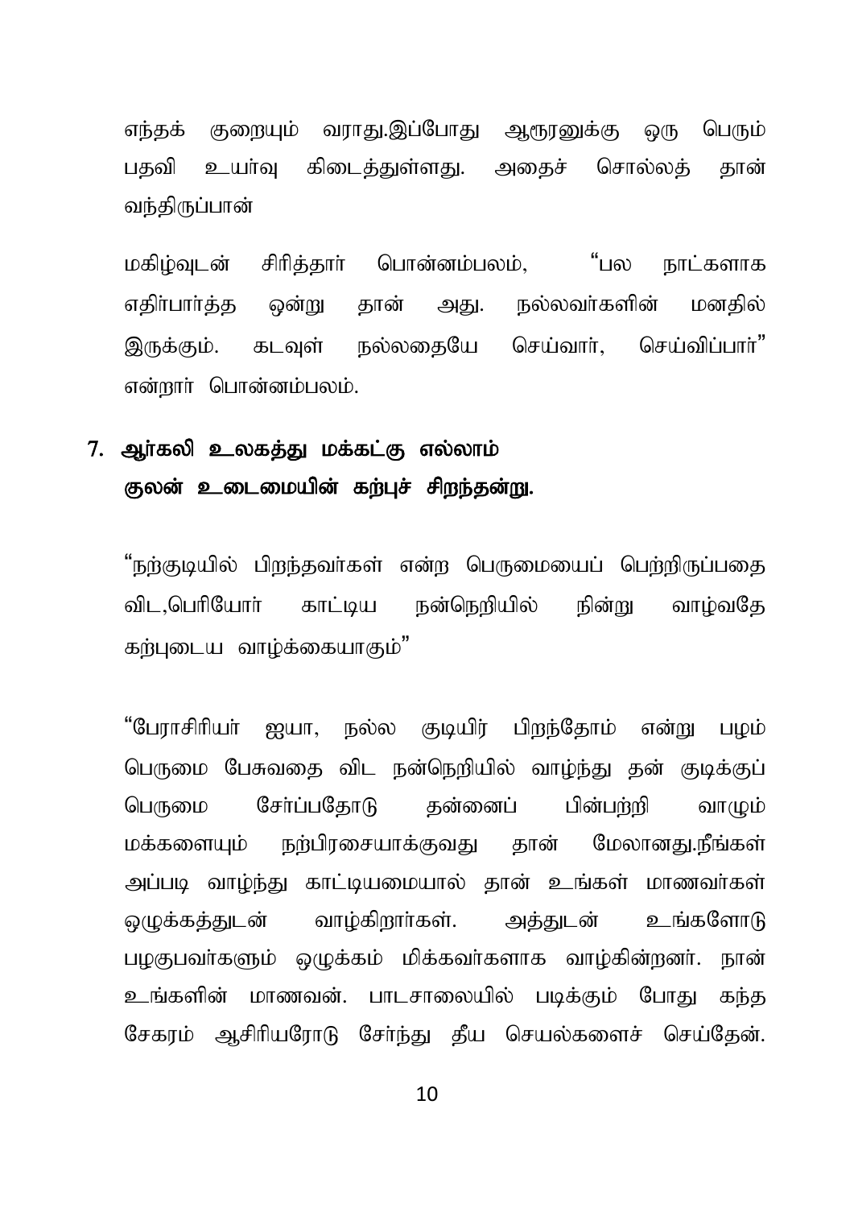எந்தக் குறையும் வராது.இப்போது ஆரூரனுக்கு ஒரு பெரும் பதவி உயர்வு கிடைத்துள்ளது. அதைச் சொல்லத் தான் வந்திருப்பான்

மகிழ்வுடன் சிரித்தார் பொன்னம்பலம், “பல நாட்களாக எதிர்பார்த்த ஒன்று தான் அது. நல்லவர்களின் மனதில் இருக்கும். கடவுள் நல்லதையே செய்வார், செய்விப்பார்” என்றார் பொன்னம்பலம்.

## 7. ஆர்கலி உலகத்து மக்கட்கு எல்லாம் குலன் உடைமையின் கற்புச் சிறந்தன்று.

“நற்குடியில் பிறந்தவர்கள் என்ற பெருமையைப் பெற்றிருப்பதை விட,பெரியோர் காட்டிய நன்நெறியில் நின்று வாழ்வதே கற்புடைய வாழ்க்கையாகும்”

“பேராசிரியர் ஐயா, நல்ல குடியிர் பிறந்தோம் என்று பழம் பெருமை பேசுவதை விட நன்நெறியில் வாழ்ந்து தன் குடிக்குப் பெருமை சேர்ப்பதோடு தன்னைப் பின்பற்றி வாழும் மக்களையும் நற்பிரசையாக்குவது தான் மேலானது.நீங்கள் அப்படி வாழ்ந்து காட்டியமையால் தான் உங்கள் மாணவர்கள் ஒழுக்கத்துடன் வாழ்கிறார்கள். அத்துடன் உங்களோடு பழகுபவர்களும் ஒழுக்கம் மிக்கவர்களாக வாழ்கின்றனர். நான் உங்களின் மாணவன். பாடசாலையில் படிக்கும் போது கந்த சேகரம் ஆசிரியரோடு சேர்ந்து தீய செயல்களைச் செய்தேன்.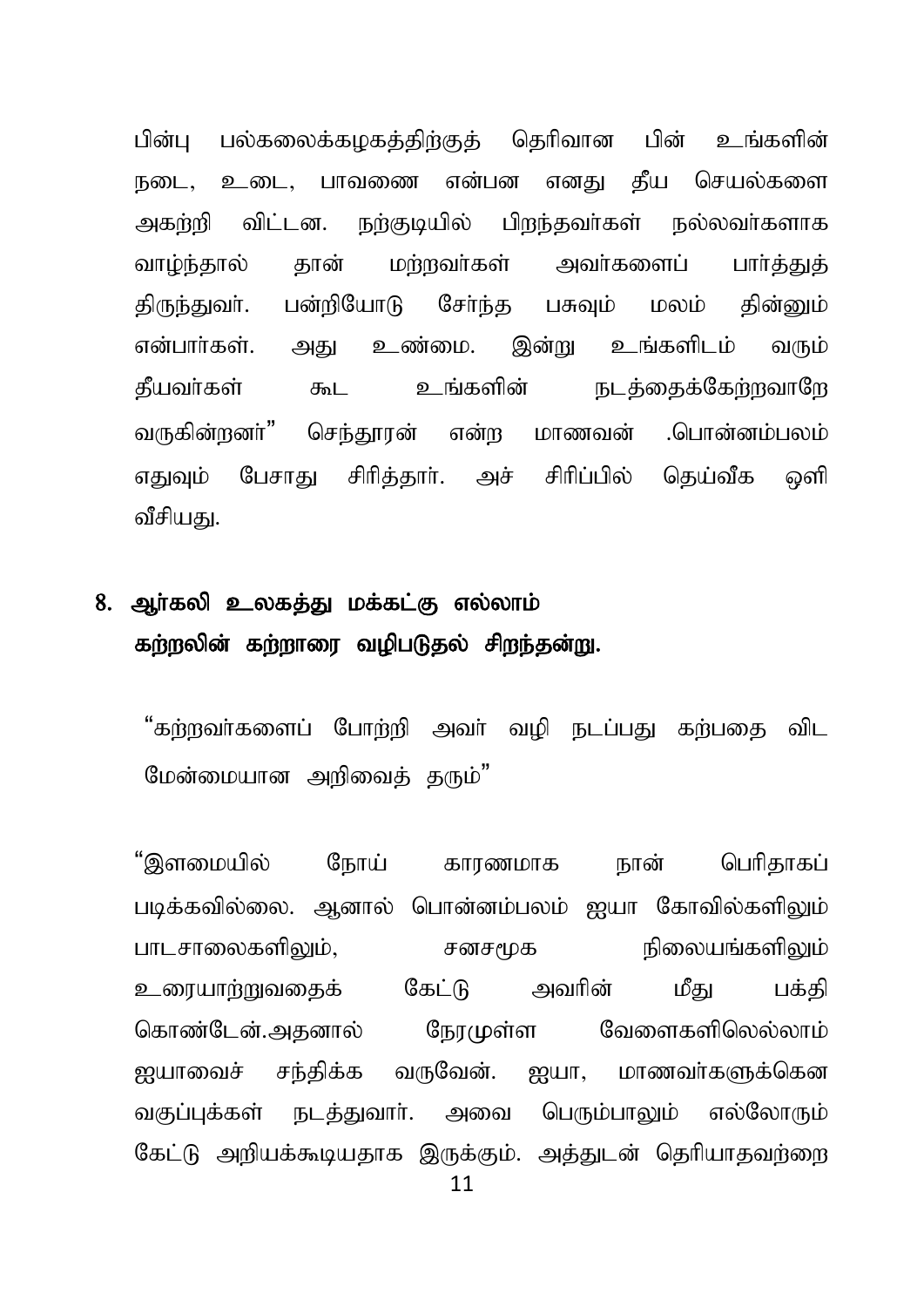பின்பு பல்கலைக்கழகத்திற்குத் தெரிவான பின் உங்களின் நடை, உடை, பாவணை என்பன எனது தீய செயல்களை அகற்றி விட்டன. நற்குடியில் பிறந்தவர்கள் நல்லவர்களாக வாழ்ந்தால் தான் மற்றவர்கள் அவர்களைப் பார்த்துத் திருந்துவர். பன்றியோடு சேர்ந்த பசுவும் மலம் தின்னும் என்பார்கள். அது உண்மை. இன்று உங்களிடம் வரும் தீயவர்கள் கூட உங்களின் நடத்தைக்கேற்றவாறே வருகின்றனர்" செந்தூரன் என்ற மாணவன் .பொன்னம்பலம் எதுவும் பேசாது சிரித்தார். அச் சிரிப்பில் தெய்வீக ஒளி வீசியது.

## 8. ஆர்கலி உலகத்து மக்கட்கு எல்லாம் கற்றலின் கற்றாரை வழிபடுதல் சிறந்தன்று.

"கற்றவர்களைப் போற்றி அவர் வழி நடப்பது கற்பதை விட மேன்மையான அறிவைத் தரும்"

"இளமையில் நோய் காரணமாக நான் பெரிதாகப் படிக்கவில்லை. ஆனால் பொன்னம்பலம் ஐயா கோவில்களிலும் பாடசாலைகளிலும், சனசமூக நிலையங்களிலும் உரையாற்றுவதைக் கேட்டு அவரின் மீது பக்தி கொண்டேன்.அதனால் நேரமுள்ள வேளைகளிலெல்லாம் ஐயாவைச் சந்திக்க வருவேன். ஐயா, மாணவர்களுக்கென வகுப்புக்கள் நடத்துவார். அவை பெரும்பாலும் எல்லோரும் கேட்டு அறியக்கூடியதாக இருக்கும். அத்துடன் தெரியாதவற்றை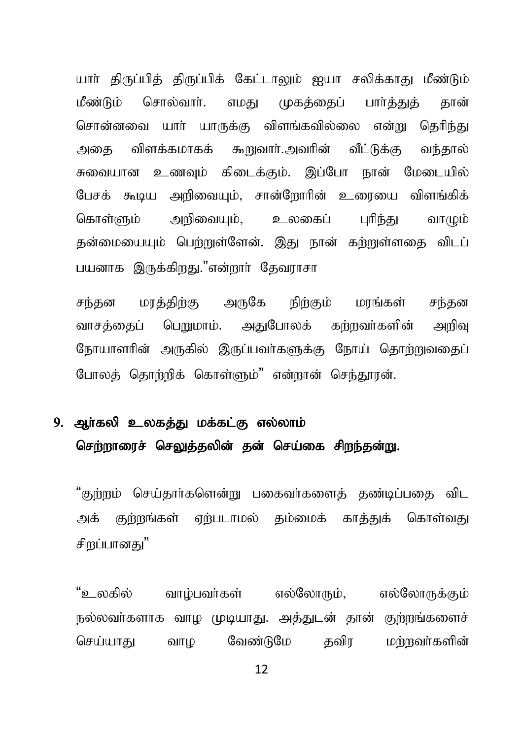யார் திருப்பித் திருப்பிக் கேட்டாலும் ஐயா சலிக்காது மீண்டும் மீண்டும் சொல்வார். எமது முகத்தைப் பார்த்துத் தான் சொன்னவை யார் யாருக்கு விளங்கவில்லை என்று தெரிந்து அதை விளக்கமாகக் கூறுவார்.அவரின் வீட்டுக்கு வந்தால் சுவையான உணவும் கிடைக்கும். இப்போ நான் மேடையில் பேசக் கூடிய அறிவையும், சான்றோரின் உரையை விளங்கிக் கொள்ளும் அறிவையும், உலகைப் புரிந்து வாழும் தன்மையையும் பெற்றுள்ளேன். இது நான் கற்றுள்ளதை விடப் பயனாக இருக்கிறது."என்றார் தேவராசா

சந்தன மரத்திற்கு அருகே நிற்கும் மரங்கள் சந்தன வாசத்தைப் பெறுமாம். அதுபோலக் கற்றவர்களின் அறிவு நோயாளரின் அருகில் இருப்பவர்களுக்கு நோய் தொற்றுவதைப் போலத் தொற்றிக் கொள்ளும்" என்றான் செந்தூரன்.

## 9. ஆர்கலி உலகத்து மக்கட்கு எல்லாம் செற்றாரைச் செலுத்தலின் தன் செய்கை சிறந்தன்று.

"குற்றம் செய்தார்களென்று பகைவர்களைத் தண்டிப்பதை விட அக் குற்றங்கள் ஏற்படாமல் தம்மைக் காத்துக் கொள்வது சிறப்பானது"

"உலகில் வாழ்பவர்கள் எல்லோரும், எல்லோருக்கும் நல்லவர்களாக வாழ முடியாது. அத்துடன் தான் குற்றங்களைச் செய்யாது வாழ வேண்டுமே தவிர மற்றவர்களின்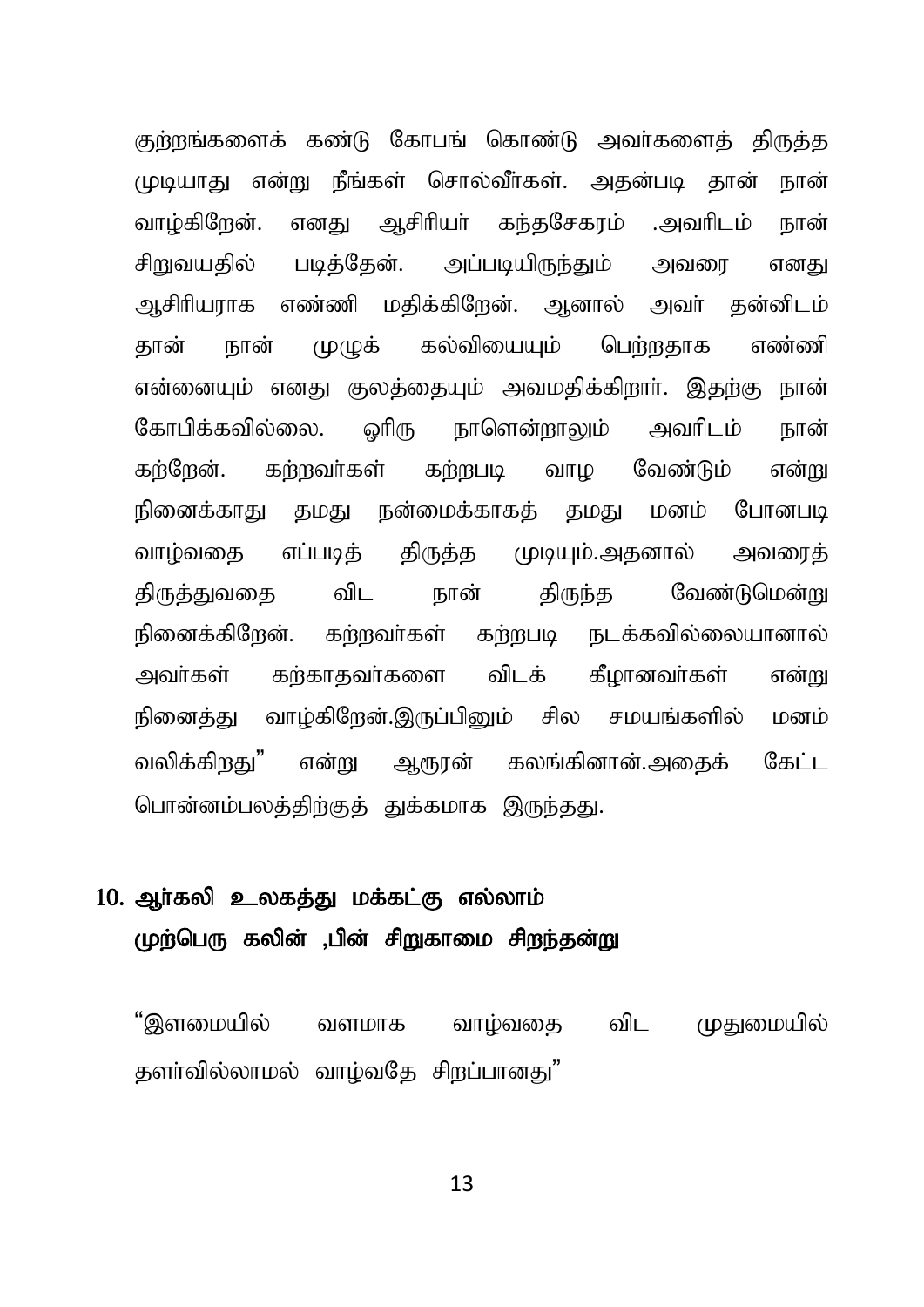குற்றங்களைக் கண்டு கோபங் கொண்டு அவர்களைத் திருத்த முடியாது என்று நீங்கள் சொல்வீர்கள். அதன்படி தான் நான் வாழ்கிறேன். எனது ஆசிரியர் கந்தசேகரம் .அவரிடம் நான் சிறுவயதில் படித்தேன். அப்படியிருந்தும் அவரை எனது ஆசிரியராக எண்ணி மதிக்கிறேன். ஆனால் அவர் தன்னிடம் தான் நான் முழுக் கல்வியையும் பெற்றதாக எண்ணி என்னையும் எனது குலத்தையும் அவமதிக்கிறார். இதற்கு நான் கோபிக்கவில்லை. ஓரிரு நாளென்றாலும் அவரிடம் நான் கற்றேன். கற்றவர்கள் கற்றபடி வாழ வேண்டும் என்று நினைக்காது தமது நன்மைக்காகத் தமது மனம் போனபடி வாழ்வதை எப்படித் திருத்த முடியும்.அதனால் அவரைத் திருத்துவதை விட நான் திருந்த வேண்டுமென்று நினைக்கிறேன். கற்றவர்கள் கற்றபடி நடக்கவில்லையானால் அவர்கள் கற்காதவர்களை விடக் கீழானவர்கள் என்று நினைத்து வாழ்கிறேன்.இருப்பினும் சில சமயங்களில் மனம் வலிக்கிறது" என்று ஆரூரன் கலங்கினான்.அதைக் கேட்ட பொன்னம்பலத்திற்குத் துக்கமாக இருந்தது.

## 10. ஆர்கலி உலகத்து மக்கட்கு எல்லாம் முற்பெரு கலின் ,பின் சிறுகாமை சிறந்தன்று

"இளமையில் வளமாக வாழ்வதை விட முதுமையில் தளர்வில்லாமல் வாழ்வதே சிறப்பானது"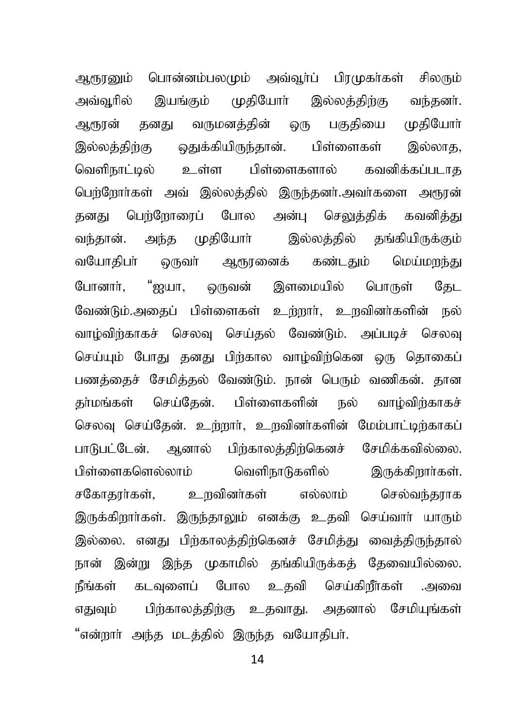ஆரூரனும் பொன்னம்பலமும் அவ்வூர்ப் பிரமுகர்கள் சிலரும் அவ்வூரில் இயங்கும் முதியோர் இல்லத்திற்கு வந்தனர். ஆரூரன் தனது வருமனத்தின் ஒரு பகுதியை முதியோர் இல்லத்திற்கு ஒதுக்கியிருந்தான். பிள்ளைகள் இல்லாத, வெளிநாட்டில் உள்ள பிள்ளைகளால் கவனிக்கப்படாத பெற்றோர்கள் அவ் இல்லத்தில் இருந்தனர்.அவர்களை அரூரன் தனது பெற்றோரைப் போல அன்பு செலுத்திக் கவனித்து வந்தான். அந்த முதியோர் இல்லத்தில் தங்கியிருக்கும் வயோதிபர் ஒருவர் ஆரூரனைக் கண்டதும் மெய்மறந்து போனார், "ஐயா, ஒருவன் இளமையில் பொருள் தேட வேண்டும்.அதைப் பிள்ளைகள் உற்றார், உறவினர்களின் நல் வாழ்விற்காகச் செலவு செய்தல் வேண்டும். அப்படிச் செலவு செய்யும் போது தனது பிற்கால வாழ்விற்கென ஒரு தொகைப் பணத்தைச் சேமித்தல் வேண்டும். நான் பெரும் வணிகன். தான தர்மங்கள் செய்தேன். பிள்ளைகளின் நல் வாழ்விற்காகச் செலவு செய்தேன். உற்றார், உறவினர்களின் மேம்பாட்டிற்காகப் பாடுபட்டேன். ஆனால் பிற்காலத்திற்கெனச் சேமிக்கவில்லை. பிள்ளைகளெல்லாம் வெளிநாடுகளில் இருக்கிறார்கள். சகோதரர்கள், உறவினர்கள் எல்லாம் செல்வந்தராக இருக்கிறார்கள். இருந்தாலும் எனக்கு உதவி செய்வார் யாரும் இல்லை. எனது பிற்காலத்திற்கெனச் சேமித்து வைத்திருந்தால் நான் இன்று இந்த முகாமில் தங்கியிருக்கத் தேவையில்லை. நீங்கள் கடவுளைப் போல உதவி செய்கிறீர்கள் .அவை எதுவும் பிற்காலத்திற்கு உதவாது. அதனால் சேமியுங்கள் "என்றார் அந்த மடத்தில் இருந்த வயோதிபர்.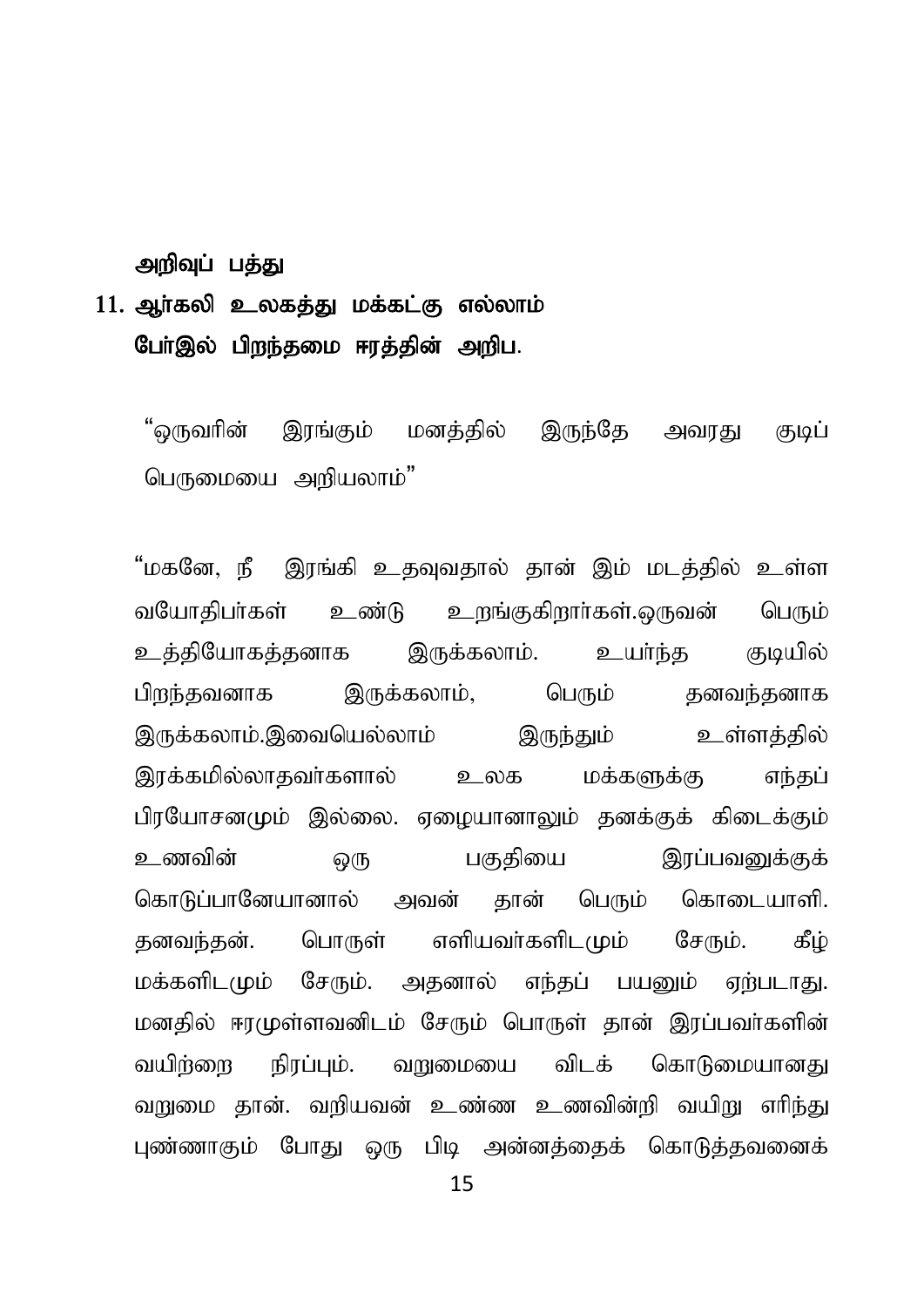**அறிவுப் பத்து**

**11. ஆர்கலி உலகத்து மக்கட்கு எல்லாம்**
**பேர்இல் பிறந்தமை ஈரத்தின் அறிப.**

"ஒருவரின் இரங்கும் மனத்தில் இருந்தே அவரது குடிப் பெருமையை அறியலாம்"

"மகனே, நீ இரங்கி உதவுவதால் தான் இம் மடத்தில் உள்ள வயோதிபர்கள் உண்டு உறங்குகிறார்கள்.ஒருவன் பெரும் உத்தியோகத்தனாக இருக்கலாம். உயர்ந்த குடியில் பிறந்தவனாக இருக்கலாம், பெரும் தனவந்தனாக இருக்கலாம்.இவையெல்லாம் இருந்தும் உள்ளத்தில் இரக்கமில்லாதவர்களால் உலக மக்களுக்கு எந்தப் பிரயோசனமும் இல்லை. ஏழையானாலும் தனக்குக் கிடைக்கும் உணவின் ஒரு பகுதியை இரப்பவனுக்குக் கொடுப்பானேயானால் அவன் தான் பெரும் கொடையாளி. தனவந்தன். பொருள் எளியவர்களிடமும் சேரும். கீழ் மக்களிடமும் சேரும். அதனால் எந்தப் பயனும் ஏற்படாது. மனதில் ஈரமுள்ளவனிடம் சேரும் பொருள் தான் இரப்பவர்களின் வயிற்றை நிரப்பும். வறுமையை விடக் கொடுமையானது வறுமை தான். வறியவன் உண்ண உணவின்றி வயிறு எரிந்து புண்ணாகும் போது ஒரு பிடி அன்னத்தைக் கொடுத்தவனைக்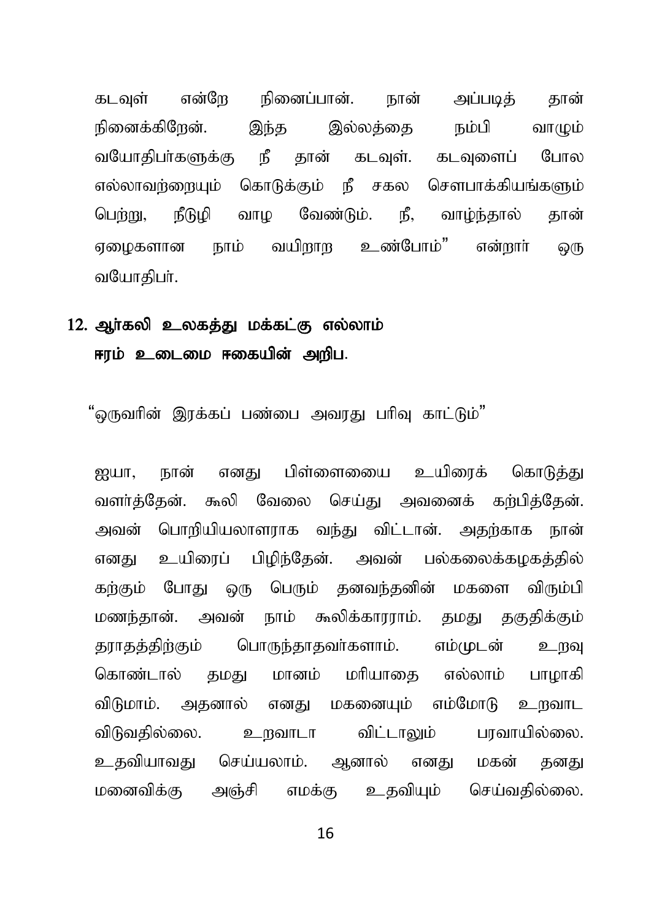கடவுள் என்றே நினைப்பான். நான் அப்படித் தான் நினைக்கிறேன். இந்த இல்லத்தை நம்பி வாழும் வயோதிபர்களுக்கு நீ தான் கடவுள். கடவுளைப் போல எல்லாவற்றையும் கொடுக்கும் நீ சகல சௌபாக்கியங்களும் பெற்று, நீடுழி வாழ வேண்டும். நீ, வாழ்ந்தால் தான் ஏழைகளான நாம் வயிறார உண்போம்" என்றார் ஒரு வயோதிபர்.

## 12. ஆர்கலி உலகத்து மக்கட்கு எல்லாம் ஈரம் உடைமை ஈகையின் அறிப.

"ஒருவரின் இரக்கப் பண்பை அவரது பரிவு காட்டும்"

ஐயா, நான் எனது பிள்ளையை உயிரைக் கொடுத்து வளர்த்தேன். கூலி வேலை செய்து அவனைக் கற்பித்தேன். அவன் பொறியியலாளராக வந்து விட்டான். அதற்காக நான் எனது உயிரைப் பிழிந்தேன். அவன் பல்கலைக்கழகத்தில் கற்கும் போது ஒரு பெரும் தனவந்தனின் மகளை விரும்பி மணந்தான். அவன் நாம் கூலிக்காரராம். தமது தகுதிக்கும் தராதத்திற்கும் பொருந்தாதவர்களாம். எம்முடன் உறவு கொண்டால் தமது மானம் மரியாதை எல்லாம் பாழாகி விடுமாம். அதனால் எனது மகனையும் எம்மோடு உறவாட விடுவதில்லை. உறவாடா விட்டாலும் பரவாயில்லை. உதவியாவது செய்யலாம். ஆனால் எனது மகன் தனது மனைவிக்கு அஞ்சி எமக்கு உதவியும் செய்வதில்லை.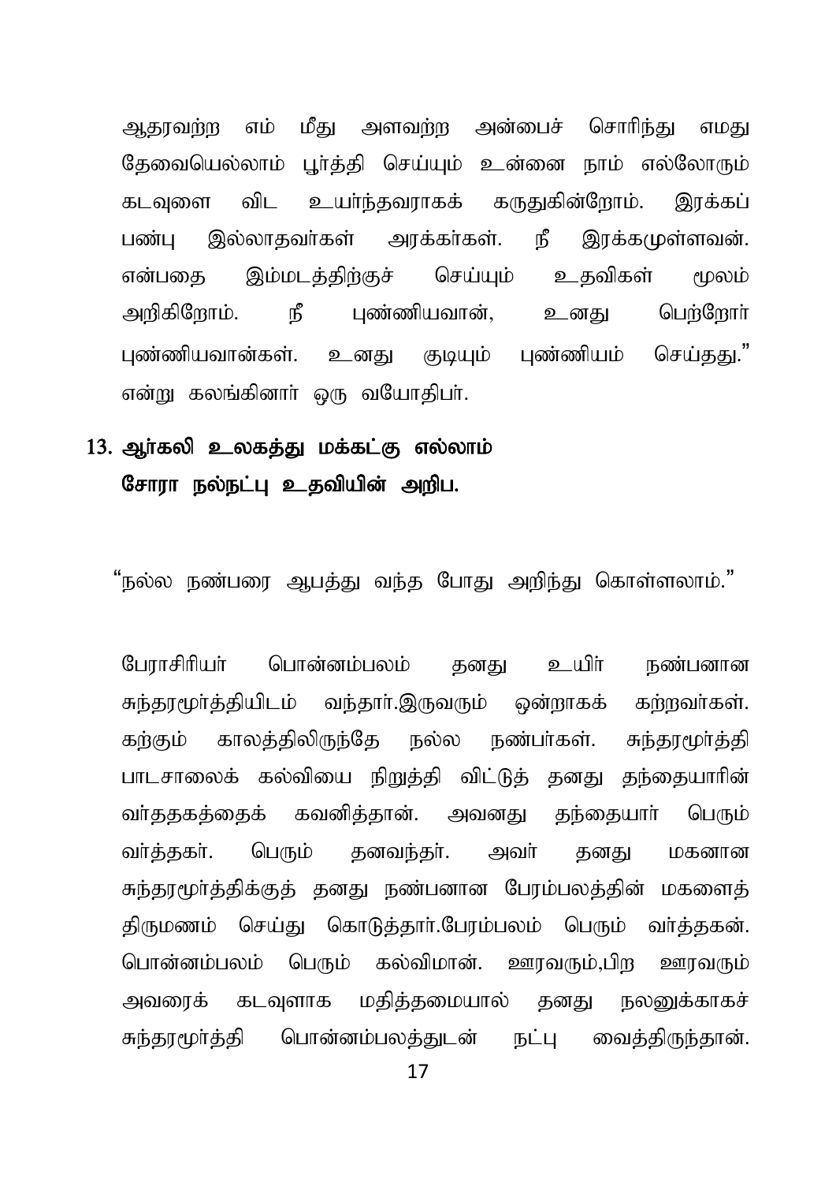ஆதரவற்ற எம் மீது அளவற்ற அன்பைச் சொரிந்து எமது தேவையெல்லாம் பூர்த்தி செய்யும் உன்னை நாம் எல்லோரும் கடவுளை விட உயர்ந்தவராகக் கருதுகின்றோம். இரக்கப் பண்பு இல்லாதவர்கள் அரக்கர்கள். நீ இரக்கமுள்ளவன். என்பதை இம்மடத்திற்குச் செய்யும் உதவிகள் மூலம் அறிகிறோம். நீ புண்ணியவான், உனது பெற்றோர் புண்ணியவான்கள். உனது குடியும் புண்ணியம் செய்தது." என்று கலங்கினார் ஒரு வயோதிபர்.

## 13. ஆர்கலி உலகத்து மக்கட்கு எல்லாம் சோரா நல்நட்பு உதவியின் அறிப.

"நல்ல நண்பரை ஆபத்து வந்த போது அறிந்து கொள்ளலாம்."

பேராசிரியர் பொன்னம்பலம் தனது உயிர் நண்பனான சுந்தரமூர்த்தியிடம் வந்தார்.இருவரும் ஒன்றாகக் கற்றவர்கள். கற்கும் காலத்திலிருந்தே நல்ல நண்பர்கள். சுந்தரமூர்த்தி பாடசாலைக் கல்வியை நிறுத்தி விட்டுத் தனது தந்தையாரின் வர்த்தகத்தைக் கவனித்தான். அவனது தந்தையார் பெரும் வர்த்தகர். பெரும் தனவந்தர். அவர் தனது மகனான சுந்தரமூர்த்திக்குத் தனது நண்பனான பேரம்பலத்தின் மகளைத் திருமணம் செய்து கொடுத்தார்.பேரம்பலம் பெரும் வர்த்தகன். பொன்னம்பலம் பெரும் கல்விமான். ஊரவரும்,பிற ஊரவரும் அவரைக் கடவுளாக மதித்தமையால் தனது நலனுக்காகச் சுந்தரமூர்த்தி பொன்னம்பலத்துடன் நட்பு வைத்திருந்தான்.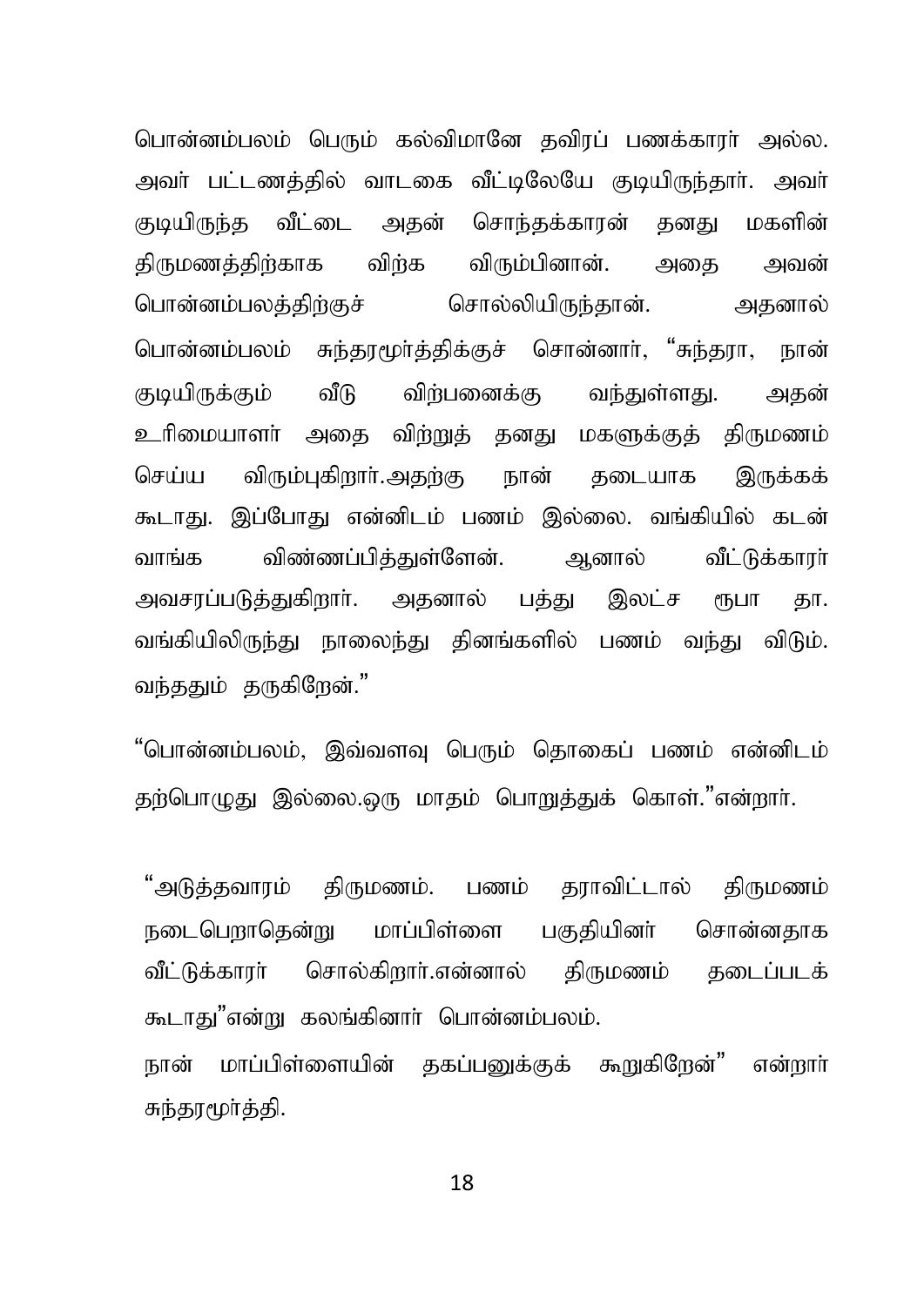பொன்னம்பலம் பெரும் கல்விமானே தவிரப் பணக்காரர் அல்ல. அவர் பட்டணத்தில் வாடகை வீட்டிலேயே குடியிருந்தார். அவர் குடியிருந்த வீட்டை அதன் சொந்தக்காரன் தனது மகளின் திருமணத்திற்காக விற்க விரும்பினான். அதை அவன் பொன்னம்பலத்திற்குச் சொல்லியிருந்தான். அதனால் பொன்னம்பலம் சுந்தரமூர்த்திக்குச் சொன்னார், "சுந்தரா, நான் குடியிருக்கும் வீடு விற்பனைக்கு வந்துள்ளது. அதன் உரிமையாளர் அதை விற்றுத் தனது மகளுக்குத் திருமணம் செய்ய விரும்புகிறார்.அதற்கு நான் தடையாக இருக்கக் கூடாது. இப்போது என்னிடம் பணம் இல்லை. வங்கியில் கடன் வாங்க விண்ணப்பித்துள்ளேன். ஆனால் வீட்டுக்காரர் அவசரப்படுத்துகிறார். அதனால் பத்து இலட்ச ரூபா தா. வங்கியிலிருந்து நாலைந்து தினங்களில் பணம் வந்து விடும். வந்ததும் தருகிறேன்."

"பொன்னம்பலம், இவ்வளவு பெரும் தொகைப் பணம் என்னிடம் தற்பொழுது இல்லை.ஒரு மாதம் பொறுத்துக் கொள்."என்றார்.

"அடுத்தவாரம் திருமணம். பணம் தராவிட்டால் திருமணம் நடைபெறாதென்று மாப்பிள்ளை பகுதியினர் சொன்னதாக வீட்டுக்காரர் சொல்கிறார்.என்னால் திருமணம் தடைப்படக் கூடாது"என்று கலங்கினார் பொன்னம்பலம்.

நான் மாப்பிள்ளையின் தகப்பனுக்குக் கூறுகிறேன்" என்றார் சுந்தரமூர்த்தி.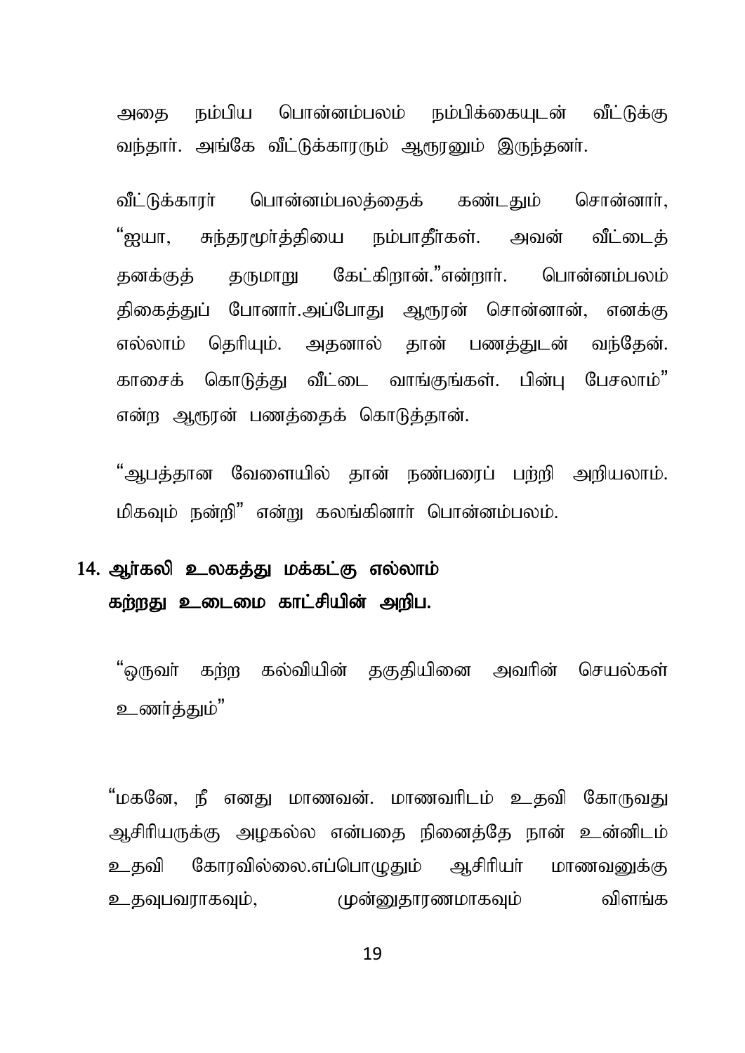அதை நம்பிய பொன்னம்பலம் நம்பிக்கையுடன் வீட்டுக்கு வந்தார். அங்கே வீட்டுக்காரரும் ஆரூரனும் இருந்தனர்.

வீட்டுக்காரர் பொன்னம்பலத்தைக் கண்டதும் சொன்னார், "ஐயா, சுந்தரமூர்த்தியை நம்பாதீர்கள். அவன் வீட்டைத் தனக்குத் தருமாறு கேட்கிறான்."என்றார். பொன்னம்பலம் திகைத்துப் போனார்.அப்போது ஆரூரன் சொன்னான், எனக்கு எல்லாம் தெரியும். அதனால் தான் பணத்துடன் வந்தேன். காசைக் கொடுத்து வீட்டை வாங்குங்கள். பின்பு பேசலாம்" என்ற ஆரூரன் பணத்தைக் கொடுத்தான்.

"ஆபத்தான வேளையில் தான் நண்பரைப் பற்றி அறியலாம். மிகவும் நன்றி" என்று கலங்கினார் பொன்னம்பலம்.

## 14. ஆர்கலி உலகத்து மக்கட்கு எல்லாம் கற்றது உடைமை காட்சியின் அறிப.

"ஒருவர் கற்ற கல்வியின் தகுதியினை அவரின் செயல்கள் உணர்த்தும்"

"மகனே, நீ எனது மாணவன். மாணவரிடம் உதவி கோருவது ஆசிரியருக்கு அழகல்ல என்பதை நினைத்தே நான் உன்னிடம் உதவி கோரவில்லை.எப்பொழுதும் ஆசிரியர் மாணவனுக்கு உதவுபவராகவும், முன்னுதாரணமாகவும் விளங்க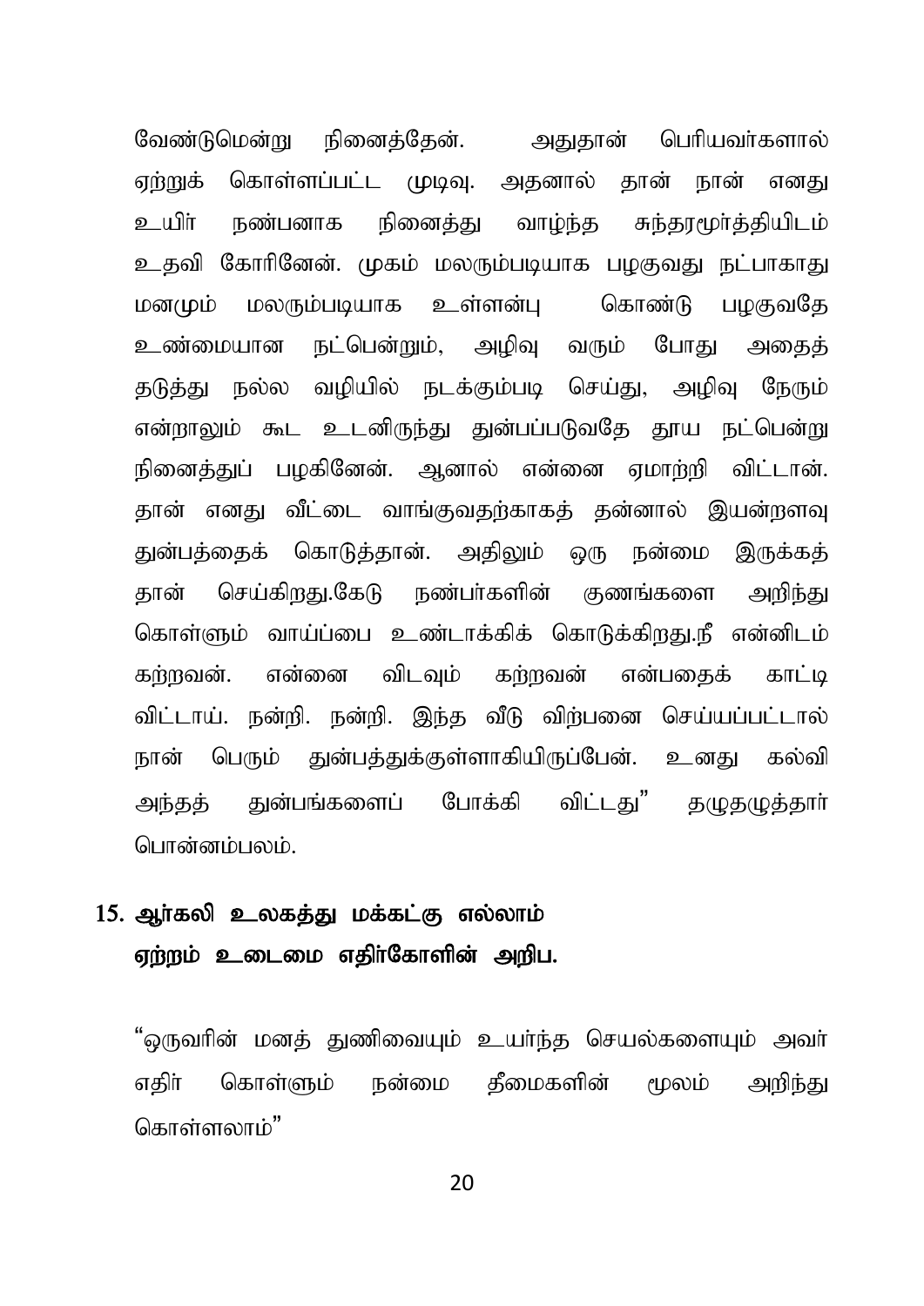வேண்டுமென்று நினைத்தேன். அதுதான் பெரியவர்களால் ஏற்றுக் கொள்ளப்பட்ட முடிவு. அதனால் தான் நான் எனது உயிர் நண்பனாக நினைத்து வாழ்ந்த சுந்தரமூர்த்தியிடம் உதவி கோரினேன். முகம் மலரும்படியாக பழகுவது நட்பாகாது மனமும் மலரும்படியாக உள்ளன்பு கொண்டு பழகுவதே உண்மையான நட்பென்றும், அழிவு வரும் போது அதைத் தடுத்து நல்ல வழியில் நடக்கும்படி செய்து, அழிவு நேரும் என்றாலும் கூட உடனிருந்து துன்பப்படுவதே தூய நட்பென்று நினைத்துப் பழகினேன். ஆனால் என்னை ஏமாற்றி விட்டான். தான் எனது வீட்டை வாங்குவதற்காகத் தன்னால் இயன்றளவு துன்பத்தைக் கொடுத்தான். அதிலும் ஒரு நன்மை இருக்கத் தான் செய்கிறது.கேடு நண்பர்களின் குணங்களை அறிந்து கொள்ளும் வாய்ப்பை உண்டாக்கிக் கொடுக்கிறது.நீ என்னிடம் கற்றவன். என்னை விடவும் கற்றவன் என்பதைக் காட்டி விட்டாய். நன்றி. நன்றி. இந்த வீடு விற்பனை செய்யப்பட்டால் நான் பெரும் துன்பத்துக்குள்ளாகியிருப்பேன். உனது கல்வி அந்தத் துன்பங்களைப் போக்கி விட்டது" தழுதழுத்தார் பொன்னம்பலம்.

## 15. ஆர்கலி உலகத்து மக்கட்கு எல்லாம் ஏற்றம் உடைமை எதிர்கோளின் அறிப.

"ஒருவரின் மனத் துணிவையும் உயர்ந்த செயல்களையும் அவர் எதிர் கொள்ளும் நன்மை தீமைகளின் மூலம் அறிந்து கொள்ளலாம்"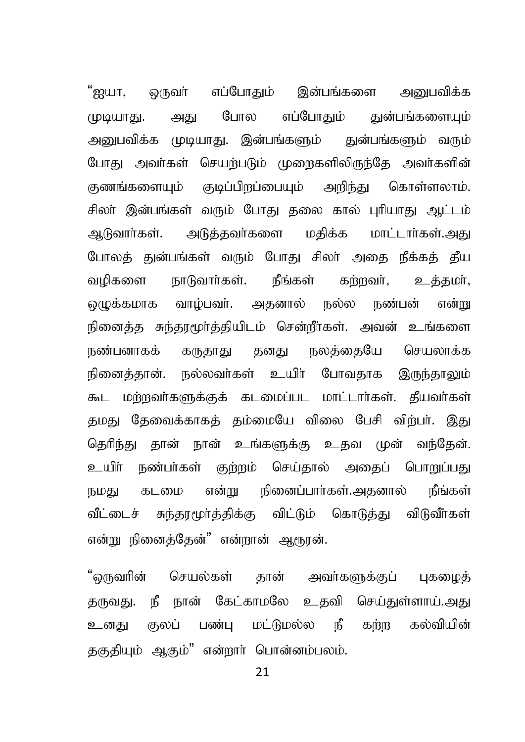"ஐயா, ஒருவர் எப்போதும் இன்பங்களை அனுபவிக்க முடியாது. அது போல எப்போதும் துன்பங்களையும் அனுபவிக்க முடியாது. இன்பங்களும் துன்பங்களும் வரும் போது அவர்கள் செயற்படும் முறைகளிலிருந்தே அவர்களின் குணங்களையும் குடிப்பிறப்பையும் அறிந்து கொள்ளலாம். சிலர் இன்பங்கள் வரும் போது தலை கால் புரியாது ஆட்டம் ஆடுவார்கள். அடுத்தவர்களை மதிக்க மாட்டார்கள்.அது போலத் துன்பங்கள் வரும் போது சிலர் அதை நீக்கத் தீய வழிகளை நாடுவார்கள். நீங்கள் கற்றவர், உத்தமர், ஒழுக்கமாக வாழ்பவர். அதனால் நல்ல நண்பன் என்று நினைத்த சுந்தரமூர்த்தியிடம் சென்றீர்கள். அவன் உங்களை நண்பனாகக் கருதாது தனது நலத்தையே செயலாக்க நினைத்தான். நல்லவர்கள் உயிர் போவதாக இருந்தாலும் கூட மற்றவர்களுக்குக் கடமைப்பட மாட்டார்கள். தீயவர்கள் தமது தேவைக்காகத் தம்மையே விலை பேசி விற்பர். இது தெரிந்து தான் நான் உங்களுக்கு உதவ முன் வந்தேன். உயிர் நண்பர்கள் குற்றம் செய்தால் அதைப் பொறுப்பது நமது கடமை என்று நினைப்பார்கள்.அதனால் நீங்கள் வீட்டைச் சுந்தரமூர்த்திக்கு விட்டும் கொடுத்து விடுவீர்கள் என்று நினைத்தேன்" என்றான் ஆரூரன்.

"ஒருவரின் செயல்கள் தான் அவர்களுக்குப் புகழைத் தருவது. நீ நான் கேட்காமலே உதவி செய்துள்ளாய்.அது உனது குலப் பண்பு மட்டுமல்ல நீ கற்ற கல்வியின் தகுதியும் ஆகும்" என்றார் பொன்னம்பலம்.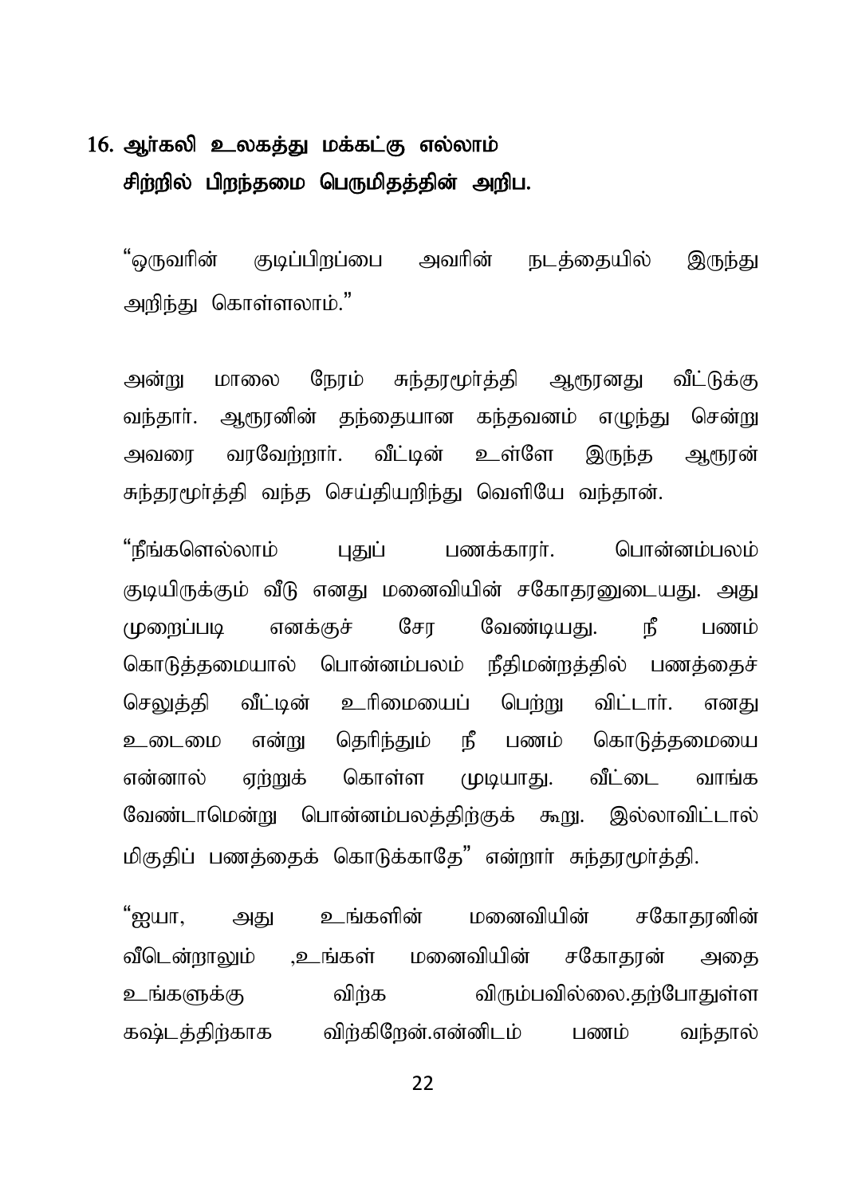## 16. ஆர்கலி உலகத்து மக்கட்கு எல்லாம் சிற்றில் பிறந்தமை பெருமிதத்தின் அறிப.

"ஒருவரின் குடிப்பிறப்பை அவரின் நடத்தையில் இருந்து அறிந்து கொள்ளலாம்."

அன்று மாலை நேரம் சுந்தரமூர்த்தி ஆரூரனது வீட்டுக்கு வந்தார். ஆரூரனின் தந்தையான கந்தவனம் எழுந்து சென்று அவரை வரவேற்றார். வீட்டின் உள்ளே இருந்த ஆரூரன் சுந்தரமூர்த்தி வந்த செய்தியறிந்து வெளியே வந்தான்.

"நீங்களெல்லாம் புதுப் பணக்காரர். பொன்னம்பலம் குடியிருக்கும் வீடு எனது மனைவியின் சகோதரனுடையது. அது முறைப்படி எனக்குச் சேர வேண்டியது. நீ பணம் கொடுத்தமையால் பொன்னம்பலம் நீதிமன்றத்தில் பணத்தைச் செலுத்தி வீட்டின் உரிமையைப் பெற்று விட்டார். எனது உடைமை என்று தெரிந்தும் நீ பணம் கொடுத்தமையை என்னால் ஏற்றுக் கொள்ள முடியாது. வீட்டை வாங்க வேண்டாமென்று பொன்னம்பலத்திற்குக் கூறு. இல்லாவிட்டால் மிகுதிப் பணத்தைக் கொடுக்காதே" என்றார் சுந்தரமூர்த்தி.

"ஐயா, அது உங்களின் மனைவியின் சகோதரனின் வீடென்றாலும் ,உங்கள் மனைவியின் சகோதரன் அதை உங்களுக்கு விற்க விரும்பவில்லை.தற்போதுள்ள கஷ்டத்திற்காக விற்கிறேன்.என்னிடம் பணம் வந்தால்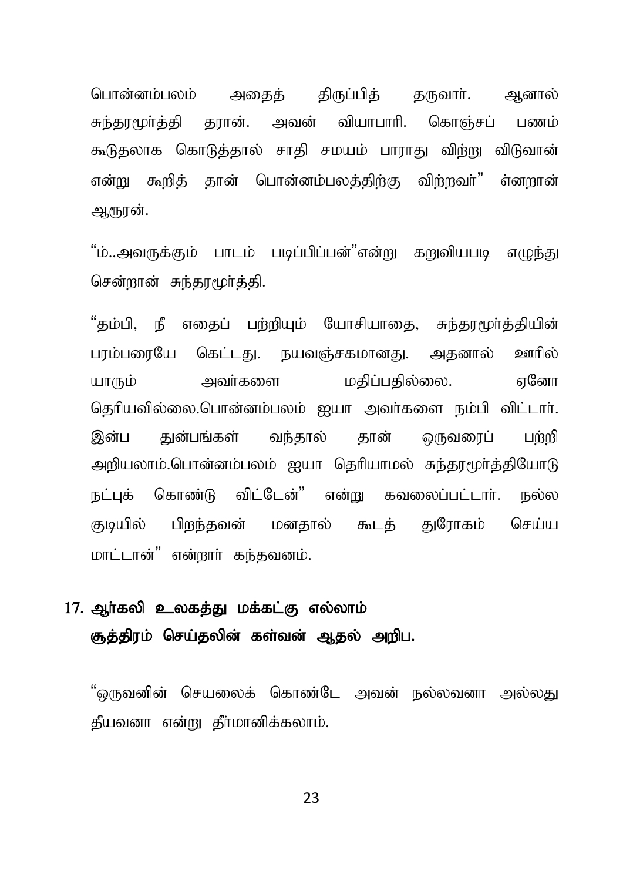பொன்னம்பலம் அதைத் திருப்பித் தருவார். ஆனால் சுந்தரமூர்த்தி தரான். அவன் வியாபாரி. கொஞ்சப் பணம் கூடுதலாக கொடுத்தால் சாதி சமயம் பாராது விற்று விடுவான் என்று கூறித் தான் பொன்னம்பலத்திற்கு விற்றவர்" ன்றான் ஆரூரன்.

"ம்..அவருக்கும் பாடம் படிப்பிப்பன்"என்று கறுவியபடி எழுந்து சென்றான் சுந்தரமூர்த்தி.

"தம்பி, நீ எதைப் பற்றியும் யோசியாதை, சுந்தரமூர்த்தியின் பரம்பரையே கெட்டது. நயவஞ்சகமானது. அதனால் ஊரில் யாரும் அவர்களை மதிப்பதில்லை. ஏனோ தெரியவில்லை.பொன்னம்பலம் ஐயா அவர்களை நம்பி விட்டார். இன்ப துன்பங்கள் வந்தால் தான் ஒருவரைப் பற்றி அறியலாம்.பொன்னம்பலம் ஐயா தெரியாமல் சுந்தரமூர்த்தியோடு நட்புக் கொண்டு விட்டேன்" என்று கவலைப்பட்டார். நல்ல குடியில் பிறந்தவன் மனதால் கூடத் துரோகம் செய்ய மாட்டான்" என்றார் கந்தவனம்.

## 17. ஆர்கலி உலகத்து மக்கட்கு எல்லாம் சூத்திரம் செய்தலின் கள்வன் ஆதல் அறிப.

"ஒருவனின் செயலைக் கொண்டே அவன் நல்லவனா அல்லது தீயவனா என்று தீர்மானிக்கலாம்.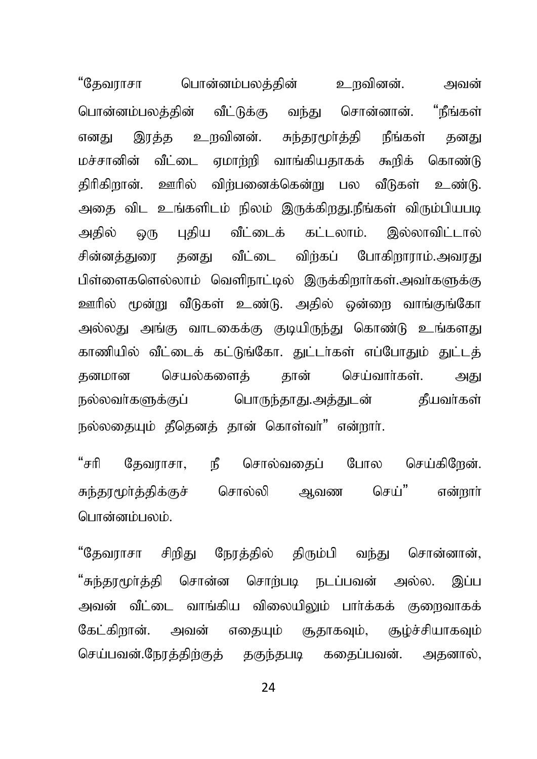“தேவராசா பொன்னம்பலத்தின் உறவினன். அவன் பொன்னம்பலத்தின் வீட்டுக்கு வந்து சொன்னான். “நீங்கள் எனது இரத்த உறவினன். சுந்தரமூர்த்தி நீங்கள் தனது மச்சானின் வீட்டை ஏமாற்றி வாங்கியதாகக் கூறிக் கொண்டு திரிகிறான். ஊரில் விற்பனைக்கென்று பல வீடுகள் உண்டு. அதை விட உங்களிடம் நிலம் இருக்கிறது.நீங்கள் விரும்பியபடி அதில் ஒரு புதிய வீட்டைக் கட்டலாம். இல்லாவிட்டால் சின்னத்துரை தனது வீட்டை விற்கப் போகிறாராம்.அவரது பிள்ளைகளெல்லாம் வெளிநாட்டில் இருக்கிறார்கள்.அவர்களுக்கு ஊரில் மூன்று வீடுகள் உண்டு. அதில் ஒன்றை வாங்குங்கோ அல்லது அங்கு வாடகைக்கு குடியிருந்து கொண்டு உங்களது காணியில் வீட்டைக் கட்டுங்கோ. துட்டர்கள் எப்போதும் துட்டத் தனமான செயல்களைத் தான் செய்வார்கள். அது நல்லவர்களுக்குப் பொருந்தாது.அத்துடன் தீயவர்கள் நல்லதையும் தீதெனத் தான் கொள்வர்” என்றார்.

“சரி தேவராசா, நீ சொல்வதைப் போல செய்கிறேன். சுந்தரமூர்த்திக்குச் சொல்லி ஆவண செய்” என்றார் பொன்னம்பலம்.

“தேவராசா சிறிது நேரத்தில் திரும்பி வந்து சொன்னான், “சுந்தரமூர்த்தி சொன்ன சொற்படி நடப்பவன் அல்ல. இப்ப அவன் வீட்டை வாங்கிய விலையிலும் பார்க்கக் குறைவாகக் கேட்கிறான். அவன் எதையும் சூதாகவும், சூழ்ச்சியாகவும் செய்பவன்.நேரத்திற்குத் தகுந்தபடி கதைப்பவன். அதனால்,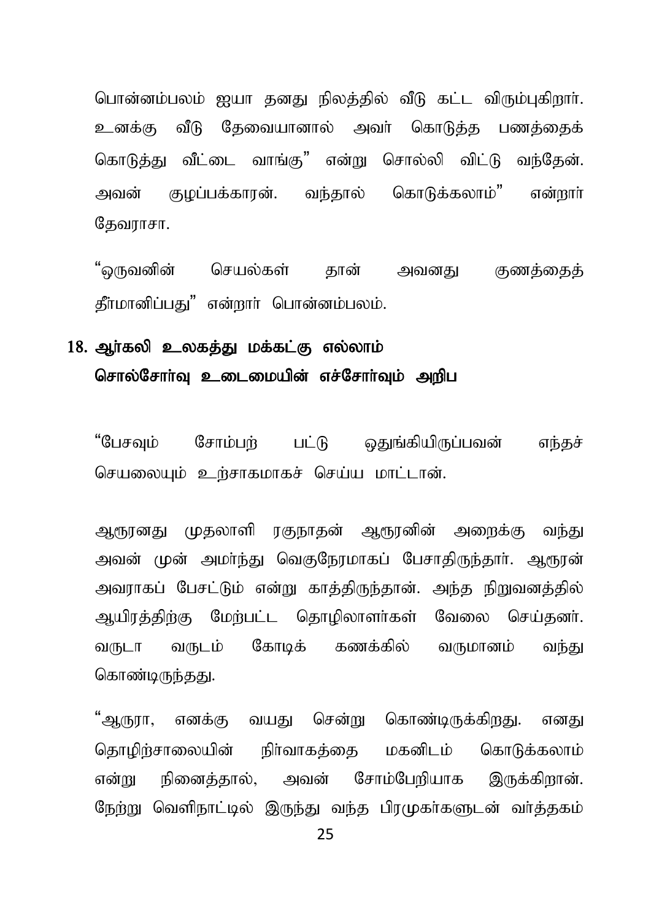பொன்னம்பலம் ஐயா தனது நிலத்தில் வீடு கட்ட விரும்புகிறார். உனக்கு வீடு தேவையானால் அவர் கொடுத்த பணத்தைக் கொடுத்து வீட்டை வாங்கு" என்று சொல்லி விட்டு வந்தேன். அவன் குழப்பக்காரன். வந்தால் கொடுக்கலாம்" என்றார் தேவராசா.

"ஒருவனின் செயல்கள் தான் அவனது குணத்தைத் தீர்மானிப்பது" என்றார் பொன்னம்பலம்.

## 18. ஆர்கலி உலகத்து மக்கட்கு எல்லாம் சொல்சோர்வு உடைமையின் எச்சோர்வும் அறிப

"பேசவும் சோம்பற் பட்டு ஒதுங்கியிருப்பவன் எந்தச் செயலையும் உற்சாகமாகச் செய்ய மாட்டான்.

ஆரூரனது முதலாளி ரகுநாதன் ஆரூரனின் அறைக்கு வந்து அவன் முன் அமர்ந்து வெகுநேரமாகப் பேசாதிருந்தார். ஆரூரன் அவராகப் பேசட்டும் என்று காத்திருந்தான். அந்த நிறுவனத்தில் ஆயிரத்திற்கு மேற்பட்ட தொழிலாளர்கள் வேலை செய்தனர். வருடா வருடம் கோடிக் கணக்கில் வருமானம் வந்து கொண்டிருந்தது.

"ஆரூரா, எனக்கு வயது சென்று கொண்டிருக்கிறது. எனது தொழிற்சாலையின் நிர்வாகத்தை மகனிடம் கொடுக்கலாம் என்று நினைத்தால், அவன் சோம்பேறியாக இருக்கிறான். நேற்று வெளிநாட்டில் இருந்து வந்த பிரமுகர்களுடன் வர்த்தகம்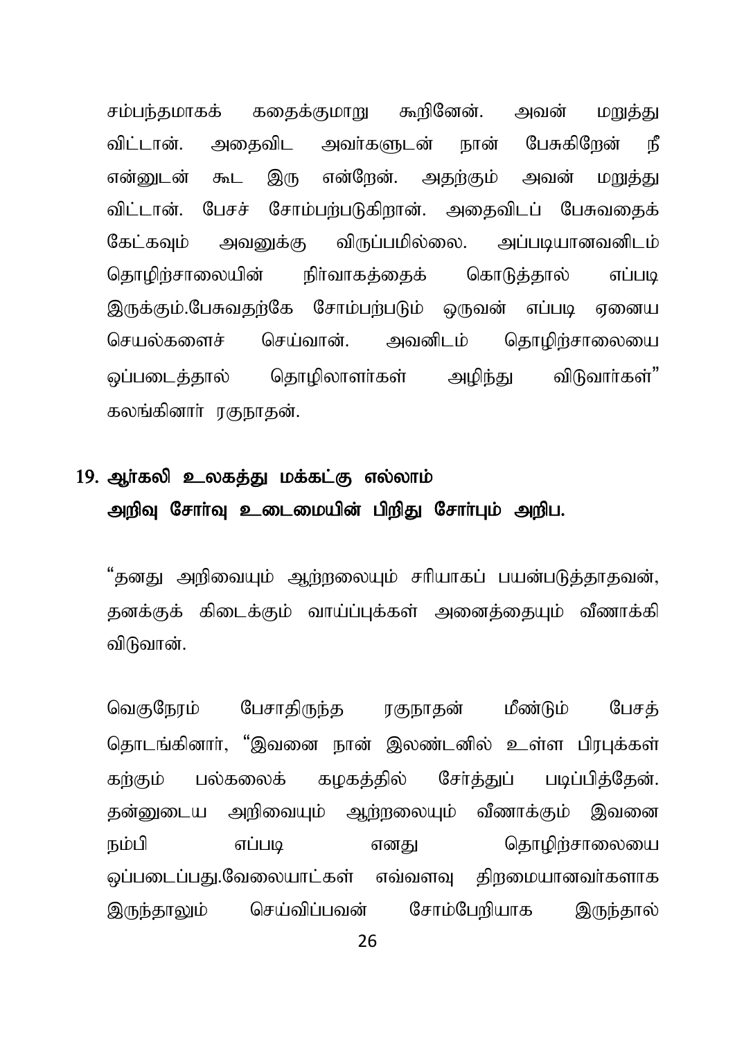சம்பந்தமாகக் கதைக்குமாறு கூறினேன். அவன் மறுத்து விட்டான். அதைவிட அவர்களுடன் நான் பேசுகிறேன் நீ என்னுடன் கூட இரு என்றேன். அதற்கும் அவன் மறுத்து விட்டான். பேசச் சோம்பற்படுகிறான். அதைவிடப் பேசுவதைக் கேட்கவும் அவனுக்கு விருப்பமில்லை. அப்படியானவனிடம் தொழிற்சாலையின் நிர்வாகத்தைக் கொடுத்தால் எப்படி இருக்கும்.பேசுவதற்கே சோம்பற்படும் ஒருவன் எப்படி ஏனைய செயல்களைச் செய்வான். அவனிடம் தொழிற்சாலையை ஒப்படைத்தால் தொழிலாளர்கள் அழிந்து விடுவார்கள்" கலங்கினார் ரகுநாதன்.

## 19. ஆர்கலி உலகத்து மக்கட்கு எல்லாம் அறிவு சோர்வு உடைமையின் பிறிது சோர்வும் அறிப.

"தனது அறிவையும் ஆற்றலையும் சரியாகப் பயன்படுத்தாதவன், தனக்குக் கிடைக்கும் வாய்ப்புக்கள் அனைத்தையும் வீணாக்கி விடுவான்.

வெகுநேரம் பேசாதிருந்த ரகுநாதன் மீண்டும் பேசத் தொடங்கினார், "இவனை நான் இலண்டனில் உள்ள பிரபுக்கள் கற்கும் பல்கலைக் கழகத்தில் சேர்த்துப் படிப்பித்தேன். தன்னுடைய அறிவையும் ஆற்றலையும் வீணாக்கும் இவனை நம்பி எப்படி எனது தொழிற்சாலையை ஒப்படைப்பது.வேலையாட்கள் எவ்வளவு திறமையானவர்களாக இருந்தாலும் செய்விப்பவன் சோம்பேறியாக இருந்தால்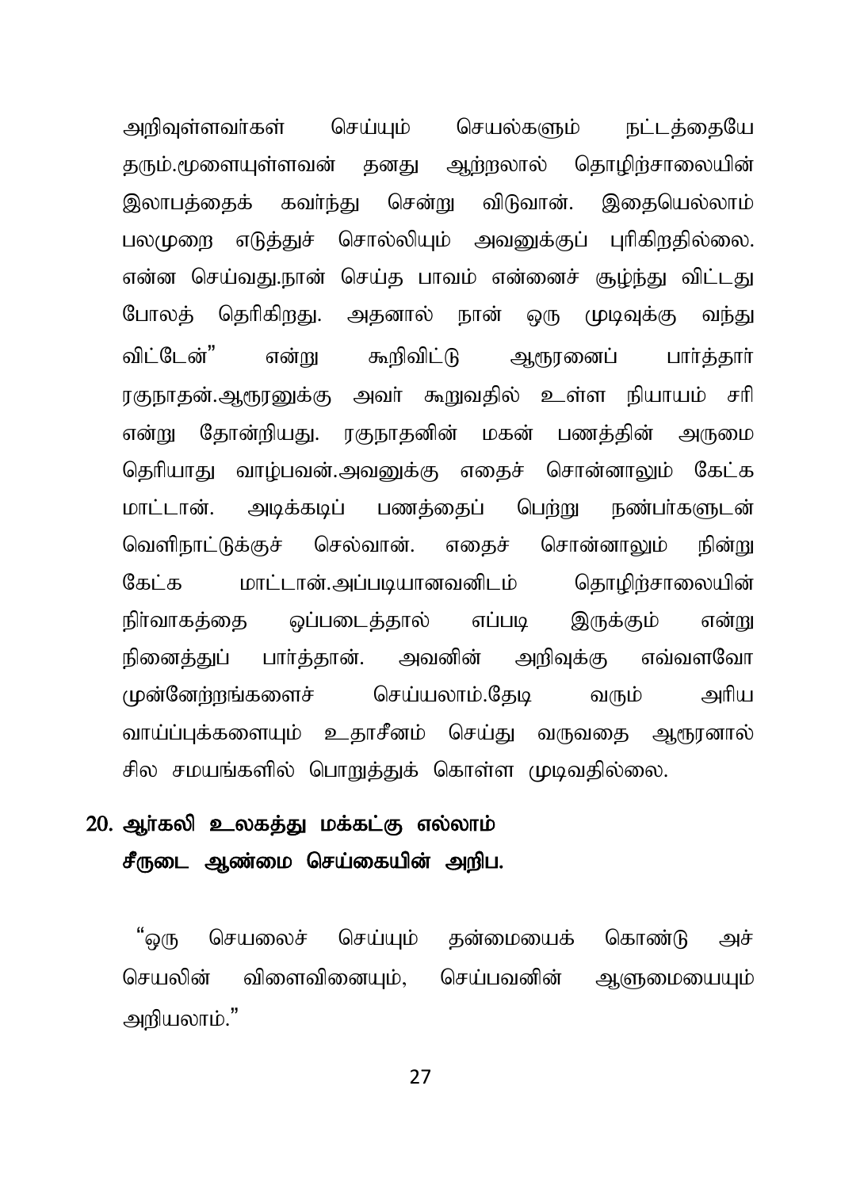அறிவுள்ளவர்கள் செய்யும் செயல்களும் நட்டத்தையே தரும்.மூளையுள்ளவன் தனது ஆற்றலால் தொழிற்சாலையின் இலாபத்தைக் கவர்ந்து சென்று விடுவான். இதையெல்லாம் பலமுறை எடுத்துச் சொல்லியும் அவனுக்குப் புரிகிறதில்லை. என்ன செய்வது.நான் செய்த பாவம் என்னைச் சூழ்ந்து விட்டது போலத் தெரிகிறது. அதனால் நான் ஒரு முடிவுக்கு வந்து விட்டேன்" என்று கூறிவிட்டு ஆரூரனைப் பார்த்தார் ரகுநாதன்.ஆரூரனுக்கு அவர் கூறுவதில் உள்ள நியாயம் சரி என்று தோன்றியது. ரகுநாதனின் மகன் பணத்தின் அருமை தெரியாது வாழ்பவன்.அவனுக்கு எதைச் சொன்னாலும் கேட்க மாட்டான். அடிக்கடிப் பணத்தைப் பெற்று நண்பர்களுடன் வெளிநாட்டுக்குச் செல்வான். எதைச் சொன்னாலும் நின்று கேட்க மாட்டான்.அப்படியானவனிடம் தொழிற்சாலையின் நிர்வாகத்தை ஒப்படைத்தால் எப்படி இருக்கும் என்று நினைத்துப் பார்த்தான். அவனின் அறிவுக்கு எவ்வளவோ முன்னேற்றங்களைச் செய்யலாம்.தேடி வரும் அரிய வாய்ப்புக்களையும் உதாசீனம் செய்து வருவதை ஆரூரனால் சில சமயங்களில் பொறுத்துக் கொள்ள முடிவதில்லை.

## 20. ஆர்கலி உலகத்து மக்கட்கு எல்லாம் சீருடை ஆண்மை செய்கையின் அறிப.

"ஒரு செயலைச் செய்யும் தன்மையைக் கொண்டு அச் செயலின் விளைவினையும், செய்பவனின் ஆளுமையையும் அறியலாம்."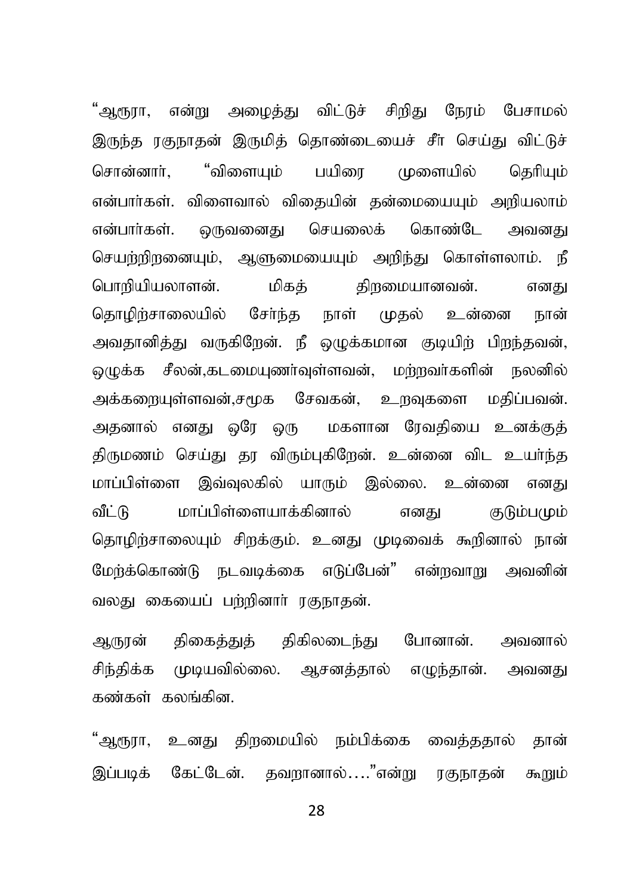“ஆரூரா, என்று அழைத்து விட்டுச் சிறிது நேரம் பேசாமல் இருந்த ரகுநாதன் இருமித் தொண்டையைச் சீா் செய்து விட்டுச் சொன்னார், “விளையும் பயிரை முளையில் தெரியும் என்பார்கள். விளைவால் விதையின் தன்மையையும் அறியலாம் என்பார்கள். ஒருவனைது செயலைக் கொண்டே அவனது செயற்றிறனையும், ஆளுமையையும் அறிந்து கொள்ளலாம். நீ பொறியியலாளன். மிகத் திறமையானவன். எனது தொழிற்சாலையில் சேர்ந்த நாள் முதல் உன்னை நான் அவதானித்து வருகிறேன். நீ ஒழுக்கமான குடியிற் பிறந்தவன், ஒழுக்க சீலன்,கடமையுணர்வுள்ளவன், மற்றவர்களின் நலனில் அக்கறையுள்ளவன்,சமூக சேவகன், உறவுகளை மதிப்பவன். அதனால் எனது ஒரே ஒரு மகளான ரேவதியை உனக்குத் திருமணம் செய்து தர விரும்புகிறேன். உன்னை விட உயர்ந்த மாப்பிள்ளை இவ்வுலகில் யாரும் இல்லை. உன்னை எனது வீட்டு மாப்பிள்ளையாக்கினால் எனது குடும்பமும் தொழிற்சாலையும் சிறக்கும். உனது முடிவைக் கூறினால் நான் மேற்க்கொண்டு நடவடிக்கை எடுப்பேன்” என்றவாறு அவனின் வலது கையைப் பற்றினார் ரகுநாதன்.

ஆருரன் திகைத்துத் திகிலடைந்து போனான். அவனால் சிந்திக்க முடியவில்லை. ஆசனத்தால் எழுந்தான். அவனது கண்கள் கலங்கின.

“ஆரூரா, உனது திறமையில் நம்பிக்கை வைத்ததால் தான் இப்படிக் கேட்டேன். தவறானால்….”என்று ரகுநாதன் கூறும்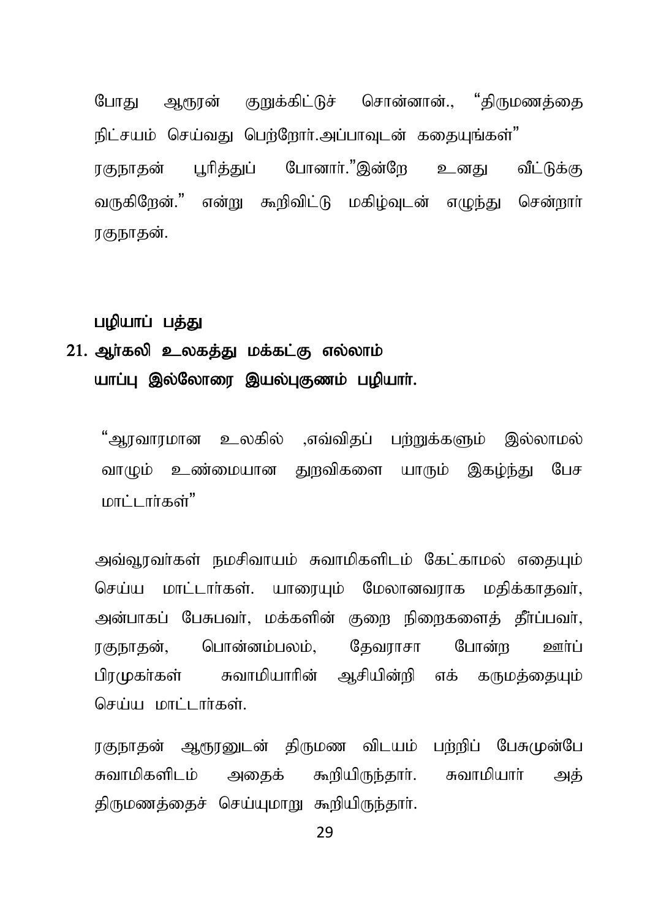போது ஆரூரன் குறுக்கிட்டுச் சொன்னான்., "திருமணத்தை நிட்சயம் செய்வது பெற்றோர்.அப்பாவுடன் கதையுங்கள்"

ரகுநாதன் பூரித்துப் போனார்."இன்றே உனது வீட்டுக்கு வருகிறேன்." என்று கூறிவிட்டு மகிழ்வுடன் எழுந்து சென்றார் ரகுநாதன்.

**பழியாப் பத்து**

**21. ஆர்கலி உலகத்து மக்கட்கு எல்லாம்
யாப்பு இல்லோரை இயல்புகுணம் பழியார்.**

"ஆரவாரமான உலகில் ,எவ்விதப் பற்றுக்களும் இல்லாமல் வாழும் உண்மையான துறவிகளை யாரும் இகழ்ந்து பேச மாட்டார்கள்"

அவ்வூரவர்கள் நமசிவாயம் சுவாமிகளிடம் கேட்காமல் எதையும் செய்ய மாட்டார்கள். யாரையும் மேலானவராக மதிக்காதவர், அன்பாகப் பேசுபவர், மக்களின் குறை நிறைகளைத் தீர்ப்பவர், ரகுநாதன், பொன்னம்பலம், தேவராசா போன்ற ஊர்ப் பிரமுகர்கள் சுவாமியாரின் ஆசியின்றி எக் கருமத்தையும் செய்ய மாட்டார்கள்.

ரகுநாதன் ஆரூரனுடன் திருமண விடயம் பற்றிப் பேசுமுன்பே சுவாமிகளிடம் அதைக் கூறியிருந்தார். சுவாமியார் அத் திருமணத்தைச் செய்யுமாறு கூறியிருந்தார்.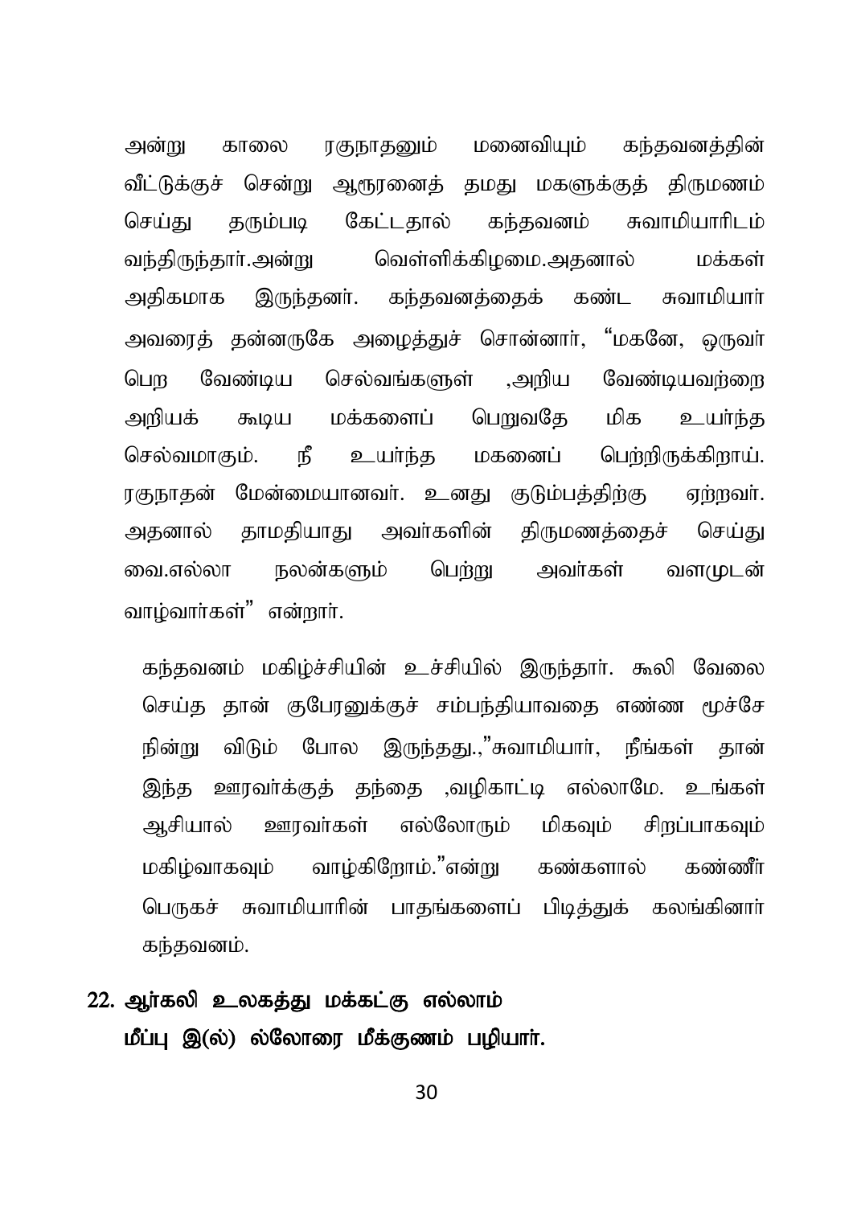அன்று காலை ரகுநாதனும் மனைவியும் கந்தவனத்தின் வீட்டுக்குச் சென்று ஆரூரனைத் தமது மகளுக்குத் திருமணம் செய்து தரும்படி கேட்டதால் கந்தவனம் சுவாமியாரிடம் வந்திருந்தார்.அன்று வெள்ளிக்கிழமை.அதனால் மக்கள் அதிகமாக இருந்தனர். கந்தவனத்தைக் கண்ட சுவாமியார் அவரைத் தன்னருகே அழைத்துச் சொன்னார், "மகனே, ஒருவர் பெற வேண்டிய செல்வங்களுள் ,அறிய வேண்டியவற்றை அறியக் கூடிய மக்களைப் பெறுவதே மிக உயர்ந்த செல்வமாகும். நீ உயர்ந்த மகனைப் பெற்றிருக்கிறாய். ரகுநாதன் மேன்மையானவர். உனது குடும்பத்திற்கு ஏற்றவர். அதனால் தாமதியாது அவர்களின் திருமணத்தைச் செய்து வை.எல்லா நலன்களும் பெற்று அவர்கள் வளமுடன் வாழ்வார்கள்" என்றார்.

கந்தவனம் மகிழ்ச்சியின் உச்சியில் இருந்தார். கூலி வேலை செய்த தான் குபேரனுக்குச் சம்பந்தியாவதை எண்ண மூச்சே நின்று விடும் போல இருந்தது.,"சுவாமியார், நீங்கள் தான் இந்த ஊரவர்க்குத் தந்தை ,வழிகாட்டி எல்லாமே. உங்கள் ஆசியால் ஊரவர்கள் எல்லோரும் மிகவும் சிறப்பாகவும் மகிழ்வாகவும் வாழ்கிறோம்."என்று கண்களால் கண்ணீர் பெருகச் சுவாமியாரின் பாதங்களைப் பிடித்துக் கலங்கினார் கந்தவனம்.

**22. ஆர்கலி உலகத்து மக்கட்கு எல்லாம்**
**மீப்பு இ(ல்) ல்லோரை மீக்குணம் பழியார்.**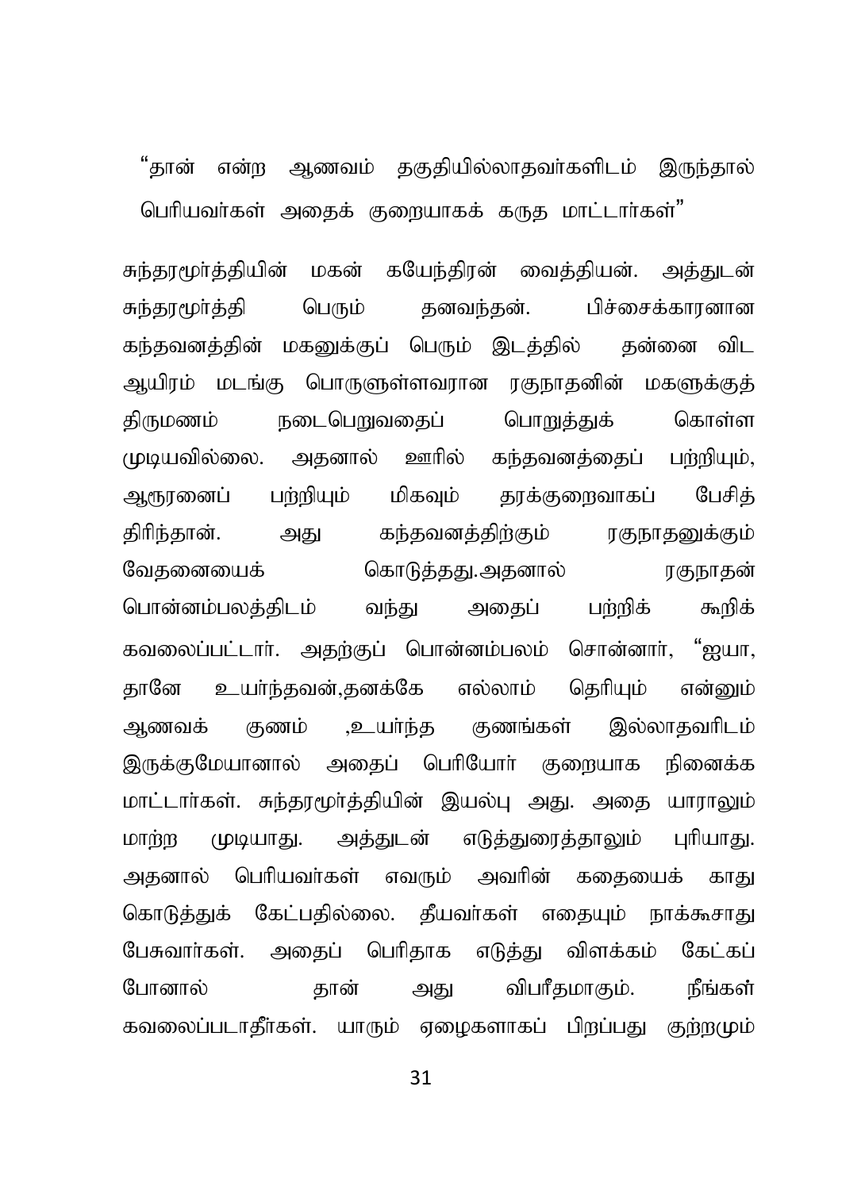"தான் என்ற ஆணவம் தகுதியில்லாதவர்களிடம் இருந்தால் பெரியவர்கள் அதைக் குறையாகக் கருத மாட்டார்கள்"

சுந்தரமூர்த்தியின் மகன் கயேந்திரன் வைத்தியன். அத்துடன் சுந்தரமூர்த்தி பெரும் தனவந்தன். பிச்சைக்காரனான கந்தவனத்தின் மகனுக்குப் பெரும் இடத்தில் தன்னை விட ஆயிரம் மடங்கு பொருளுள்ளவரான ரகுநாதனின் மகளுக்குத் திருமணம் நடைபெறுவதைப் பொறுத்துக் கொள்ள முடியவில்லை. அதனால் ஊரில் கந்தவனத்தைப் பற்றியும், ஆரூரனைப் பற்றியும் மிகவும் தரக்குறைவாகப் பேசித் திரிந்தான். அது கந்தவனத்திற்கும் ரகுநாதனுக்கும் வேதனையைக் கொடுத்தது.அதனால் ரகுநாதன் பொன்னம்பலத்திடம் வந்து அதைப் பற்றிக் கூறிக் கவலைப்பட்டார். அதற்குப் பொன்னம்பலம் சொன்னார், "ஐயா, தானே உயர்ந்தவன்,தனக்கே எல்லாம் தெரியும் என்னும் ஆணவக் குணம் ,உயர்ந்த குணங்கள் இல்லாதவரிடம் இருக்குமேயானால் அதைப் பெரியோர் குறையாக நினைக்க மாட்டார்கள். சுந்தரமூர்த்தியின் இயல்பு அது. அதை யாராலும் மாற்ற முடியாது. அத்துடன் எடுத்துரைத்தாலும் புரியாது. அதனால் பெரியவர்கள் எவரும் அவரின் கதையைக் காது கொடுத்துக் கேட்பதில்லை. தீயவர்கள் எதையும் நாக்கூசாது பேசுவார்கள். அதைப் பெரிதாக எடுத்து விளக்கம் கேட்கப் போனால் தான் அது விபரீதமாகும். நீங்கள் கவலைப்படாதீர்கள். யாரும் ஏழைகளாகப் பிறப்பது குற்றமும்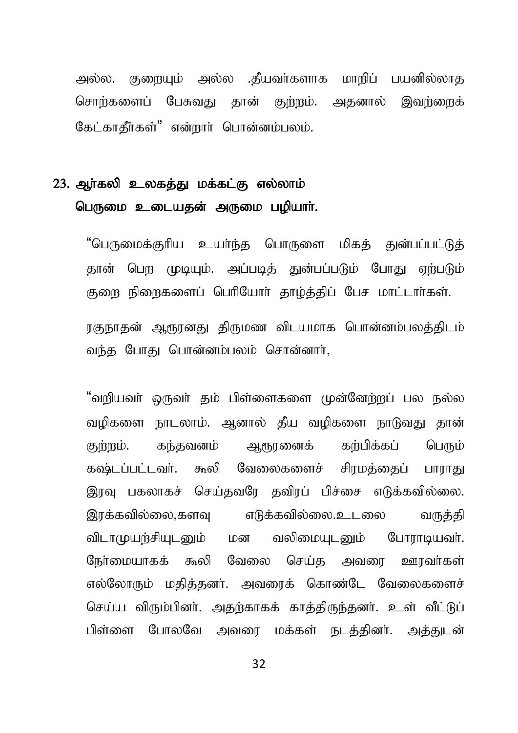அல்ல. குறையும் அல்ல .தீயவர்களாக மாறிப் பயனில்லாத சொற்களைப் பேசுவது தான் குற்றம். அதனால் இவற்றைக் கேட்காதீர்கள்" என்றார் பொன்னம்பலம்.

## 23. ஆர்கலி உலகத்து மக்கட்கு எல்லாம் பெருமை உடையதன் அருமை பழியார்.

"பெருமைக்குரிய உயர்ந்த பொருளை மிகத் துன்பப்பட்டுத் தான் பெற முடியும். அப்படித் துன்பப்படும் போது ஏற்படும் குறை நிறைகளைப் பெரியோர் தாழ்த்திப் பேச மாட்டார்கள்.

ரகுநாதன் ஆரூரனது திருமண விடயமாக பொன்னம்பலத்திடம் வந்த போது பொன்னம்பலம் சொன்னார்,

"வறியவர் ஒருவர் தம் பிள்ளைகளை முன்னேற்றப் பல நல்ல வழிகளை நாடலாம். ஆனால் தீய வழிகளை நாடுவது தான் குற்றம். கந்தவனம் ஆரூரனைக் கற்பிக்கப் பெரும் கஷ்டப்பட்டவர். கூலி வேலைகளைச் சிரமத்தைப் பாராது இரவு பகலாகச் செய்தவரே தவிரப் பிச்சை எடுக்கவில்லை. இரக்கவில்லை,களவு எடுக்கவில்லை.உடலை வருத்தி விடாமுயற்சியுடனும் மன வலிமையுடனும் போராடியவர். நேர்மையாகக் கூலி வேலை செய்த அவரை ஊரவர்கள் எல்லோரும் மதித்தனர். அவரைக் கொண்டே வேலைகளைச் செய்ய விரும்பினர். அதற்காகக் காத்திருந்தனர். உள் வீட்டுப் பிள்ளை போலவே அவரை மக்கள் நடத்தினர். அத்துடன்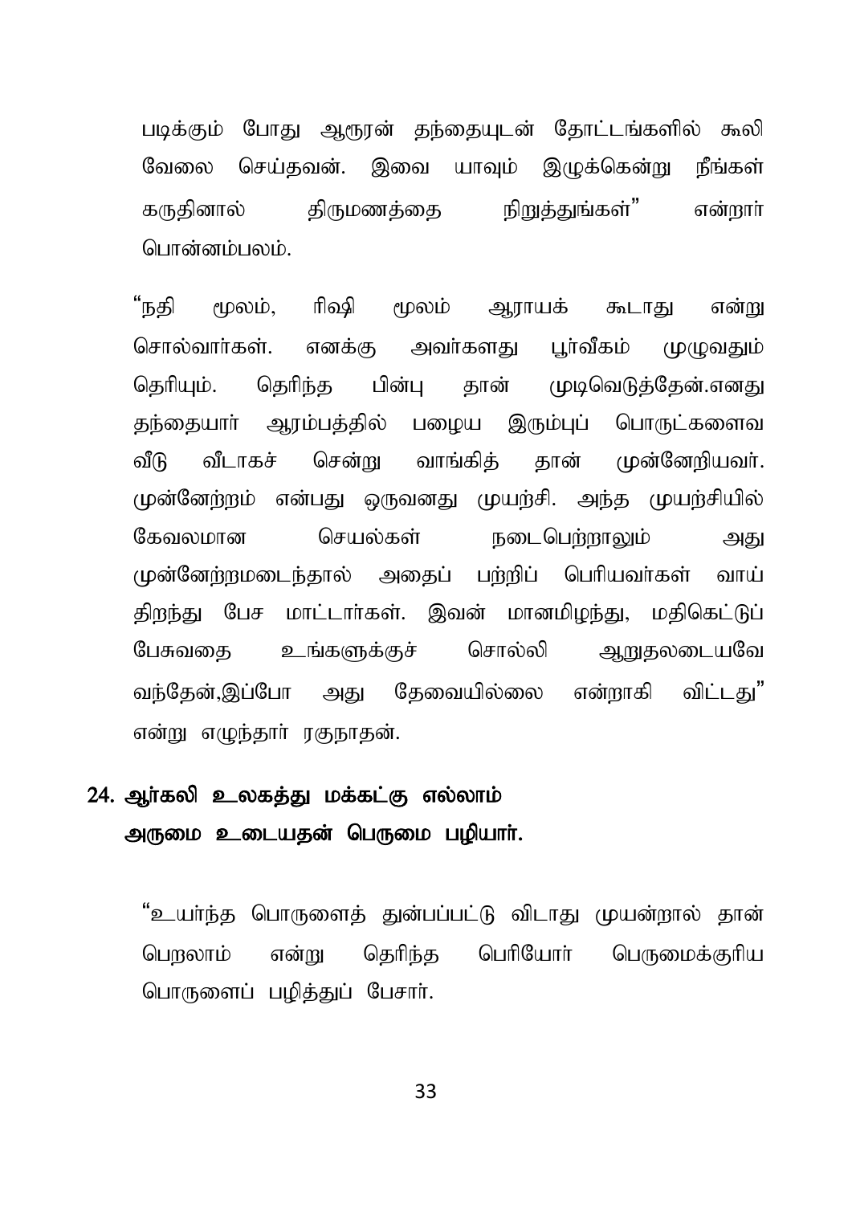படிக்கும் போது ஆரூரன் தந்தையுடன் தோட்டங்களில் கூலி வேலை செய்தவன். இவை யாவும் இழுக்கென்று நீங்கள் கருதினால் திருமணத்தை நிறுத்துங்கள்" என்றார் பொன்னம்பலம்.

"நதி மூலம், ரிஷி மூலம் ஆராயக் கூடாது என்று சொல்வார்கள். எனக்கு அவர்களது பூர்வீகம் முழுவதும் தெரியும். தெரிந்த பின்பு தான் முடிவெடுத்தேன்.எனது தந்தையார் ஆரம்பத்தில் பழைய இரும்புப் பொருட்களைவ வீடு வீடாகச் சென்று வாங்கித் தான் முன்னேறியவர். முன்னேற்றம் என்பது ஒருவனது முயற்சி. அந்த முயற்சியில் கேவலமான செயல்கள் நடைபெற்றாலும் அது முன்னேற்றமடைந்தால் அதைப் பற்றிப் பெரியவர்கள் வாய் திறந்து பேச மாட்டார்கள். இவன் மானமிழந்து, மதிகெட்டுப் பேசுவதை உங்களுக்குச் சொல்லி ஆறுதலடையவே வந்தேன்,இப்போ அது தேவையில்லை என்றாகி விட்டது" என்று எழுந்தார் ரகுநாதன்.

## 24. ஆர்கலி உலகத்து மக்கட்கு எல்லாம் அருமை உடையதன் பெருமை பழியார்.

"உயர்ந்த பொருளைத் துன்பப்பட்டு விடாது முயன்றால் தான் பெறலாம் என்று தெரிந்த பெரியோர் பெருமைக்குரிய பொருளைப் பழித்துப் பேசார்.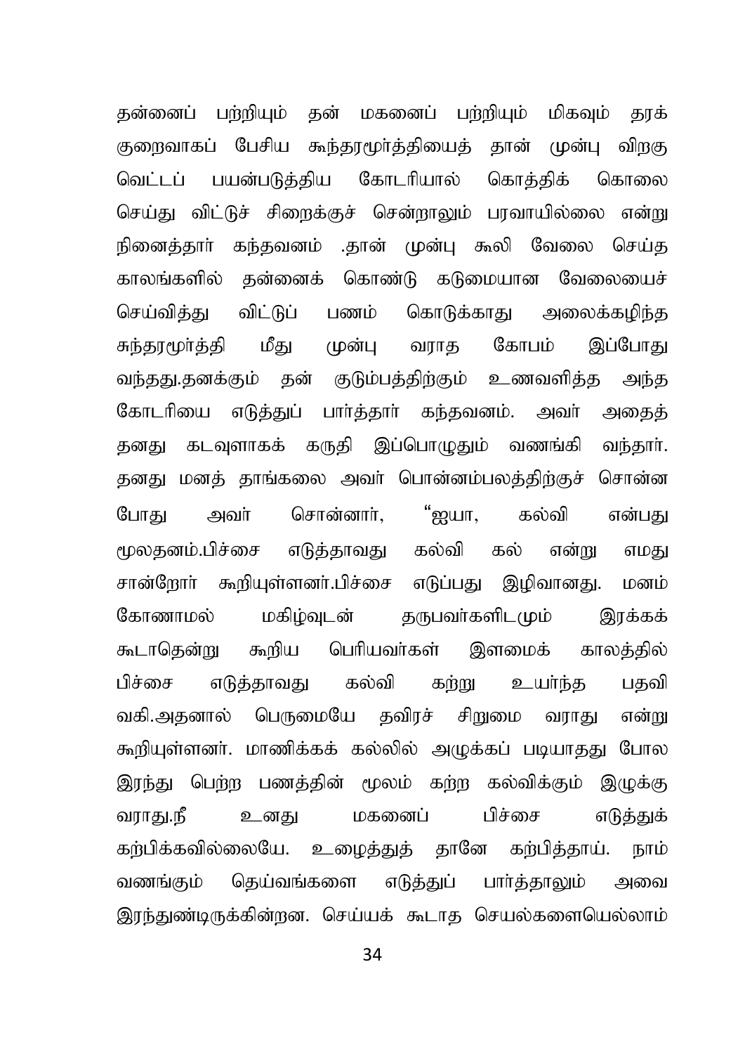தன்னைப் பற்றியும் தன் மகனைப் பற்றியும் மிகவும் தரக் குறைவாகப் பேசிய சுந்தரமூர்த்தியைத் தான் முன்பு விறகு வெட்டப் பயன்படுத்திய கோடரியால் கொத்திக் கொலை செய்து விட்டுச் சிறைக்குச் சென்றாலும் பரவாயில்லை என்று நினைத்தார் கந்தவனம் .தான் முன்பு கூலி வேலை செய்த காலங்களில் தன்னைக் கொண்டு கடுமையான வேலையைச் செய்வித்து விட்டுப் பணம் கொடுக்காது அலைக்கழிந்த சுந்தரமூர்த்தி மீது முன்பு வராத கோபம் இப்போது வந்தது.தனக்கும் தன் குடும்பத்திற்கும் உணவளித்த அந்த கோடரியை எடுத்துப் பார்த்தார் கந்தவனம். அவர் அதைத் தனது கடவுளாகக் கருதி இப்பொழுதும் வணங்கி வந்தார். தனது மனத் தாங்கலை அவர் பொன்னம்பலத்திற்குச் சொன்ன போது அவர் சொன்னார், "ஐயா, கல்வி என்பது மூலதனம்.பிச்சை எடுத்தாவது கல்வி கல் என்று எமது சான்றோர் கூறியுள்ளனர்.பிச்சை எடுப்பது இழிவானது. மனம் கோணாமல் மகிழ்வுடன் தருபவர்களிடமும் இரக்கக் கூடாதென்று கூறிய பெரியவர்கள் இளமைக் காலத்தில் பிச்சை எடுத்தாவது கல்வி கற்று உயர்ந்த பதவி வகி.அதனால் பெருமையே தவிரச் சிறுமை வராது என்று கூறியுள்ளனர். மாணிக்கக் கல்லில் அழுக்கப் படியாதது போல இரந்து பெற்ற பணத்தின் மூலம் கற்ற கல்விக்கும் இழுக்கு வராது.நீ உனது மகனைப் பிச்சை எடுத்துக் கற்பிக்கவில்லையே. உழைத்துத் தானே கற்பித்தாய். நாம் வணங்கும் தெய்வங்களை எடுத்துப் பார்த்தாலும் அவை இரந்துண்டிருக்கின்றன. செய்யக் கூடாத செயல்களையெல்லாம்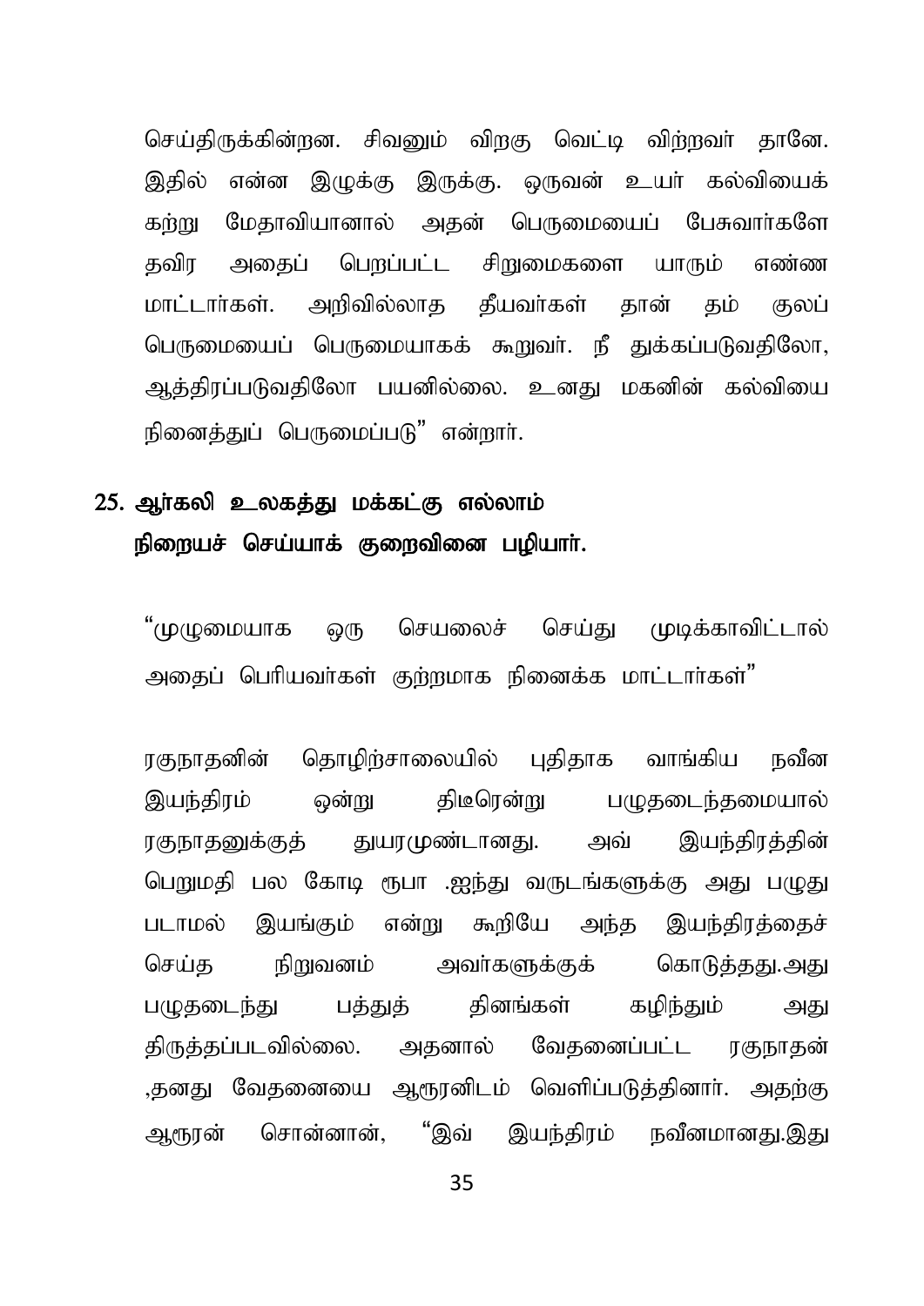செய்திருக்கின்றன. சிவனும் விறகு வெட்டி விற்றவர் தானே. இதில் என்ன இழுக்கு இருக்கு. ஒருவன் உயர் கல்வியைக் கற்று மேதாவியானால் அதன் பெருமையைப் பேசுவார்களே தவிர அதைப் பெறப்பட்ட சிறுமைகளை யாரும் எண்ண மாட்டார்கள். அறிவில்லாத தீயவர்கள் தான் தம் குலப் பெருமையைப் பெருமையாகக் கூறுவர். நீ துக்கப்படுவதிலோ, ஆத்திரப்படுவதிலோ பயனில்லை. உனது மகனின் கல்வியை நினைத்துப் பெருமைப்படு" என்றார்.

## 25. ஆர்கலி உலகத்து மக்கட்கு எல்லாம் நிறையச் செய்யாக் குறைவினை பழியார்.

"முழுமையாக ஒரு செயலைச் செய்து முடிக்காவிட்டால் அதைப் பெரியவர்கள் குற்றமாக நினைக்க மாட்டார்கள்"

ரகுநாதனின் தொழிற்சாலையில் புதிதாக வாங்கிய நவீன இயந்திரம் ஒன்று திடீரென்று பழுதடைந்தமையால் ரகுநாதனுக்குத் துயரமுண்டானது. அவ் இயந்திரத்தின் பெறுமதி பல கோடி ரூபா .ஐந்து வருடங்களுக்கு அது பழுது படாமல் இயங்கும் என்று கூறியே அந்த இயந்திரத்தைச் செய்த நிறுவனம் அவர்களுக்குக் கொடுத்தது.அது பழுதடைந்து பத்துத் தினங்கள் கழிந்தும் அது திருத்தப்படவில்லை. அதனால் வேதனைப்பட்ட ரகுநாதன் ,தனது வேதனையை ஆரூரனிடம் வெளிப்படுத்தினார். அதற்கு ஆரூரன் சொன்னான், "இவ் இயந்திரம் நவீனமானது.இது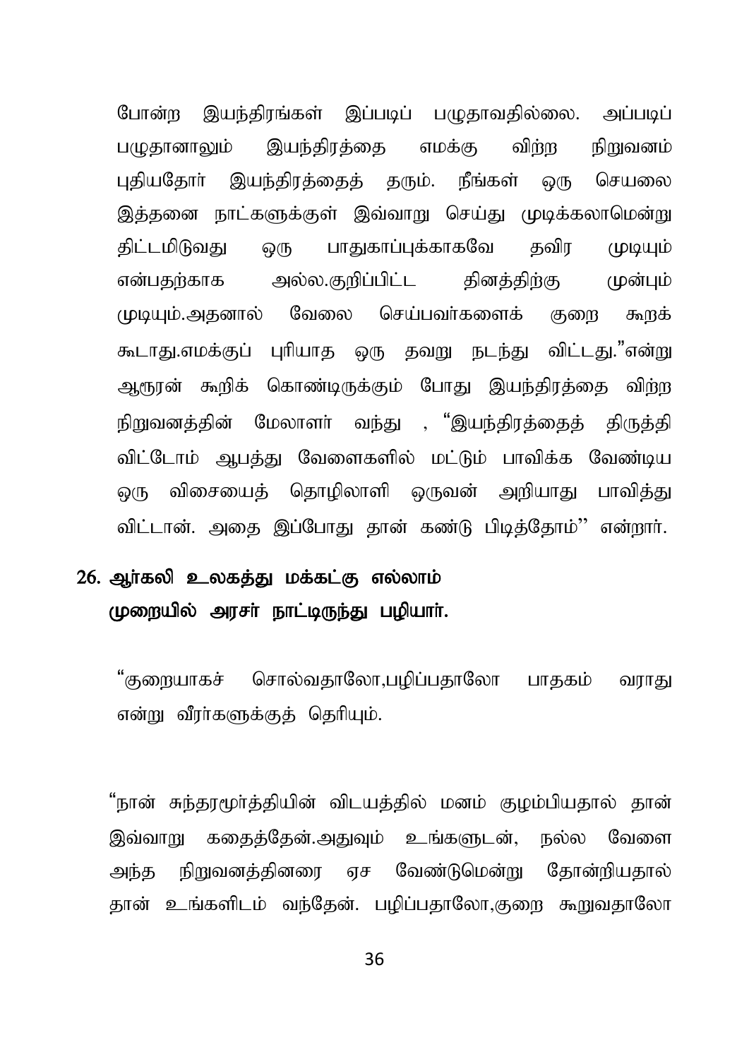போன்ற இயந்திரங்கள் இப்படிப் பழுதாவதில்லை. அப்படிப் பழுதானாலும் இயந்திரத்தை எமக்கு விற்ற நிறுவனம் புதியதோர் இயந்திரத்தைத் தரும். நீங்கள் ஒரு செயலை இத்தனை நாட்களுக்குள் இவ்வாறு செய்து முடிக்கலாமென்று திட்டமிடுவது ஒரு பாதுகாப்புக்காகவே தவிர முடியும் என்பதற்காக அல்ல.குறிப்பிட்ட தினத்திற்கு முன்பும் முடியும்.அதனால் வேலை செய்பவர்களைக் குறை கூறக் கூடாது.எமக்குப் புரியாத ஒரு தவறு நடந்து விட்டது."என்று ஆரூரன் கூறிக் கொண்டிருக்கும் போது இயந்திரத்தை விற்ற நிறுவனத்தின் மேலாளர் வந்து , "இயந்திரத்தைத் திருத்தி விட்டோம் ஆபத்து வேளைகளில் மட்டும் பாவிக்க வேண்டிய ஒரு விசையைத் தொழிலாளி ஒருவன் அறியாது பாவித்து விட்டான். அதை இப்போது தான் கண்டு பிடித்தோம்'' என்றார்.

## 26. ஆர்கலி உலகத்து மக்கட்கு எல்லாம் முறையில் அரசர் நாட்டிருந்து பழியார்.

"குறையாகச் சொல்வதாலோ,பழிப்பதாலோ பாதகம் வராது என்று வீரர்களுக்குத் தெரியும்.

"நான் சுந்தரமூர்த்தியின் விடயத்தில் மனம் குழம்பியதால் தான் இவ்வாறு கதைத்தேன்.அதுவும் உங்களுடன், நல்ல வேளை அந்த நிறுவனத்தினரை ஏச வேண்டுமென்று தோன்றியதால் தான் உங்களிடம் வந்தேன். பழிப்பதாலோ,குறை கூறுவதாலோ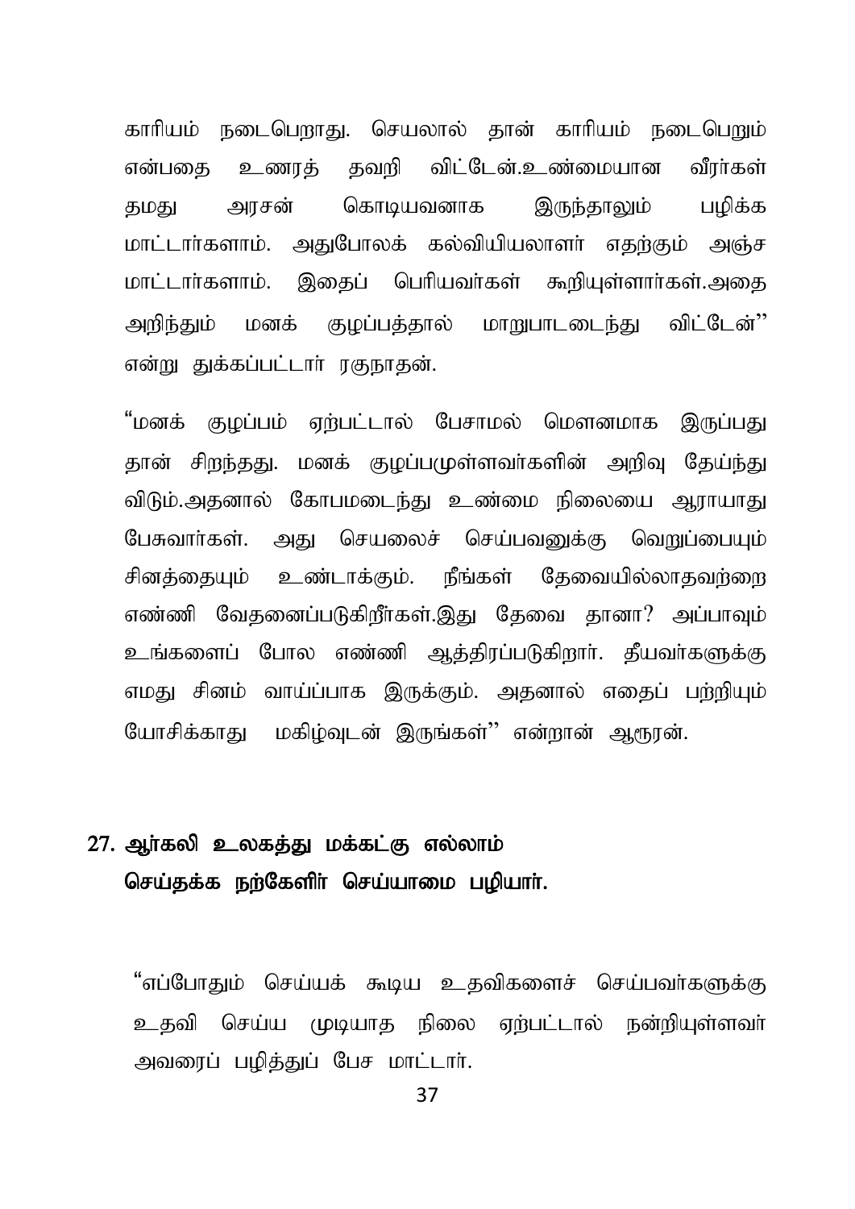காரியம் நடைபெறாது. செயலால் தான் காரியம் நடைபெறும் என்பதை உணரத் தவறி விட்டேன்.உண்மையான வீரர்கள் தமது அரசன் கொடியவனாக இருந்தாலும் பழிக்க மாட்டார்களாம். அதுபோலக் கல்வியியலாளர் எதற்கும் அஞ்ச மாட்டார்களாம். இதைப் பெரியவர்கள் கூறியுள்ளார்கள்.அதை அறிந்தும் மனக் குழப்பத்தால் மாறுபாடடைந்து விட்டேன்'' என்று துக்கப்பட்டார் ரகுநாதன்.

"மனக் குழப்பம் ஏற்பட்டால் பேசாமல் மௌனமாக இருப்பது தான் சிறந்தது. மனக் குழப்பமுள்ளவர்களின் அறிவு தேய்ந்து விடும்.அதனால் கோபமடைந்து உண்மை நிலையை ஆராயாது பேசுவார்கள். அது செயலைச் செய்பவனுக்கு வெறுப்பையும் சினத்தையும் உண்டாக்கும். நீங்கள் தேவையில்லாதவற்றை எண்ணி வேதனைப்படுகிறீர்கள்.இது தேவை தானா? அப்பாவும் உங்களைப் போல எண்ணி ஆத்திரப்படுகிறார். தீயவர்களுக்கு எமது சினம் வாய்ப்பாக இருக்கும். அதனால் எதைப் பற்றியும் யோசிக்காது மகிழ்வுடன் இருங்கள்'' என்றான் ஆரூரன்.

## 27. ஆர்கலி உலகத்து மக்கட்கு எல்லாம் செய்தக்க நற்கேளிர் செய்யாமை பழியார்.

"எப்போதும் செய்யக் கூடிய உதவிகளைச் செய்பவர்களுக்கு உதவி செய்ய முடியாத நிலை ஏற்பட்டால் நன்றியுள்ளவர் அவரைப் பழித்துப் பேச மாட்டார்.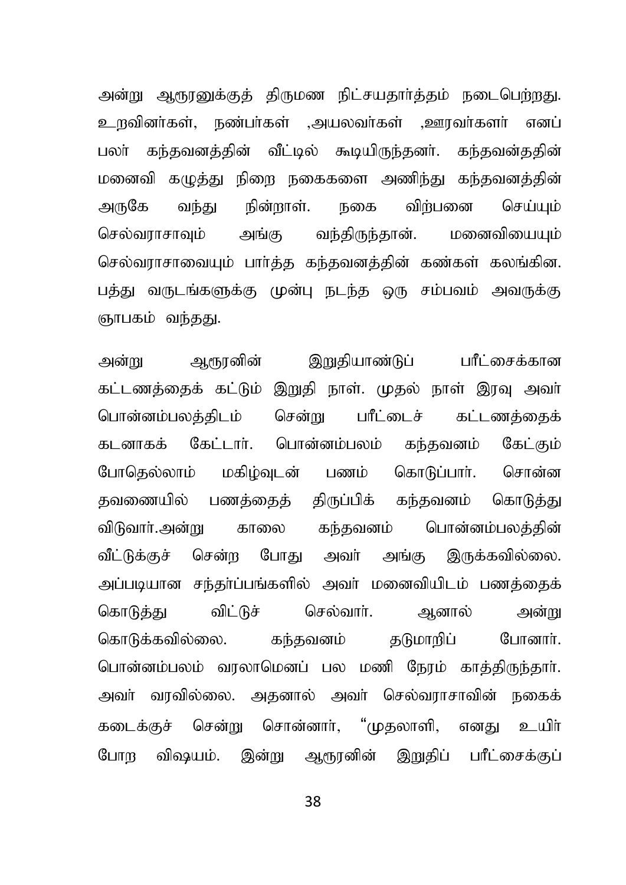அன்று ஆரூரனுக்குத் திருமண நிட்சயதார்த்தம் நடைபெற்றது. உறவினர்கள், நண்பர்கள் ,அயலவர்கள் ,ஊரவர்களர் எனப் பலர் கந்தவனத்தின் வீட்டில் கூடியிருந்தனர். கந்தவன்ததின் மனைவி கழுத்து நிறை நகைகளை அணிந்து கந்தவனத்தின் அருகே வந்து நின்றாள். நகை விற்பனை செய்யும் செல்வராசாவும் அங்கு வந்திருந்தான். மனைவியையும் செல்வராசாவையும் பார்த்த கந்தவனத்தின் கண்கள் கலங்கின. பத்து வருடங்களுக்கு முன்பு நடந்த ஒரு சம்பவம் அவருக்கு ஞாபகம் வந்தது.

அன்று ஆரூரனின் இறுதியாண்டுப் பரீட்சைக்கான கட்டணத்தைக் கட்டும் இறுதி நாள். முதல் நாள் இரவு அவர் பொன்னம்பலத்திடம் சென்று பரீட்டைச் கட்டணத்தைக் கடனாகக் கேட்டார். பொன்னம்பலம் கந்தவனம் கேட்கும் போதெல்லாம் மகிழ்வுடன் பணம் கொடுப்பார். சொன்ன தவணையில் பணத்தைத் திருப்பிக் கந்தவனம் கொடுத்து விடுவார்.அன்று காலை கந்தவனம் பொன்னம்பலத்தின் வீட்டுக்குச் சென்ற போது அவர் அங்கு இருக்கவில்லை. அப்படியான சந்தர்ப்பங்களில் அவர் மனைவியிடம் பணத்தைக் கொடுத்து விட்டுச் செல்வார். ஆனால் அன்று கொடுக்கவில்லை. கந்தவனம் தடுமாறிப் போனார். பொன்னம்பலம் வரலாமெனப் பல மணி நேரம் காத்திருந்தார். அவர் வரவில்லை. அதனால் அவர் செல்வராசாவின் நகைக் கடைக்குச் சென்று சொன்னார், "முதலாளி, எனது உயிர் போற விஷயம். இன்று ஆரூரனின் இறுதிப் பரீட்சைக்குப்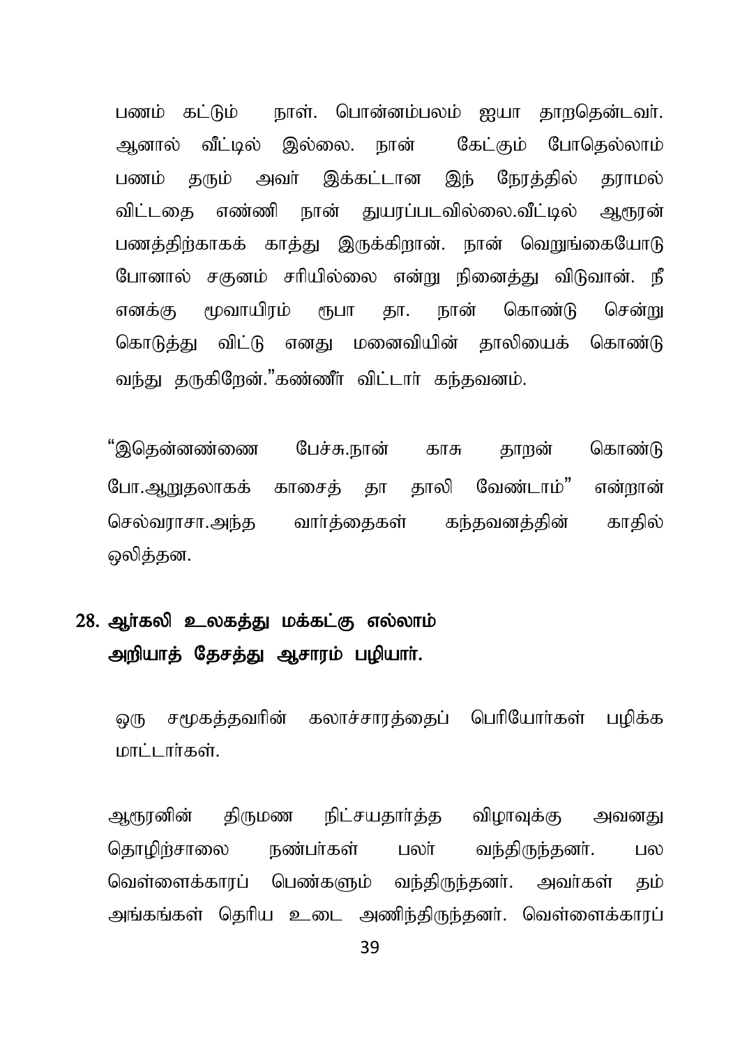பணம் கட்டும் நாள். பொன்னம்பலம் ஐயா தாறதென்டவர். ஆனால் வீட்டில் இல்லை. நான் கேட்கும் போதெல்லாம் பணம் தரும் அவர் இக்கட்டான இந் நேரத்தில் தராமல் விட்டதை எண்ணி நான் துயரப்படவில்லை.வீட்டில் ஆரூரன் பணத்திற்காகக் காத்து இருக்கிறான். நான் வெறுங்கையோடு போனால் சகுனம் சரியில்லை என்று நினைத்து விடுவான். நீ எனக்கு மூவாயிரம் ரூபா தா. நான் கொண்டு சென்று கொடுத்து விட்டு எனது மனைவியின் தாலியைக் கொண்டு வந்து தருகிறேன்."கண்ணீர் விட்டார் கந்தவனம்.

"இதென்னண்ணை பேச்சு.நான் காசு தாறன் கொண்டு போ.ஆறுதலாகக் காசைத் தா தாலி வேண்டாம்" என்றான் செல்வராசா.அந்த வார்த்தைகள் கந்தவனத்தின் காதில் ஒலித்தன.

## 28. ஆர்கலி உலகத்து மக்கட்கு எல்லாம் அறியாத் தேசத்து ஆசாரம் பழியார்.

ஒரு சமூகத்தவரின் கலாச்சாரத்தைப் பெரியோர்கள் பழிக்க மாட்டார்கள்.

ஆரூரனின் திருமண நிட்சயதார்த்த விழாவுக்கு அவனது தொழிற்சாலை நண்பர்கள் பலர் வந்திருந்தனர். பல வெள்ளைக்காரப் பெண்களும் வந்திருந்தனர். அவர்கள் தம் அங்கங்கள் தெரிய உடை அணிந்திருந்தனர். வெள்ளைக்காரப்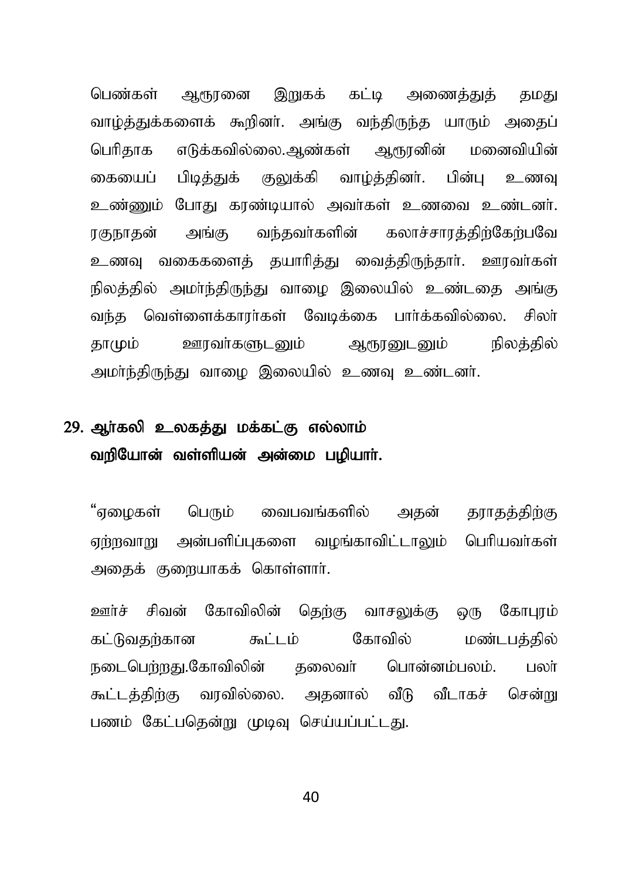பெண்கள் ஆரூரனை இறுகக் கட்டி அணைத்துத் தமது வாழ்த்துக்களைக் கூறினர். அங்கு வந்திருந்த யாரும் அதைப் பெரிதாக எடுக்கவில்லை.ஆண்கள் ஆரூரனின் மனைவியின் கையைப் பிடித்துக் குலுக்கி வாழ்த்தினர். பின்பு உணவு உண்ணும் போது கரண்டியால் அவர்கள் உணவை உண்டனர். ரகுநாதன் அங்கு வந்தவர்களின் கலாச்சாரத்திற்கேற்பவே உணவு வகைகளைத் தயாரித்து வைத்திருந்தார். ஊரவர்கள் நிலத்தில் அமர்ந்திருந்து வாழை இலையில் உண்டதை அங்கு வந்த வெள்ளைக்காரர்கள் வேடிக்கை பார்க்கவில்லை. சிலர் தாமும் ஊரவர்களுடனும் ஆரூரனுடனும் நிலத்தில் அமர்ந்திருந்து வாழை இலையில் உணவு உண்டனர்.

## 29. ஆர்கலி உலகத்து மக்கட்கு எல்லாம் வறியோன் வள்ளியன் அன்மை பழியார்.

"ஏழைகள் பெரும் வைபவங்களில் அதன் தராதத்திற்கு ஏற்றவாறு அன்பளிப்புகளை வழங்காவிட்டாலும் பெரியவர்கள் அதைக் குறையாகக் கொள்ளார்.

ஊர்ச் சிவன் கோவிலின் தெற்கு வாசலுக்கு ஒரு கோபுரம் கட்டுவதற்கான கூட்டம் கோவில் மண்டபத்தில் நடைபெற்றது.கோவிலின் தலைவர் பொன்னம்பலம். பலர் கூட்டத்திற்கு வரவில்லை. அதனால் வீடு வீடாகச் சென்று பணம் கேட்பதென்று முடிவு செய்யப்பட்டது.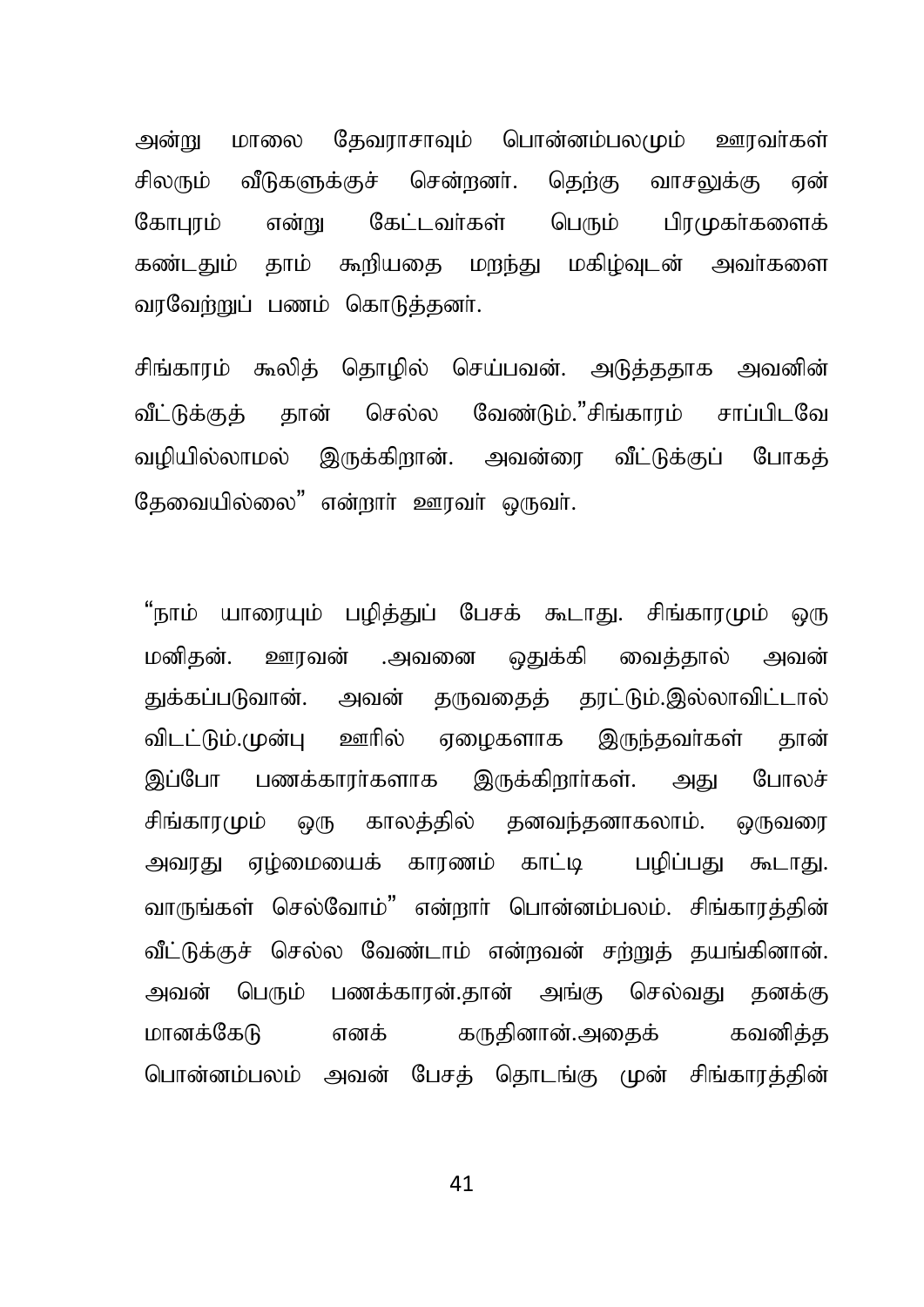அன்று மாலை தேவராசாவும் பொன்னம்பலமும் ஊரவர்கள் சிலரும் வீடுகளுக்குச் சென்றனர். தெற்கு வாசலுக்கு ஏன் கோபுரம் என்று கேட்டவர்கள் பெரும் பிரமுகர்களைக் கண்டதும் தாம் கூறியதை மறந்து மகிழ்வுடன் அவர்களை வரவேற்றுப் பணம் கொடுத்தனர்.

சிங்காரம் கூலித் தொழில் செய்பவன். அடுத்ததாக அவனின் வீட்டுக்குத் தான் செல்ல வேண்டும்."சிங்காரம் சாப்பிடவே வழியில்லாமல் இருக்கிறான். அவன்ரை வீட்டுக்குப் போகத் தேவையில்லை" என்றார் ஊரவர் ஒருவர்.

"நாம் யாரையும் பழித்துப் பேசக் கூடாது. சிங்காரமும் ஒரு மனிதன். ஊரவன் .அவனை ஒதுக்கி வைத்தால் அவன் துக்கப்படுவான். அவன் தருவதைத் தரட்டும்.இல்லாவிட்டால் விடட்டும்.முன்பு ஊரில் ஏழைகளாக இருந்தவர்கள் தான் இப்போ பணக்காரர்களாக இருக்கிறார்கள். அது போலச் சிங்காரமும் ஒரு காலத்தில் தனவந்தனாகலாம். ஒருவரை அவரது ஏழ்மையைக் காரணம் காட்டி பழிப்பது கூடாது. வாருங்கள் செல்வோம்" என்றார் பொன்னம்பலம். சிங்காரத்தின் வீட்டுக்குச் செல்ல வேண்டாம் என்றவன் சற்றுத் தயங்கினான். அவன் பெரும் பணக்காரன்.தான் அங்கு செல்வது தனக்கு மானக்கேடு எனக் கருதினான்.அதைக் கவனித்த பொன்னம்பலம் அவன் பேசத் தொடங்கு முன் சிங்காரத்தின்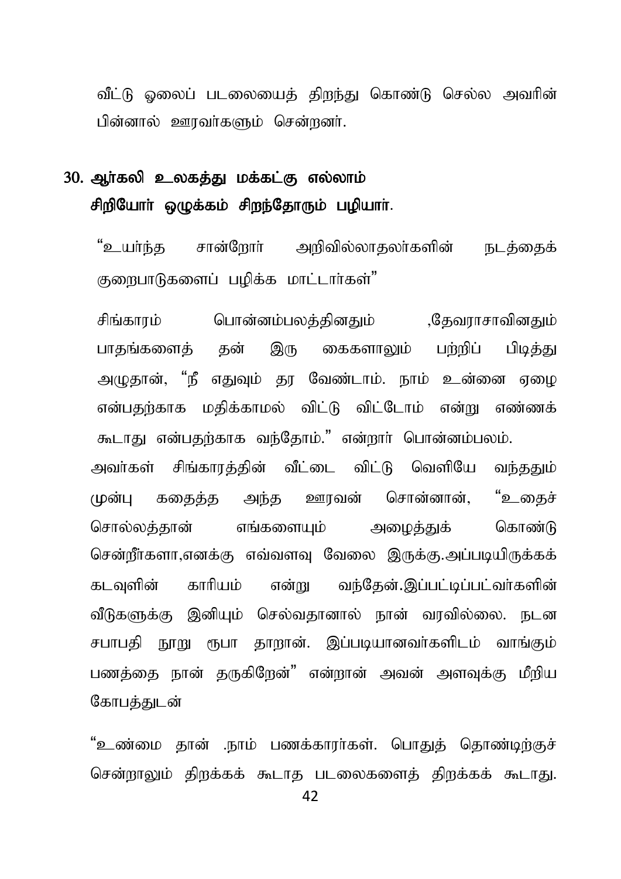வீட்டு ஓலைப் படலையைத் திறந்து கொண்டு செல்ல அவரின் பின்னால் ஊரவர்களும் சென்றனர்.

## 30. ஆர்கலி உலகத்து மக்கட்கு எல்லாம் சிறியோர் ஒழுக்கம் சிறந்தோரும் பழியார்.

"உயர்ந்த சான்றோர் அறிவில்லாதலர்களின் நடத்தைக் குறைபாடுகளைப் பழிக்க மாட்டார்கள்"

சிங்காரம் பொன்னம்பலத்தினதும் ,தேவராசாவினதும் பாதங்களைத் தன் இரு கைகளாலும் பற்றிப் பிடித்து அழுதான், "நீ எதுவும் தர வேண்டாம். நாம் உன்னை ஏழை என்பதற்காக மதிக்காமல் விட்டு விட்டோம் என்று எண்ணக் கூடாது என்பதற்காக வந்தோம்." என்றார் பொன்னம்பலம்.

அவர்கள் சிங்காரத்தின் வீட்டை விட்டு வெளியே வந்ததும் முன்பு கதைத்த அந்த ஊரவன் சொன்னான், "உதைச் சொல்லத்தான் எங்களையும் அழைத்துக் கொண்டு சென்றீர்களா,எனக்கு எவ்வளவு வேலை இருக்கு.அப்படியிருக்கக் கடவுளின் காரியம் என்று வந்தேன்.இப்பட்டிப்பட்வர்களின் வீடுகளுக்கு இனியும் செல்வதானால் நான் வரவில்லை. நடன சபாபதி நூறு ரூபா தாறான். இப்படியானவர்களிடம் வாங்கும் பணத்தை நான் தருகிறேன்" என்றான் அவன் அளவுக்கு மீறிய கோபத்துடன்

"உண்மை தான் .நாம் பணக்காரர்கள். பொதுத் தொண்டிற்குச் சென்றாலும் திறக்கக் கூடாத படலைகளைத் திறக்கக் கூடாது.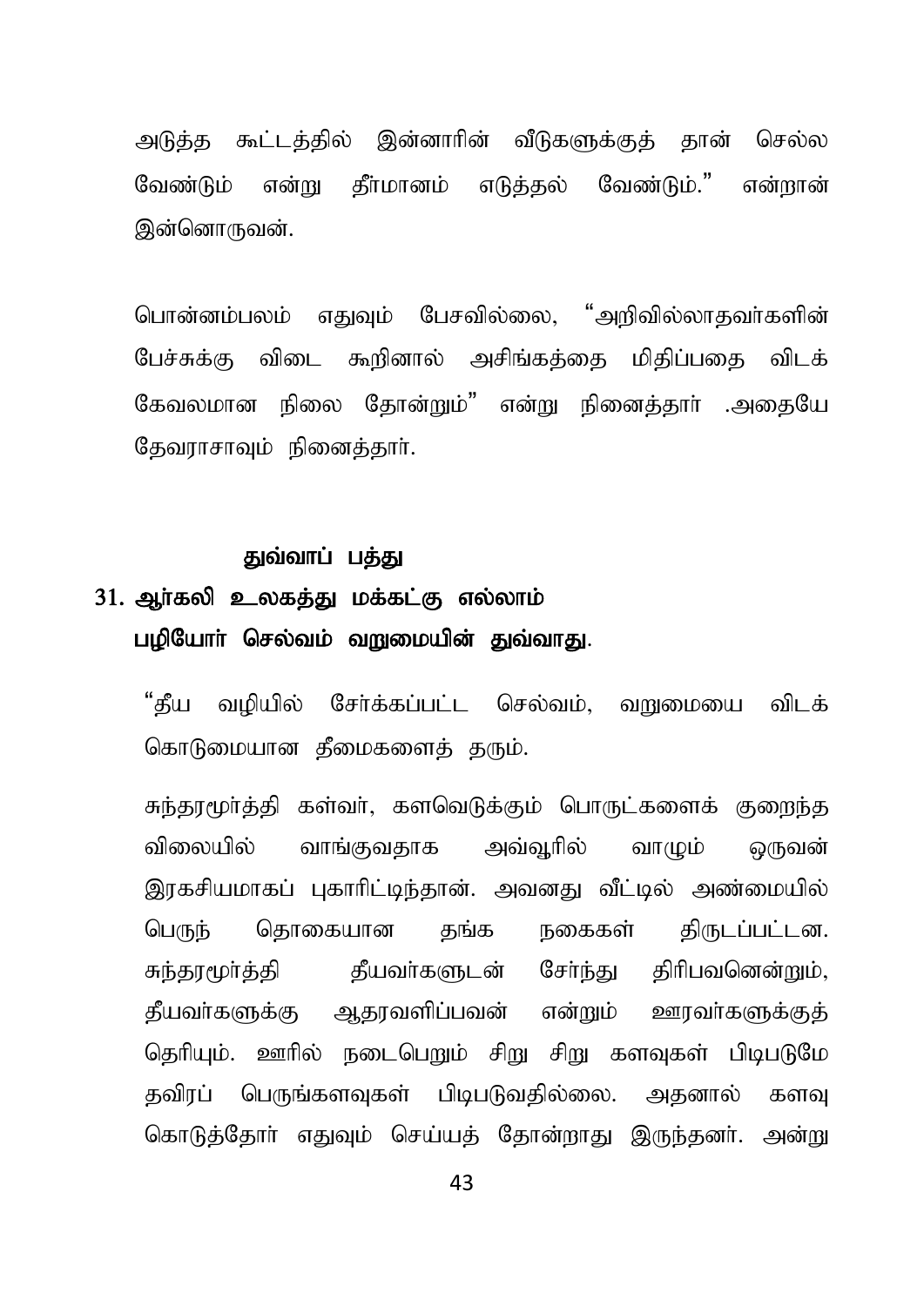அடுத்த கூட்டத்தில் இன்னாரின் வீடுகளுக்குத் தான் செல்ல வேண்டும் என்று தீர்மானம் எடுத்தல் வேண்டும்." என்றான் இன்னொருவன்.

பொன்னம்பலம் எதுவும் பேசவில்லை, "அறிவில்லாதவர்களின் பேச்சுக்கு விடை கூறினால் அசிங்கத்தை மிதிப்பதை விடக் கேவலமான நிலை தோன்றும்" என்று நினைத்தார் .அதையே தேவராசாவும் நினைத்தார்.

**துவ்வாப் பத்து**

**31. ஆர்கலி உலகத்து மக்கட்கு எல்லாம்**
**பழியோர் செல்வம் வறுமையின் துவ்வாது.**

"தீய வழியில் சேர்க்கப்பட்ட செல்வம், வறுமையை விடக் கொடுமையான தீமைகளைத் தரும்.

சுந்தரமூர்த்தி கள்வர், களவெடுக்கும் பொருட்களைக் குறைந்த விலையில் வாங்குவதாக அவ்வூரில் வாழும் ஒருவன் இரகசியமாகப் புகாரிட்டிருந்தான். அவனது வீட்டில் அண்மையில் பெருந் தொகையான தங்க நகைகள் திருடப்பட்டன. சுந்தரமூர்த்தி தீயவர்களுடன் சேர்ந்து திரிபவனென்றும், தீயவர்களுக்கு ஆதரவளிப்பவன் என்றும் ஊரவர்களுக்குத் தெரியும். ஊரில் நடைபெறும் சிறு சிறு களவுகள் பிடிபடுமே தவிரப் பெருங்களவுகள் பிடிபடுவதில்லை. அதனால் களவு கொடுத்தோர் எதுவும் செய்யத் தோன்றாது இருந்தனர். அன்று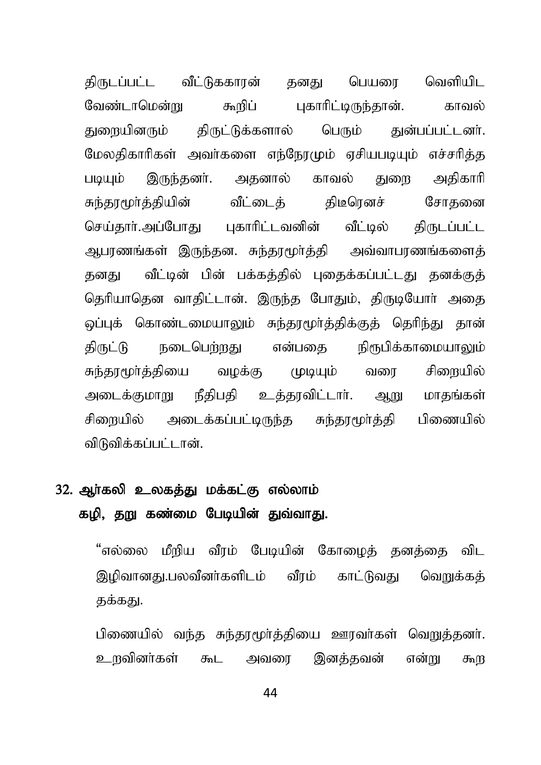திருடப்பட்ட வீட்டுககாரன் தனது பெயரை வெளியிட வேண்டாமென்று கூறிப் புகாரிட்டிருந்தான். காவல் துறையினரும் திருட்டுக்களால் பெரும் துன்பப்பட்டனர். மேலதிகாரிகள் அவர்களை எந்நேரமும் ஏசியபடியும் எச்சரித்த படியும் இருந்தனர். அதனால் காவல் துறை அதிகாரி சுந்தரமூர்த்தியின் வீட்டைத் திடீரெனச் சோதனை செய்தார்.அப்போது புகாரிட்டவனின் வீட்டில் திருடப்பட்ட ஆபரணங்கள் இருந்தன. சுந்தரமூர்த்தி அவ்வாபரணங்களைத் தனது வீட்டின் பின் பக்கத்தில் புதைக்கப்பட்டது தனக்குத் தெரியாதென வாதிட்டான். இருந்த போதும், திருடியோர் அதை ஒப்புக் கொண்டமையாலும் சுந்தரமூர்த்திக்குத் தெரிந்து தான் திருட்டு நடைபெற்றது என்பதை நிரூபிக்காமையாலும் சுந்தரமூர்த்தியை வழக்கு முடியும் வரை சிறையில் அடைக்குமாறு நீதிபதி உத்தரவிட்டார். ஆறு மாதங்கள் சிறையில் அடைக்கப்பட்டிருந்த சுந்தரமூர்த்தி பிணையில் விடுவிக்கப்பட்டான்.

## 32. ஆர்கலி உலகத்து மக்கட்கு எல்லாம் கழி, தறு கண்மை பேடியின் துவ்வாது.

"எல்லை மீறிய வீரம் பேடியின் கோழைத் தனத்தை விட இழிவானது.பலவீனர்களிடம் வீரம் காட்டுவது வெறுக்கத் தக்கது.

பிணையில் வந்த சுந்தரமூர்த்தியை ஊரவர்கள் வெறுத்தனர். உறவினர்கள் கூட அவரை இனத்தவன் என்று கூற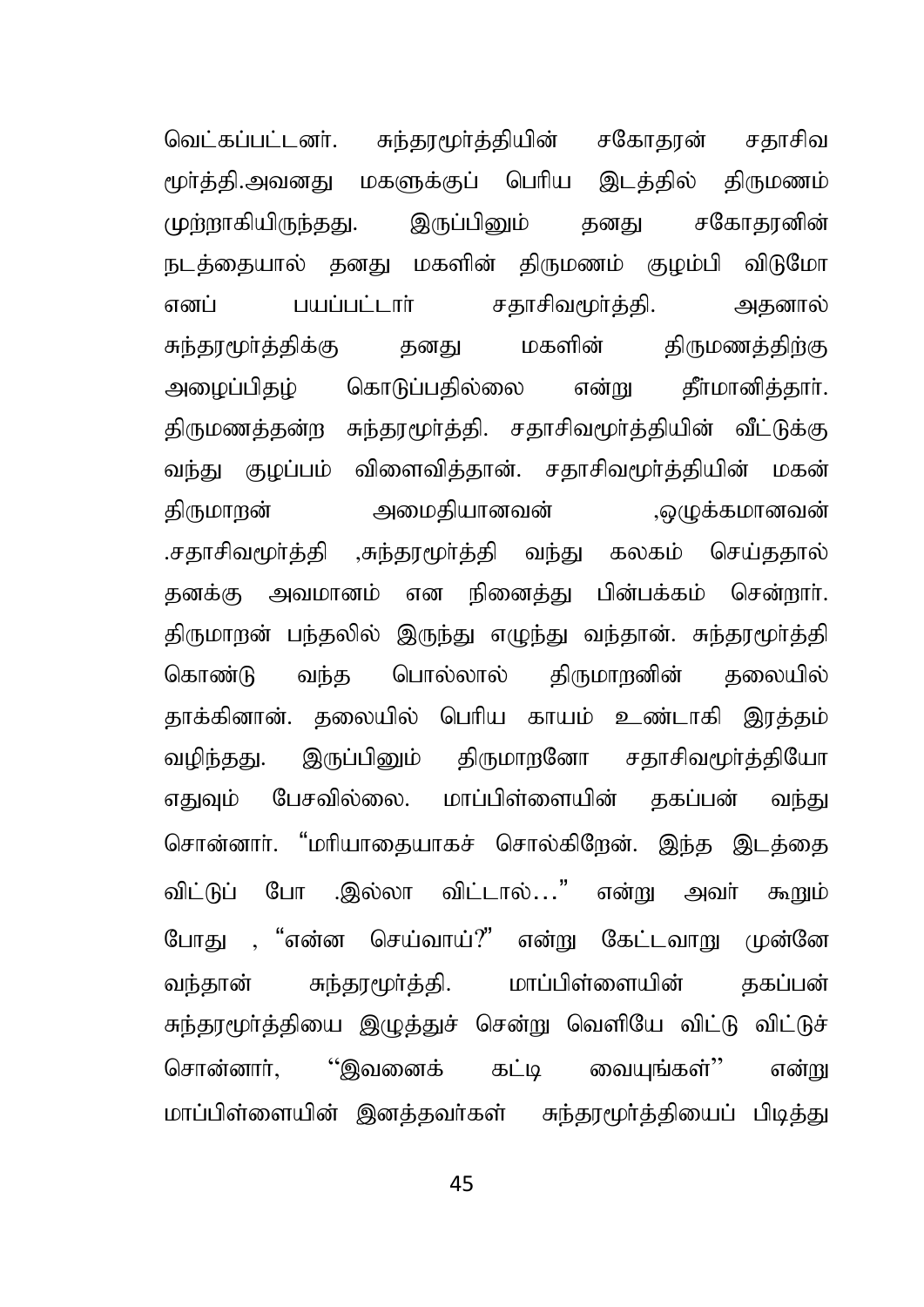வெட்கப்பட்டனர். சுந்தரமூர்த்தியின் சகோதரன் சதாசிவ மூர்த்தி.அவனது மகளுக்குப் பெரிய இடத்தில் திருமணம் முற்றாகியிருந்தது. இருப்பினும் தனது சகோதரனின் நடத்தையால் தனது மகளின் திருமணம் குழம்பி விடுமோ எனப் பயப்பட்டார் சதாசிவமூர்த்தி. அதனால் சுந்தரமூர்த்திக்கு தனது மகளின் திருமணத்திற்கு அழைப்பிதழ் கொடுப்பதில்லை என்று தீர்மானித்தார். திருமணத்தன்ற சுந்தரமூர்த்தி. சதாசிவமூர்த்தியின் வீட்டுக்கு வந்து குழப்பம் விளைவித்தான். சதாசிவமூர்த்தியின் மகன் திருமாறன் அமைதியானவன் ,ஒழுக்கமானவன் .சதாசிவமூர்த்தி ,சுந்தரமூர்த்தி வந்து கலகம் செய்ததால் தனக்கு அவமானம் என நினைத்து பின்பக்கம் சென்றார். திருமாறன் பந்தலில் இருந்து எழுந்து வந்தான். சுந்தரமூர்த்தி கொண்டு வந்த பொல்லால் திருமாறனின் தலையில் தாக்கினான். தலையில் பெரிய காயம் உண்டாகி இரத்தம் வழிந்தது. இருப்பினும் திருமாறனோ சதாசிவமூர்த்தியோ எதுவும் பேசவில்லை. மாப்பிள்ளையின் தகப்பன் வந்து சொன்னார். "மரியாதையாகச் சொல்கிறேன். இந்த இடத்தை விட்டுப் போ .இல்லா விட்டால்…" என்று அவர் கூறும் போது , "என்ன செய்வாய்?" என்று கேட்டவாறு முன்னே வந்தான் சுந்தரமூர்த்தி. மாப்பிள்ளையின் தகப்பன் சுந்தரமூர்த்தியை இழுத்துச் சென்று வெளியே விட்டு விட்டுச் சொன்னார், ''இவனைக் கட்டி வையுங்கள்'' என்று மாப்பிள்ளையின் இனத்தவர்கள் சுந்தரமூர்த்தியைப் பிடித்து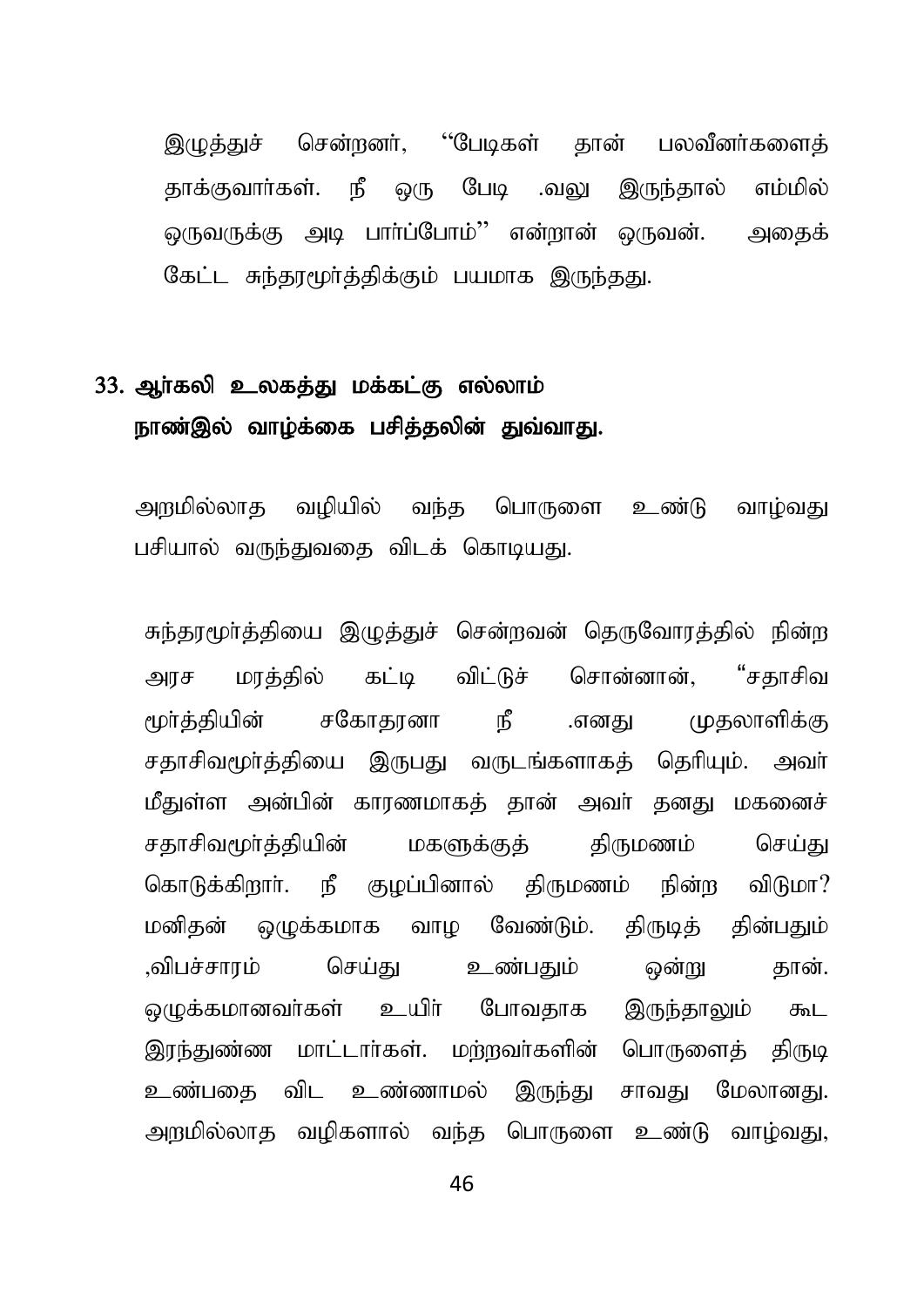இழுத்துச் சென்றனர், ‘‘பேடிகள் தான் பலவீனர்களைத் தாக்குவார்கள். நீ ஒரு பேடி .வலு இருந்தால் எம்மில் ஒருவருக்கு அடி பார்ப்போம்’’ என்றான் ஒருவன். அதைக் கேட்ட சுந்தரமூர்த்திக்கும் பயமாக இருந்தது.

### 33. ஆர்கலி உலகத்து மக்கட்கு எல்லாம் நாண்இல் வாழ்க்கை பசித்தலின் துவ்வாது.

அறமில்லாத வழியில் வந்த பொருளை உண்டு வாழ்வது பசியால் வருந்துவதை விடக் கொடியது.

சுந்தரமூர்த்தியை இழுத்துச் சென்றவன் தெருவோரத்தில் நின்ற அரச மரத்தில் கட்டி விட்டுச் சொன்னான், “சதாசிவ மூர்த்தியின் சகோதரனா நீ .எனது முதலாளிக்கு சதாசிவமூர்த்தியை இருபது வருடங்களாகத் தெரியும். அவர் மீதுள்ள அன்பின் காரணமாகத் தான் அவர் தனது மகனைச் சதாசிவமூர்த்தியின் மகளுக்குத் திருமணம் செய்து கொடுக்கிறார். நீ குழப்பினால் திருமணம் நின்ற விடுமா? மனிதன் ஒழுக்கமாக வாழ வேண்டும். திருடித் தின்பதும் ,விபச்சாரம் செய்து உண்பதும் ஒன்று தான். ஒழுக்கமானவர்கள் உயிர் போவதாக இருந்தாலும் கூட இரந்துண்ண மாட்டார்கள். மற்றவர்களின் பொருளைத் திருடி உண்பதை விட உண்ணாமல் இருந்து சாவது மேலானது. அறமில்லாத வழிகளால் வந்த பொருளை உண்டு வாழ்வது,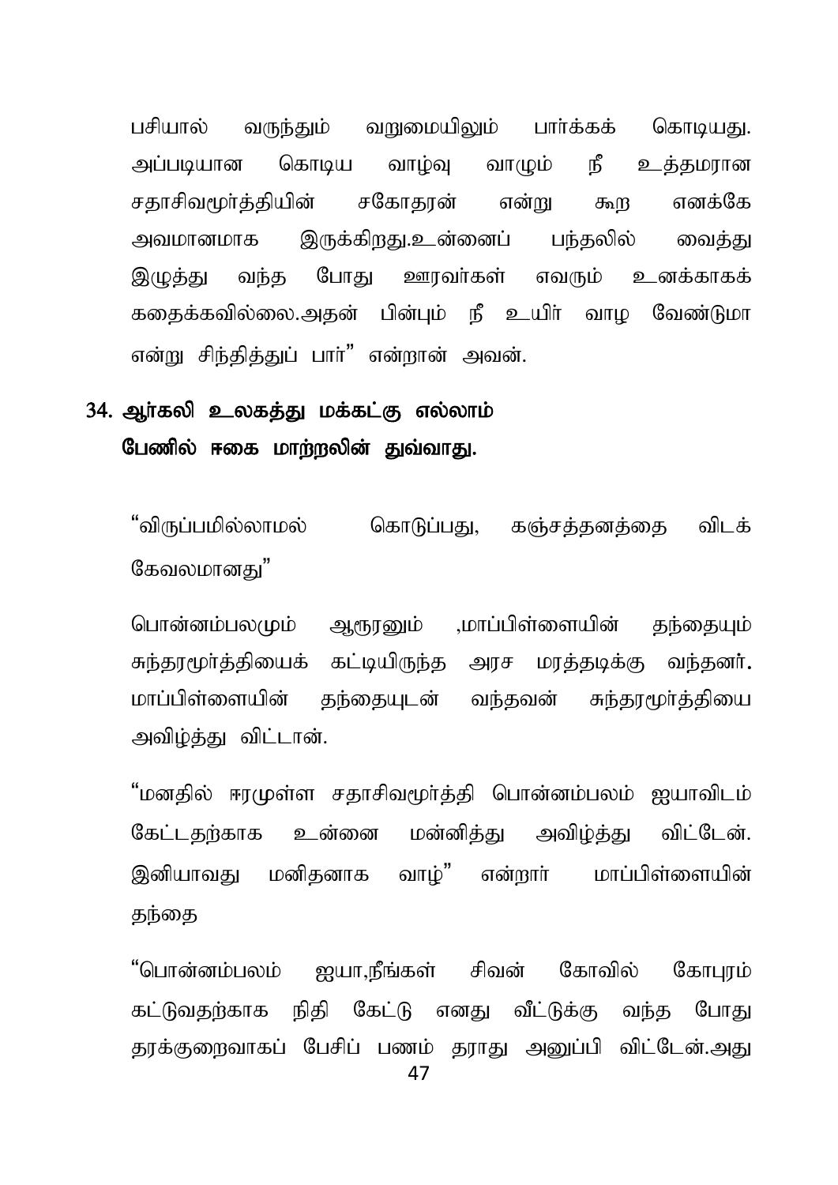பசியால் வருந்தும் வறுமையிலும் பார்க்கக் கொடியது. அப்படியான கொடிய வாழ்வு வாழும் நீ உத்தமரான சதாசிவமூர்த்தியின் சகோதரன் என்று கூற எனக்கே அவமானமாக இருக்கிறது.உன்னைப் பந்தலில் வைத்து இழுத்து வந்த போது ஊரவர்கள் எவரும் உனக்காகக் கதைக்கவில்லை.அதன் பின்பும் நீ உயிர் வாழ வேண்டுமா என்று சிந்தித்துப் பார்" என்றான் அவன்.

## 34. ஆர்கலி உலகத்து மக்கட்கு எல்லாம் பேணில் ஈகை மாற்றலின் துவ்வாது.

"விருப்பமில்லாமல் கொடுப்பது, கஞ்சத்தனத்தை விடக் கேவலமானது"

பொன்னம்பலமும் ஆரூரனும் ,மாப்பிள்ளையின் தந்தையும் சுந்தரமூர்த்தியைக் கட்டியிருந்த அரச மரத்தடிக்கு வந்தனர். மாப்பிள்ளையின் தந்தையுடன் வந்தவன் சுந்தரமூர்த்தியை அவிழ்த்து விட்டான்.

"மனதில் ஈரமுள்ள சதாசிவமூர்த்தி பொன்னம்பலம் ஐயாவிடம் கேட்டதற்காக உன்னை மன்னித்து அவிழ்த்து விட்டேன். இனியாவது மனிதனாக வாழ்" என்றார் மாப்பிள்ளையின் தந்தை

"பொன்னம்பலம் ஐயா,நீங்கள் சிவன் கோவில் கோபுரம் கட்டுவதற்காக நிதி கேட்டு எனது வீட்டுக்கு வந்த போது தரக்குறைவாகப் பேசிப் பணம் தராது அனுப்பி விட்டேன்.அது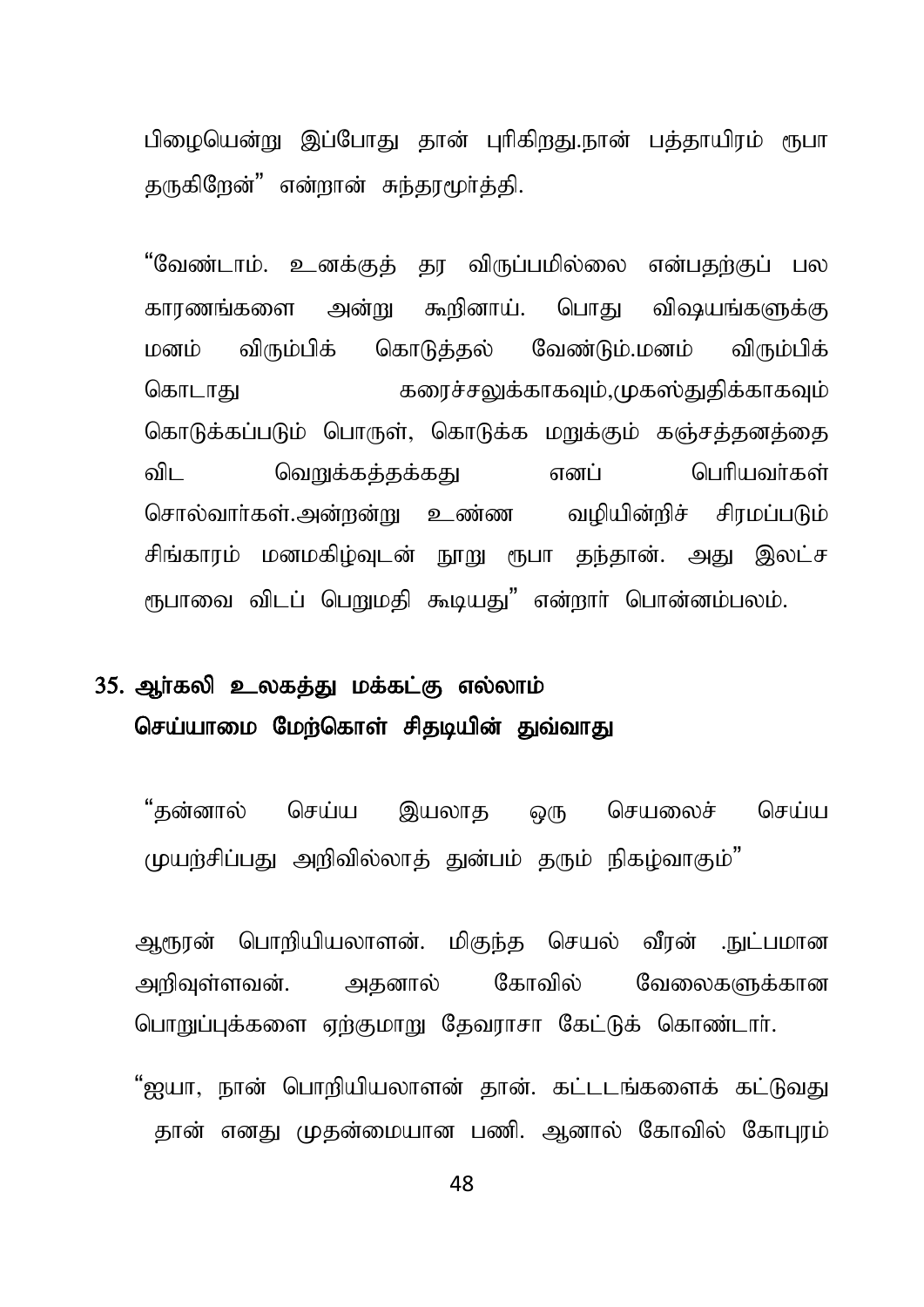பிழையென்று இப்போது தான் புரிகிறது.நான் பத்தாயிரம் ரூபா தருகிறேன்" என்றான் சுந்தரமூர்த்தி.

"வேண்டாம். உனக்குத் தர விருப்பமில்லை என்பதற்குப் பல காரணங்களை அன்று கூறினாய். பொது விஷயங்களுக்கு மனம் விரும்பிக் கொடுத்தல் வேண்டும்.மனம் விரும்பிக் கொடாது கரைச்சலுக்காகவும்,முகஸ்துதிக்காகவும் கொடுக்கப்படும் பொருள், கொடுக்க மறுக்கும் கஞ்சத்தனத்தை விட வெறுக்கத்தக்கது எனப் பெரியவர்கள் சொல்வார்கள்.அன்றன்று உண்ண வழியின்றிச் சிரமப்படும் சிங்காரம் மனமகிழ்வுடன் நூறு ரூபா தந்தான். அது இலட்ச ரூபாவை விடப் பெறுமதி கூடியது" என்றார் பொன்னம்பலம்.

## 35. ஆர்கலி உலகத்து மக்கட்கு எல்லாம் செய்யாமை மேற்கொள் சிதடியின் துவ்வாது

"தன்னால் செய்ய இயலாத ஒரு செயலைச் செய்ய முயற்சிப்பது அறிவில்லாத் துன்பம் தரும் நிகழ்வாகும்"

ஆரூரன் பொறியியலாளன். மிகுந்த செயல் வீரன் .நுட்பமான அறிவுள்ளவன். அதனால் கோவில் வேலைகளுக்கான பொறுப்புக்களை ஏற்குமாறு தேவராசா கேட்டுக் கொண்டார்.

"ஐயா, நான் பொறியியலாளன் தான். கட்டடங்களைக் கட்டுவது தான் எனது முதன்மையான பணி. ஆனால் கோவில் கோபுரம்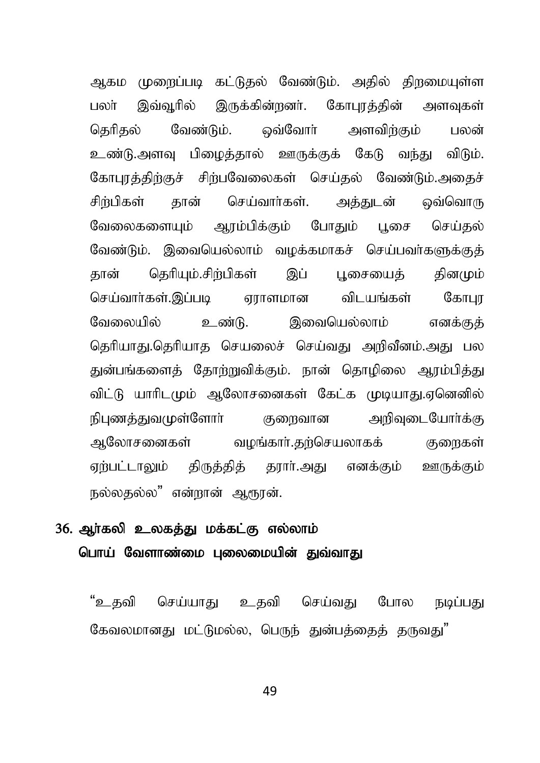ஆகம முறைப்படி கட்டுதல் வேண்டும். அதில் திறமையுள்ள பலர் இவ்வூரில் இருக்கின்றனர். கோபுரத்தின் அளவுகள் தெரிதல் வேண்டும். ஒவ்வோர் அளவிற்கும் பலன் உண்டு.அளவு பிழைத்தால் ஊருக்குக் கேடு வந்து விடும். கோபுரத்திற்குச் சிற்பவேலைகள் செய்தல் வேண்டும்.அதைச் சிற்பிகள் தான் செய்வார்கள். அத்துடன் ஒவ்வொரு வேலைகளையும் ஆரம்பிக்கும் போதும் பூசை செய்தல் வேண்டும். இவையெல்லாம் வழக்கமாகச் செய்பவர்களுக்குத் தான் தெரியும்.சிற்பிகள் இப் பூசையைத் தினமும் செய்வார்கள்.இப்படி ஏராளமான விடயங்கள் கோபுர வேலையில் உண்டு. இவையெல்லாம் எனக்குத் தெரியாது.தெரியாத செயலைச் செய்வது அறிவீனம்.அது பல துன்பங்களைத் தோற்றுவிக்கும். நான் தொழிலை ஆரம்பித்து விட்டு யாரிடமும் ஆலோசனைகள் கேட்க முடியாது.ஏனெனில் நிபுணத்துவமுள்ளோர் குறைவான அறிவுடையோர்க்கு ஆலோசனைகள் வழங்கார்.தற்செயலாகக் குறைகள் ஏற்பட்டாலும் திருத்தித் தரார்.அது எனக்கும் ஊருக்கும் நல்லதல்ல" என்றான் ஆரூரன்.

## 36. ஆர்கலி உலகத்து மக்கட்கு எல்லாம் பொய் வேளாண்மை புலைமையின் துவ்வாது

"உதவி செய்யாது உதவி செய்வது போல நடிப்பது கேவலமானது மட்டுமல்ல, பெருந் துன்பத்தைத் தருவது"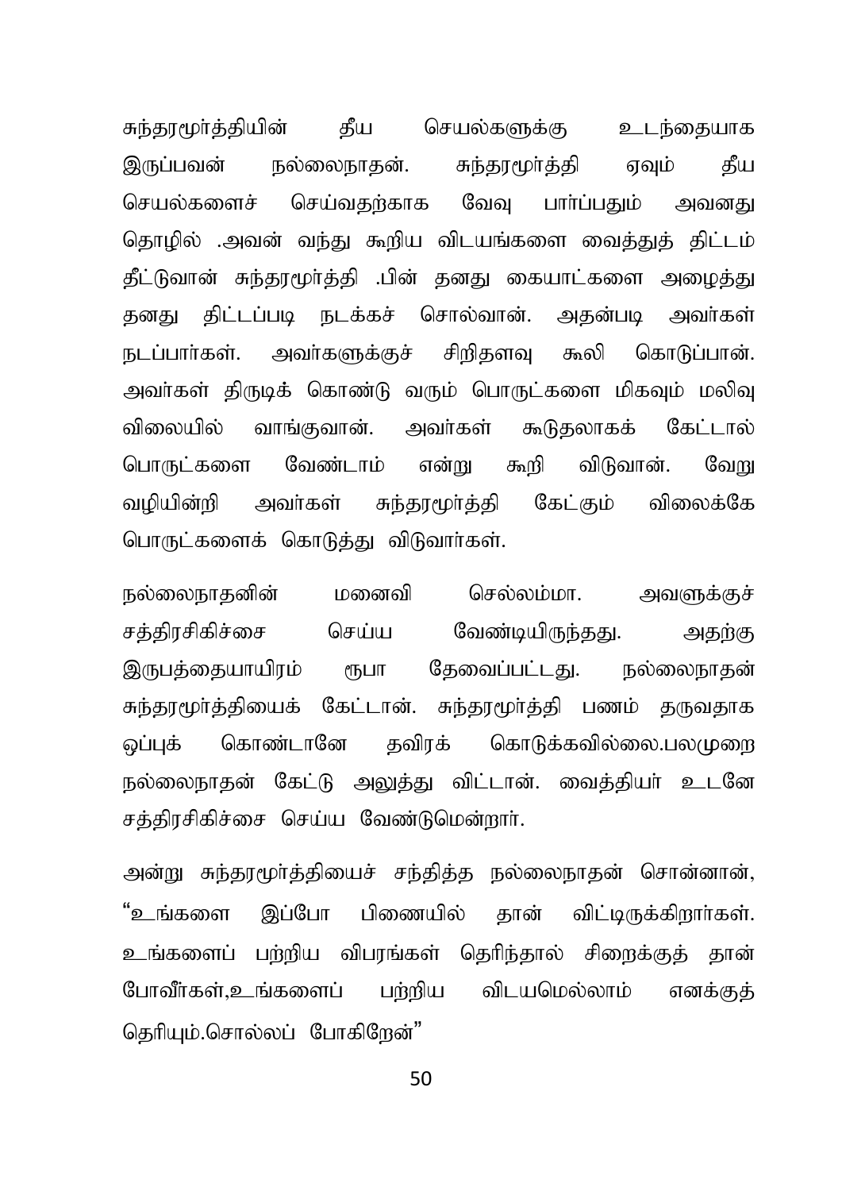சுந்தரமூர்த்தியின் தீய செயல்களுக்கு உடந்தையாக இருப்பவன் நல்லைநாதன். சுந்தரமூர்த்தி ஏவும் தீய செயல்களைச் செய்வதற்காக வேவு பார்ப்பதும் அவனது தொழில் .அவன் வந்து கூறிய விடயங்களை வைத்துத் திட்டம் தீட்டுவான் சுந்தரமூர்த்தி .பின் தனது கையாட்களை அழைத்து தனது திட்டப்படி நடக்கச் சொல்வான். அதன்படி அவர்கள் நடப்பார்கள். அவர்களுக்குச் சிறிதளவு கூலி கொடுப்பான். அவர்கள் திருடிக் கொண்டு வரும் பொருட்களை மிகவும் மலிவு விலையில் வாங்குவான். அவர்கள் கூடுதலாகக் கேட்டால் பொருட்களை வேண்டாம் என்று கூறி விடுவான். வேறு வழியின்றி அவர்கள் சுந்தரமூர்த்தி கேட்கும் விலைக்கே பொருட்களைக் கொடுத்து விடுவார்கள்.

நல்லைநாதனின் மனைவி செல்லம்மா. அவளுக்குச் சத்திரசிகிச்சை செய்ய வேண்டியிருந்தது. அதற்கு இருபத்தையாயிரம் ரூபா தேவைப்பட்டது. நல்லைநாதன் சுந்தரமூர்த்தியைக் கேட்டான். சுந்தரமூர்த்தி பணம் தருவதாக ஒப்புக் கொண்டானே தவிரக் கொடுக்கவில்லை.பலமுறை நல்லைநாதன் கேட்டு அலுத்து விட்டான். வைத்தியர் உடனே சத்திரசிகிச்சை செய்ய வேண்டுமென்றார்.

அன்று சுந்தரமூர்த்தியைச் சந்தித்த நல்லைநாதன் சொன்னான், "உங்களை இப்போ பிணையில் தான் விட்டிருக்கிறார்கள். உங்களைப் பற்றிய விபரங்கள் தெரிந்தால் சிறைக்குத் தான் போவீர்கள்,உங்களைப் பற்றிய விடயமெல்லாம் எனக்குத் தெரியும்.சொல்லப் போகிறேன்"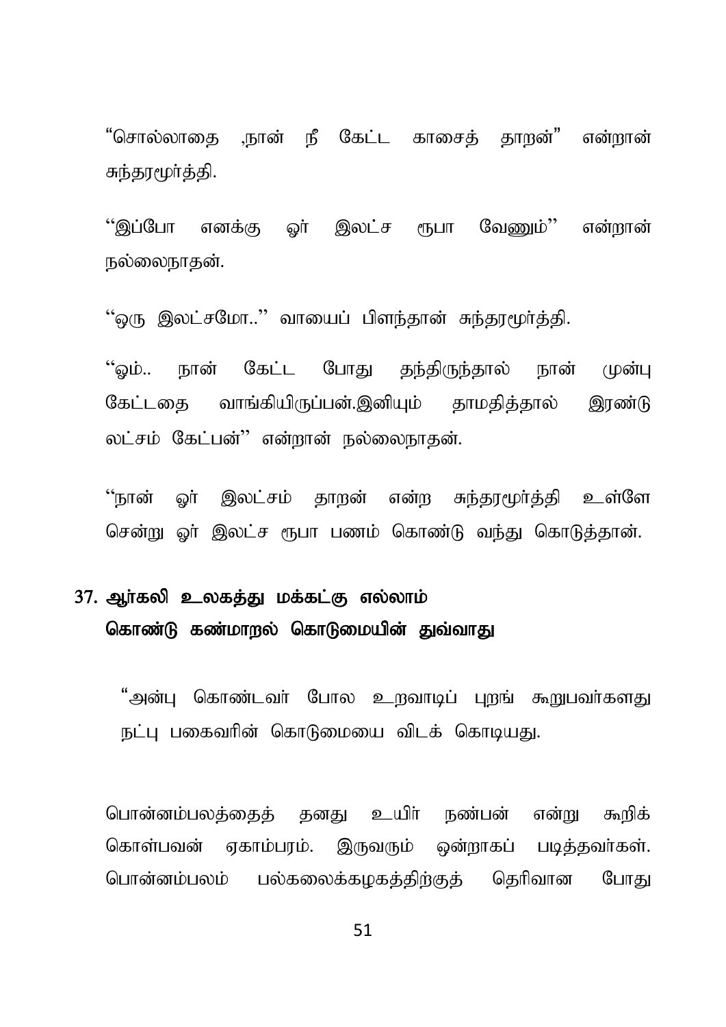"சொல்லாதை ,நான் நீ கேட்ட காசைத் தாறன்" என்றான் சுந்தரமூர்த்தி.

''இப்போ எனக்கு ஓர் இலட்ச ரூபா வேணும்'' என்றான் நல்லைநாதன்.

''ஒரு இலட்சமோ..'' வாயைப் பிளந்தான் சுந்தரமூர்த்தி.

''ஓம்.. நான் கேட்ட போது தந்திருந்தால் நான் முன்பு கேட்டதை வாங்கியிருப்பன்.இனியும் தாமதித்தால் இரண்டு லட்சம் கேட்பன்'' என்றான் நல்லைநாதன்.

''நான் ஓர் இலட்சம் தாறன் என்ற சுந்தரமூர்த்தி உள்ளே சென்று ஓர் இலட்ச ரூபா பணம் கொண்டு வந்து கொடுத்தான்.

## 37. ஆர்கலி உலகத்து மக்கட்கு எல்லாம் கொண்டு கண்மாறல் கொடுமையின் துவ்வாது

"அன்பு கொண்டவர் போல உறவாடிப் புறங் கூறுபவர்களது நட்பு பகைவரின் கொடுமையை விடக் கொடியது.

பொன்னம்பலத்தைத் தனது உயிர் நண்பன் என்று கூறிக் கொள்பவன் ஏகாம்பரம். இருவரும் ஒன்றாகப் படித்தவர்கள். பொன்னம்பலம் பல்கலைக்கழகத்திற்குத் தெரிவான போது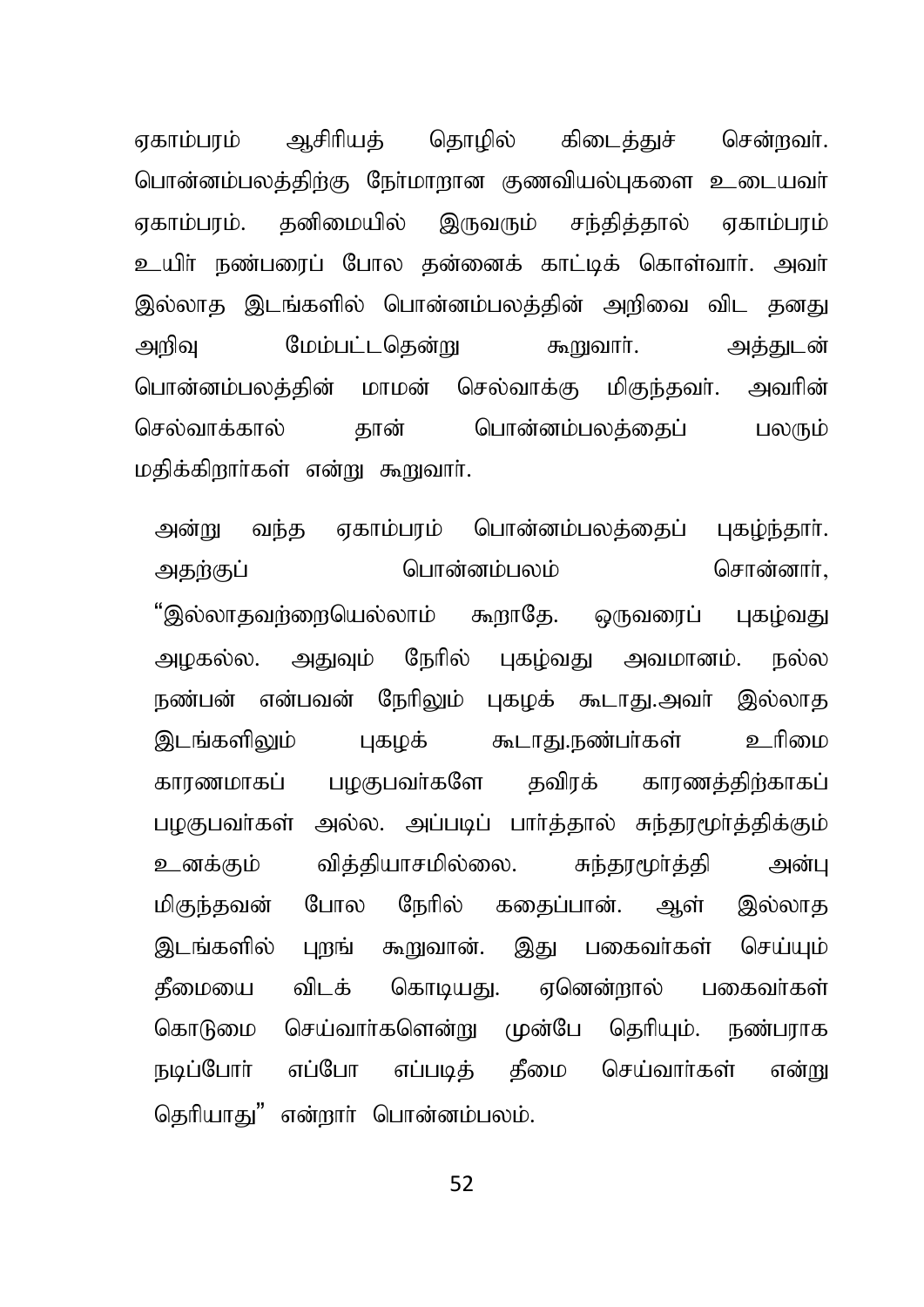ஏகாம்பரம் ஆசிரியத் தொழில் கிடைத்துச் சென்றவர். பொன்னம்பலத்திற்கு நேர்மாறான குணவியல்புகளை உடையவர் ஏகாம்பரம். தனிமையில் இருவரும் சந்தித்தால் ஏகாம்பரம் உயிர் நண்பரைப் போல தன்னைக் காட்டிக் கொள்வார். அவர் இல்லாத இடங்களில் பொன்னம்பலத்தின் அறிவை விட தனது அறிவு மேம்பட்டதென்று கூறுவார். அத்துடன் பொன்னம்பலத்தின் மாமன் செல்வாக்கு மிகுந்தவர். அவரின் செல்வாக்கால் தான் பொன்னம்பலத்தைப் பலரும் மதிக்கிறார்கள் என்று கூறுவார்.

அன்று வந்த ஏகாம்பரம் பொன்னம்பலத்தைப் புகழ்ந்தார். அதற்குப் பொன்னம்பலம் சொன்னார், "இல்லாதவற்றையெல்லாம் கூறாதே. ஒருவரைப் புகழ்வது அழகல்ல. அதுவும் நேரில் புகழ்வது அவமானம். நல்ல நண்பன் என்பவன் நேரிலும் புகழக் கூடாது.அவர் இல்லாத இடங்களிலும் புகழக் கூடாது.நண்பர்கள் உரிமை காரணமாகப் பழகுபவர்களே தவிரக் காரணத்திற்காகப் பழகுபவர்கள் அல்ல. அப்படிப் பார்த்தால் சுந்தரமூர்த்திக்கும் உனக்கும் வித்தியாசமில்லை. சுந்தரமூர்த்தி அன்பு மிகுந்தவன் போல நேரில் கதைப்பான். ஆள் இல்லாத இடங்களில் புறங் கூறுவான். இது பகைவர்கள் செய்யும் தீமையை விடக் கொடியது. ஏனென்றால் பகைவர்கள் கொடுமை செய்வார்களென்று முன்பே தெரியும். நண்பராக நடிப்போர் எப்போ எப்படித் தீமை செய்வார்கள் என்று தெரியாது" என்றார் பொன்னம்பலம்.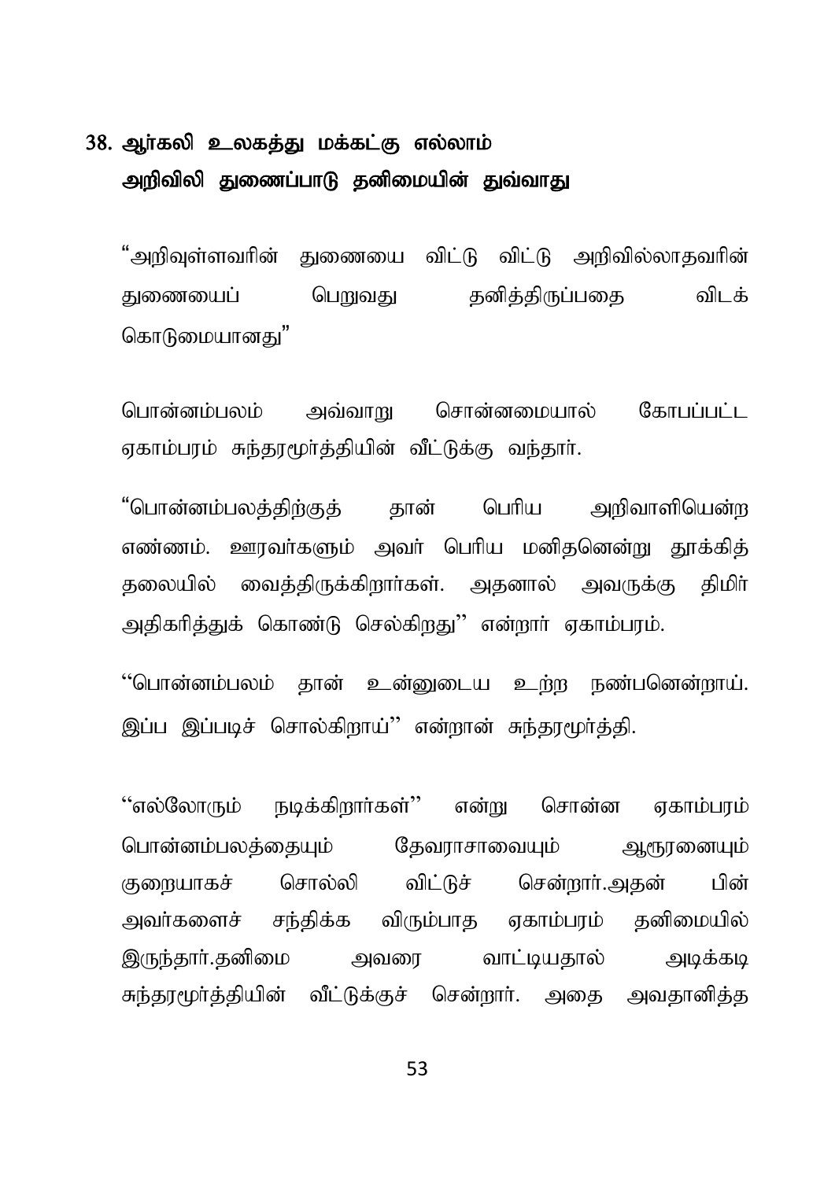## 38. ஆர்கலி உலகத்து மக்கட்கு எல்லாம் அறிவிலி துணைப்பாடு தனிமையின் துவ்வாது

"அறிவுள்ளவரின் துணையை விட்டு விட்டு அறிவில்லாதவரின் துணையைப் பெறுவது தனித்திருப்பதை விடக் கொடுமையானது"

பொன்னம்பலம் அவ்வாறு சொன்னமையால் கோபப்பட்ட ஏகாம்பரம் சுந்தரமூர்த்தியின் வீட்டுக்கு வந்தார்.

"பொன்னம்பலத்திற்குத் தான் பெரிய அறிவாளியென்ற எண்ணம். ஊரவர்களும் அவர் பெரிய மனிதனென்று தூக்கித் தலையில் வைத்திருக்கிறார்கள். அதனால் அவருக்கு திமிர் அதிகரித்துக் கொண்டு செல்கிறது'' என்றார் ஏகாம்பரம்.

''பொன்னம்பலம் தான் உன்னுடைய உற்ற நண்பனென்றாய். இப்ப இப்படிச் சொல்கிறாய்'' என்றான் சுந்தரமூர்த்தி.

''எல்லோரும் நடிக்கிறார்கள்'' என்று சொன்ன ஏகாம்பரம் பொன்னம்பலத்தையும் தேவராசாவையும் ஆரூரனையும் குறையாகச் சொல்லி விட்டுச் சென்றார்.அதன் பின் அவர்களைச் சந்திக்க விரும்பாத ஏகாம்பரம் தனிமையில் இருந்தார்.தனிமை அவரை வாட்டியதால் அடிக்கடி சுந்தரமூர்த்தியின் வீட்டுக்குச் சென்றார். அதை அவதானித்த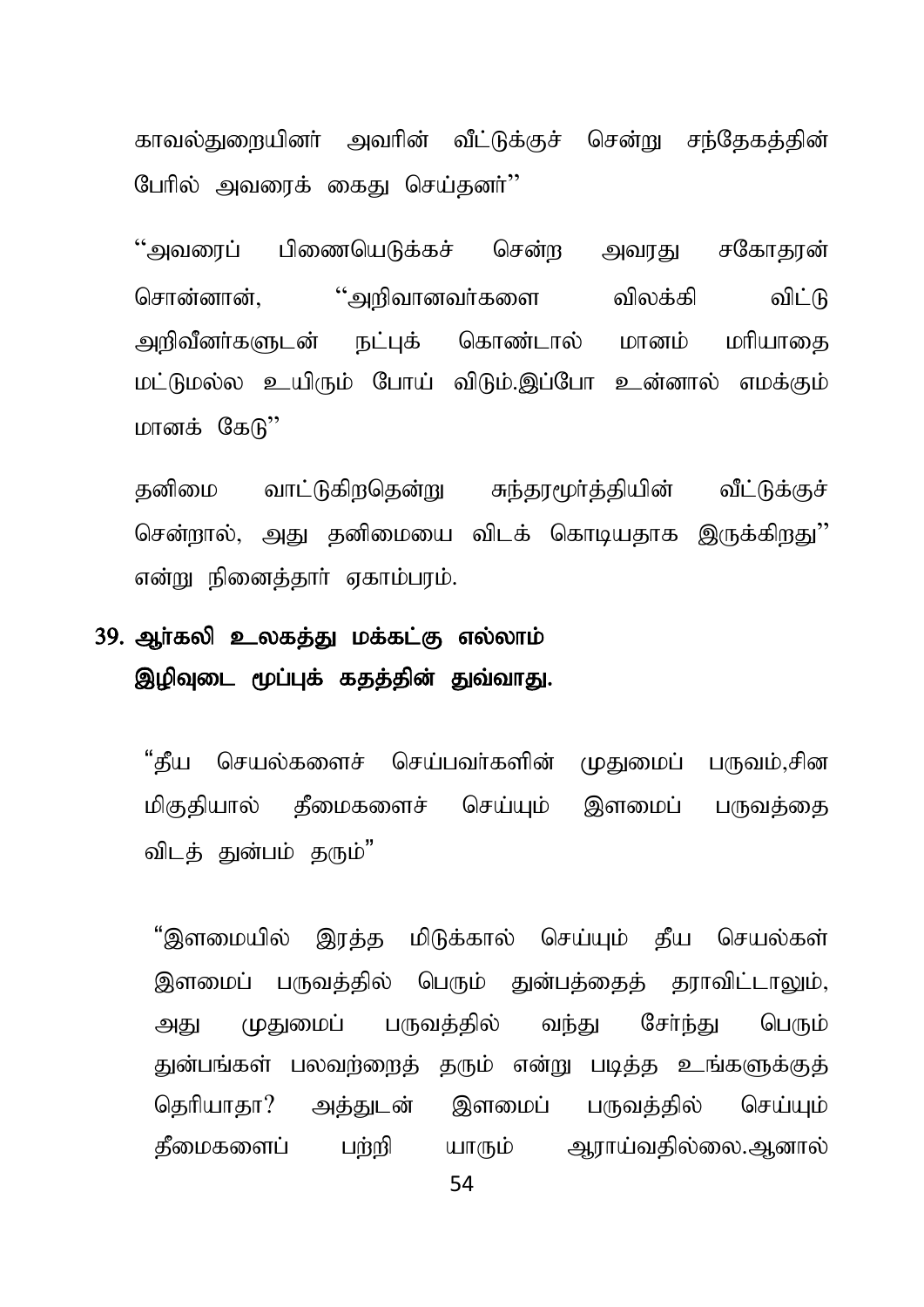காவல்துறையினர் அவரின் வீட்டுக்குச் சென்று சந்தேகத்தின் பேரில் அவரைக் கைது செய்தனர்''

''அவரைப் பிணையெடுக்கச் சென்ற அவரது சகோதரன் சொன்னான், ''அறிவானவர்களை விலக்கி விட்டு அறிவீனர்களுடன் நட்புக் கொண்டால் மானம் மரியாதை மட்டுமல்ல உயிரும் போய் விடும்.இப்போ உன்னால் எமக்கும் மானக் கேடு''

தனிமை வாட்டுகிறதென்று சுந்தரமூர்த்தியின் வீட்டுக்குச் சென்றால், அது தனிமையை விடக் கொடியதாக இருக்கிறது'' என்று நினைத்தார் ஏகாம்பரம்.

## 39. ஆர்கலி உலகத்து மக்கட்கு எல்லாம் இழிவுடை மூப்புக் கதத்தின் துவ்வாது.

"தீய செயல்களைச் செய்பவர்களின் முதுமைப் பருவம்,சின மிகுதியால் தீமைகளைச் செய்யும் இளமைப் பருவத்தை விடத் துன்பம் தரும்"

"இளமையில் இரத்த மிடுக்கால் செய்யும் தீய செயல்கள் இளமைப் பருவத்தில் பெரும் துன்பத்தைத் தராவிட்டாலும், அது முதுமைப் பருவத்தில் வந்து சேர்ந்து பெரும் துன்பங்கள் பலவற்றைத் தரும் என்று படித்த உங்களுக்குத் தெரியாதா? அத்துடன் இளமைப் பருவத்தில் செய்யும் தீமைகளைப் பற்றி யாரும் ஆராய்வதில்லை.ஆனால்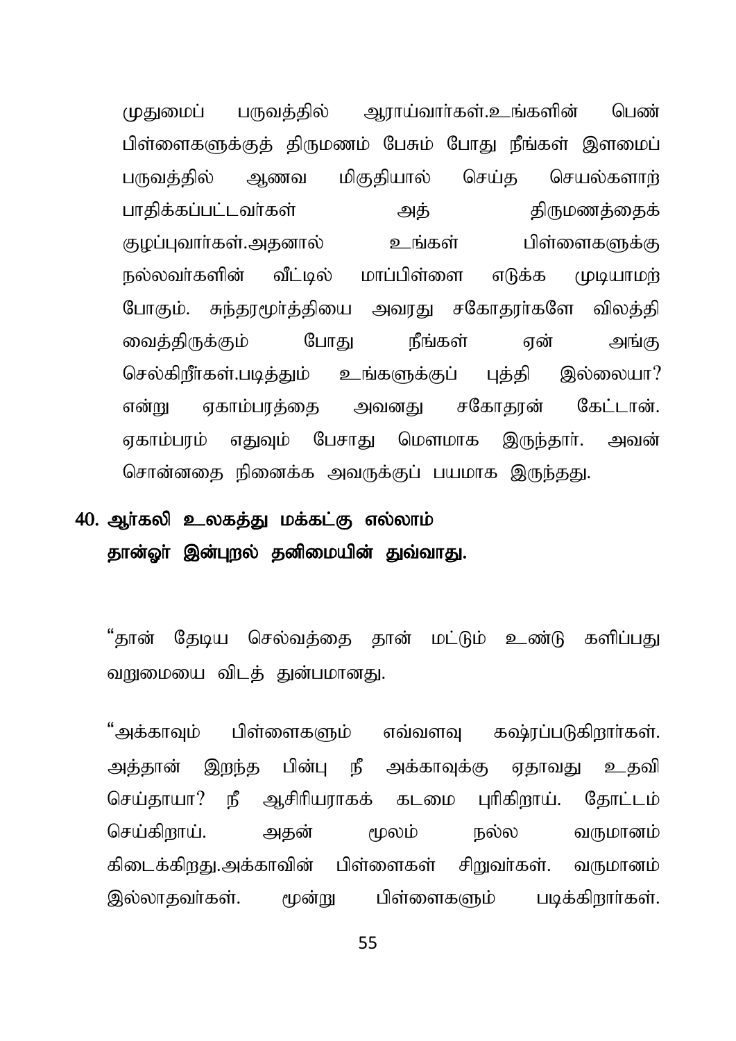முதுமைப் பருவத்தில் ஆராய்வார்கள்.உங்களின் பெண் பிள்ளைகளுக்குத் திருமணம் பேசும் போது நீங்கள் இளமைப் பருவத்தில் ஆணவ மிகுதியால் செய்த செயல்களாற் பாதிக்கப்பட்டவர்கள் அத் திருமணத்தைக் குழப்புவார்கள்.அதனால் உங்கள் பிள்ளைகளுக்கு நல்லவர்களின் வீட்டில் மாப்பிள்ளை எடுக்க முடியாமற் போகும். சுந்தரமூர்த்தியை அவரது சகோதரர்களே விலத்தி வைத்திருக்கும் போது நீங்கள் ஏன் அங்கு செல்கிறீர்கள்.படித்தும் உங்களுக்குப் புத்தி இல்லையா? என்று ஏகாம்பரத்தை அவனது சகோதரன் கேட்டான். ஏகாம்பரம் எதுவும் பேசாது மௌனமாக இருந்தார். அவன் சொன்னதை நினைக்க அவருக்குப் பயமாக இருந்தது.

## 40. ஆர்கலி உலகத்து மக்கட்கு எல்லாம் தான்ஓர் இன்புறல் தனிமையின் துவ்வாது.

“தான் தேடிய செல்வத்தை தான் மட்டும் உண்டு களிப்பது வறுமையை விடத் துன்பமானது.

“அக்காவும் பிள்ளைகளும் எவ்வளவு கஷ்ரப்படுகிறார்கள். அத்தான் இறந்த பின்பு நீ அக்காவுக்கு ஏதாவது உதவி செய்தாயா? நீ ஆசிரியராகக் கடமை புரிகிறாய். தோட்டம் செய்கிறாய். அதன் மூலம் நல்ல வருமானம் கிடைக்கிறது.அக்காவின் பிள்ளைகள் சிறுவர்கள். வருமானம் இல்லாதவர்கள். மூன்று பிள்ளைகளும் படிக்கிறார்கள்.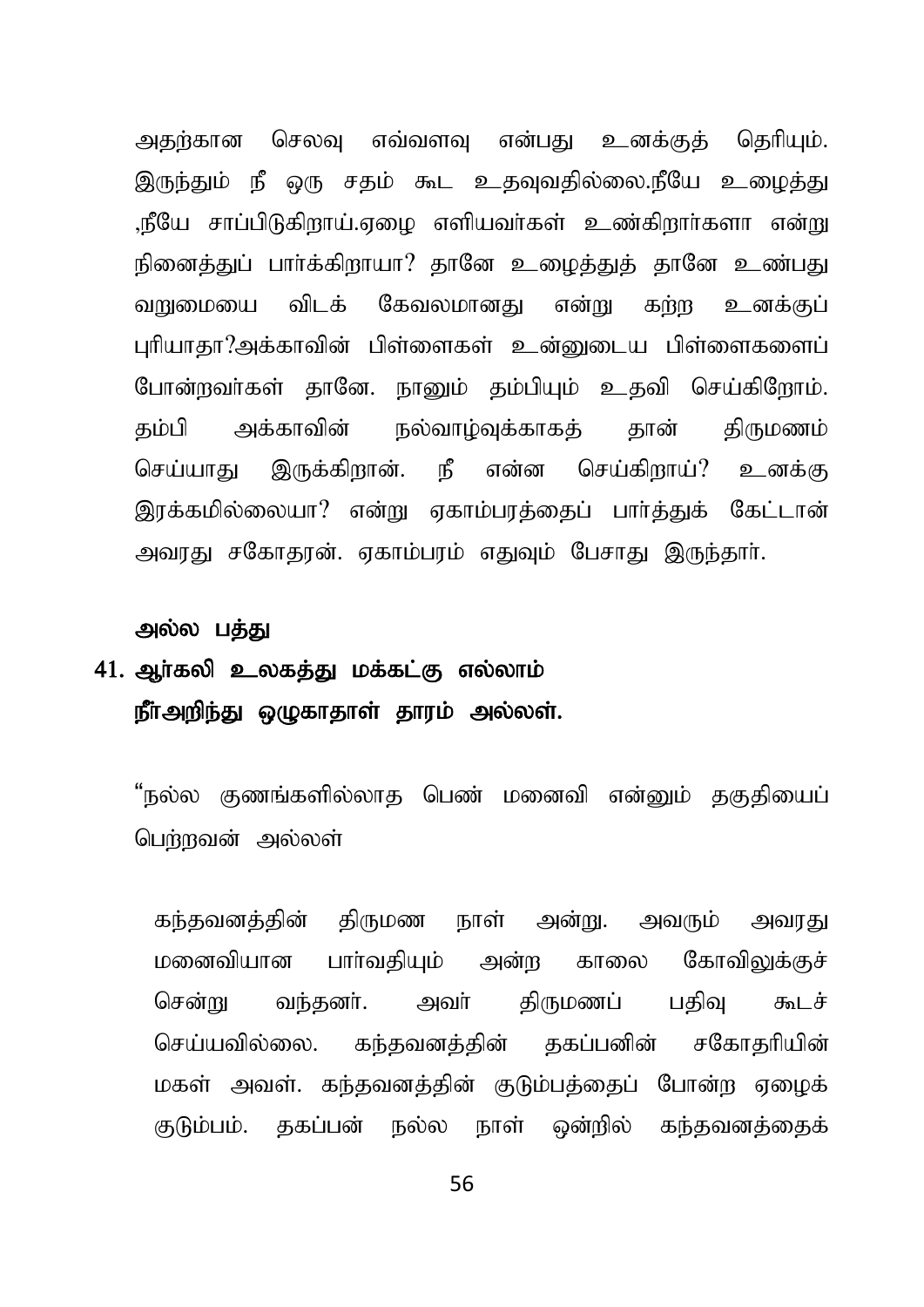அதற்கான செலவு எவ்வளவு என்பது உனக்குத் தெரியும். இருந்தும் நீ ஒரு சதம் கூட உதவுவதில்லை.நீயே உழைத்து ,நீயே சாப்பிடுகிறாய்.ஏழை எளியவர்கள் உண்கிறார்களா என்று நினைத்துப் பார்க்கிறாயா? தானே உழைத்துத் தானே உண்பது வறுமையை விடக் கேவலமானது என்று கற்ற உனக்குப் புரியாதா?அக்காவின் பிள்ளைகள் உன்னுடைய பிள்ளைகளைப் போன்றவர்கள் தானே. நானும் தம்பியும் உதவி செய்கிறோம். தம்பி அக்காவின் நல்வாழ்வுக்காகத் தான் திருமணம் செய்யாது இருக்கிறான். நீ என்ன செய்கிறாய்? உனக்கு இரக்கமில்லையா? என்று ஏகாம்பரத்தைப் பார்த்துக் கேட்டான் அவரது சகோதரன். ஏகாம்பரம் எதுவும் பேசாது இருந்தார்.

**அல்ல பத்து**

**41. ஆர்கலி உலகத்து மக்கட்கு எல்லாம்**
**நீர்அறிந்து ஒழுகாதாள் தாரம் அல்லள்.**

“நல்ல குணங்களில்லாத பெண் மனைவி என்னும் தகுதியைப் பெற்றவள் அல்லள்

கந்தவனத்தின் திருமண நாள் அன்று. அவரும் அவரது மனைவியான பார்வதியும் அன்ற காலை கோவிலுக்குச் சென்று வந்தனர். அவர் திருமணப் பதிவு கூடச் செய்யவில்லை. கந்தவனத்தின் தகப்பனின் சகோதரியின் மகள் அவள். கந்தவனத்தின் குடும்பத்தைப் போன்ற ஏழைக் குடும்பம். தகப்பன் நல்ல நாள் ஒன்றில் கந்தவனத்தைக்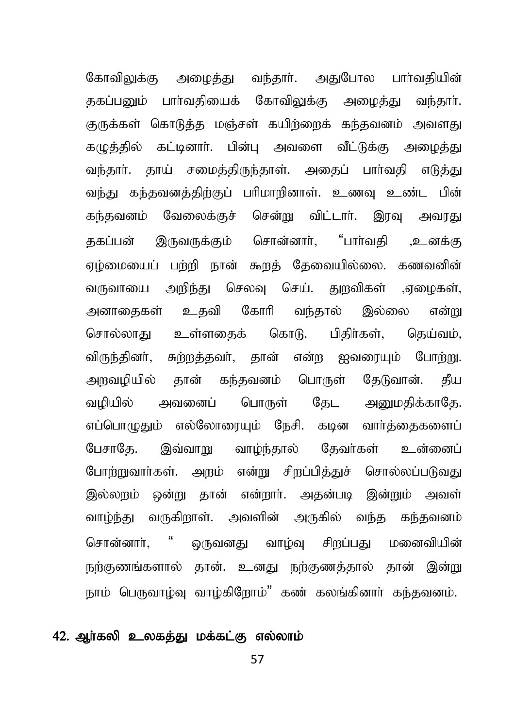கோவிலுக்கு அழைத்து வந்தார். அதுபோல பார்வதியின் தகப்பனும் பார்வதியைக் கோவிலுக்கு அழைத்து வந்தார். குருக்கள் கொடுத்த மஞ்சள் கயிற்றைக் கந்தவனம் அவளது கழுத்தில் கட்டினார். பின்பு அவளை வீட்டுக்கு அழைத்து வந்தார். தாய் சமைத்திருந்தாள். அதைப் பார்வதி எடுத்து வந்து கந்தவனத்திற்குப் பரிமாறினாள். உணவு உண்ட பின் கந்தவனம் வேலைக்குச் சென்று விட்டார். இரவு அவரது தகப்பன் இருவருக்கும் சொன்னார், "பார்வதி ,உனக்கு ஏழ்மையைப் பற்றி நான் கூறத் தேவையில்லை. கணவனின் வருவாயை அறிந்து செலவு செய். துறவிகள் ,ஏழைகள், அனாதைகள் உதவி கோரி வந்தால் இல்லை என்று சொல்லாது உள்ளதைக் கொடு. பிதிர்கள், தெய்வம், விருந்தினர், சுற்றத்தவர், தான் என்ற ஐவரையும் போற்று. அறவழியில் தான் கந்தவனம் பொருள் தேடுவான். தீய வழியில் அவனைப் பொருள் தேட அனுமதிக்காதே. எப்பொழுதும் எல்லோரையும் நேசி. கடின வார்த்தைகளைப் பேசாதே. இவ்வாறு வாழ்ந்தால் தேவர்கள் உன்னைப் போற்றுவார்கள். அறம் என்று சிறப்பித்துச் சொல்லப்படுவது இல்லறம் ஒன்று தான் என்றார். அதன்படி இன்றும் அவள் வாழ்ந்து வருகிறாள். அவளின் அருகில் வந்த கந்தவனம் சொன்னார், " ஒருவனது வாழ்வு சிறப்பது மனைவியின் நற்குணங்களால் தான். உனது நற்குணத்தால் தான் இன்று நாம் பெருவாழ்வு வாழ்கிறோம்" கண் கலங்கினார் கந்தவனம்.

## 42. ஆர்கலி உலகத்து மக்கட்கு எல்லாம்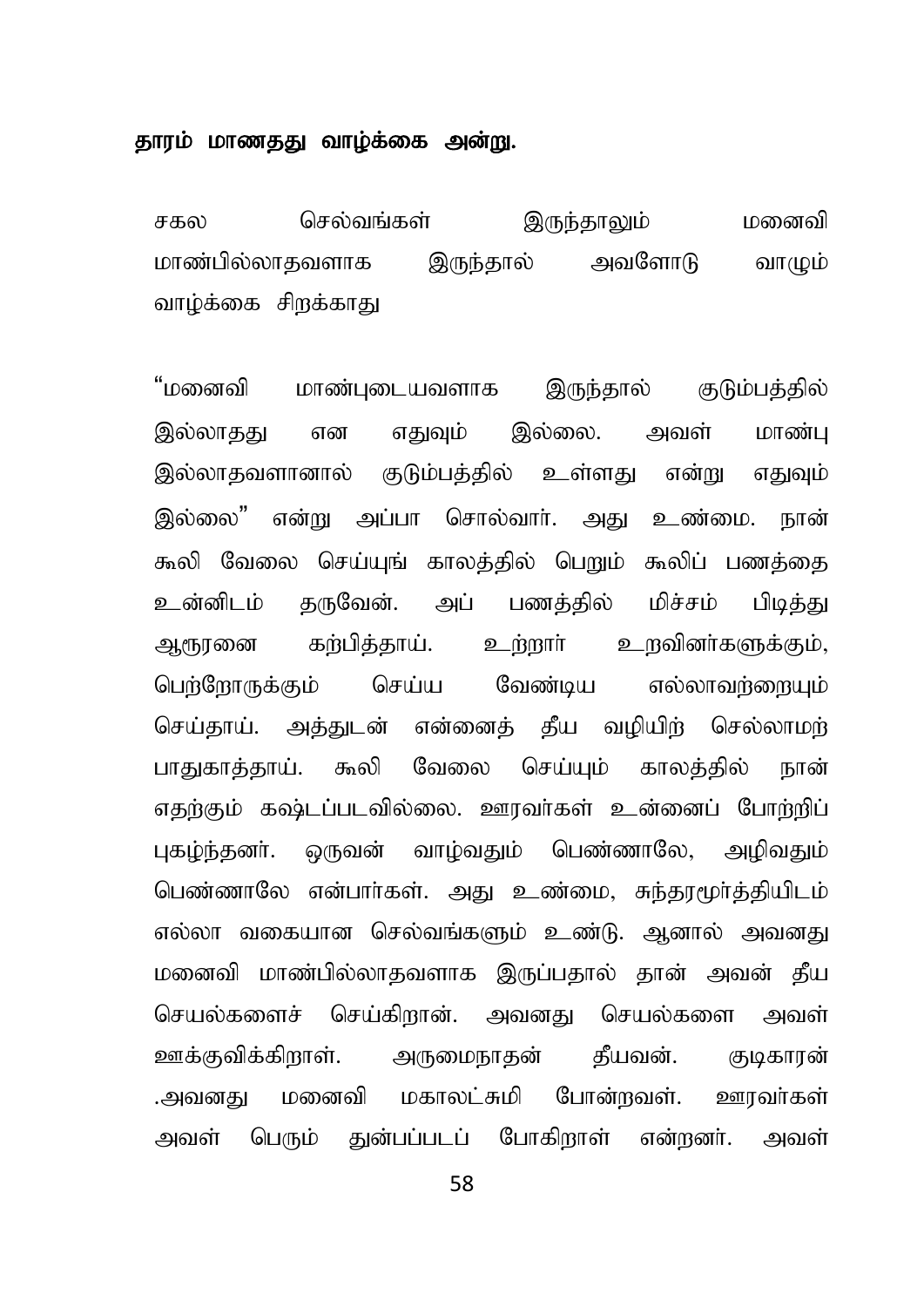**தாரம் மாணதது வாழ்க்கை அன்று.**

சகல செல்வங்கள் இருந்தாலும் மனைவி மாண்பில்லாதவளாக இருந்தால் அவளோடு வாழும் வாழ்க்கை சிறக்காது

“மனைவி மாண்புடையவளாக இருந்தால் குடும்பத்தில் இல்லாதது என எதுவும் இல்லை. அவள் மாண்பு இல்லாதவளானால் குடும்பத்தில் உள்ளது என்று எதுவும் இல்லை” என்று அப்பா சொல்வார். அது உண்மை. நான் கூலி வேலை செய்யுங் காலத்தில் பெறும் கூலிப் பணத்தை உன்னிடம் தருவேன். அப் பணத்தில் மிச்சம் பிடித்து ஆரூரனை கற்பித்தாய். உற்றார் உறவினர்களுக்கும், பெற்றோருக்கும் செய்ய வேண்டிய எல்லாவற்றையும் செய்தாய். அத்துடன் என்னைத் தீய வழியிற் செல்லாமற் பாதுகாத்தாய். கூலி வேலை செய்யும் காலத்தில் நான் எதற்கும் கஷ்டப்படவில்லை. ஊரவர்கள் உன்னைப் போற்றிப் புகழ்ந்தனர். ஒருவன் வாழ்வதும் பெண்ணாலே, அழிவதும் பெண்ணாலே என்பார்கள். அது உண்மை, சுந்தரமூர்த்தியிடம் எல்லா வகையான செல்வங்களும் உண்டு. ஆனால் அவனது மனைவி மாண்பில்லாதவளாக இருப்பதால் தான் அவன் தீய செயல்களைச் செய்கிறான். அவனது செயல்களை அவள் ஊக்குவிக்கிறாள். அருமைநாதன் தீயவன். குடிகாரன் .அவனது மனைவி மகாலட்சுமி போன்றவள். ஊரவர்கள் அவள் பெரும் துன்பப்படப் போகிறாள் என்றனர். அவள்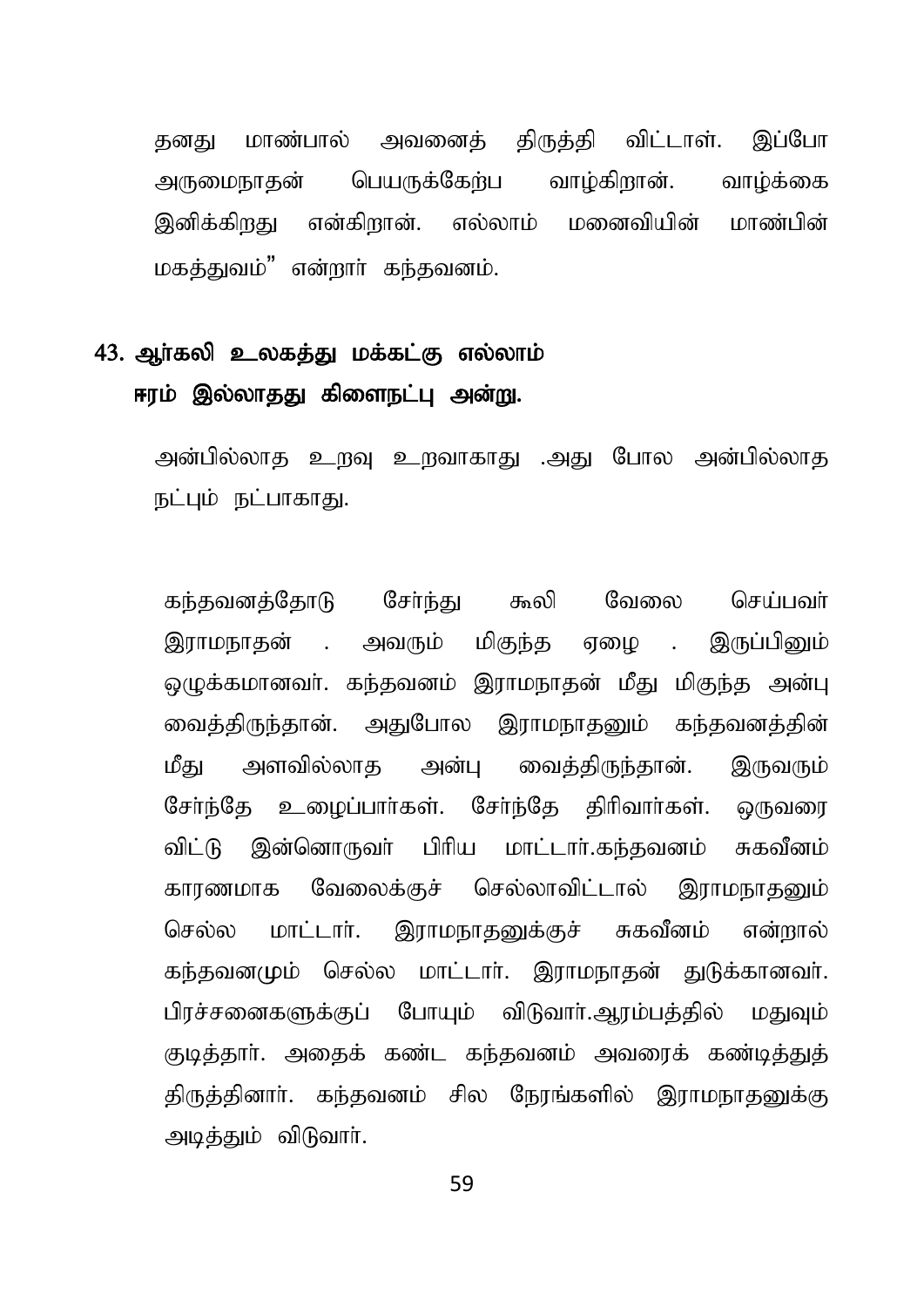தனது மாண்பால் அவனைத் திருத்தி விட்டாள். இப்போ அருமைநாதன் பெயருக்கேற்ப வாழ்கிறான். வாழ்க்கை இனிக்கிறது என்கிறான். எல்லாம் மனைவியின் மாண்பின் மகத்துவம்" என்றார் கந்தவனம்.

## 43. ஆர்கலி உலகத்து மக்கட்கு எல்லாம் ஈரம் இல்லாதது கிளைநட்பு அன்று.

அன்பில்லாத உறவு உறவாகாது .அது போல அன்பில்லாத நட்பும் நட்பாகாது.

கந்தவனத்தோடு சேர்ந்து கூலி வேலை செய்பவர் இராமநாதன் . அவரும் மிகுந்த ஏழை . இருப்பினும் ஒழுக்கமானவர். கந்தவனம் இராமநாதன் மீது மிகுந்த அன்பு வைத்திருந்தான். அதுபோல இராமநாதனும் கந்தவனத்தின் மீது அளவில்லாத அன்பு வைத்திருந்தான். இருவரும் சேர்ந்தே உழைப்பார்கள். சேர்ந்தே திரிவார்கள். ஒருவரை விட்டு இன்னொருவர் பிரிய மாட்டார்.கந்தவனம் சுகவீனம் காரணமாக வேலைக்குச் செல்லாவிட்டால் இராமநாதனும் செல்ல மாட்டார். இராமநாதனுக்குச் சுகவீனம் என்றால் கந்தவனமும் செல்ல மாட்டார். இராமநாதன் துடுக்கானவர். பிரச்சனைகளுக்குப் போயும் விடுவார்.ஆரம்பத்தில் மதுவும் குடித்தார். அதைக் கண்ட கந்தவனம் அவரைக் கண்டித்துத் திருத்தினார். கந்தவனம் சில நேரங்களில் இராமநாதனுக்கு அடித்தும் விடுவார்.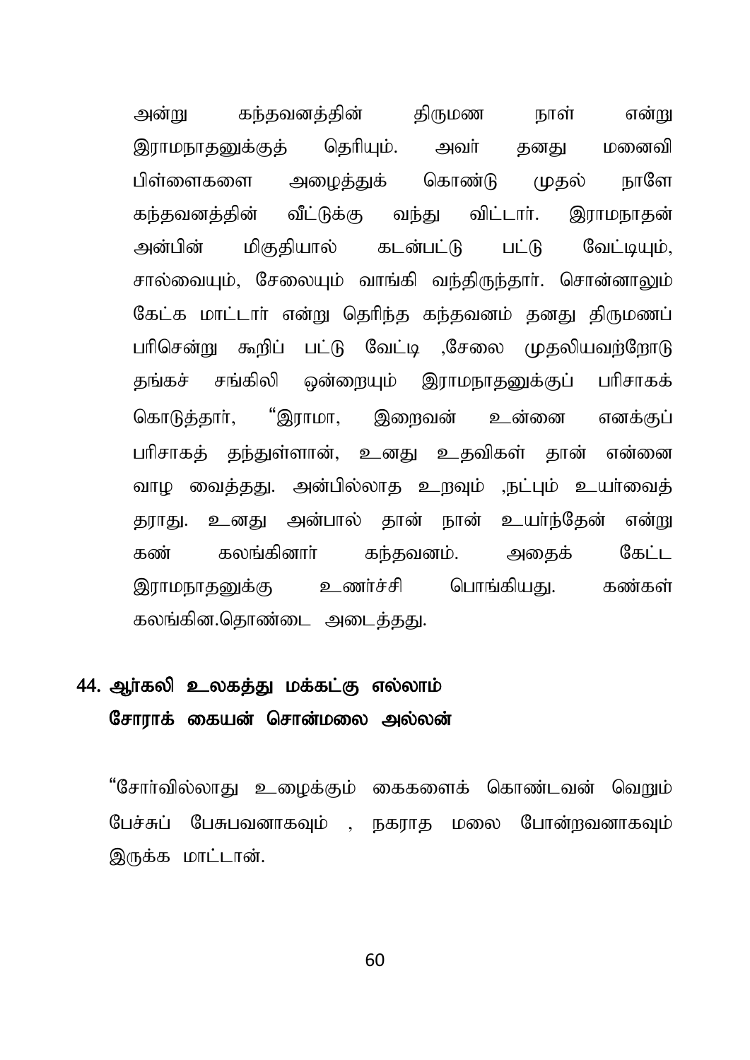அன்று கந்தவனத்தின் திருமண நாள் என்று இராமநாதனுக்குத் தெரியும். அவர் தனது மனைவி பிள்ளைகளை அழைத்துக் கொண்டு முதல் நாளே கந்தவனத்தின் வீட்டுக்கு வந்து விட்டார். இராமநாதன் அன்பின் மிகுதியால் கடன்பட்டு பட்டு வேட்டியும், சால்வையும், சேலையும் வாங்கி வந்திருந்தார். சொன்னாலும் கேட்க மாட்டார் என்று தெரிந்த கந்தவனம் தனது திருமணப் பரிசென்று கூறிப் பட்டு வேட்டி ,சேலை முதலியவற்றோடு தங்கச் சங்கிலி ஒன்றையும் இராமநாதனுக்குப் பரிசாகக் கொடுத்தார், "இராமா, இறைவன் உன்னை எனக்குப் பரிசாகத் தந்துள்ளான், உனது உதவிகள் தான் என்னை வாழ வைத்தது. அன்பில்லாத உறவும் ,நட்பும் உயர்வைத் தராது. உனது அன்பால் தான் நான் உயர்ந்தேன் என்று கண் கலங்கினார் கந்தவனம். அதைக் கேட்ட இராமநாதனுக்கு உணர்ச்சி பொங்கியது. கண்கள் கலங்கின.தொண்டை அடைத்தது.

## 44. ஆர்கலி உலகத்து மக்கட்கு எல்லாம் சோராக் கையன் சொன்மலை அல்லன்

"சோர்வில்லாது உழைக்கும் கைகளைக் கொண்டவன் வெறும் பேச்சுப் பேசுபவனாகவும் , நகராத மலை போன்றவனாகவும் இருக்க மாட்டான்.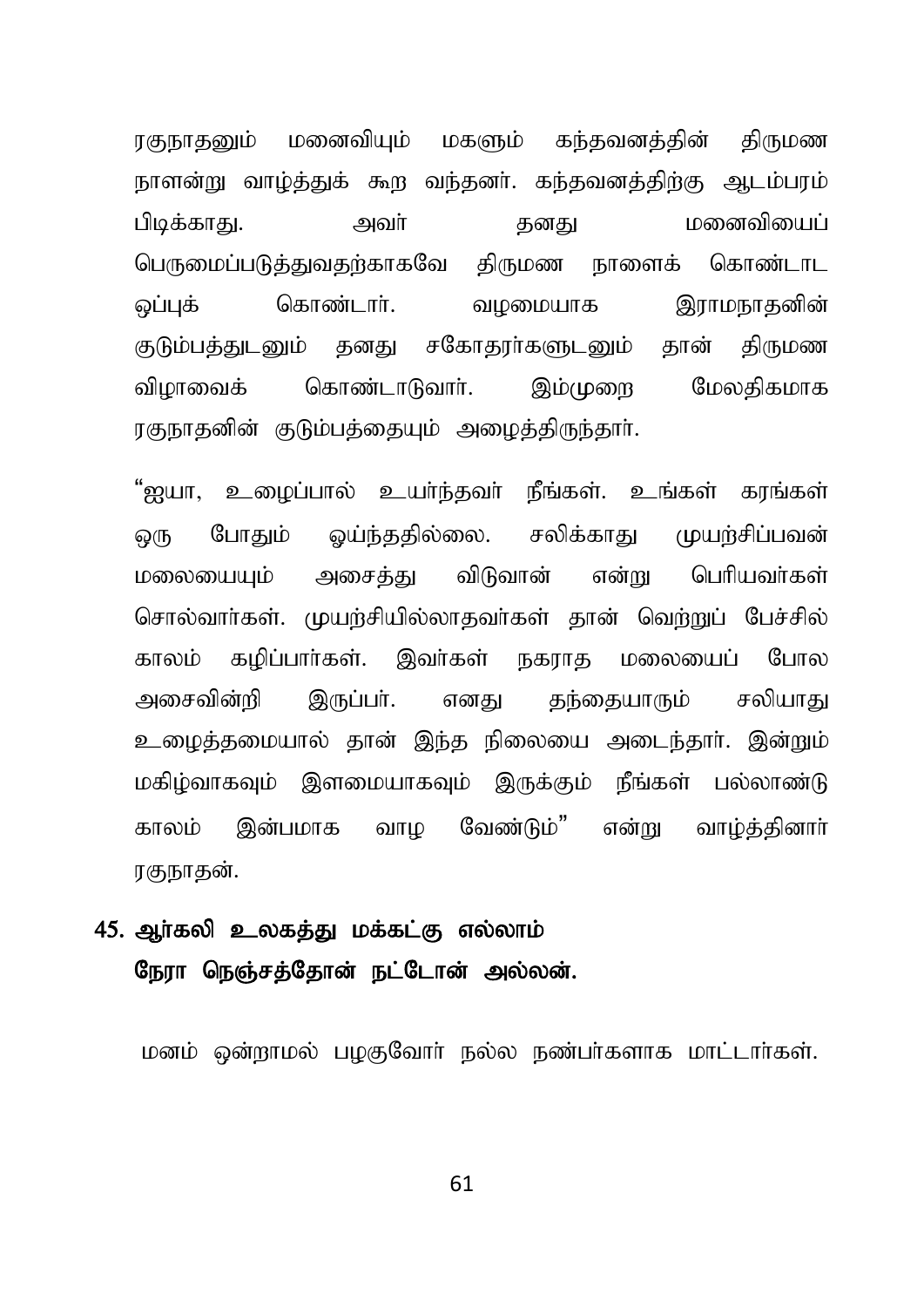ரகுநாதனும் மனைவியும் மகளும் கந்தவனத்தின் திருமண நாளன்று வாழ்த்துக் கூற வந்தனர். கந்தவனத்திற்கு ஆடம்பரம் பிடிக்காது. அவர் தனது மனைவியைப் பெருமைப்படுத்துவதற்காகவே திருமண நாளைக் கொண்டாட ஒப்புக் கொண்டார். வழமையாக இராமநாதனின் குடும்பத்துடனும் தனது சகோதரர்களுடனும் தான் திருமண விழாவைக் கொண்டாடுவார். இம்முறை மேலதிகமாக ரகுநாதனின் குடும்பத்தையும் அழைத்திருந்தார்.

"ஐயா, உழைப்பால் உயர்ந்தவர் நீங்கள். உங்கள் கரங்கள் ஒரு போதும் ஓய்ந்ததில்லை. சலிக்காது முயற்சிப்பவன் மலையையும் அசைத்து விடுவான் என்று பெரியவர்கள் சொல்வார்கள். முயற்சியில்லாதவர்கள் தான் வெற்றுப் பேச்சில் காலம் கழிப்பார்கள். இவர்கள் நகராத மலையைப் போல அசைவின்றி இருப்பர். எனது தந்தையாரும் சலியாது உழைத்தமையால் தான் இந்த நிலையை அடைந்தார். இன்றும் மகிழ்வாகவும் இளமையாகவும் இருக்கும் நீங்கள் பல்லாண்டு காலம் இன்பமாக வாழ வேண்டும்" என்று வாழ்த்தினார் ரகுநாதன்.

**45. ஆர்கலி உலகத்து மக்கட்கு எல்லாம்**
**நேரா நெஞ்சத்தோன் நட்டோன் அல்லன்.**

மனம் ஒன்றாமல் பழகுவோர் நல்ல நண்பர்களாக மாட்டார்கள்.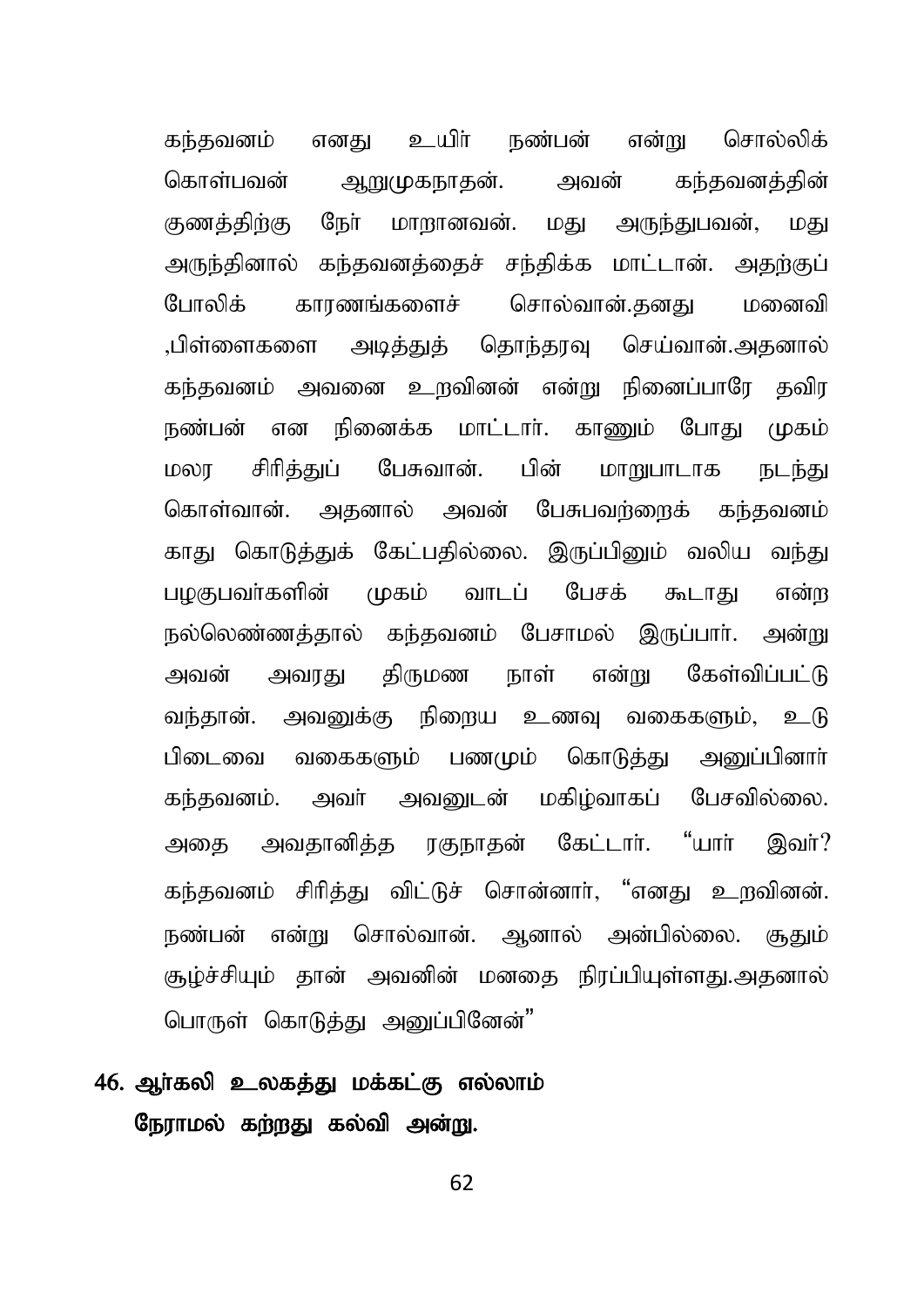கந்தவனம் எனது உயிர் நண்பன் என்று சொல்லிக் கொள்பவன் ஆறுமுகநாதன். அவன் கந்தவனத்தின் குணத்திற்கு நேர் மாறானவன். மது அருந்துபவன், மது அருந்தினால் கந்தவனத்தைச் சந்திக்க மாட்டான். அதற்குப் போலிக் காரணங்களைச் சொல்வான்.தனது மனைவி ,பிள்ளைகளை அடித்துத் தொந்தரவு செய்வான்.அதனால் கந்தவனம் அவனை உறவினன் என்று நினைப்பாரே தவிர நண்பன் என நினைக்க மாட்டார். காணும் போது முகம் மலர சிரித்துப் பேசுவான். பின் மாறுபாடாக நடந்து கொள்வான். அதனால் அவன் பேசுபவற்றைக் கந்தவனம் காது கொடுத்துக் கேட்பதில்லை. இருப்பினும் வலிய வந்து பழகுபவர்களின் முகம் வாடப் பேசக் கூடாது என்ற நல்லெண்ணத்தால் கந்தவனம் பேசாமல் இருப்பார். அன்று அவன் அவரது திருமண நாள் என்று கேள்விப்பட்டு வந்தான். அவனுக்கு நிறைய உணவு வகைகளும், உடு பிடைவை வகைகளும் பணமும் கொடுத்து அனுப்பினார் கந்தவனம். அவர் அவனுடன் மகிழ்வாகப் பேசவில்லை. அதை அவதானித்த ரகுநாதன் கேட்டார். "யார் இவர்? கந்தவனம் சிரித்து விட்டுச் சொன்னார், "எனது உறவினன். நண்பன் என்று சொல்வான். ஆனால் அன்பில்லை. சூதும் சூழ்ச்சியும் தான் அவனின் மனதை நிரப்பியுள்ளது.அதனால் பொருள் கொடுத்து அனுப்பினேன்"

**46. ஆர்கலி உலகத்து மக்கட்கு எல்லாம்
நேராமல் கற்றது கல்வி அன்று.**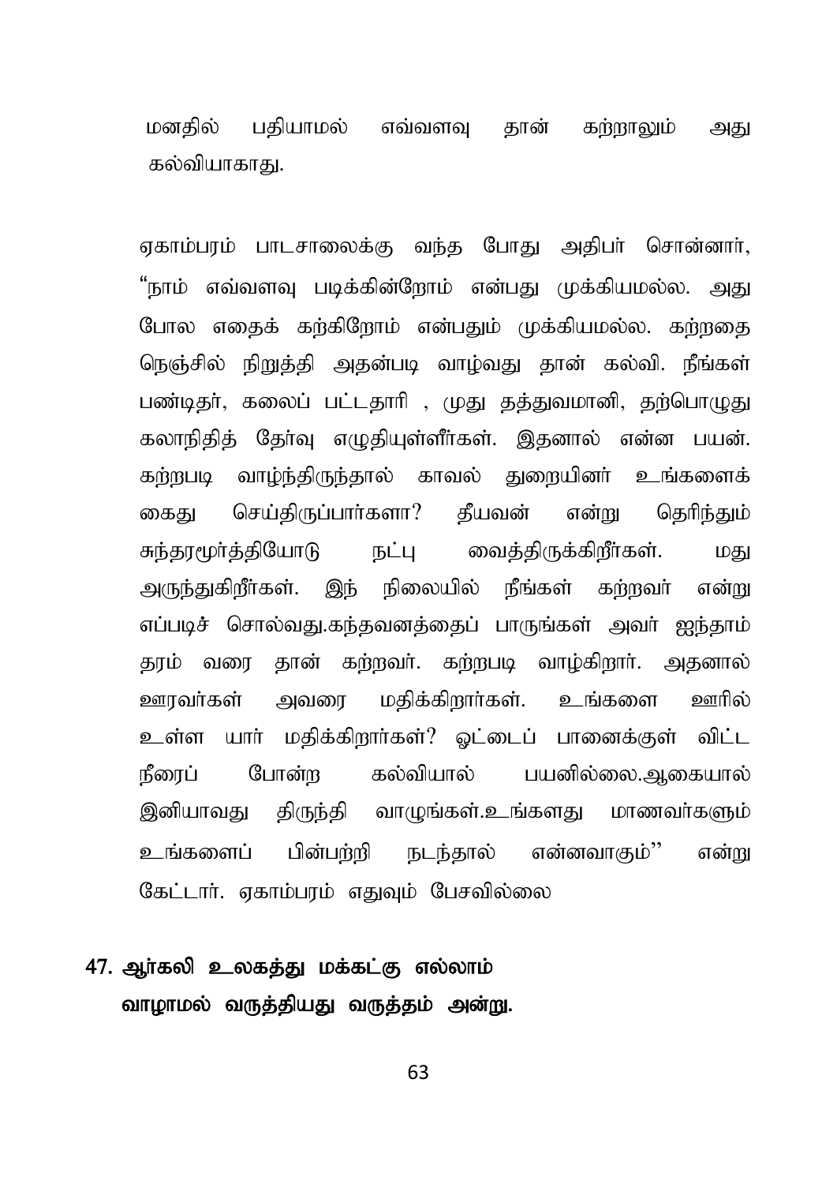மனதில் பதியாமல் எவ்வளவு தான் கற்றாலும் அது கல்வியாகாது.

ஏகாம்பரம் பாடசாலைக்கு வந்த போது அதிபர் சொன்னார், "நாம் எவ்வளவு படிக்கின்றோம் என்பது முக்கியமல்ல. அது போல எதைக் கற்கிறோம் என்பதும் முக்கியமல்ல. கற்றதை நெஞ்சில் நிறுத்தி அதன்படி வாழ்வது தான் கல்வி. நீங்கள் பண்டிதர், கலைப் பட்டதாரி , முது தத்துவமானி, தற்பொழுது கலாநிதித் தேர்வு எழுதியுள்ளீர்கள். இதனால் என்ன பயன். கற்றபடி வாழ்ந்திருந்தால் காவல் துறையினர் உங்களைக் கைது செய்திருப்பார்களா? தீயவன் என்று தெரிந்தும் சுந்தரமூர்த்தியோடு நட்பு வைத்திருக்கிறீர்கள். மது அருந்துகிறீர்கள். இந் நிலையில் நீங்கள் கற்றவர் என்று எப்படிச் சொல்வது.கந்தவனத்தைப் பாருங்கள் அவர் ஐந்தாம் தரம் வரை தான் கற்றவர். கற்றபடி வாழ்கிறார். அதனால் ஊரவர்கள் அவரை மதிக்கிறார்கள். உங்களை ஊரில் உள்ள யார் மதிக்கிறார்கள்? ஓட்டைப் பானைக்குள் விட்ட நீரைப் போன்ற கல்வியால் பயனில்லை.ஆகையால் இனியாவது திருந்தி வாழுங்கள்.உங்களது மாணவர்களும் உங்களைப் பின்பற்றி நடந்தால் என்னவாகும்'' என்று கேட்டார். ஏகாம்பரம் எதுவும் பேசவில்லை

## 47. ஆர்கலி உலகத்து மக்கட்கு எல்லாம் வாழாமல் வருத்தியது வருத்தம் அன்று.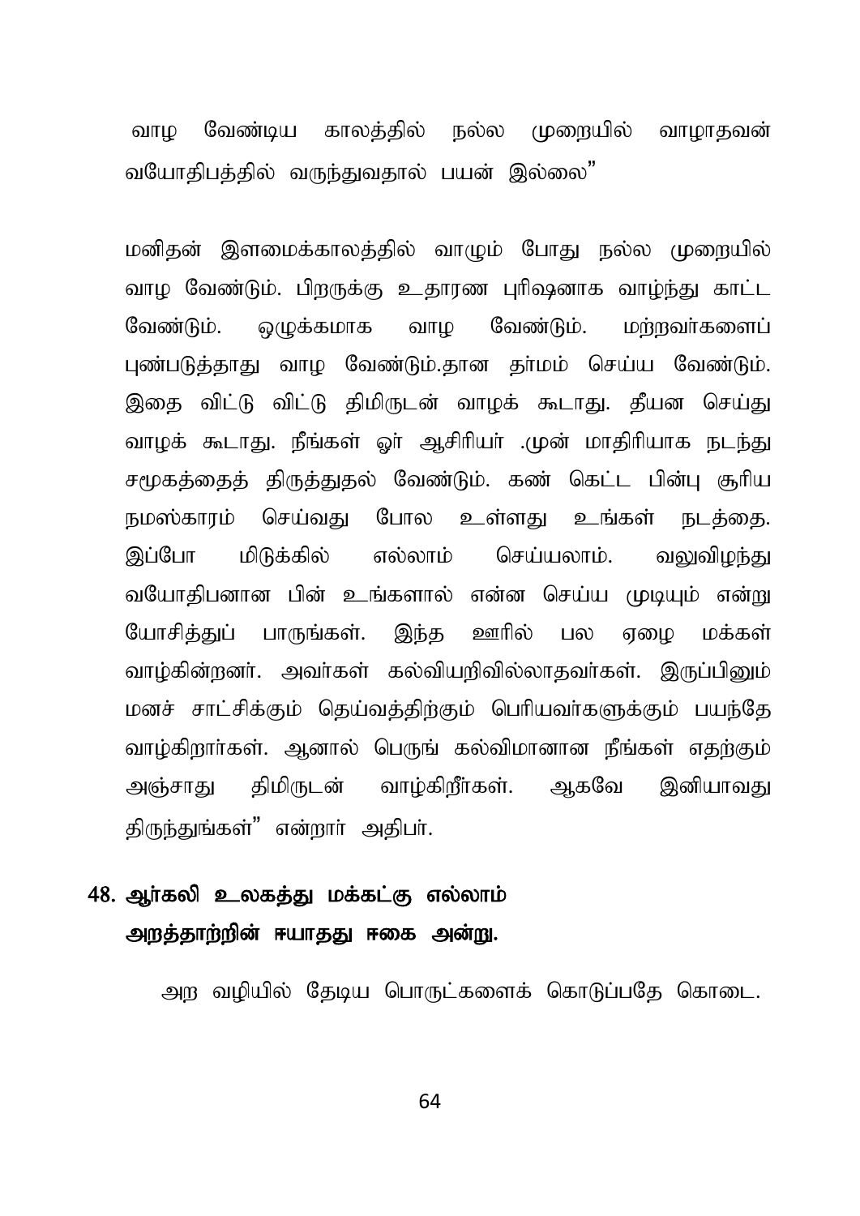வாழ வேண்டிய காலத்தில் நல்ல முறையில் வாழாதவன் வயோதிபத்தில் வருந்துவதால் பயன் இல்லை”

மனிதன் இளமைக்காலத்தில் வாழும் போது நல்ல முறையில் வாழ வேண்டும். பிறருக்கு உதாரண புரிஷனாக வாழ்ந்து காட்ட வேண்டும். ஒழுக்கமாக வாழ வேண்டும். மற்றவர்களைப் புண்படுத்தாது வாழ வேண்டும்.தான தர்மம் செய்ய வேண்டும். இதை விட்டு விட்டு திமிருடன் வாழக் கூடாது. தீயன செய்து வாழக் கூடாது. நீங்கள் ஓர் ஆசிரியர் .முன் மாதிரியாக நடந்து சமூகத்தைத் திருத்துதல் வேண்டும். கண் கெட்ட பின்பு சூரிய நமஸ்காரம் செய்வது போல உள்ளது உங்கள் நடத்தை. இப்போ மிடுக்கில் எல்லாம் செய்யலாம். வலுவிழந்து வயோதிபனான பின் உங்களால் என்ன செய்ய முடியும் என்று யோசித்துப் பாருங்கள். இந்த ஊரில் பல ஏழை மக்கள் வாழ்கின்றனர். அவர்கள் கல்வியறிவில்லாதவர்கள். இருப்பினும் மனச் சாட்சிக்கும் தெய்வத்திற்கும் பெரியவர்களுக்கும் பயந்தே வாழ்கிறார்கள். ஆனால் பெருங் கல்விமானான நீங்கள் எதற்கும் அஞ்சாது திமிருடன் வாழ்கிறீர்கள். ஆகவே இனியாவது திருந்துங்கள்” என்றார் அதிபர்.

## 48. ஆர்கலி உலகத்து மக்கட்கு எல்லாம் அறத்தாற்றின் ஈயாதது ஈகை அன்று.

அற வழியில் தேடிய பொருட்களைக் கொடுப்பதே கொடை.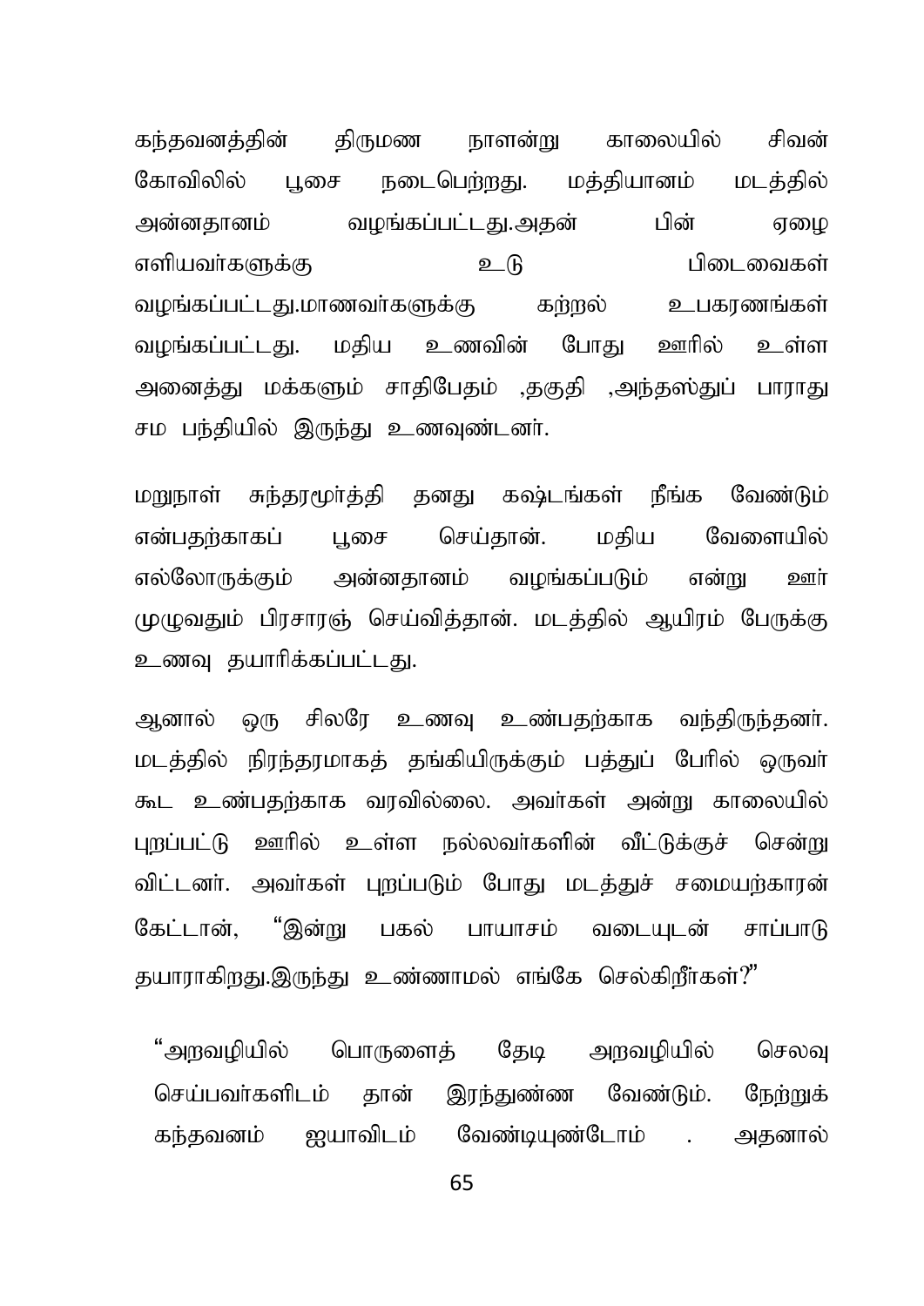கந்தவனத்தின் திருமண நாளன்று காலையில் சிவன் கோவிலில் பூசை நடைபெற்றது. மத்தியானம் மடத்தில் அன்னதானம் வழங்கப்பட்டது.அதன் பின் ஏழை எளியவர்களுக்கு உடு பிடைவைகள் வழங்கப்பட்டது.மாணவர்களுக்கு கற்றல் உபகரணங்கள் வழங்கப்பட்டது. மதிய உணவின் போது ஊரில் உள்ள அனைத்து மக்களும் சாதிபேதம் ,தகுதி ,அந்தஸ்துப் பாராது சம பந்தியில் இருந்து உணவுண்டனர்.

மறுநாள் சுந்தரமூர்த்தி தனது கஷ்டங்கள் நீங்க வேண்டும் என்பதற்காகப் பூசை செய்தான். மதிய வேளையில் எல்லோருக்கும் அன்னதானம் வழங்கப்படும் என்று ஊர் முழுவதும் பிரசாரஞ் செய்வித்தான். மடத்தில் ஆயிரம் பேருக்கு உணவு தயாரிக்கப்பட்டது.

ஆனால் ஒரு சிலரே உணவு உண்பதற்காக வந்திருந்தனர். மடத்தில் நிரந்தரமாகத் தங்கியிருக்கும் பத்துப் பேரில் ஒருவர் கூட உண்பதற்காக வரவில்லை. அவர்கள் அன்று காலையில் புறப்பட்டு ஊரில் உள்ள நல்லவர்களின் வீட்டுக்குச் சென்று விட்டனர். அவர்கள் புறப்படும் போது மடத்துச் சமையற்காரன் கேட்டான், "இன்று பகல் பாயாசம் வடையுடன் சாப்பாடு தயாராகிறது.இருந்து உண்ணாமல் எங்கே செல்கிறீர்கள்?"

"அறவழியில் பொருளைத் தேடி அறவழியில் செலவு செய்பவர்களிடம் தான் இரந்துண்ண வேண்டும். நேற்றுக் கந்தவனம் ஐயாவிடம் வேண்டியுண்டோம் . அதனால்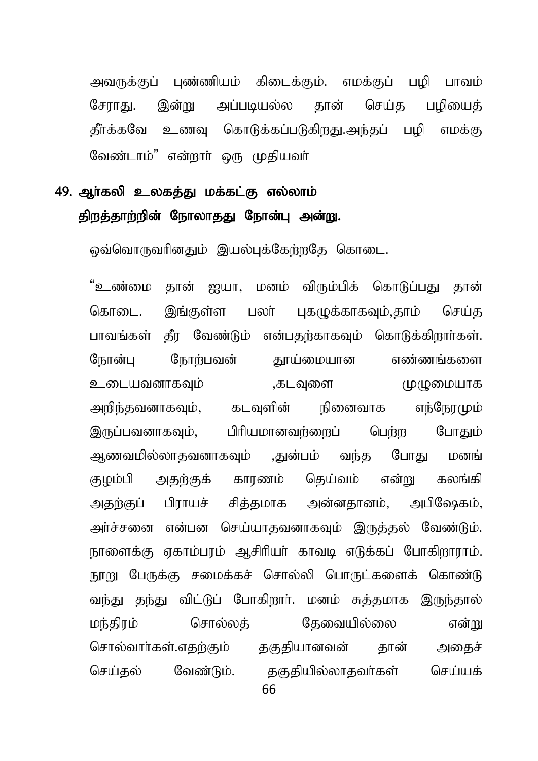அவருக்குப் புண்ணியம் கிடைக்கும். எமக்குப் பழி பாவம் சேராது. இன்று அப்படியல்ல தான் செய்த பழியைத் தீர்க்கவே உணவு கொடுக்கப்படுகிறது.அந்தப் பழி எமக்கு வேண்டாம்" என்றார் ஒரு முதியவர்

**49. ஆர்கலி உலகத்து மக்கட்கு எல்லாம்**
**திறத்தாற்றின் நோலாதது நோன்பு அன்று.**

ஒவ்வொருவரினதும் இயல்புக்கேற்றதே கொடை.

"உண்மை தான் ஐயா, மனம் விரும்பிக் கொடுப்பது தான் கொடை. இங்குள்ள பலர் புகழுக்காகவும்,தாம் செய்த பாவங்கள் தீர வேண்டும் என்பதற்காகவும் கொடுக்கிறார்கள். நோன்பு நோற்பவன் தூய்மையான எண்ணங்களை உடையவனாகவும் ,கடவுளை முழுமையாக அறிந்தவனாகவும், கடவுளின் நினைவாக எந்நேரமும் இருப்பவனாகவும், பிரியமானவற்றைப் பெற்ற போதும் ஆணவமில்லாதவனாகவும் ,துன்பம் வந்த போது மனங் குழம்பி அதற்குக் காரணம் தெய்வம் என்று கலங்கி அதற்குப் பிராயச் சித்தமாக அன்னதானம், அபிஷேகம், அர்ச்சனை என்பன செய்யாதவனாகவும் இருத்தல் வேண்டும். நாளைக்கு ஏகாம்பரம் ஆசிரியர் காவடி எடுக்கப் போகிறாராம். நூறு பேருக்கு சமைக்கச் சொல்லி பொருட்களைக் கொண்டு வந்து தந்து விட்டுப் போகிறார். மனம் சுத்தமாக இருந்தால் மந்திரம் சொல்லத் தேவையில்லை என்று சொல்வார்கள்.எதற்கும் தகுதியானவன் தான் அதைச் செய்தல் வேண்டும். தகுதியில்லாதவர்கள் செய்யக்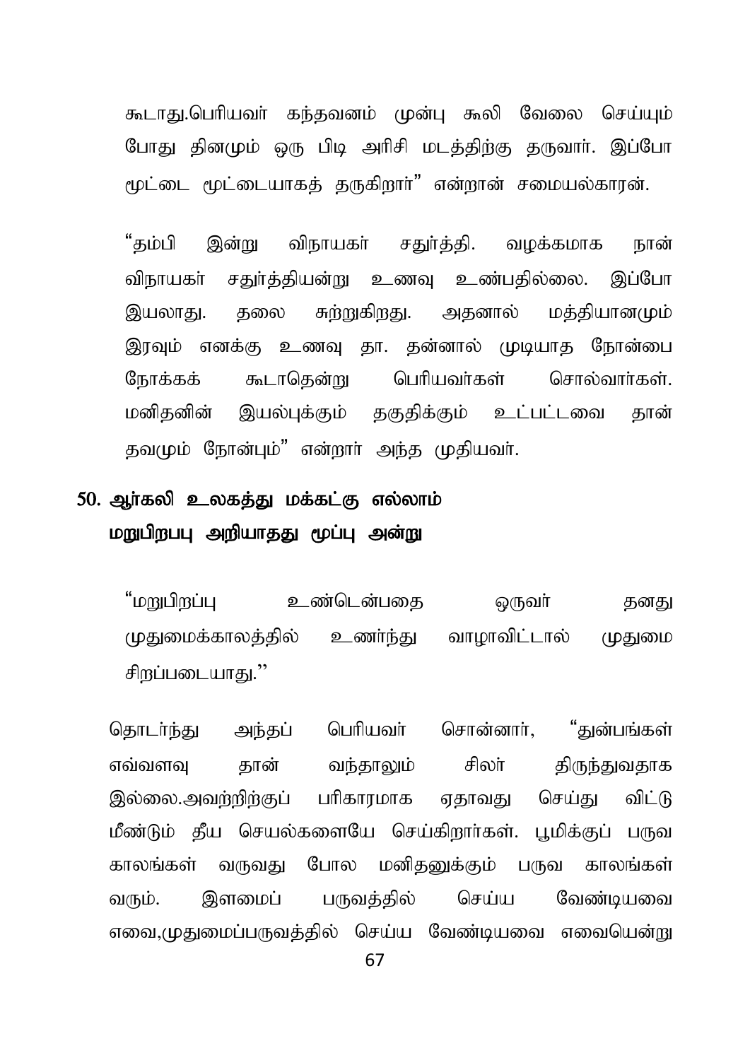கூடாது.பெரியவர் கந்தவனம் முன்பு கூலி வேலை செய்யும் போது தினமும் ஒரு பிடி அரிசி மடத்திற்கு தருவார். இப்போ மூட்டை மூட்டையாகத் தருகிறார்" என்றான் சமையல்காரன்.

"தம்பி இன்று விநாயகர் சதுர்த்தி. வழக்கமாக நான் விநாயகர் சதுர்த்தியன்று உணவு உண்பதில்லை. இப்போ இயலாது. தலை சுற்றுகிறது. அதனால் மத்தியானமும் இரவும் எனக்கு உணவு தா. தன்னால் முடியாத நோன்பை நோக்கக் கூடாதென்று பெரியவர்கள் சொல்வார்கள். மனிதனின் இயல்புக்கும் தகுதிக்கும் உட்பட்டவை தான் தவமும் நோன்பும்" என்றார் அந்த முதியவர்.

## 50. ஆர்கலி உலகத்து மக்கட்கு எல்லாம் மறுபிறபபு அறியாதது மூப்பு அன்று

"மறுபிறப்பு உண்டென்பதை ஒருவர் தனது முதுமைக்காலத்தில் உணர்ந்து வாழாவிட்டால் முதுமை சிறப்படையாது.''

தொடர்ந்து அந்தப் பெரியவர் சொன்னார், "துன்பங்கள் எவ்வளவு தான் வந்தாலும் சிலர் திருந்துவதாக இல்லை.அவற்றிற்குப் பரிகாரமாக ஏதாவது செய்து விட்டு மீண்டும் தீய செயல்களையே செய்கிறார்கள். பூமிக்குப் பருவ காலங்கள் வருவது போல மனிதனுக்கும் பருவ காலங்கள் வரும். இளமைப் பருவத்தில் செய்ய வேண்டியவை எவை,முதுமைப்பருவத்தில் செய்ய வேண்டியவை எவையென்று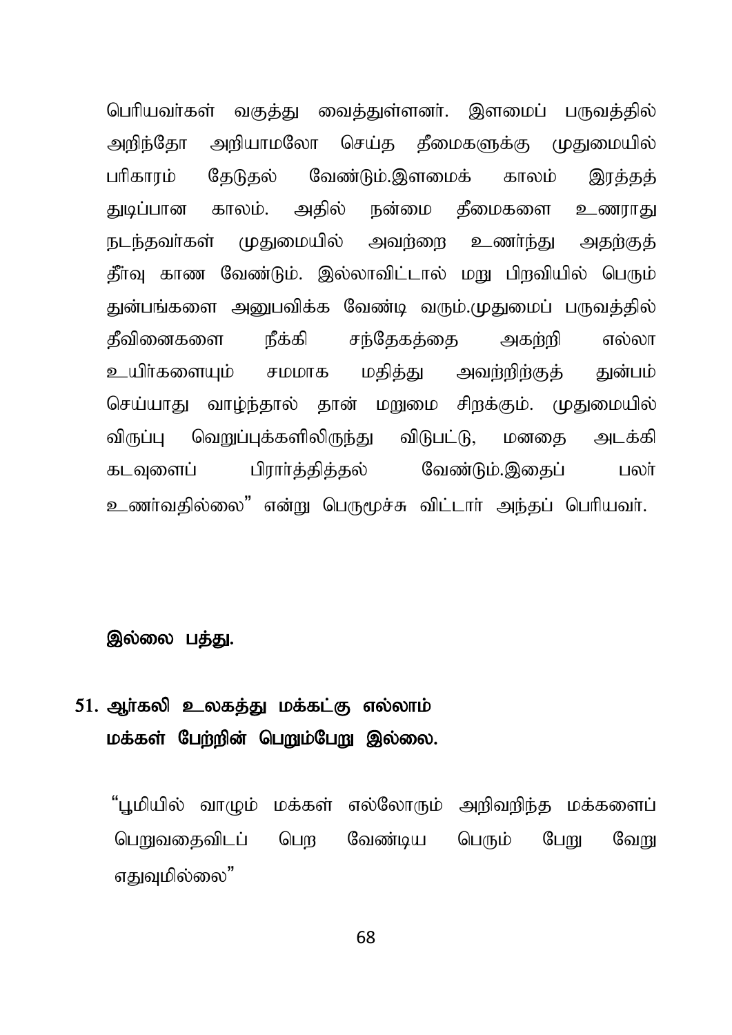பெரியவர்கள் வகுத்து வைத்துள்ளனர். இளமைப் பருவத்தில் அறிந்தோ அறியாமலோ செய்த தீமைகளுக்கு முதுமையில் பரிகாரம் தேடுதல் வேண்டும்.இளமைக் காலம் இரத்தத் துடிப்பான காலம். அதில் நன்மை தீமைகளை உணராது நடந்தவர்கள் முதுமையில் அவற்றை உணர்ந்து அதற்குத் தீர்வு காண வேண்டும். இல்லாவிட்டால் மறு பிறவியில் பெரும் துன்பங்களை அனுபவிக்க வேண்டி வரும்.முதுமைப் பருவத்தில் தீவினைகளை நீக்கி சந்தேகத்தை அகற்றி எல்லா உயிர்களையும் சமமாக மதித்து அவற்றிற்குத் துன்பம் செய்யாது வாழ்ந்தால் தான் மறுமை சிறக்கும். முதுமையில் விருப்பு வெறுப்புக்களிலிருந்து விடுபட்டு, மனதை அடக்கி கடவுளைப் பிரார்த்தித்தல் வேண்டும்.இதைப் பலர் உணர்வதில்லை" என்று பெருமூச்சு விட்டார் அந்தப் பெரியவர்.

**இல்லை பத்து.**

**51. ஆர்கலி உலகத்து மக்கட்கு எல்லாம்
மக்கள் பேற்றின் பெறும்பேறு இல்லை.**

"பூமியில் வாழும் மக்கள் எல்லோரும் அறிவறிந்த மக்களைப் பெறுவதைவிடப் பெற வேண்டிய பெரும் பேறு வேறு எதுவுமில்லை"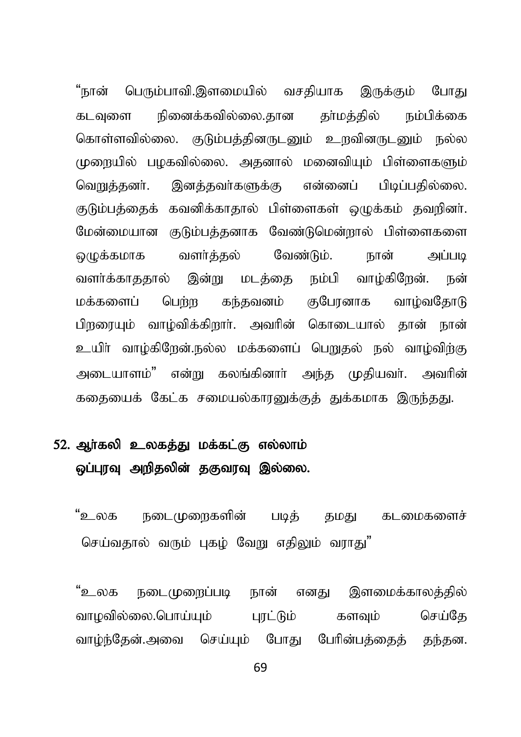"நான் பெரும்பாவி.இளமையில் வசதியாக இருக்கும் போது கடவுளை நினைக்கவில்லை.தான தர்மத்தில் நம்பிக்கை கொள்ளவில்லை. குடும்பத்தினருடனும் உறவினருடனும் நல்ல முறையில் பழகவில்லை. அதனால் மனைவியும் பிள்ளைகளும் வெறுத்தனர். இனத்தவர்களுக்கு என்னைப் பிடிப்பதில்லை. குடும்பத்தைக் கவனிக்காதால் பிள்ளைகள் ஒழுக்கம் தவறினர். மேன்மையான குடும்பத்தனாக வேண்டுமென்றால் பிள்ளைகளை ஒழுக்கமாக வளர்த்தல் வேண்டும். நான் அப்படி வளர்க்காததால் இன்று மடத்தை நம்பி வாழ்கிறேன். நன் மக்களைப் பெற்ற கந்தவனம் குபேரனாக வாழ்வதோடு பிறரையும் வாழ்விக்கிறார். அவரின் கொடையால் தான் நான் உயிர் வாழ்கிறேன்.நல்ல மக்களைப் பெறுதல் நல் வாழ்விற்கு அடையாளம்" என்று கலங்கினார் அந்த முதியவர். அவரின் கதையைக் கேட்க சமையல்காரனுக்குத் துக்கமாக இருந்தது.

## 52. ஆர்கலி உலகத்து மக்கட்கு எல்லாம் ஒப்புரவு அறிதலின் தகுவரவு இல்லை.

"உலக நடைமுறைகளின் படித் தமது கடமைகளைச் செய்வதால் வரும் புகழ் வேறு எதிலும் வராது"

"உலக நடைமுறைப்படி நான் எனது இளமைக்காலத்தில் வாழவில்லை.பொய்யும் புரட்டும் களவும் செய்தே வாழ்ந்தேன்.அவை செய்யும் போது பேரின்பத்தைத் தந்தன.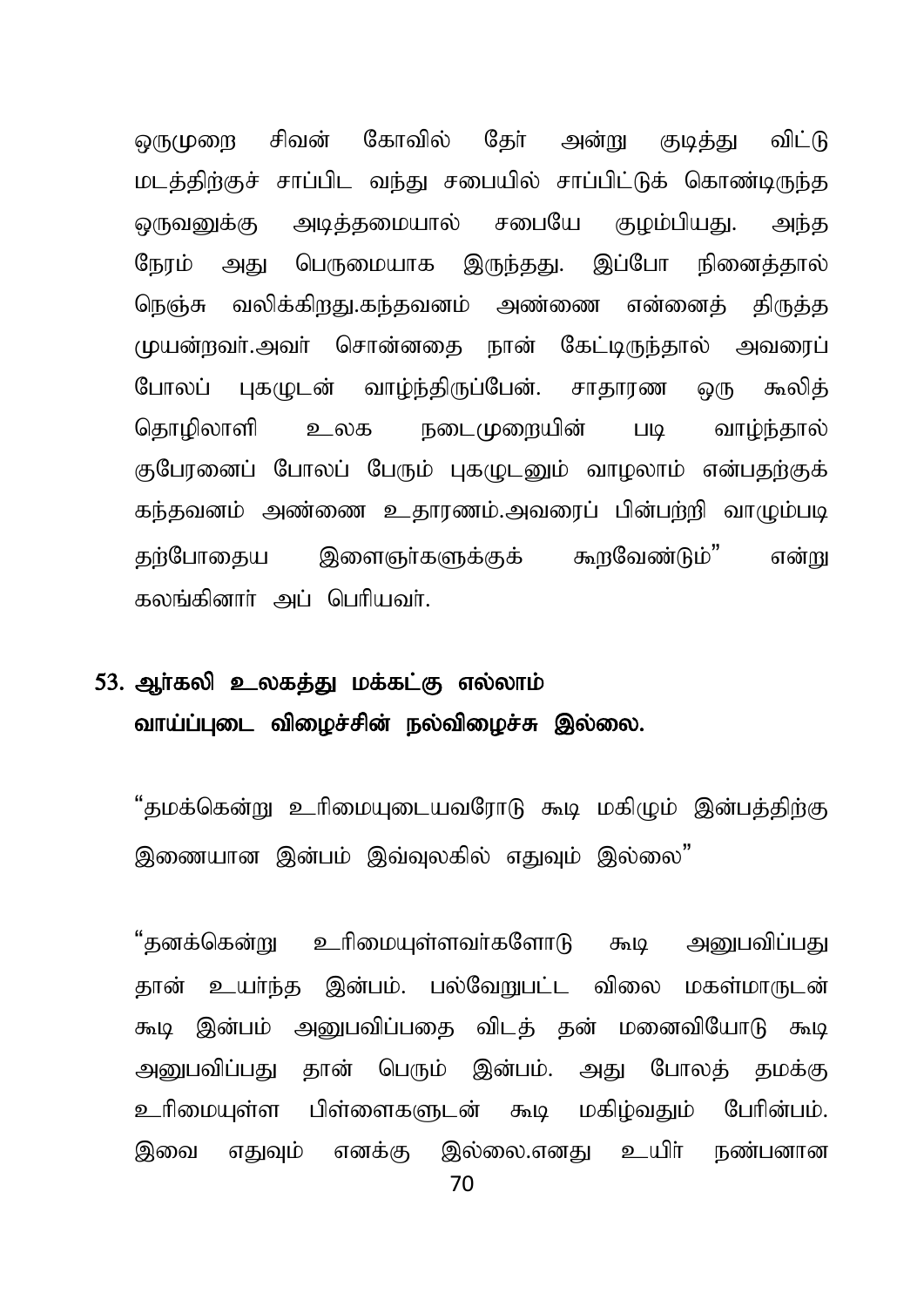ஒருமுறை சிவன் கோவில் தேர் அன்று குடித்து விட்டு மடத்திற்குச் சாப்பிட வந்து சபையில் சாப்பிட்டுக் கொண்டிருந்த ஒருவனுக்கு அடித்தமையால் சபையே குழம்பியது. அந்த நேரம் அது பெருமையாக இருந்தது. இப்போ நினைத்தால் நெஞ்சு வலிக்கிறது.கந்தவனம் அண்ணை என்னைத் திருத்த முயன்றவர்.அவர் சொன்னதை நான் கேட்டிருந்தால் அவரைப் போலப் புகழுடன் வாழ்ந்திருப்பேன். சாதாரண ஒரு கூலித் தொழிலாளி உலக நடைமுறையின் படி வாழ்ந்தால் குபேரனைப் போலப் பேரும் புகழுடனும் வாழலாம் என்பதற்குக் கந்தவனம் அண்ணை உதாரணம்.அவரைப் பின்பற்றி வாழும்படி தற்போதைய இளைஞர்களுக்குக் கூறவேண்டும்" என்று கலங்கினார் அப் பெரியவர்.

## 53. ஆர்கலி உலகத்து மக்கட்கு எல்லாம் வாய்ப்புடை விழைச்சின் நல்விழைச்சு இல்லை.

"தமக்கென்று உரிமையுடையவரோடு கூடி மகிழும் இன்பத்திற்கு இணையான இன்பம் இவ்வுலகில் எதுவும் இல்லை"

"தனக்கென்று உரிமையுள்ளவர்களோடு கூடி அனுபவிப்பது தான் உயர்ந்த இன்பம். பல்வேறுபட்ட விலை மகள்மாருடன் கூடி இன்பம் அனுபவிப்பதை விடத் தன் மனைவியோடு கூடி அனுபவிப்பது தான் பெரும் இன்பம். அது போலத் தமக்கு உரிமையுள்ள பிள்ளைகளுடன் கூடி மகிழ்வதும் பேரின்பம். இவை எதுவும் எனக்கு இல்லை.எனது உயிர் நண்பனான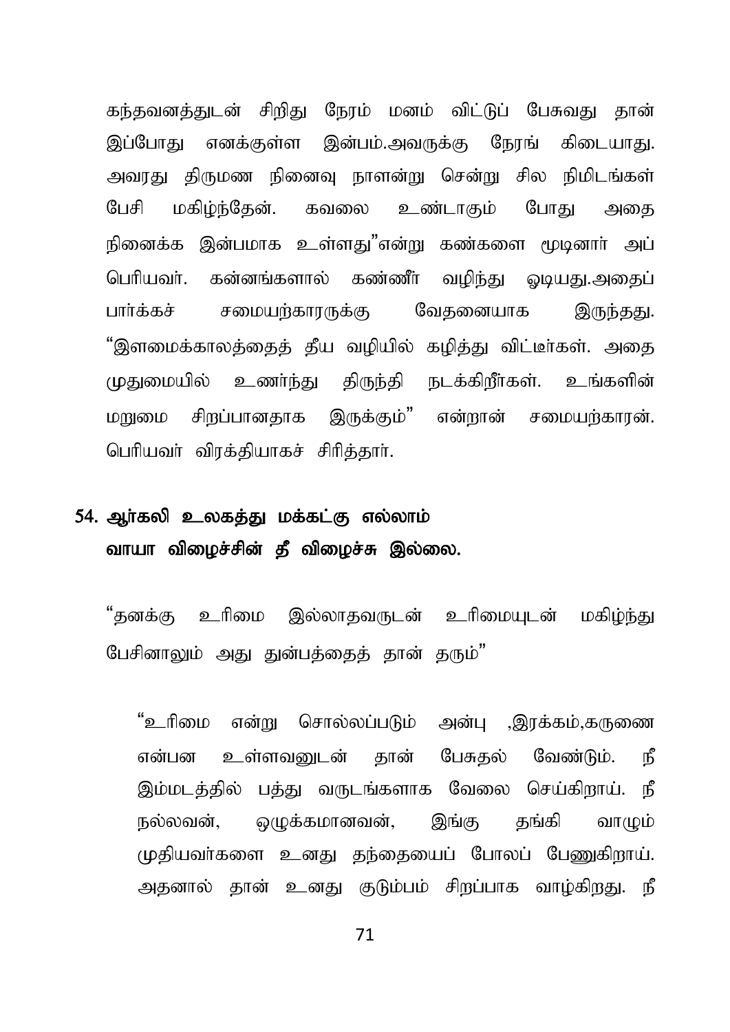கந்தவனத்துடன் சிறிது நேரம் மனம் விட்டுப் பேசுவது தான் இப்போது எனக்குள்ள இன்பம்.அவருக்கு நேரங் கிடையாது. அவரது திருமண நினைவு நாளன்று சென்று சில நிமிடங்கள் பேசி மகிழ்ந்தேன். கவலை உண்டாகும் போது அதை நினைக்க இன்பமாக உள்ளது"என்று கண்களை மூடினார் அப் பெரியவர். கன்னங்களால் கண்ணீர் வழிந்து ஓடியது.அதைப் பார்க்கச் சமையற்காரருக்கு வேதனையாக இருந்தது. "இளமைக்காலத்தைத் தீய வழியில் கழித்து விட்டீர்கள். அதை முதுமையில் உணர்ந்து திருந்தி நடக்கிறீர்கள். உங்களின் மறுமை சிறப்பானதாக இருக்கும்" என்றான் சமையற்காரன். பெரியவர் விரக்தியாகச் சிரித்தார்.

## 54. ஆர்கலி உலகத்து மக்கட்கு எல்லாம் வாயா விழைச்சின் தீ விழைச்சு இல்லை.

"தனக்கு உரிமை இல்லாதவருடன் உரிமையுடன் மகிழ்ந்து பேசினாலும் அது துன்பத்தைத் தான் தரும்"

"உரிமை என்று சொல்லப்படும் அன்பு ,இரக்கம்,கருணை என்பன உள்ளவனுடன் தான் பேசுதல் வேண்டும். நீ இம்மடத்தில் பத்து வருடங்களாக வேலை செய்கிறாய். நீ நல்லவன், ஒழுக்கமானவன், இங்கு தங்கி வாழும் முதியவர்களை உனது தந்தையைப் போலப் பேணுகிறாய். அதனால் தான் உனது குடும்பம் சிறப்பாக வாழ்கிறது. நீ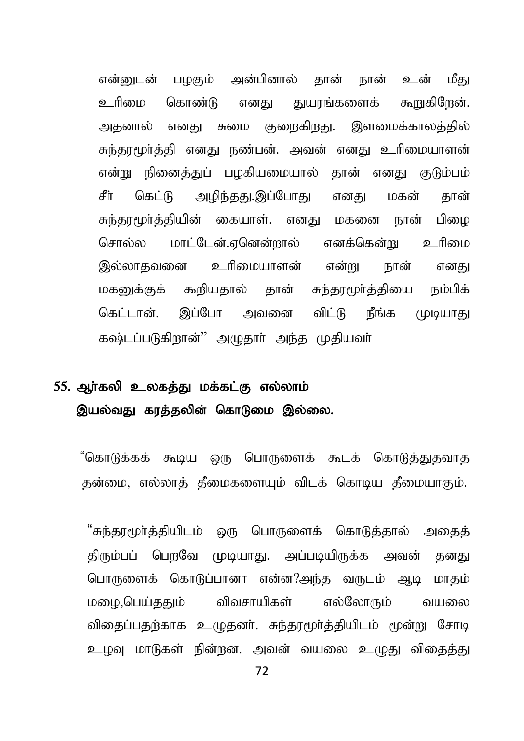என்னுடன் பழகும் அன்பினால் தான் நான் உன் மீது உரிமை கொண்டு எனது துயரங்களைக் கூறுகிறேன். அதனால் எனது சுமை குறைகிறது. இளமைக்காலத்தில் சுந்தரமூர்த்தி எனது நண்பன். அவன் எனது உரிமையாளன் என்று நினைத்துப் பழகியமையால் தான் எனது குடும்பம் சீர் கெட்டு அழிந்தது.இப்போது எனது மகன் தான் சுந்தரமூர்த்தியின் கையாள். எனது மகனை நான் பிழை சொல்ல மாட்டேன்.ஏனென்றால் எனக்கென்று உரிமை இல்லாதவனை உரிமையாளன் என்று நான் எனது மகனுக்குக் கூறியதால் தான் சுந்தரமூர்த்தியை நம்பிக் கெட்டான். இப்போ அவனை விட்டு நீங்க முடியாது கஷ்டப்படுகிறான்'' அழுதார் அந்த முதியவர்

## 55. ஆர்கலி உலகத்து மக்கட்கு எல்லாம்
## இயல்வது கரத்தலின் கொடுமை இல்லை.

"கொடுக்கக் கூடிய ஒரு பொருளைக் கூடக் கொடுத்துதவாத தன்மை, எல்லாத் தீமைகளையும் விடக் கொடிய தீமையாகும்.

"சுந்தரமூர்த்தியிடம் ஒரு பொருளைக் கொடுத்தால் அதைத் திரும்பப் பெறவே முடியாது. அப்படியிருக்க அவன் தனது பொருளைக் கொடுப்பானா என்ன?அந்த வருடம் ஆடி மாதம் மழை,பெய்ததும் விவசாயிகள் எல்லோரும் வயலை விதைப்பதற்காக உழுதனர். சுந்தரமூர்த்தியிடம் மூன்று சோடி உழவு மாடுகள் நின்றன. அவன் வயலை உழுது விதைத்து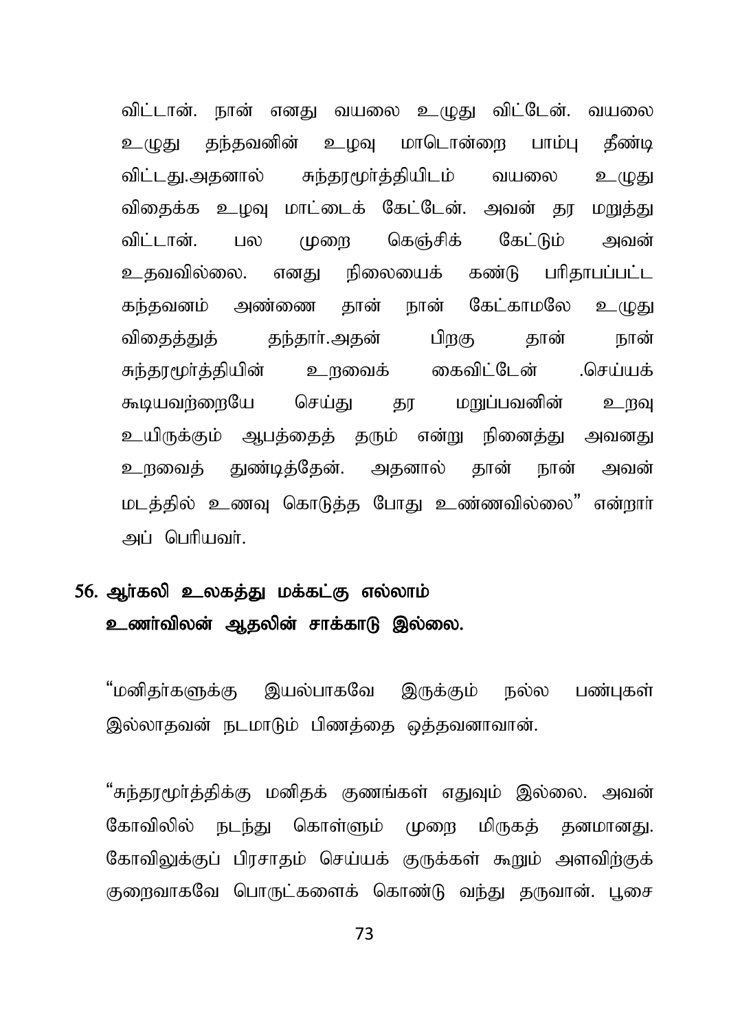விட்டான். நான் எனது வயலை உழுது விட்டேன். வயலை உழுது தந்தவனின் உழவு மாடொன்றை பாம்பு தீண்டி விட்டது.அதனால் சுந்தரமூர்த்தியிடம் வயலை உழுது விதைக்க உழவு மாட்டைக் கேட்டேன். அவன் தர மறுத்து விட்டான். பல முறை கெஞ்சிக் கேட்டும் அவன் உதவவில்லை. எனது நிலையைக் கண்டு பரிதாபப்பட்ட கந்தவனம் அண்ணை தான் நான் கேட்காமலே உழுது விதைத்துத் தந்தார்.அதன் பிறகு தான் நான் சுந்தரமூர்த்தியின் உறவைக் கைவிட்டேன் .செய்யக் கூடியவற்றையே செய்து தர மறுப்பவனின் உறவு உயிருக்கும் ஆபத்தைத் தரும் என்று நினைத்து அவனது உறவைத் துண்டித்தேன். அதனால் தான் நான் அவன் மடத்தில் உணவு கொடுத்த போது உண்ணவில்லை" என்றார் அப் பெரியவர்.

## 56. ஆர்கலி உலகத்து மக்கட்கு எல்லாம் உணர்விலன் ஆதலின் சாக்காடு இல்லை.

"மனிதர்களுக்கு இயல்பாகவே இருக்கும் நல்ல பண்புகள் இல்லாதவன் நடமாடும் பிணத்தை ஒத்தவனாவான்.

"சுந்தரமூர்த்திக்கு மனிதக் குணங்கள் எதுவும் இல்லை. அவன் கோவிலில் நடந்து கொள்ளும் முறை மிருகத் தனமானது. கோவிலுக்குப் பிரசாதம் செய்யக் குருக்கள் கூறும் அளவிற்குக் குறைவாகவே பொருட்களைக் கொண்டு வந்து தருவான். பூசை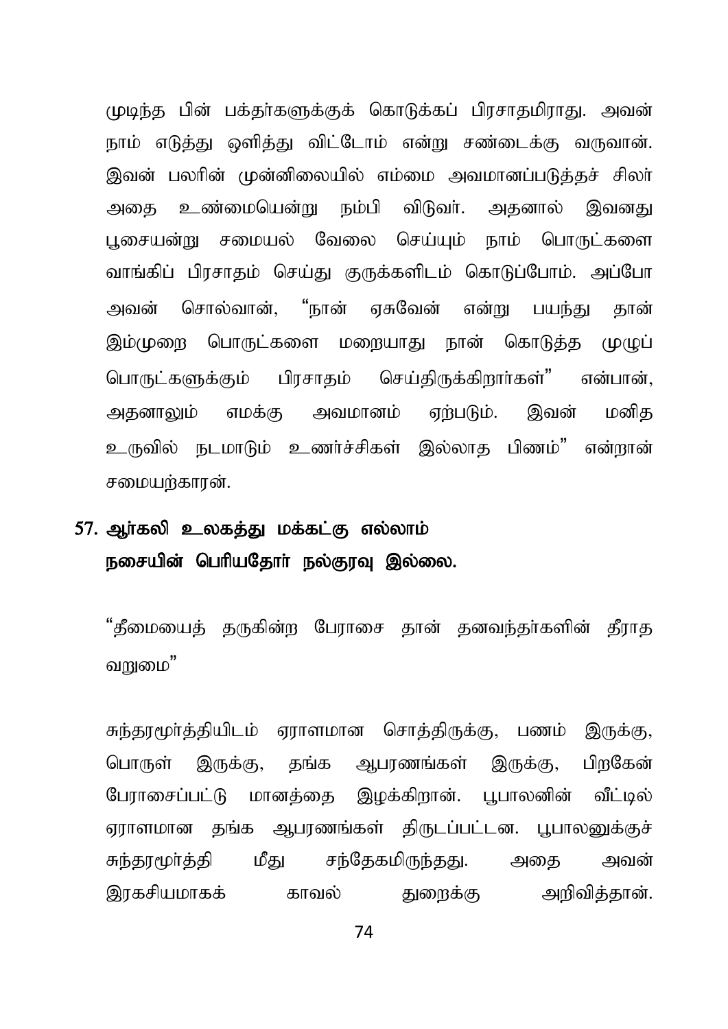முடிந்த பின் பக்தர்களுக்குக் கொடுக்கப் பிரசாதமிராது. அவன் நாம் எடுத்து ஒளித்து விட்டோம் என்று சண்டைக்கு வருவான். இவன் பலரின் முன்னிலையில் எம்மை அவமானப்படுத்தச் சிலர் அதை உண்மையென்று நம்பி விடுவர். அதனால் இவனது பூசையன்று சமையல் வேலை செய்யும் நாம் பொருட்களை வாங்கிப் பிரசாதம் செய்து குருக்களிடம் கொடுப்போம். அப்போ அவன் சொல்வான், "நான் ஏசுவேன் என்று பயந்து தான் இம்முறை பொருட்களை மறையாது நான் கொடுத்த முழுப் பொருட்களுக்கும் பிரசாதம் செய்திருக்கிறார்கள்" என்பான், அதனாலும் எமக்கு அவமானம் ஏற்படும். இவன் மனித உருவில் நடமாடும் உணர்ச்சிகள் இல்லாத பிணம்" என்றான் சமையற்காரன்.

## 57. ஆர்கலி உலகத்து மக்கட்கு எல்லாம் நசையின் பெரியதோர் நல்குரவு இல்லை.

"தீமையைத் தருகின்ற பேராசை தான் தனவந்தர்களின் தீராத வறுமை"

சுந்தரமூர்த்தியிடம் ஏராளமான சொத்திருக்கு, பணம் இருக்கு, பொருள் இருக்கு, தங்க ஆபரணங்கள் இருக்கு, பிறகேன் பேராசைப்பட்டு மானத்தை இழக்கிறான். பூபாலனின் வீட்டில் ஏராளமான தங்க ஆபரணங்கள் திருடப்பட்டன. பூபாலனுக்குச் சுந்தரமூர்த்தி மீது சந்தேகமிருந்தது. அதை அவன் இரகசியமாகக் காவல் துறைக்கு அறிவித்தான்.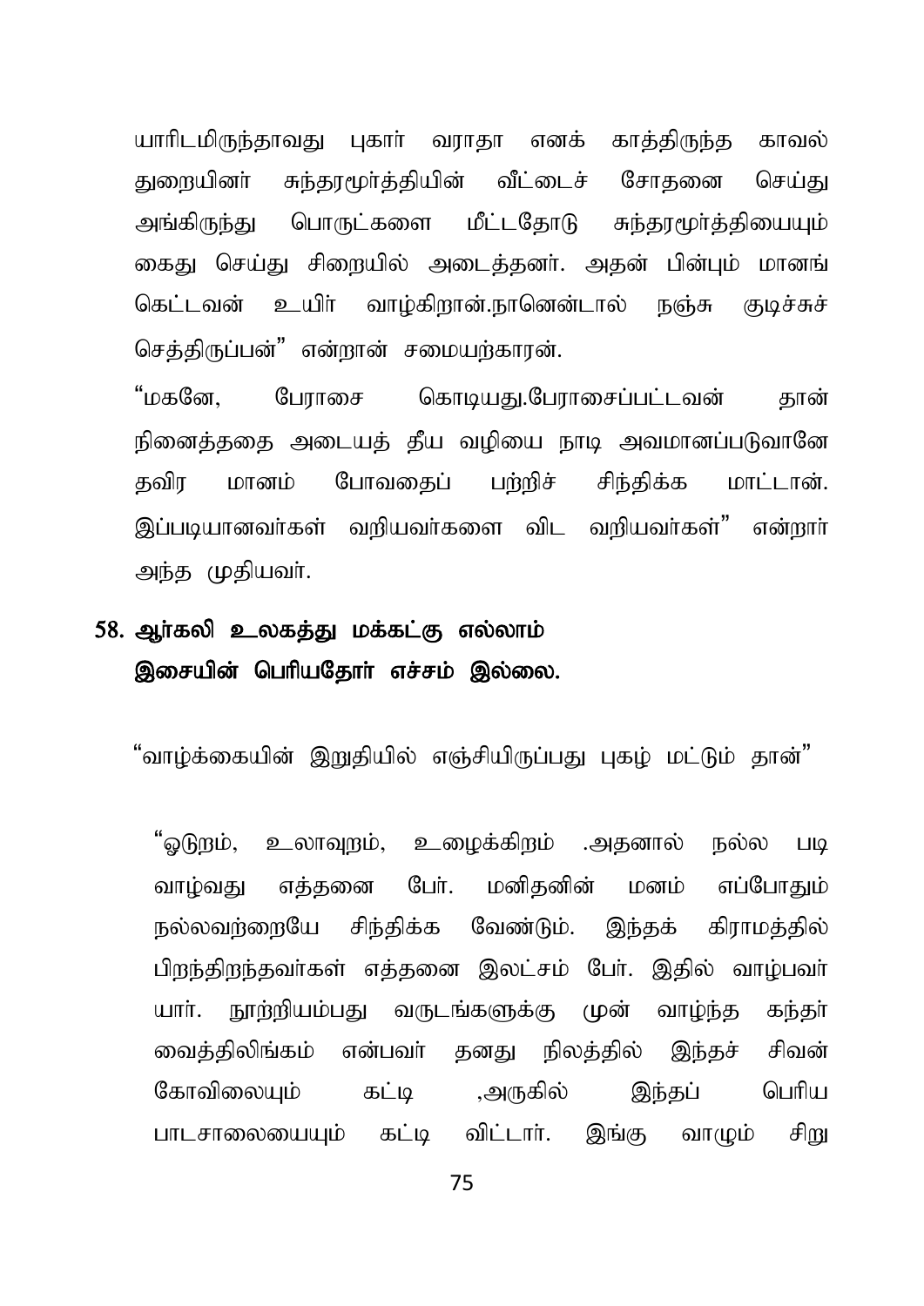யாரிடமிருந்தாவது புகார் வராதா எனக் காத்திருந்த காவல் துறையினர் சுந்தரமூர்த்தியின் வீட்டைச் சோதனை செய்து அங்கிருந்து பொருட்களை மீட்டதோடு சுந்தரமூர்த்தியையும் கைது செய்து சிறையில் அடைத்தனர். அதன் பின்பும் மானங் கெட்டவன் உயிர் வாழ்கிறான்.நானென்டால் நஞ்சு குடிச்சுச் செத்திருப்பன்" என்றான் சமையற்காரன்.

"மகனே, பேராசை கொடியது.பேராசைப்பட்டவன் தான் நினைத்ததை அடையத் தீய வழியை நாடி அவமானப்படுவானே தவிர மானம் போவதைப் பற்றிச் சிந்திக்க மாட்டான். இப்படியானவர்கள் வறியவர்களை விட வறியவர்கள்" என்றார் அந்த முதியவர்.

## 58. ஆர்கலி உலகத்து மக்கட்கு எல்லாம் இசையின் பெரியதோர் எச்சம் இல்லை.

"வாழ்க்கையின் இறுதியில் எஞ்சியிருப்பது புகழ் மட்டும் தான்"

"ஓடுறம், உலாவுறம், உழைக்கிறம் .அதனால் நல்ல படி வாழ்வது எத்தனை பேர். மனிதனின் மனம் எப்போதும் நல்லவற்றையே சிந்திக்க வேண்டும். இந்தக் கிராமத்தில் பிறந்திறந்தவர்கள் எத்தனை இலட்சம் பேர். இதில் வாழ்பவர் யார். நூற்றியம்பது வருடங்களுக்கு முன் வாழ்ந்த கந்தர் வைத்திலிங்கம் என்பவர் தனது நிலத்தில் இந்தச் சிவன் கோவிலையும் கட்டி ,அருகில் இந்தப் பெரிய பாடசாலையையும் கட்டி விட்டார். இங்கு வாழும் சிறு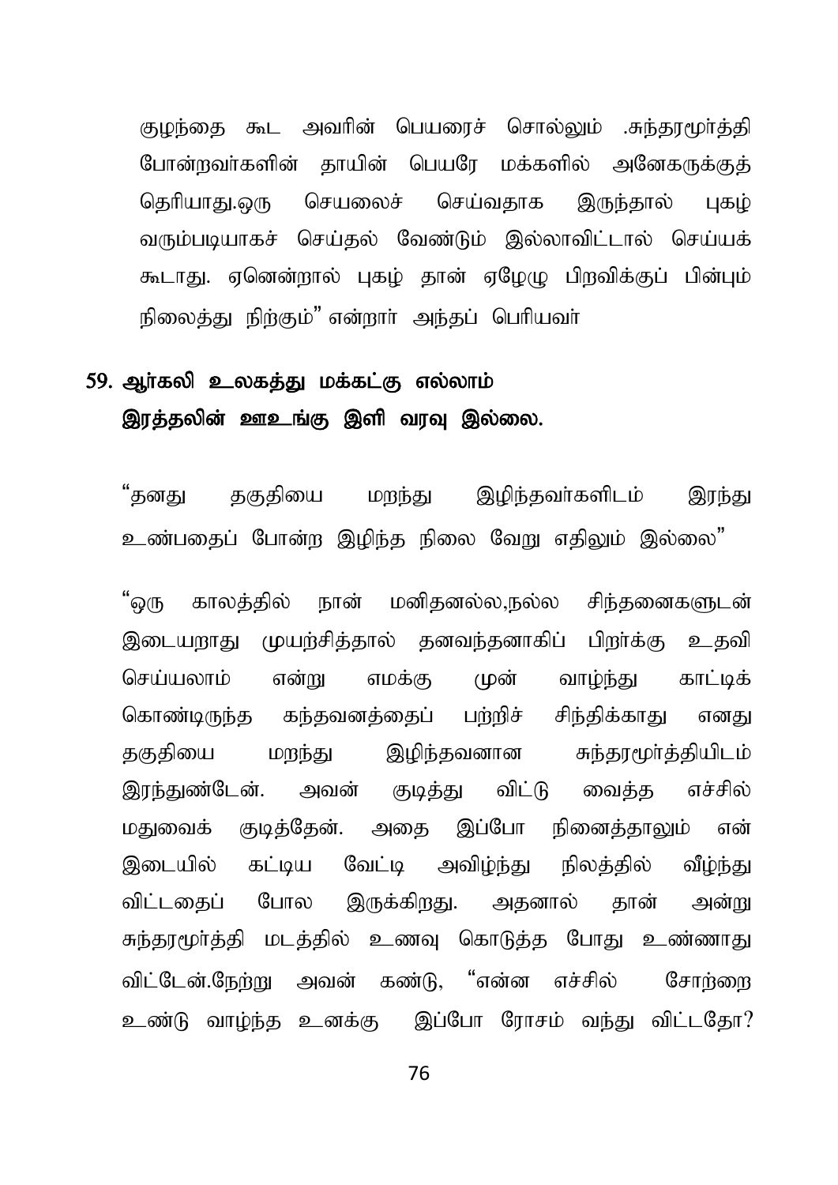குழந்தை கூட அவரின் பெயரைச் சொல்லும் .சுந்தரமூர்த்தி போன்றவர்களின் தாயின் பெயரே மக்களில் அனேகருக்குத் தெரியாது.ஒரு செயலைச் செய்வதாக இருந்தால் புகழ் வரும்படியாகச் செய்தல் வேண்டும் இல்லாவிட்டால் செய்யக் கூடாது. ஏனென்றால் புகழ் தான் ஏழேழு பிறவிக்குப் பின்பும் நிலைத்து நிற்கும்" என்றார் அந்தப் பெரியவர்

## 59. ஆர்கலி உலகத்து மக்கட்கு எல்லாம் இரத்தலின் ஊஉங்கு இளி வரவு இல்லை.

"தனது தகுதியை மறந்து இழிந்தவர்களிடம் இரந்து உண்பதைப் போன்ற இழிந்த நிலை வேறு எதிலும் இல்லை"

"ஒரு காலத்தில் நான் மனிதனல்ல,நல்ல சிந்தனைகளுடன் இடையறாது முயற்சித்தால் தனவந்தனாகிப் பிறர்க்கு உதவி செய்யலாம் என்று எமக்கு முன் வாழ்ந்து காட்டிக் கொண்டிருந்த கந்தவனத்தைப் பற்றிச் சிந்திக்காது எனது தகுதியை மறந்து இழிந்தவனான சுந்தரமூர்த்தியிடம் இரந்துண்டேன். அவன் குடித்து விட்டு வைத்த எச்சில் மதுவைக் குடித்தேன். அதை இப்போ நினைத்தாலும் என் இடையில் கட்டிய வேட்டி அவிழ்ந்து நிலத்தில் வீழ்ந்து விட்டதைப் போல இருக்கிறது. அதனால் தான் அன்று சுந்தரமூர்த்தி மடத்தில் உணவு கொடுத்த போது உண்ணாது விட்டேன்.நேற்று அவன் கண்டு, "என்ன எச்சில் சோற்றை உண்டு வாழ்ந்த உனக்கு இப்போ ரோசம் வந்து விட்டதோ?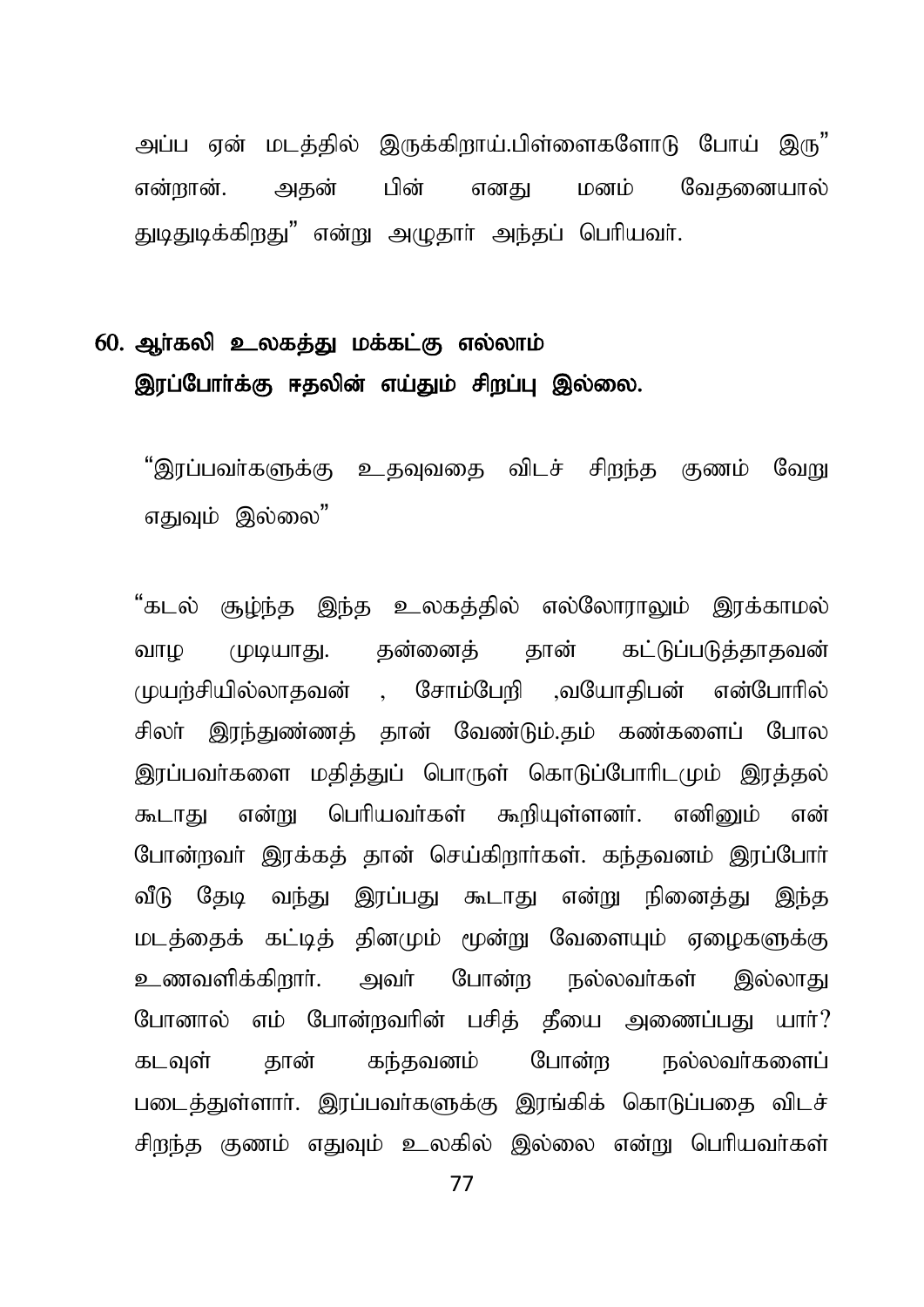அப்ப ஏன் மடத்தில் இருக்கிறாய்.பிள்ளைகளோடு போய் இரு" என்றான். அதன் பின் எனது மனம் வேதனையால் துடிதுடிக்கிறது" என்று அழுதார் அந்தப் பெரியவர்.

## 60. ஆர்கலி உலகத்து மக்கட்கு எல்லாம் இரப்போர்க்கு ஈதலின் எய்தும் சிறப்பு இல்லை.

"இரப்பவர்களுக்கு உதவுவதை விடச் சிறந்த குணம் வேறு எதுவும் இல்லை"

"கடல் சூழ்ந்த இந்த உலகத்தில் எல்லோராலும் இரக்காமல் வாழ முடியாது. தன்னைத் தான் கட்டுப்படுத்தாதவன் முயற்சியில்லாதவன் , சோம்பேறி ,வயோதிபன் என்போரில் சிலர் இரந்துண்ணத் தான் வேண்டும்.தம் கண்களைப் போல இரப்பவர்களை மதித்துப் பொருள் கொடுப்போரிடமும் இரத்தல் கூடாது என்று பெரியவர்கள் கூறியுள்ளனர். எனினும் என் போன்றவர் இரக்கத் தான் செய்கிறார்கள். கந்தவனம் இரப்போர் வீடு தேடி வந்து இரப்பது கூடாது என்று நினைத்து இந்த மடத்தைக் கட்டித் தினமும் மூன்று வேளையும் ஏழைகளுக்கு உணவளிக்கிறார். அவர் போன்ற நல்லவர்கள் இல்லாது போனால் எம் போன்றவரின் பசித் தீயை அணைப்பது யார்? கடவுள் தான் கந்தவனம் போன்ற நல்லவர்களைப் படைத்துள்ளார். இரப்பவர்களுக்கு இரங்கிக் கொடுப்பதை விடச் சிறந்த குணம் எதுவும் உலகில் இல்லை என்று பெரியவர்கள்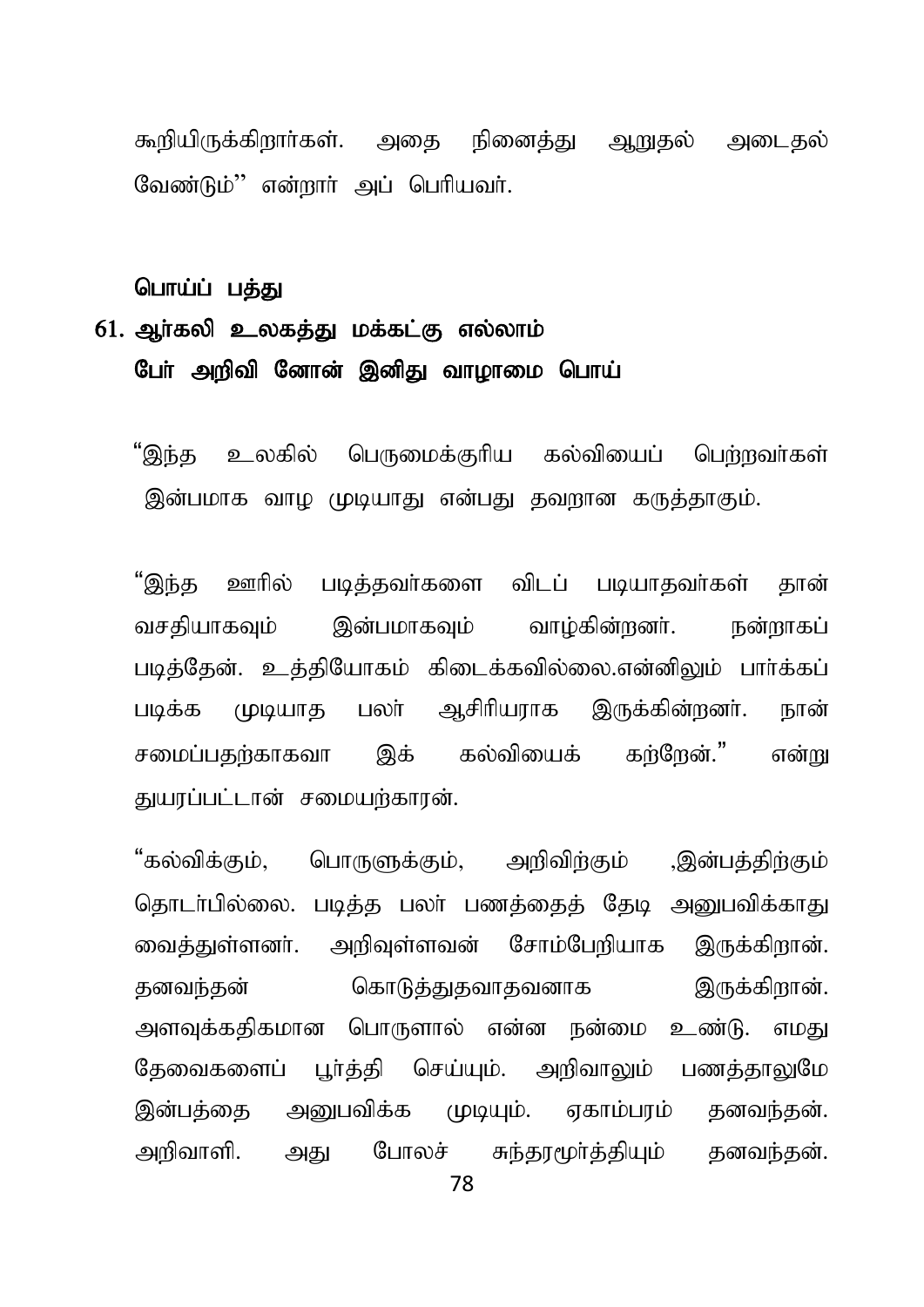கூறியிருக்கிறார்கள். அதை நினைத்து ஆறுதல் அடைதல் வேண்டும்'' என்றார் அப் பெரியவர்.

**பொய்ப் பத்து**

**61. ஆர்கலி உலகத்து மக்கட்கு எல்லாம்**
**பேர் அறிவி னோன் இனிது வாழாமை பொய்**

“இந்த உலகில் பெருமைக்குரிய கல்வியைப் பெற்றவர்கள் இன்பமாக வாழ முடியாது என்பது தவறான கருத்தாகும்.

“இந்த ஊரில் படித்தவர்களை விடப் படியாதவர்கள் தான் வசதியாகவும் இன்பமாகவும் வாழ்கின்றனர். நன்றாகப் படித்தேன். உத்தியோகம் கிடைக்கவில்லை.என்னிலும் பார்க்கப் படிக்க முடியாத பலர் ஆசிரியராக இருக்கின்றனர். நான் சமைப்பதற்காகவா இக் கல்வியைக் கற்றேன்.” என்று துயரப்பட்டான் சமையற்காரன்.

“கல்விக்கும், பொருளுக்கும், அறிவிற்கும் ,இன்பத்திற்கும் தொடர்பில்லை. படித்த பலர் பணத்தைத் தேடி அனுபவிக்காது வைத்துள்ளனர். அறிவுள்ளவன் சோம்பேறியாக இருக்கிறான். தனவந்தன் கொடுத்துதவாதவனாக இருக்கிறான். அளவுக்கதிகமான பொருளால் என்ன நன்மை உண்டு. எமது தேவைகளைப் பூர்த்தி செய்யும். அறிவாலும் பணத்தாலுமே இன்பத்தை அனுபவிக்க முடியும். ஏகாம்பரம் தனவந்தன். அறிவாளி. அது போலச் சுந்தரமூர்த்தியும் தனவந்தன்.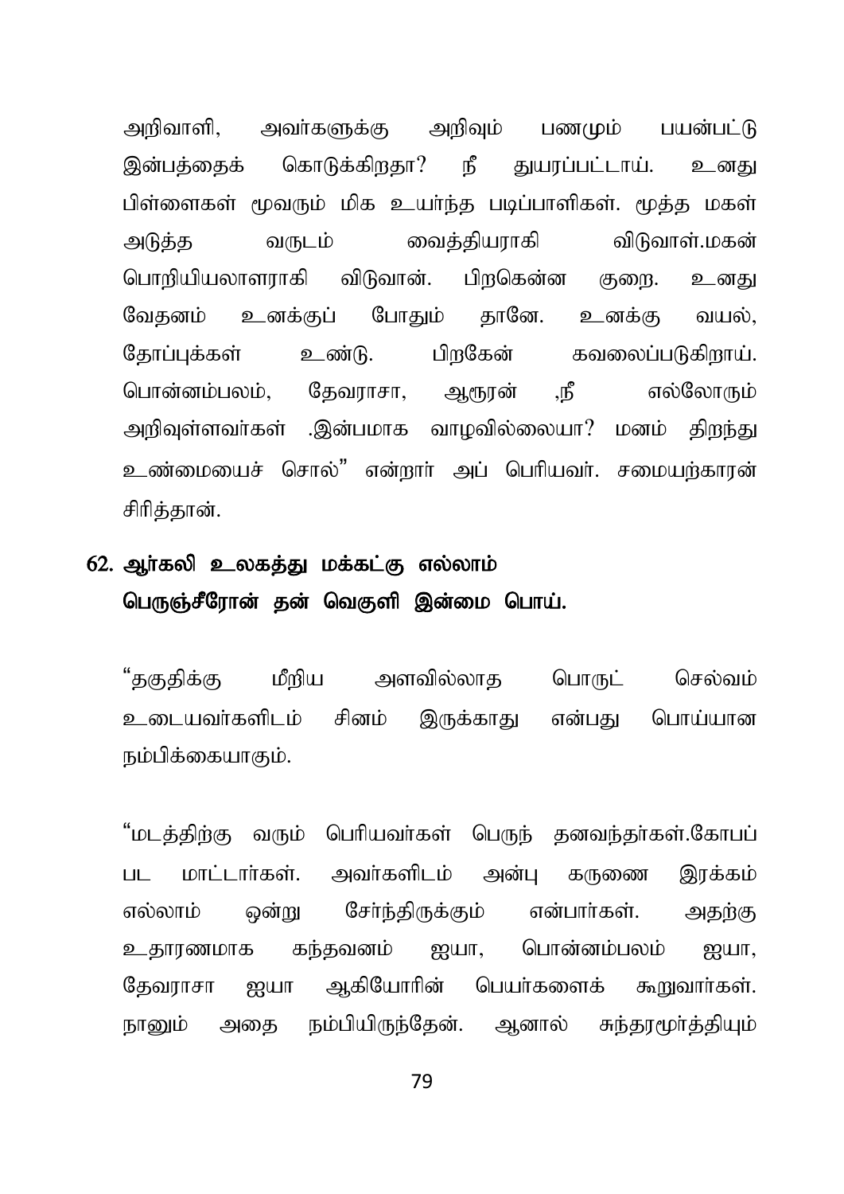அறிவாளி, அவர்களுக்கு அறிவும் பணமும் பயன்பட்டு இன்பத்தைக் கொடுக்கிறதா? நீ துயரப்பட்டாய். உனது பிள்ளைகள் மூவரும் மிக உயர்ந்த படிப்பாளிகள். மூத்த மகள் அடுத்த வருடம் வைத்தியராகி விடுவாள்.மகன் பொறியியலாளராகி விடுவான். பிறகென்ன குறை. உனது வேதனம் உனக்குப் போதும் தானே. உனக்கு வயல், தோப்புக்கள் உண்டு. பிறகேன் கவலைப்படுகிறாய். பொன்னம்பலம், தேவராசா, ஆரூரன் ,நீ எல்லோரும் அறிவுள்ளவர்கள் .இன்பமாக வாழவில்லையா? மனம் திறந்து உண்மையைச் சொல்" என்றார் அப் பெரியவர். சமையற்காரன் சிரித்தான்.

**62. ஆர்கலி உலகத்து மக்கட்கு எல்லாம்
பெருஞ்சீரோன் தன் வெகுளி இன்மை பொய்.**

"தகுதிக்கு மீறிய அளவில்லாத பொருட் செல்வம் உடையவர்களிடம் சினம் இருக்காது என்பது பொய்யான நம்பிக்கையாகும்.

"மடத்திற்கு வரும் பெரியவர்கள் பெருந் தனவந்தர்கள்.கோபப் பட மாட்டார்கள். அவர்களிடம் அன்பு கருணை இரக்கம் எல்லாம் ஒன்று சேர்ந்திருக்கும் என்பார்கள். அதற்கு உதாரணமாக கந்தவனம் ஐயா, பொன்னம்பலம் ஐயா, தேவராசா ஐயா ஆகியோரின் பெயர்களைக் கூறுவார்கள். நானும் அதை நம்பியிருந்தேன். ஆனால் சுந்தரமூர்த்தியும்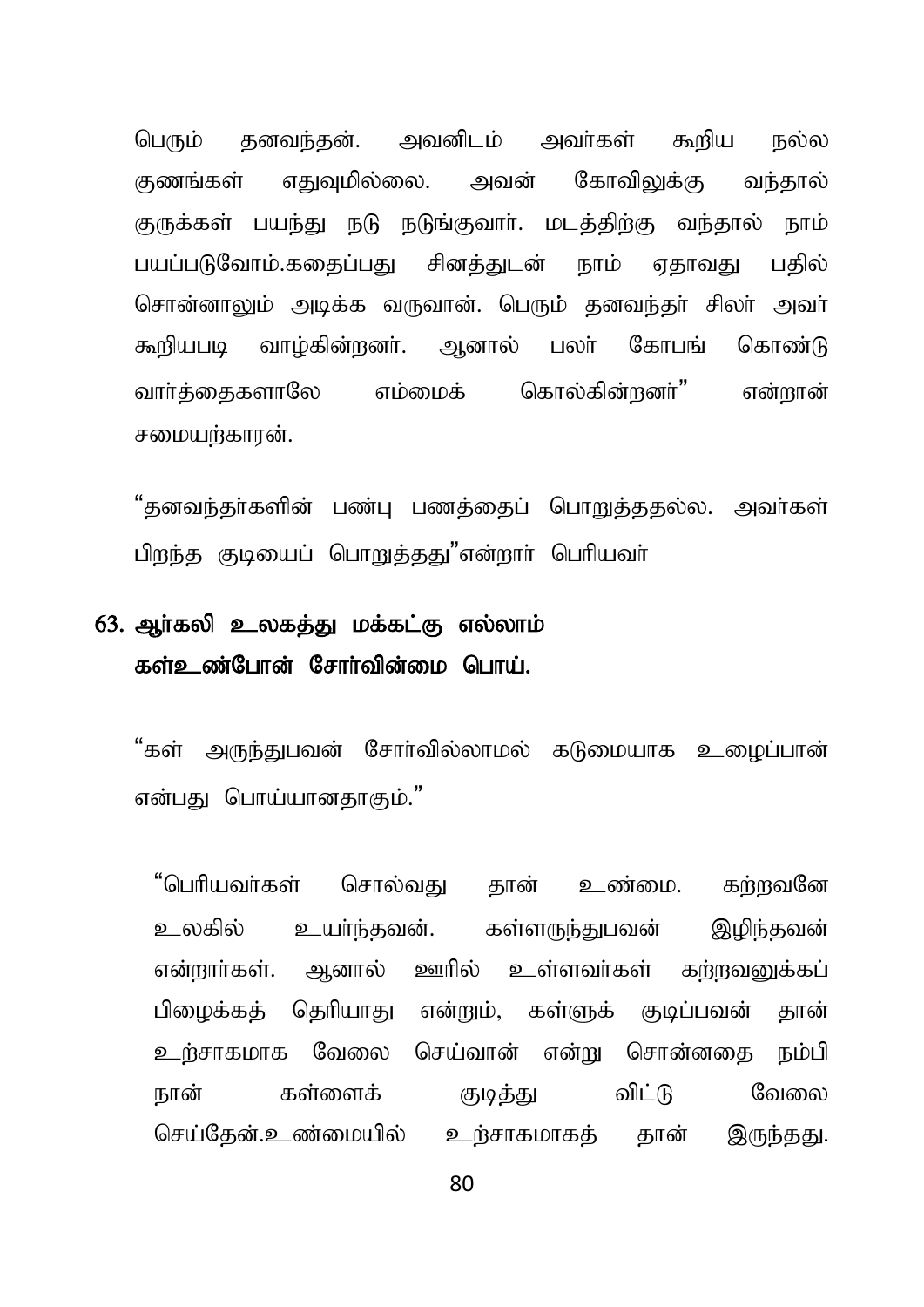பெரும் தனவந்தன். அவனிடம் அவர்கள் கூறிய நல்ல குணங்கள் எதுவுமில்லை. அவன் கோவிலுக்கு வந்தால் குருக்கள் பயந்து நடு நடுங்குவார். மடத்திற்கு வந்தால் நாம் பயப்படுவோம்.கதைப்பது சினத்துடன் நாம் ஏதாவது பதில் சொன்னாலும் அடிக்க வருவான். பெரும் தனவந்தர் சிலர் அவர் கூறியபடி வாழ்கின்றனர். ஆனால் பலர் கோபங் கொண்டு வார்த்தைகளாலே எம்மைக் கொல்கின்றனர்" என்றான் சமையற்காரன்.

"தனவந்தர்களின் பண்பு பணத்தைப் பொறுத்ததல்ல. அவர்கள் பிறந்த குடியைப் பொறுத்தது"என்றார் பெரியவர்

## 63. ஆர்கலி உலகத்து மக்கட்கு எல்லாம் கள்உண்போன் சோர்வின்மை பொய்.

"கள் அருந்துபவன் சோர்வில்லாமல் கடுமையாக உழைப்பான் என்பது பொய்யானதாகும்."

"பெரியவர்கள் சொல்வது தான் உண்மை. கற்றவனே உலகில் உயர்ந்தவன். கள்ளருந்துபவன் இழிந்தவன் என்றார்கள். ஆனால் ஊரில் உள்ளவர்கள் கற்றவனுக்கப் பிழைக்கத் தெரியாது என்றும், கள்ளுக் குடிப்பவன் தான் உற்சாகமாக வேலை செய்வான் என்று சொன்னதை நம்பி நான் கள்ளைக் குடித்து விட்டு வேலை செய்தேன்.உண்மையில் உற்சாகமாகத் தான் இருந்தது.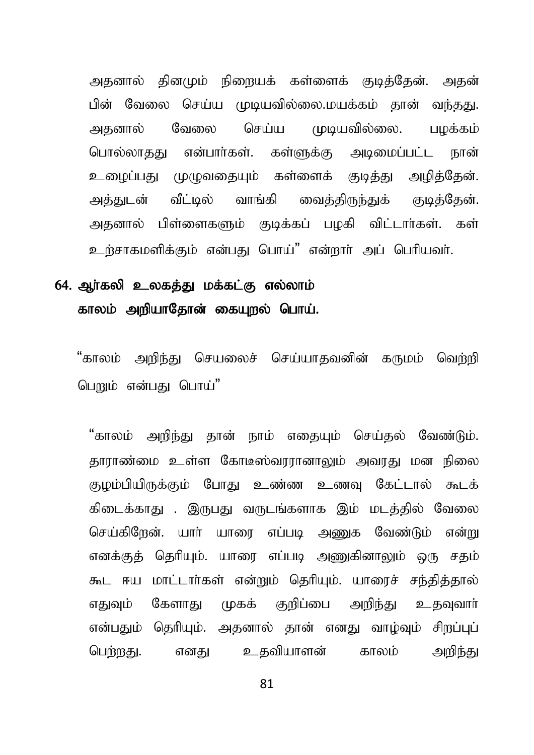அதனால் தினமும் நிறையக் கள்ளைக் குடித்தேன். அதன் பின் வேலை செய்ய முடியவில்லை.மயக்கம் தான் வந்தது. அதனால் வேலை செய்ய முடியவில்லை. பழக்கம் பொல்லாதது என்பார்கள். கள்ளுக்கு அடிமைப்பட்ட நான் உழைப்பது முழுவதையும் கள்ளைக் குடித்து அழித்தேன். அத்துடன் வீட்டில் வாங்கி வைத்திருந்துக் குடித்தேன். அதனால் பிள்ளைகளும் குடிக்கப் பழகி விட்டார்கள். கள் உற்சாகமளிக்கும் என்பது பொய்" என்றார் அப் பெரியவர்.

**64. ஆர்கலி உலகத்து மக்கட்கு எல்லாம்**
**காலம் அறியாதோன் கையுறல் பொய்.**

"காலம் அறிந்து செயலைச் செய்யாதவனின் கருமம் வெற்றி பெறும் என்பது பொய்"

"காலம் அறிந்து தான் நாம் எதையும் செய்தல் வேண்டும். தாராண்மை உள்ள கோடீஸ்வரரானாலும் அவரது மன நிலை குழம்பியிருக்கும் போது உண்ண உணவு கேட்டால் கூடக் கிடைக்காது . இருபது வருடங்களாக இம் மடத்தில் வேலை செய்கிறேன். யார் யாரை எப்படி அணுக வேண்டும் என்று எனக்குத் தெரியும். யாரை எப்படி அணுகினாலும் ஒரு சதம் கூட ஈய மாட்டார்கள் என்றும் தெரியும். யாரைச் சந்தித்தால் எதுவும் கேளாது முகக் குறிப்பை அறிந்து உதவுவார் என்பதும் தெரியும். அதனால் தான் எனது வாழ்வும் சிறப்புப் பெற்றது. எனது உதவியாளன் காலம் அறிந்து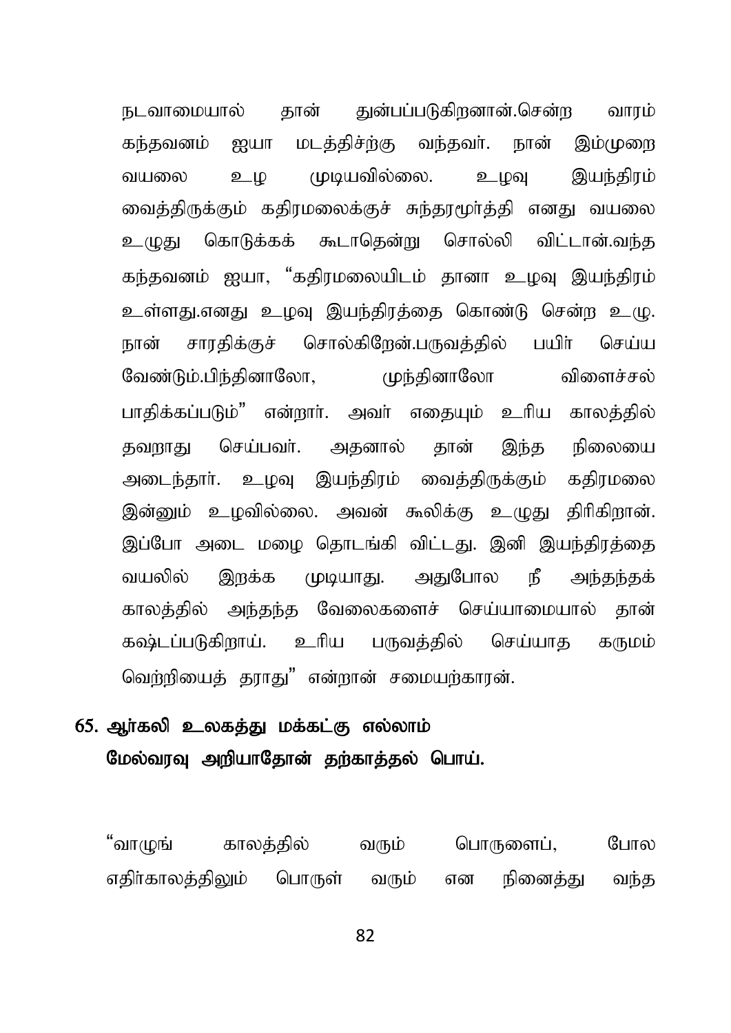நடவாமையால் தான் துன்பப்படுகிறனான்.சென்ற வாரம் கந்தவனம் ஐயா மடத்திச்ற்கு வந்தவர். நான் இம்முறை வயலை உழ முடியவில்லை. உழவு இயந்திரம் வைத்திருக்கும் கதிரமலைக்குச் சுந்தரமூர்த்தி எனது வயலை உழுது கொடுக்கக் கூடாதென்று சொல்லி விட்டான்.வந்த கந்தவனம் ஐயா, "கதிரமலையிடம் தானா உழவு இயந்திரம் உள்ளது.எனது உழவு இயந்திரத்தை கொண்டு சென்ற உழு. நான் சாரதிக்குச் சொல்கிறேன்.பருவத்தில் பயிர் செய்ய வேண்டும்.பிந்தினாலோ, முந்தினாலோ விளைச்சல் பாதிக்கப்படும்" என்றார். அவர் எதையும் உரிய காலத்தில் தவறாது செய்பவர். அதனால் தான் இந்த நிலையை அடைந்தார். உழவு இயந்திரம் வைத்திருக்கும் கதிரமலை இன்னும் உழவில்லை. அவன் கூலிக்கு உழுது திரிகிறான். இப்போ அடை மழை தொடங்கி விட்டது. இனி இயந்திரத்தை வயலில் இறக்க முடியாது. அதுபோல நீ அந்தந்தக் காலத்தில் அந்தந்த வேலைகளைச் செய்யாமையால் தான் கஷ்டப்படுகிறாய். உரிய பருவத்தில் செய்யாத கருமம் வெற்றியைத் தராது" என்றான் சமையற்காரன்.

## 65. ஆர்கலி உலகத்து மக்கட்கு எல்லாம் மேல்வரவு அறியாதோன் தற்காத்தல் பொய்.

"வாழுங் காலத்தில் வரும் பொருளைப், போல எதிர்காலத்திலும் பொருள் வரும் என நினைத்து வந்த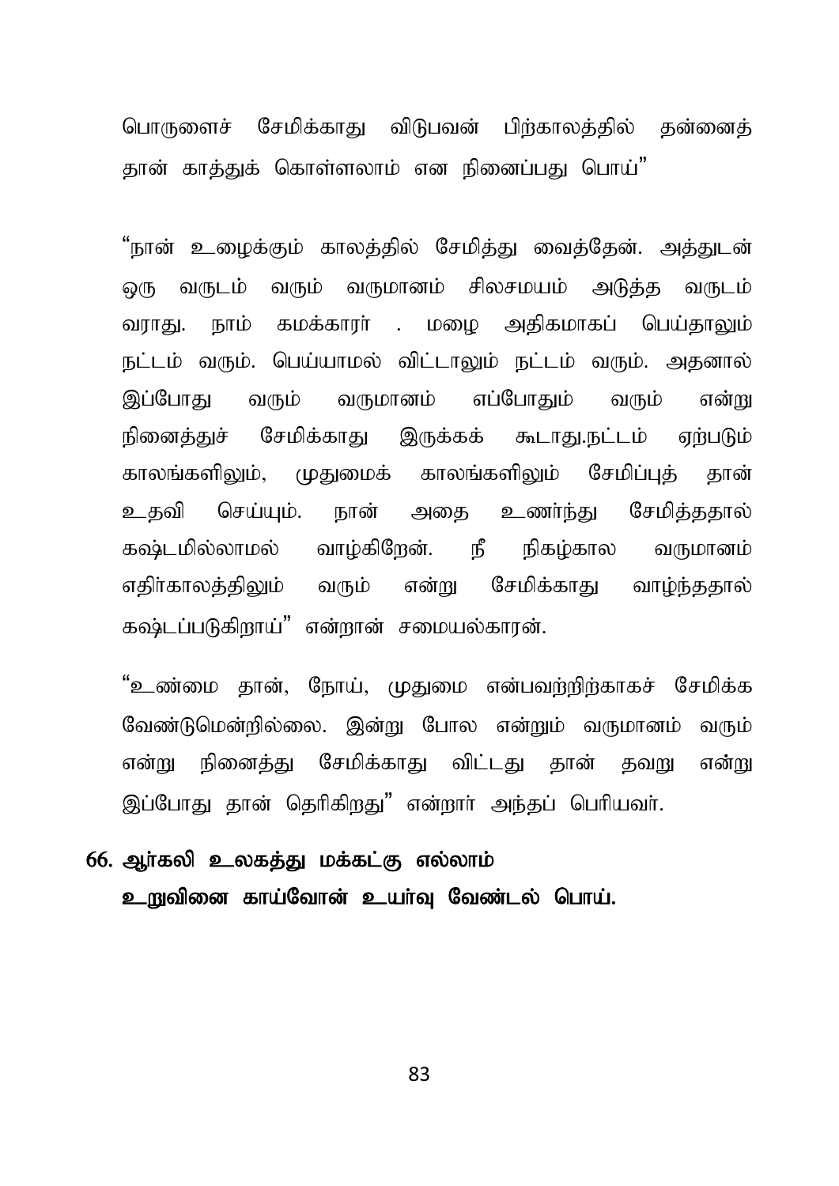பொருளைச் சேமிக்காது விடுபவன் பிற்காலத்தில் தன்னைத் தான் காத்துக் கொள்ளலாம் என நினைப்பது பொய்"

"நான் உழைக்கும் காலத்தில் சேமித்து வைத்தேன். அத்துடன் ஒரு வருடம் வரும் வருமானம் சிலசமயம் அடுத்த வருடம் வராது. நாம் கமக்காரர் . மழை அதிகமாகப் பெய்தாலும் நட்டம் வரும். பெய்யாமல் விட்டாலும் நட்டம் வரும். அதனால் இப்போது வரும் வருமானம் எப்போதும் வரும் என்று நினைத்துச் சேமிக்காது இருக்கக் கூடாது.நட்டம் ஏற்படும் காலங்களிலும், முதுமைக் காலங்களிலும் சேமிப்புத் தான் உதவி செய்யும். நான் அதை உணர்ந்து சேமித்ததால் கஷ்டமில்லாமல் வாழ்கிறேன். நீ நிகழ்கால வருமானம் எதிர்காலத்திலும் வரும் என்று சேமிக்காது வாழ்ந்ததால் கஷ்டப்படுகிறாய்" என்றான் சமையல்காரன்.

"உண்மை தான், நோய், முதுமை என்பவற்றிற்காகச் சேமிக்க வேண்டுமென்றில்லை. இன்று போல என்றும் வருமானம் வரும் என்று நினைத்து சேமிக்காது விட்டது தான் தவறு என்று இப்போது தான் தெரிகிறது" என்றார் அந்தப் பெரியவர்.

**66. ஆர்கலி உலகத்து மக்கட்கு எல்லாம்**
**உறுவினை காய்வோன் உயர்வு வேண்டல் பொய்.**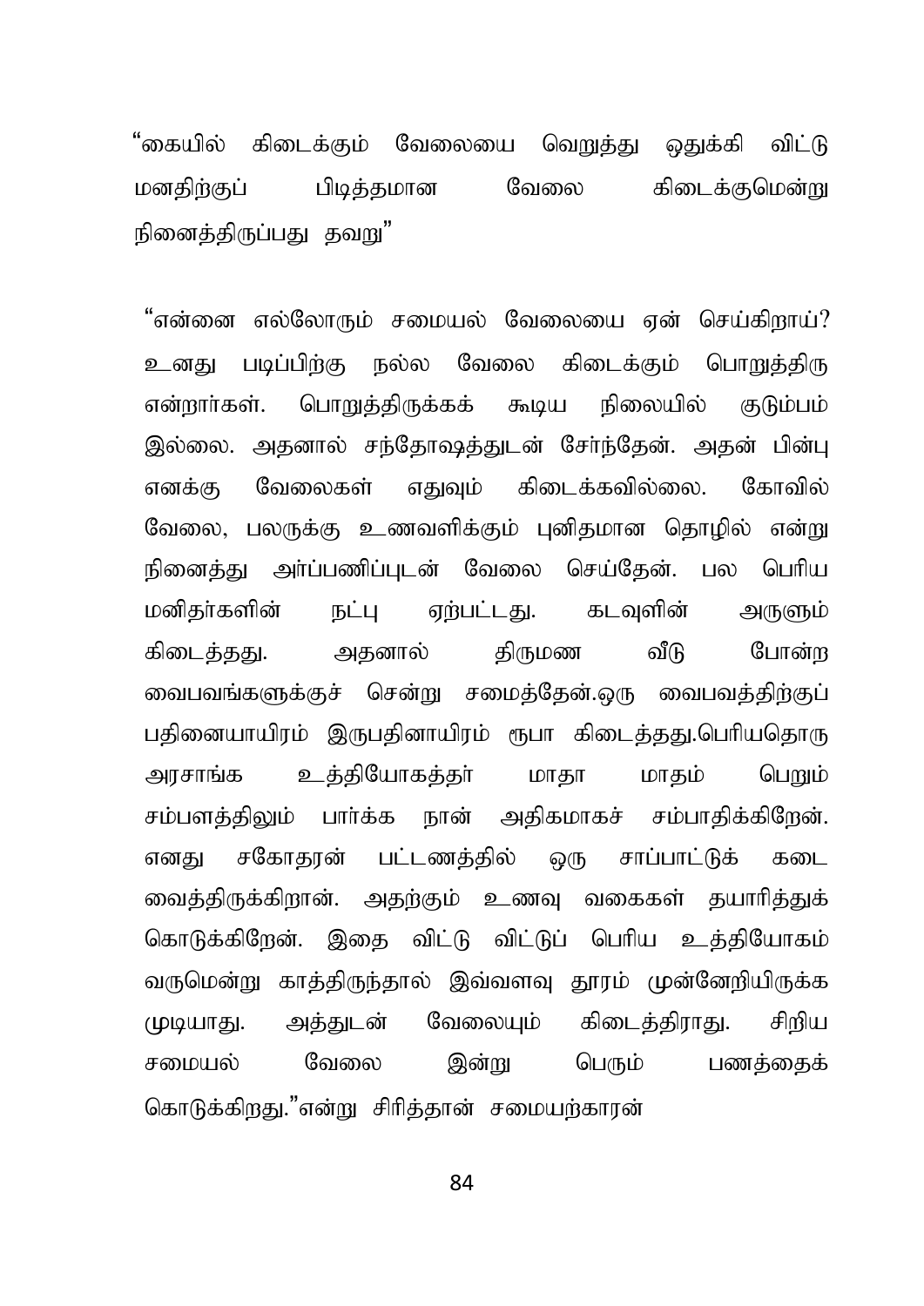“கையில் கிடைக்கும் வேலையை வெறுத்து ஒதுக்கி விட்டு மனதிற்குப் பிடித்தமான வேலை கிடைக்குமென்று நினைத்திருப்பது தவறு”

“என்னை எல்லோரும் சமையல் வேலையை ஏன் செய்கிறாய்? உனது படிப்பிற்கு நல்ல வேலை கிடைக்கும் பொறுத்திரு என்றார்கள். பொறுத்திருக்கக் கூடிய நிலையில் குடும்பம் இல்லை. அதனால் சந்தோஷத்துடன் சேர்ந்தேன். அதன் பின்பு எனக்கு வேலைகள் எதுவும் கிடைக்கவில்லை. கோவில் வேலை, பலருக்கு உணவளிக்கும் புனிதமான தொழில் என்று நினைத்து அர்ப்பணிப்புடன் வேலை செய்தேன். பல பெரிய மனிதர்களின் நட்பு ஏற்பட்டது. கடவுளின் அருளும் கிடைத்தது. அதனால் திருமண வீடு போன்ற வைபவங்களுக்குச் சென்று சமைத்தேன்.ஒரு வைபவத்திற்குப் பதினையாயிரம் இருபதினாயிரம் ரூபா கிடைத்தது.பெரியதொரு அரசாங்க உத்தியோகத்தர் மாதா மாதம் பெறும் சம்பளத்திலும் பார்க்க நான் அதிகமாகச் சம்பாதிக்கிறேன். எனது சகோதரன் பட்டணத்தில் ஒரு சாப்பாட்டுக் கடை வைத்திருக்கிறான். அதற்கும் உணவு வகைகள் தயாரித்துக் கொடுக்கிறேன். இதை விட்டு விட்டுப் பெரிய உத்தியோகம் வருமென்று காத்திருந்தால் இவ்வளவு தூரம் முன்னேறியிருக்க முடியாது. அத்துடன் வேலையும் கிடைத்திராது. சிறிய சமையல் வேலை இன்று பெரும் பணத்தைக் கொடுக்கிறது.”என்று சிரித்தான் சமையற்காரன்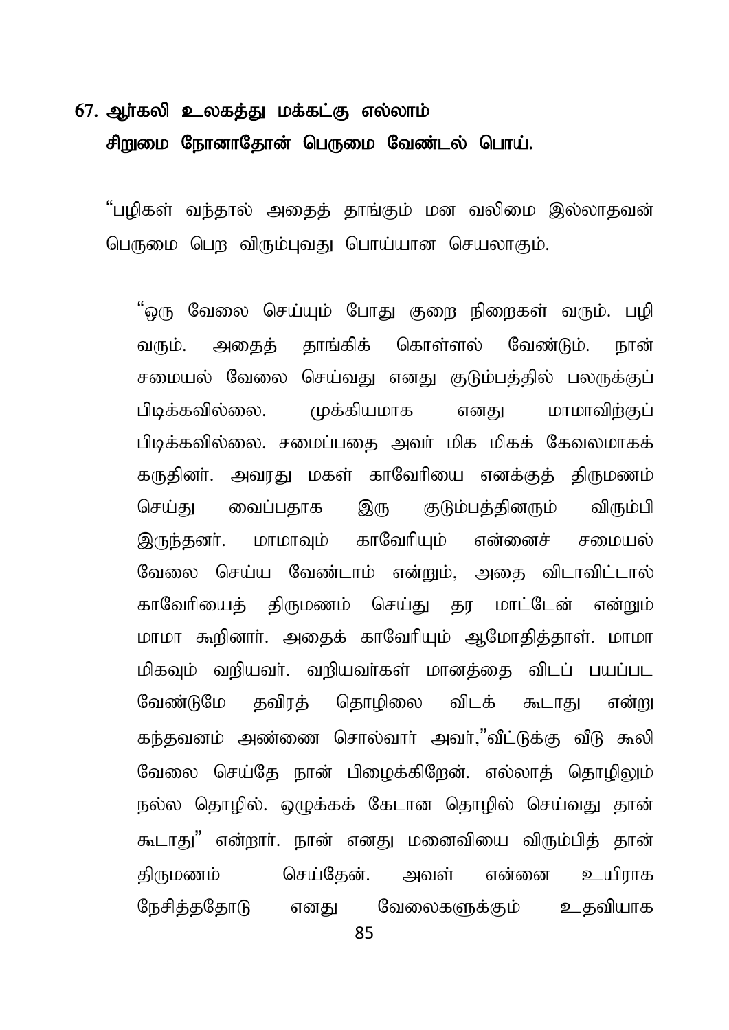**67. ஆர்கலி உலகத்து மக்கட்கு எல்லாம்**
**சிறுமை நோனாதோன் பெருமை வேண்டல் பொய்.**

“பழிகள் வந்தால் அதைத் தாங்கும் மன வலிமை இல்லாதவன் பெருமை பெற விரும்புவது பொய்யான செயலாகும்.

“ஒரு வேலை செய்யும் போது குறை நிறைகள் வரும். பழி வரும். அதைத் தாங்கிக் கொள்ளல் வேண்டும். நான் சமையல் வேலை செய்வது எனது குடும்பத்தில் பலருக்குப் பிடிக்கவில்லை. முக்கியமாக எனது மாமாவிற்குப் பிடிக்கவில்லை. சமைப்பதை அவர் மிக மிகக் கேவலமாகக் கருதினர். அவரது மகள் காவேரியை எனக்குத் திருமணம் செய்து வைப்பதாக இரு குடும்பத்தினரும் விரும்பி இருந்தனர். மாமாவும் காவேரியும் என்னைச் சமையல் வேலை செய்ய வேண்டாம் என்றும், அதை விடாவிட்டால் காவேரியைத் திருமணம் செய்து தர மாட்டேன் என்றும் மாமா கூறினார். அதைக் காவேரியும் ஆமோதித்தாள். மாமா மிகவும் வறியவர். வறியவர்கள் மானத்தை விடப் பயப்பட வேண்டுமே தவிரத் தொழிலை விடக் கூடாது என்று கந்தவனம் அண்ணை சொல்வார் அவர்,”வீட்டுக்கு வீடு கூலி வேலை செய்தே நான் பிழைக்கிறேன். எல்லாத் தொழிலும் நல்ல தொழில். ஒழுக்கக் கேடான தொழில் செய்வது தான் கூடாது” என்றார். நான் எனது மனைவியை விரும்பித் தான் திருமணம் செய்தேன். அவள் என்னை உயிராக நேசித்ததோடு எனது வேலைகளுக்கும் உதவியாக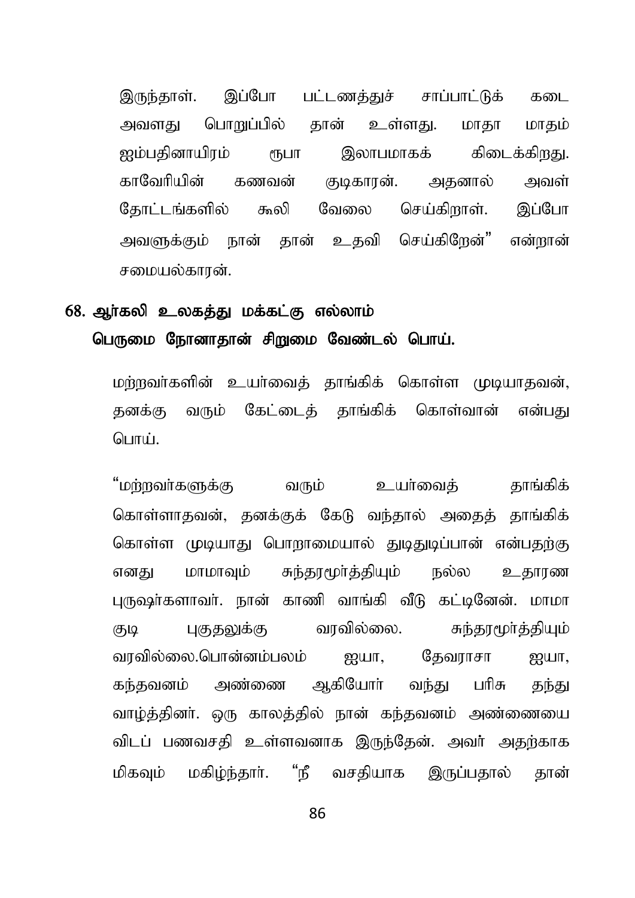இருந்தாள். இப்போ பட்டணத்துச் சாப்பாட்டுக் கடை அவளது பொறுப்பில் தான் உள்ளது. மாதா மாதம் ஐம்பதினாயிரம் ரூபா இலாபமாகக் கிடைக்கிறது. காவேரியின் கணவன் குடிகாரன். அதனால் அவள் தோட்டங்களில் கூலி வேலை செய்கிறாள். இப்போ அவளுக்கும் நான் தான் உதவி செய்கிறேன்" என்றான் சமையல்காரன்.

## 68. ஆர்கலி உலகத்து மக்கட்கு எல்லாம் பெருமை நோனாதான் சிறுமை வேண்டல் பொய்.

மற்றவர்களின் உயர்வைத் தாங்கிக் கொள்ள முடியாதவன், தனக்கு வரும் கேட்டைத் தாங்கிக் கொள்வான் என்பது பொய்.

"மற்றவர்களுக்கு வரும் உயர்வைத் தாங்கிக் கொள்ளாதவன், தனக்குக் கேடு வந்தால் அதைத் தாங்கிக் கொள்ள முடியாது பொறாமையால் துடிதுடிப்பான் என்பதற்கு எனது மாமாவும் சுந்தரமூர்த்தியும் நல்ல உதாரண புருஷர்களாவர். நான் காணி வாங்கி வீடு கட்டினேன். மாமா குடி புகுதலுக்கு வரவில்லை. சுந்தரமூர்த்தியும் வரவில்லை.பொன்னம்பலம் ஐயா, தேவராசா ஐயா, கந்தவனம் அண்ணை ஆகியோர் வந்து பரிசு தந்து வாழ்த்தினர். ஒரு காலத்தில் நான் கந்தவனம் அண்ணையை விடப் பணவசதி உள்ளவனாக இருந்தேன். அவர் அதற்காக மிகவும் மகிழ்ந்தார். "நீ வசதியாக இருப்பதால் தான்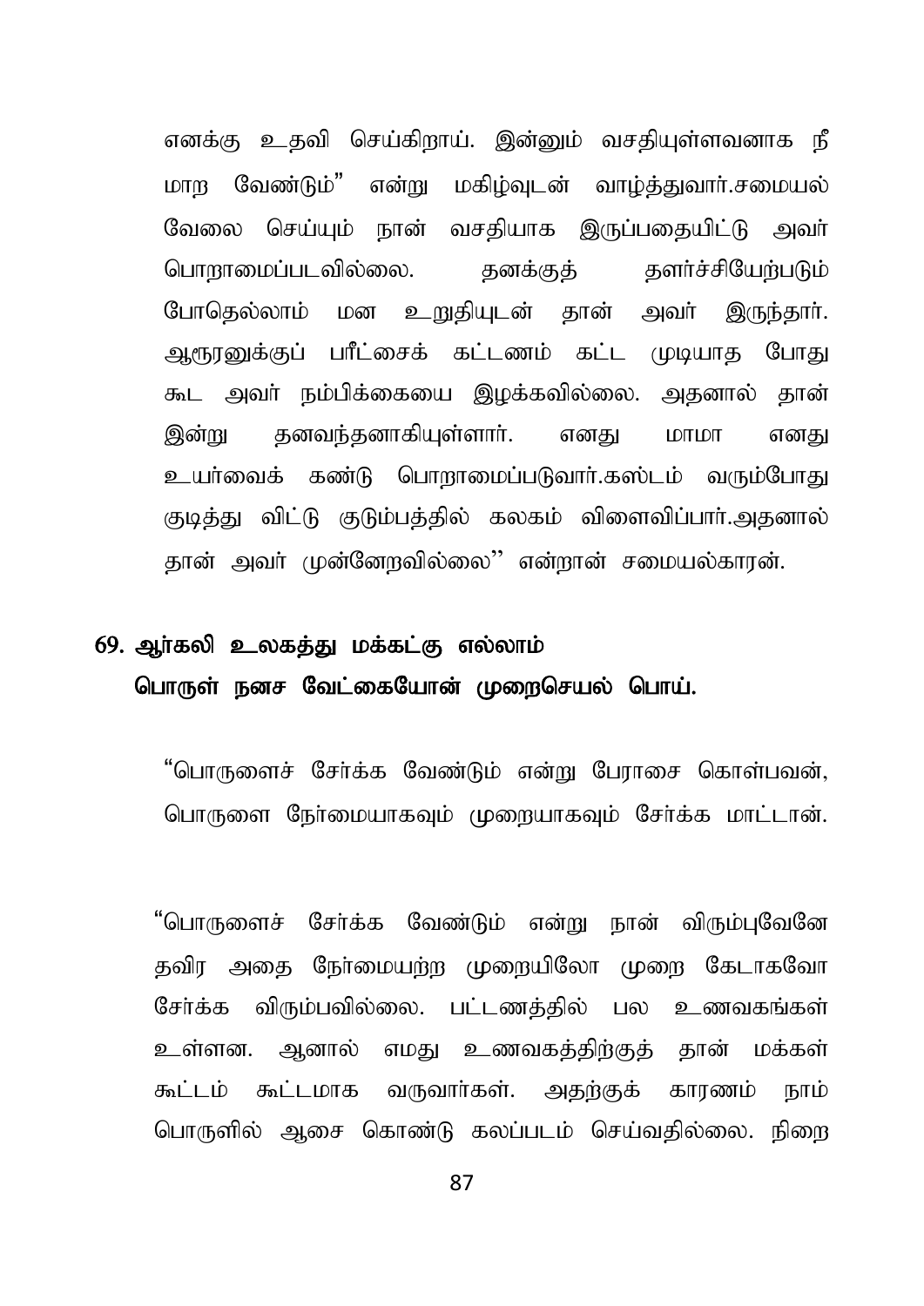எனக்கு உதவி செய்கிறாய். இன்னும் வசதியுள்ளவனாக நீ மாற வேண்டும்" என்று மகிழ்வுடன் வாழ்த்துவார்.சமையல் வேலை செய்யும் நான் வசதியாக இருப்பதையிட்டு அவர் பொறாமைப்படவில்லை. தனக்குத் தளர்ச்சியேற்படும் போதெல்லாம் மன உறுதியுடன் தான் அவர் இருந்தார். ஆரூரனுக்குப் பரீட்சைக் கட்டணம் கட்ட முடியாத போது கூட அவர் நம்பிக்கையை இழக்கவில்லை. அதனால் தான் இன்று தனவந்தனாகியுள்ளார். எனது மாமா எனது உயர்வைக் கண்டு பொறாமைப்படுவார்.கஸ்டம் வரும்போது குடித்து விட்டு குடும்பத்தில் கலகம் விளைவிப்பார்.அதனால் தான் அவர் முன்னேறவில்லை'' என்றான் சமையல்காரன்.

## 69. ஆர்கலி உலகத்து மக்கட்கு எல்லாம் பொருள் நனச வேட்கையோன் முறைசெயல் பொய்.

"பொருளைச் சேர்க்க வேண்டும் என்று பேராசை கொள்பவன், பொருளை நேர்மையாகவும் முறையாகவும் சேர்க்க மாட்டான்.

"பொருளைச் சேர்க்க வேண்டும் என்று நான் விரும்புவேனே தவிர அதை நேர்மையற்ற முறையிலோ முறை கேடாகவோ சேர்க்க விரும்பவில்லை. பட்டணத்தில் பல உணவகங்கள் உள்ளன. ஆனால் எமது உணவகத்திற்குத் தான் மக்கள் கூட்டம் கூட்டமாக வருவார்கள். அதற்குக் காரணம் நாம் பொருளில் ஆசை கொண்டு கலப்படம் செய்வதில்லை. நிறை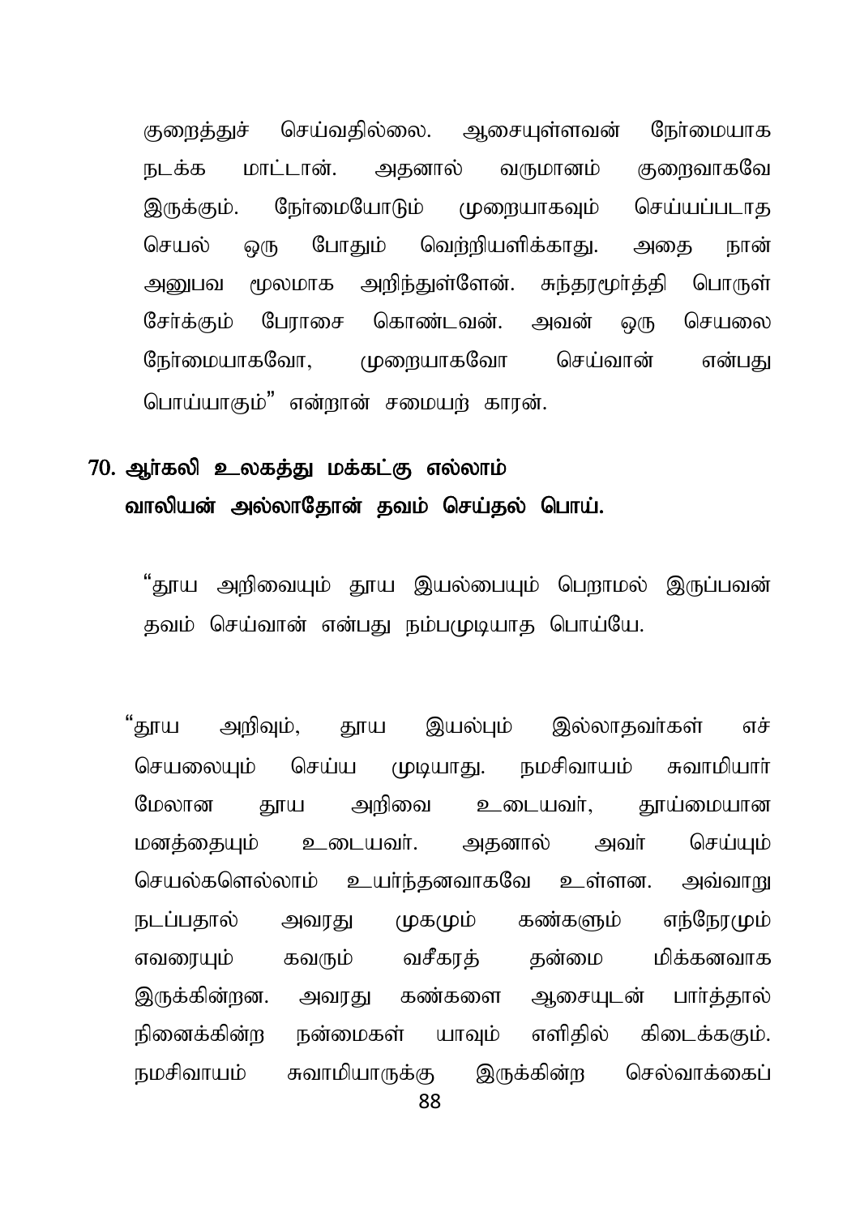குறைத்துச் செய்வதில்லை. ஆசையுள்ளவன் நேர்மையாக நடக்க மாட்டான். அதனால் வருமானம் குறைவாகவே இருக்கும். நேர்மையோடும் முறையாகவும் செய்யப்படாத செயல் ஒரு போதும் வெற்றியளிக்காது. அதை நான் அனுபவ மூலமாக அறிந்துள்ளேன். சுந்தரமூர்த்தி பொருள் சேர்க்கும் பேராசை கொண்டவன். அவன் ஒரு செயலை நேர்மையாகவோ, முறையாகவோ செய்வான் என்பது பொய்யாகும்" என்றான் சமையற் காரன்.

## 70. ஆர்கலி உலகத்து மக்கட்கு எல்லாம் வாலியன் அல்லாதோன் தவம் செய்தல் பொய்.

"தூய அறிவையும் தூய இயல்பையும் பெறாமல் இருப்பவன் தவம் செய்வான் என்பது நம்பமுடியாத பொய்யே.

"தூய அறிவும், தூய இயல்பும் இல்லாதவர்கள் எச் செயலையும் செய்ய முடியாது. நமசிவாயம் சுவாமியார் மேலான தூய அறிவை உடையவர், தூய்மையான மனத்தையும் உடையவர். அதனால் அவர் செய்யும் செயல்களெல்லாம் உயர்ந்தனவாகவே உள்ளன. அவ்வாறு நடப்பதால் அவரது முகமும் கண்களும் எந்நேரமும் எவரையும் கவரும் வசீகரத் தன்மை மிக்கனவாக இருக்கின்றன. அவரது கண்களை ஆசையுடன் பார்த்தால் நினைக்கின்ற நன்மைகள் யாவும் எளிதில் கிடைக்கக்கும். நமசிவாயம் சுவாமியாருக்கு இருக்கின்ற செல்வாக்கைப்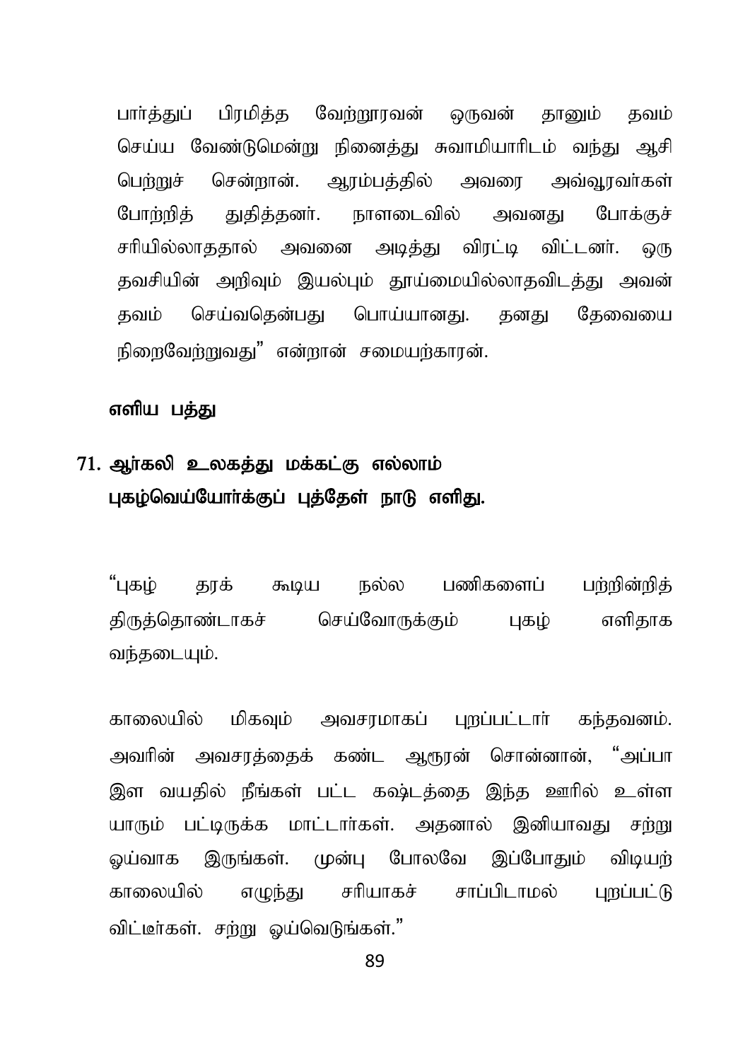பார்த்துப் பிரமித்த வேற்றூரவன் ஒருவன் தானும் தவம் செய்ய வேண்டுமென்று நினைத்து சுவாமியாரிடம் வந்து ஆசி பெற்றுச் சென்றான். ஆரம்பத்தில் அவரை அவ்வூரவர்கள் போற்றித் துதித்தனர். நாளடைவில் அவனது போக்குச் சரியில்லாததால் அவனை அடித்து விரட்டி விட்டனர். ஒரு தவசியின் அறிவும் இயல்பும் தூய்மையில்லாதவிடத்து அவன் தவம் செய்வதென்பது பொய்யானது. தனது தேவையை நிறைவேற்றுவது" என்றான் சமையற்காரன்.

**எளிய பத்து**

**71. ஆர்கலி உலகத்து மக்கட்கு எல்லாம்**
**புகழ்வெய்யோர்க்குப் புத்தேள் நாடு எளிது.**

"புகழ் தரக் கூடிய நல்ல பணிகளைப் பற்றின்றித் திருத்தொண்டாகச் செய்வோருக்கும் புகழ் எளிதாக வந்தடையும்.

காலையில் மிகவும் அவசரமாகப் புறப்பட்டார் கந்தவனம். அவரின் அவசரத்தைக் கண்ட ஆரூரன் சொன்னான், "அப்பா இள வயதில் நீங்கள் பட்ட கஷ்டத்தை இந்த ஊரில் உள்ள யாரும் பட்டிருக்க மாட்டார்கள். அதனால் இனியாவது சற்று ஓய்வாக இருங்கள். முன்பு போலவே இப்போதும் விடியற் காலையில் எழுந்து சரியாகச் சாப்பிடாமல் புறப்பட்டு விட்டீர்கள். சற்று ஓய்வெடுங்கள்."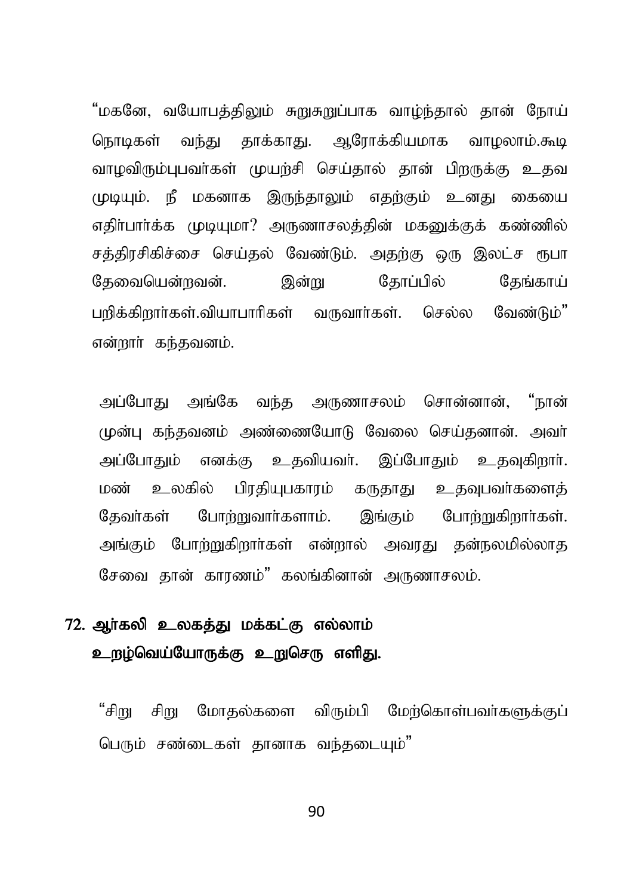"மகனே, வயோபத்திலும் சுறுசுறுப்பாக வாழ்ந்தால் தான் நோய் நொடிகள் வந்து தாக்காது. ஆரோக்கியமாக வாழலாம்.கூடி வாழவிரும்புபவர்கள் முயற்சி செய்தால் தான் பிறருக்கு உதவ முடியும். நீ மகனாக இருந்தாலும் எதற்கும் உனது கையை எதிர்பார்க்க முடியுமா? அருணாசலத்தின் மகனுக்குக் கண்ணில் சத்திரசிகிச்சை செய்தல் வேண்டும். அதற்கு ஒரு இலட்ச ரூபா தேவையென்றவன். இன்று தோப்பில் தேங்காய் பறிக்கிறார்கள்.வியாபாரிகள் வருவார்கள். செல்ல வேண்டும்" என்றார் கந்தவனம்.

அப்போது அங்கே வந்த அருணாசலம் சொன்னான், "நான் முன்பு கந்தவனம் அண்ணையோடு வேலை செய்தனான். அவர் அப்போதும் எனக்கு உதவியவர். இப்போதும் உதவுகிறார். மண் உலகில் பிரதியுபகாரம் கருதாது உதவுபவர்களைத் தேவர்கள் போற்றுவார்களாம். இங்கும் போற்றுகிறார்கள். அங்கும் போற்றுகிறார்கள் என்றால் அவரது தன்நலமில்லாத சேவை தான் காரணம்" கலங்கினான் அருணாசலம்.

## 72. ஆர்கலி உலகத்து மக்கட்கு எல்லாம் உறழ்வெய்யோருக்கு உறுசெரு எளிது.

"சிறு சிறு மோதல்களை விரும்பி மேற்கொள்பவர்களுக்குப் பெரும் சண்டைகள் தானாக வந்தடையும்"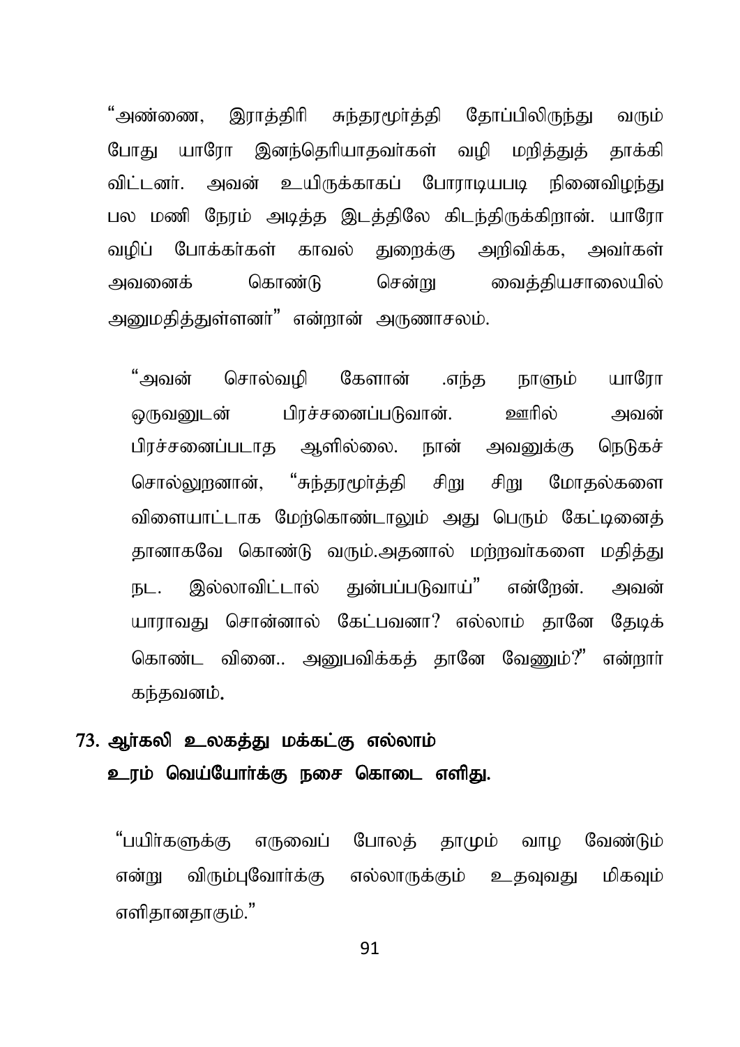"அண்ணை, இராத்திரி சுந்தரமூர்த்தி தோப்பிலிருந்து வரும் போது யாரோ இனந்தெரியாதவர்கள் வழி மறித்துத் தாக்கி விட்டனர். அவன் உயிருக்காகப் போராடியபடி நினைவிழந்து பல மணி நேரம் அடித்த இடத்திலே கிடந்திருக்கிறான். யாரோ வழிப் போக்கர்கள் காவல் துறைக்கு அறிவிக்க, அவர்கள் அவனைக் கொண்டு சென்று வைத்தியசாலையில் அனுமதித்துள்ளனர்" என்றான் அருணாசலம்.

"அவன் சொல்வழி கேளான் .எந்த நாளும் யாரோ ஒருவனுடன் பிரச்சனைப்படுவான். ஊரில் அவன் பிரச்சனைப்படாத ஆளில்லை. நான் அவனுக்கு நெடுகச் சொல்லுறனான், "சுந்தரமூர்த்தி சிறு சிறு மோதல்களை விளையாட்டாக மேற்கொண்டாலும் அது பெரும் கேட்டினைத் தானாகவே கொண்டு வரும்.அதனால் மற்றவர்களை மதித்து நட. இல்லாவிட்டால் துன்பப்படுவாய்" என்றேன். அவன் யாராவது சொன்னால் கேட்பவனா? எல்லாம் தானே தேடிக் கொண்ட வினை.. அனுபவிக்கத் தானே வேணும்?" என்றார் கந்தவனம்.

## 73. ஆர்கலி உலகத்து மக்கட்கு எல்லாம் உரம் வெய்யோர்க்கு நசை கொடை எளிது.

"பயிர்களுக்கு எருவைப் போலத் தாமும் வாழ வேண்டும் என்று விரும்புவோர்க்கு எல்லாருக்கும் உதவுவது மிகவும் எளிதானதாகும்."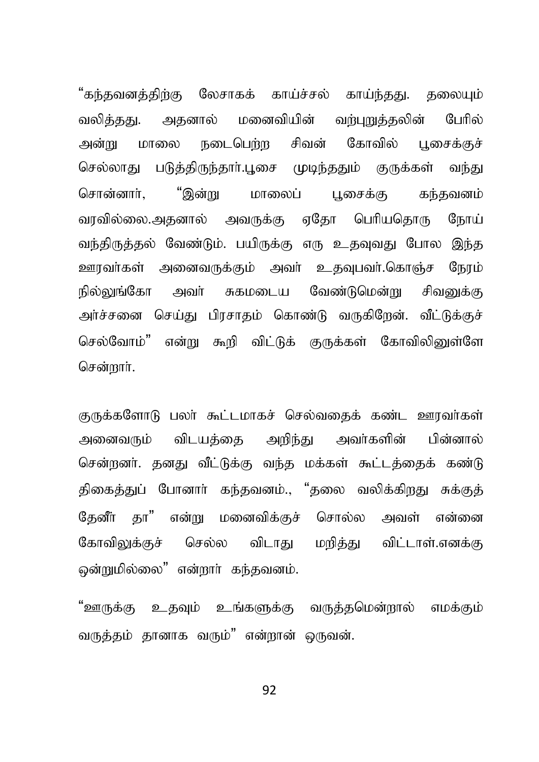“கந்தவனத்திற்கு லேசாகக் காய்ச்சல் காய்ந்தது. தலையும் வலித்தது. அதனால் மனைவியின் வற்புறுத்தலின் பேரில் அன்று மாலை நடைபெற்ற சிவன் கோவில் பூசைக்குச் செல்லாது படுத்திருந்தார்.பூசை முடிந்ததும் குருக்கள் வந்து சொன்னார், “இன்று மாலைப் பூசைக்கு கந்தவனம் வரவில்லை.அதனால் அவருக்கு ஏதோ பெரியதொரு நோய் வந்திருத்தல் வேண்டும். பயிருக்கு எரு உதவுவது போல இந்த ஊரவர்கள் அனைவருக்கும் அவர் உதவுபவர்.கொஞ்ச நேரம் நில்லுங்கோ அவர் சுகமடைய வேண்டுமென்று சிவனுக்கு அர்ச்சனை செய்து பிரசாதம் கொண்டு வருகிறேன். வீட்டுக்குச் செல்வோம்” என்று கூறி விட்டுக் குருக்கள் கோவிலினுள்ளே சென்றார்.

குருக்களோடு பலர் கூட்டமாகச் செல்வதைக் கண்ட ஊரவர்கள் அனைவரும் விடயத்தை அறிந்து அவர்களின் பின்னால் சென்றனர். தனது வீட்டுக்கு வந்த மக்கள் கூட்டத்தைக் கண்டு திகைத்துப் போனார் கந்தவனம்., “தலை வலிக்கிறது சுக்குத் தேனீர் தா” என்று மனைவிக்குச் சொல்ல அவள் என்னை கோவிலுக்குச் செல்ல விடாது மறித்து விட்டாள்.எனக்கு ஒன்றுமில்லை” என்றார் கந்தவனம்.

“ஊருக்கு உதவும் உங்களுக்கு வருத்தமென்றால் எமக்கும் வருத்தம் தானாக வரும்” என்றான் ஒருவன்.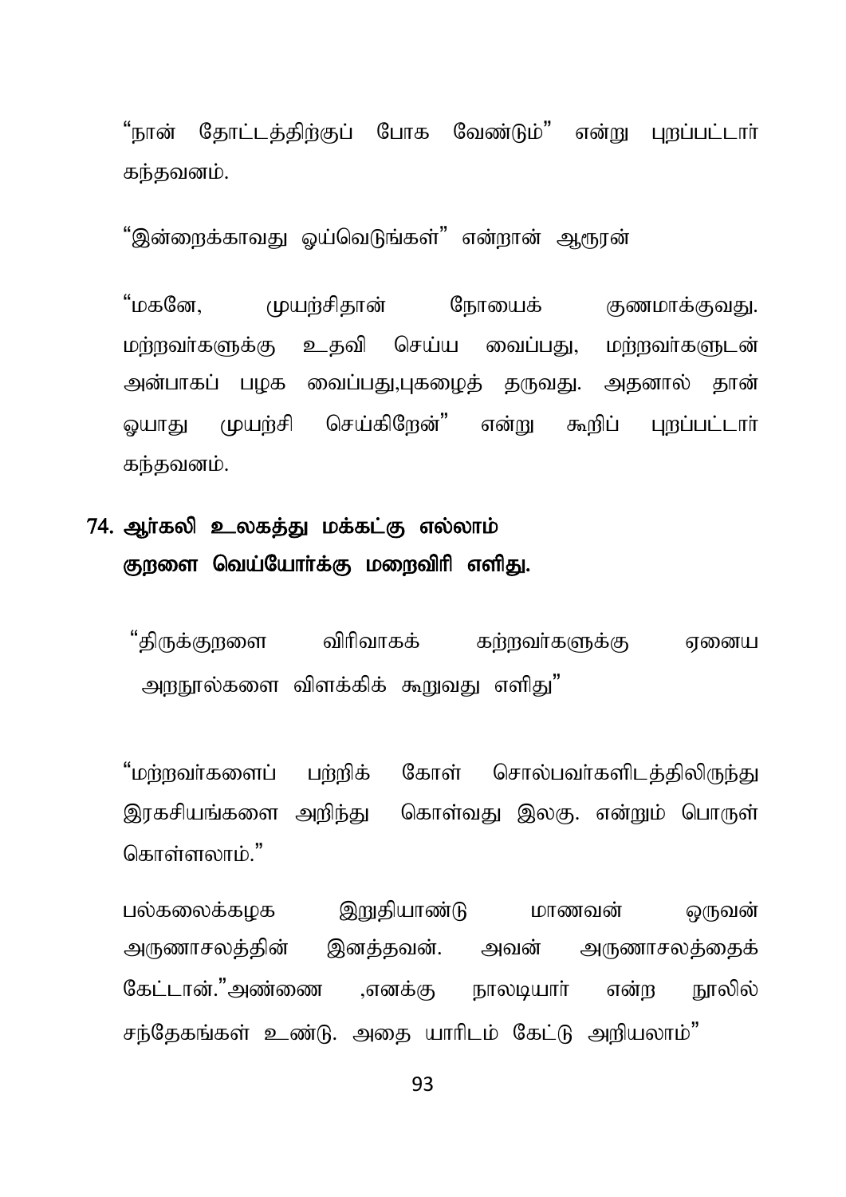"நான் தோட்டத்திற்குப் போக வேண்டும்" என்று புறப்பட்டார் கந்தவனம்.

"இன்றைக்காவது ஓய்வெடுங்கள்" என்றான் ஆரூரன்

"மகனே, முயற்சிதான் நோயைக் குணமாக்குவது. மற்றவர்களுக்கு உதவி செய்ய வைப்பது, மற்றவர்களுடன் அன்பாகப் பழக வைப்பது,புகழைத் தருவது. அதனால் தான் ஓயாது முயற்சி செய்கிறேன்" என்று கூறிப் புறப்பட்டார் கந்தவனம்.

## 74. ஆர்கலி உலகத்து மக்கட்கு எல்லாம் குறளை வெய்யோர்க்கு மறைவிரி எளிது.

"திருக்குறளை விரிவாகக் கற்றவர்களுக்கு ஏனைய அறநூல்களை விளக்கிக் கூறுவது எளிது"

"மற்றவர்களைப் பற்றிக் கோள் சொல்பவர்களிடத்திலிருந்து இரகசியங்களை அறிந்து கொள்வது இலகு. என்றும் பொருள் கொள்ளலாம்."

பல்கலைக்கழக இறுதியாண்டு மாணவன் ஒருவன் அருணாசலத்தின் இனத்தவன். அவன் அருணாசலத்தைக் கேட்டான்."அண்ணை ,எனக்கு நாலடியார் என்ற நூலில் சந்தேகங்கள் உண்டு. அதை யாரிடம் கேட்டு அறியலாம்"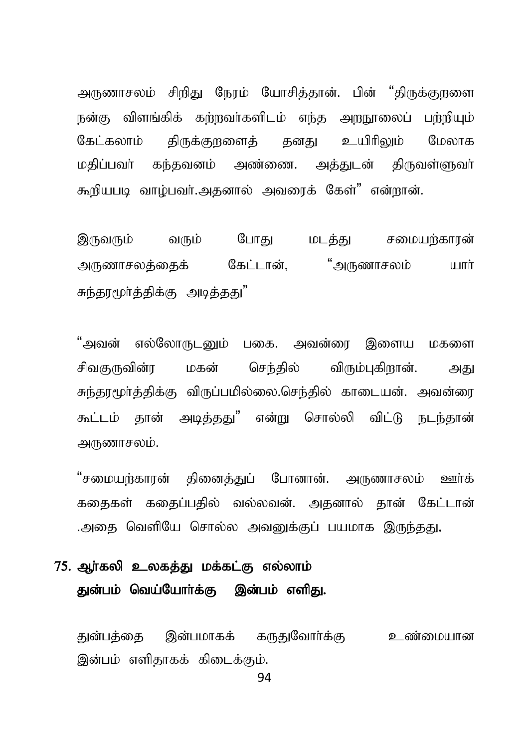அருணாசலம் சிறிது நேரம் யோசித்தான். பின் "திருக்குறளை நன்கு விளங்கிக் கற்றவர்களிடம் எந்த அறநூலைப் பற்றியும் கேட்கலாம் திருக்குறளைத் தனது உயிரிலும் மேலாக மதிப்பவர் கந்தவனம் அண்ணை. அத்துடன் திருவள்ளுவர் கூறியபடி வாழ்பவர்.அதனால் அவரைக் கேள்" என்றான்.

இருவரும் வரும் போது மடத்து சமையற்காரன் அருணாசலத்தைக் கேட்டான், "அருணாசலம் யார் சுந்தரமூர்த்திக்கு அடித்தது"

"அவன் எல்லோருடனும் பகை. அவன்ரை இளைய மகளை சிவகுருவின்ர மகன் செந்தில் விரும்புகிறான். அது சுந்தரமூர்த்திக்கு விருப்பமில்லை.செந்தில் காடையன். அவன்ரை கூட்டம் தான் அடித்தது" என்று சொல்லி விட்டு நடந்தான் அருணாசலம்.

"சமையற்காரன் திகைத்துப் போனான். அருணாசலம் ஊர்க் கதைகள் கதைப்பதில் வல்லவன். அதனால் தான் கேட்டான் .அதை வெளியே சொல்ல அவனுக்குப் பயமாக இருந்தது.

## 75. ஆர்கலி உலகத்து மக்கட்கு எல்லாம் துன்பம் வெய்யோர்க்கு இன்பம் எளிது.

துன்பத்தை இன்பமாகக் கருதுவோர்க்கு உண்மையான இன்பம் எளிதாகக் கிடைக்கும்.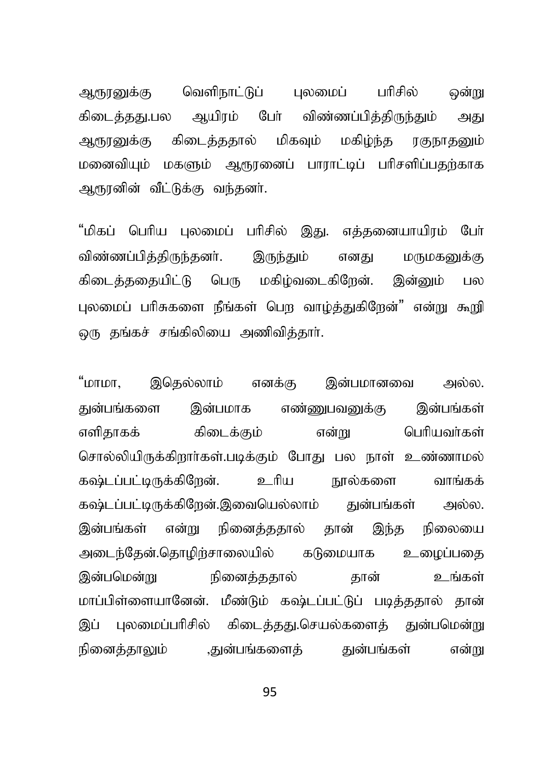ஆரூரனுக்கு வெளிநாட்டுப் புலமைப் பரிசில் ஒன்று கிடைத்தது.பல ஆயிரம் பேர் விண்ணப்பித்திருந்தும் அது ஆரூரனுக்கு கிடைத்ததால் மிகவும் மகிழ்ந்த ரகுநாதனும் மனைவியும் மகளும் ஆரூரனைப் பாராட்டிப் பரிசளிப்பதற்காக ஆரூரனின் வீட்டுக்கு வந்தனர்.

“மிகப் பெரிய புலமைப் பரிசில் இது. எத்தனையாயிரம் பேர் விண்ணப்பித்திருந்தனர். இருந்தும் எனது மருமகனுக்கு கிடைத்ததையிட்டு பெரு மகிழ்வடைகிறேன். இன்னும் பல புலமைப் பரிசுகளை நீங்கள் பெற வாழ்த்துகிறேன்” என்று கூறி ஒரு தங்கச் சங்கிலியை அணிவித்தார்.

“மாமா, இதெல்லாம் எனக்கு இன்பமானவை அல்ல. துன்பங்களை இன்பமாக எண்ணுபவனுக்கு இன்பங்கள் எளிதாகக் கிடைக்கும் என்று பெரியவர்கள் சொல்லியிருக்கிறார்கள்.படிக்கும் போது பல நாள் உண்ணாமல் கஷ்டப்பட்டிருக்கிறேன். உரிய நூல்களை வாங்கக் கஷ்டப்பட்டிருக்கிறேன்.இவையெல்லாம் துன்பங்கள் அல்ல. இன்பங்கள் என்று நினைத்ததால் தான் இந்த நிலையை அடைந்தேன்.தொழிற்சாலையில் கடுமையாக உழைப்பதை இன்பமென்று நினைத்ததால் தான் உங்கள் மாப்பிள்ளையானேன். மீண்டும் கஷ்டப்பட்டுப் படித்ததால் தான் இப் புலமைப்பரிசில் கிடைத்தது.செயல்களைத் துன்பமென்று நினைத்தாலும் ,துன்பங்களைத் துன்பங்கள் என்று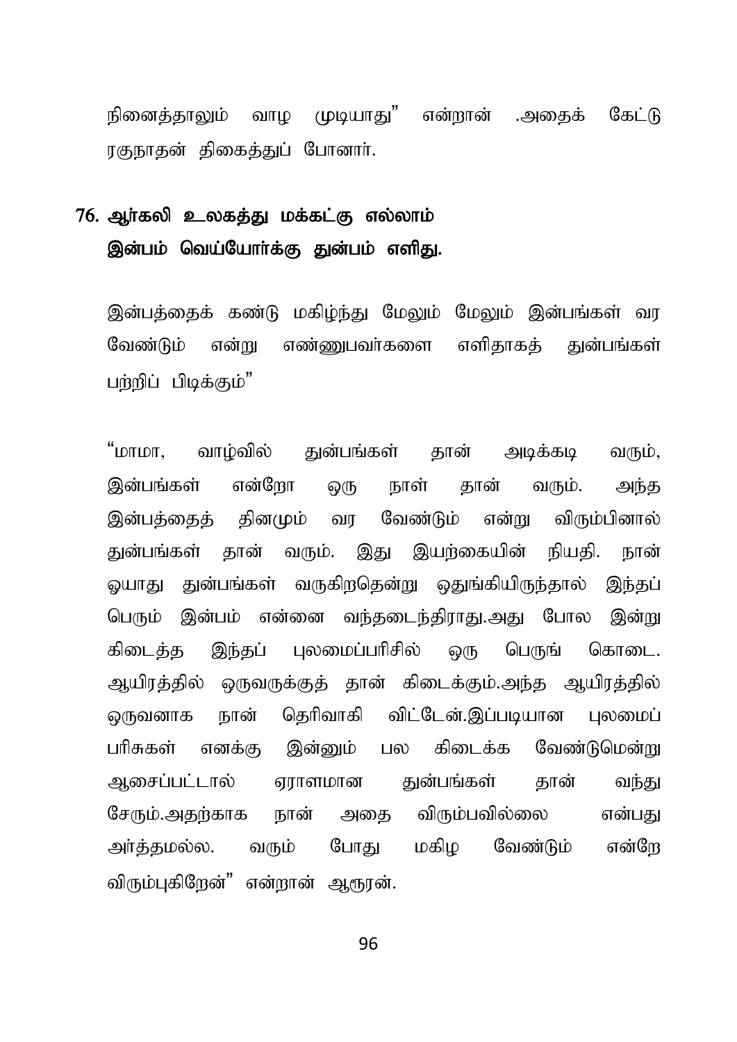நினைத்தாலும் வாழ முடியாது" என்றான் .அதைக் கேட்டு ரகுநாதன் திகைத்துப் போனார்.

## 76. ஆர்கலி உலகத்து மக்கட்கு எல்லாம் இன்பம் வெய்யோர்க்கு துன்பம் எளிது.

இன்பத்தைக் கண்டு மகிழ்ந்து மேலும் மேலும் இன்பங்கள் வர வேண்டும் என்று எண்ணுபவர்களை எளிதாகத் துன்பங்கள் பற்றிப் பிடிக்கும்"

"மாமா, வாழ்வில் துன்பங்கள் தான் அடிக்கடி வரும், இன்பங்கள் என்றோ ஒரு நாள் தான் வரும். அந்த இன்பத்தைத் தினமும் வர வேண்டும் என்று விரும்பினால் துன்பங்கள் தான் வரும். இது இயற்கையின் நியதி. நான் ஓயாது துன்பங்கள் வருகிறதென்று ஒதுங்கியிருந்தால் இந்தப் பெரும் இன்பம் என்னை வந்தடைந்திராது.அது போல இன்று கிடைத்த இந்தப் புலமைப்பரிசில் ஒரு பெருங் கொடை. ஆயிரத்தில் ஒருவருக்குத் தான் கிடைக்கும்.அந்த ஆயிரத்தில் ஒருவனாக நான் தெரிவாகி விட்டேன்.இப்படியான புலமைப் பரிசுகள் எனக்கு இன்னும் பல கிடைக்க வேண்டுமென்று ஆசைப்பட்டால் ஏராளமான துன்பங்கள் தான் வந்து சேரும்.அதற்காக நான் அதை விரும்பவில்லை என்பது அர்த்தமல்ல. வரும் போது மகிழ வேண்டும் என்றே விரும்புகிறேன்" என்றான் ஆரூரன்.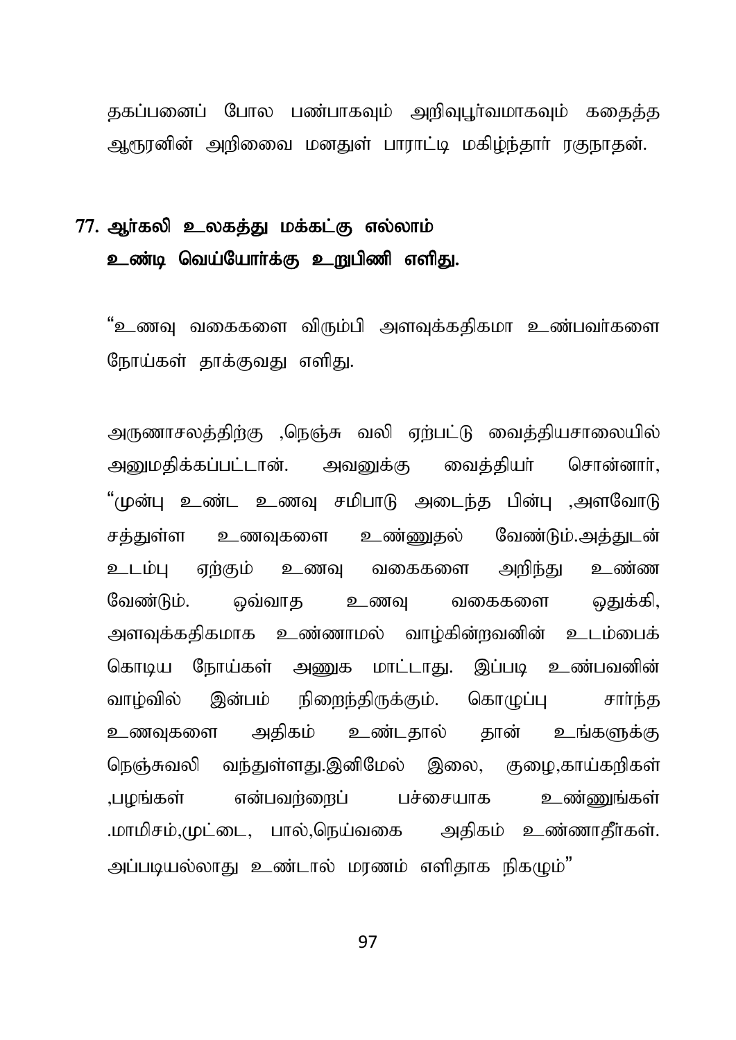தகப்பனைப் போல பண்பாகவும் அறிவுபூர்வமாகவும் கதைத்த ஆரூரனின் அறிவை மனதுள் பாராட்டி மகிழ்ந்தார் ரகுநாதன்.

## 77. ஆர்கலி உலகத்து மக்கட்கு எல்லாம் உண்டி வெய்யோர்க்கு உறுபிணி எளிது.

“உணவு வகைகளை விரும்பி அளவுக்கதிகமா உண்பவர்களை நோய்கள் தாக்குவது எளிது.

அருணாசலத்திற்கு ,நெஞ்சு வலி ஏற்பட்டு வைத்தியசாலையில் அனுமதிக்கப்பட்டான். அவனுக்கு வைத்தியர் சொன்னார், “முன்பு உண்ட உணவு சமிபாடு அடைந்த பின்பு ,அளவோடு சத்துள்ள உணவுகளை உண்ணுதல் வேண்டும்.அத்துடன் உடம்பு ஏற்கும் உணவு வகைகளை அறிந்து உண்ண வேண்டும். ஒவ்வாத உணவு வகைகளை ஒதுக்கி, அளவுக்கதிகமாக உண்ணாமல் வாழ்கின்றவனின் உடம்பைக் கொடிய நோய்கள் அணுக மாட்டாது. இப்படி உண்பவனின் வாழ்வில் இன்பம் நிறைந்திருக்கும். கொழுப்பு சார்ந்த உணவுகளை அதிகம் உண்டதால் தான் உங்களுக்கு நெஞ்சுவலி வந்துள்ளது.இனிமேல் இலை, குழை,காய்கறிகள் ,பழங்கள் என்பவற்றைப் பச்சையாக உண்ணுங்கள் .மாமிசம்,முட்டை, பால்,நெய்வகை அதிகம் உண்ணாதீர்கள். அப்படியல்லாது உண்டால் மரணம் எளிதாக நிகழும்”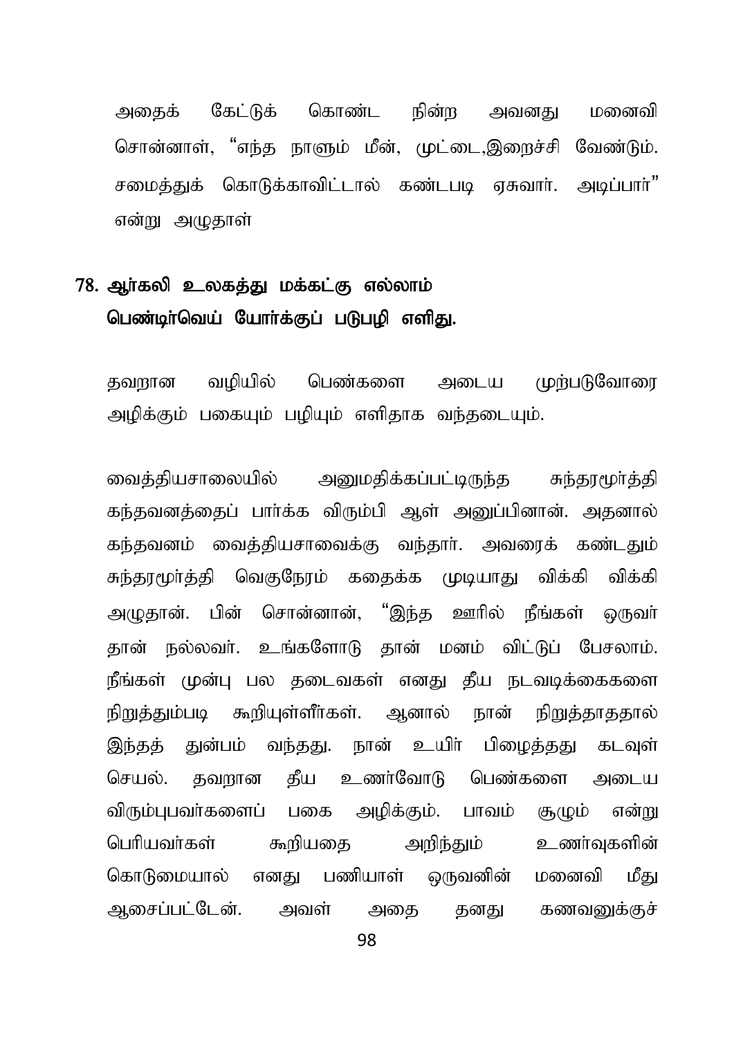அதைக் கேட்டுக் கொண்ட நின்ற அவனது மனைவி சொன்னாள், “எந்த நாளும் மீன், முட்டை,இறைச்சி வேண்டும். சமைத்துக் கொடுக்காவிட்டால் கண்டபடி ஏசுவார். அடிப்பார்” என்று அழுதாள்

## 78. ஆர்கலி உலகத்து மக்கட்கு எல்லாம் பெண்டிர்வெய் யோர்க்குப் படுபழி எளிது.

தவறான வழியில் பெண்களை அடைய முற்படுவோரை அழிக்கும் பகையும் பழியும் எளிதாக வந்தடையும்.

வைத்தியசாலையில் அனுமதிக்கப்பட்டிருந்த சுந்தரமூர்த்தி கந்தவனத்தைப் பார்க்க விரும்பி ஆள் அனுப்பினான். அதனால் கந்தவனம் வைத்தியசாவைக்கு வந்தார். அவரைக் கண்டதும் சுந்தரமூர்த்தி வெகுநேரம் கதைக்க முடியாது விக்கி விக்கி அழுதான். பின் சொன்னான், “இந்த ஊரில் நீங்கள் ஒருவர் தான் நல்லவர். உங்களோடு தான் மனம் விட்டுப் பேசலாம். நீங்கள் முன்பு பல தடைவகள் எனது தீய நடவடிக்கைகளை நிறுத்தும்படி கூறியுள்ளீர்கள். ஆனால் நான் நிறுத்தாததால் இந்தத் துன்பம் வந்தது. நான் உயிர் பிழைத்தது கடவுள் செயல். தவறான தீய உணர்வோடு பெண்களை அடைய விரும்புபவர்களைப் பகை அழிக்கும். பாவம் சூழும் என்று பெரியவர்கள் கூறியதை அறிந்தும் உணர்வுகளின் கொடுமையால் எனது பணியாள் ஒருவனின் மனைவி மீது ஆசைப்பட்டேன். அவள் அதை தனது கணவனுக்குச்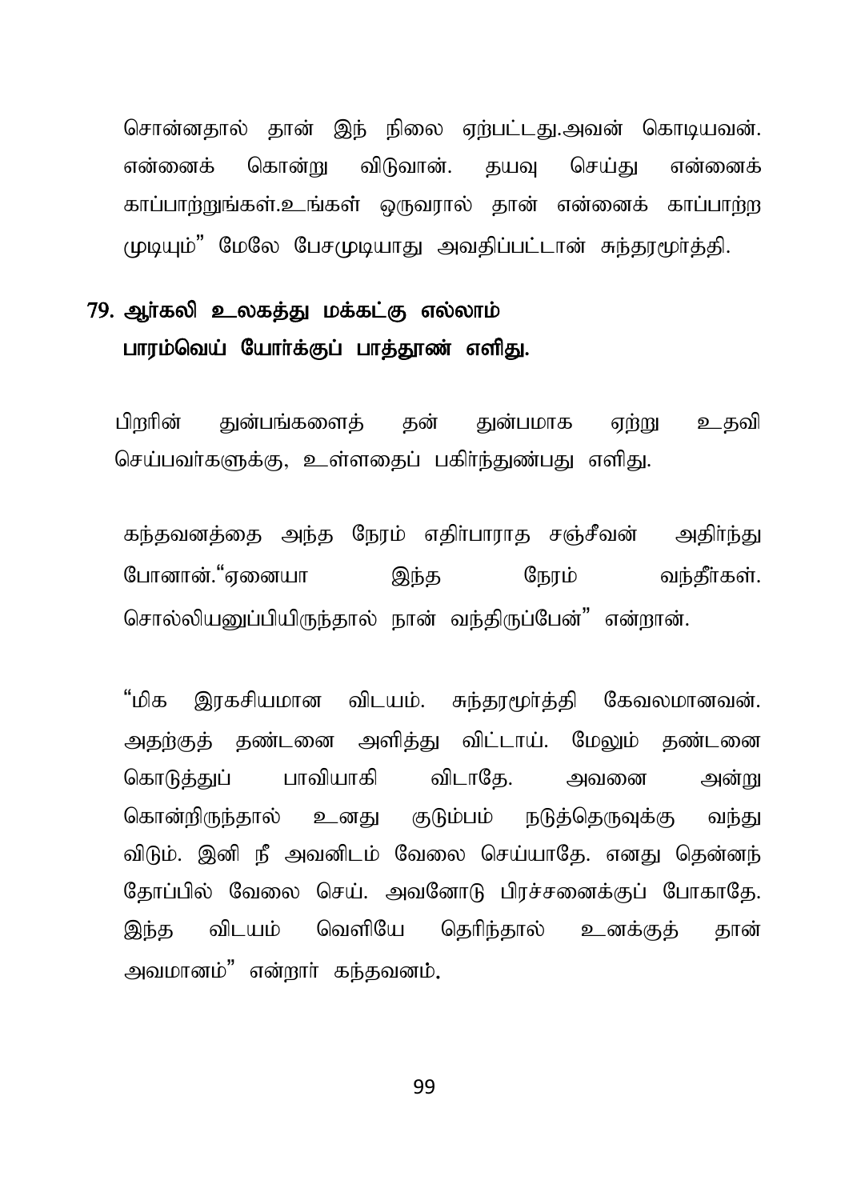சொன்னதால் தான் இந் நிலை ஏற்பட்டது.அவன் கொடியவன். என்னைக் கொன்று விடுவான். தயவு செய்து என்னைக் காப்பாற்றுங்கள்.உங்கள் ஒருவரால் தான் என்னைக் காப்பாற்ற முடியும்" மேலே பேசமுடியாது அவதிப்பட்டான் சுந்தரமூர்த்தி.

## 79. ஆர்கலி உலகத்து மக்கட்கு எல்லாம்
## பாரம்வெய் யோர்க்குப் பாத்தூண் எளிது.

பிறரின் துன்பங்களைத் தன் துன்பமாக ஏற்று உதவி செய்பவர்களுக்கு, உள்ளதைப் பகிர்ந்துண்பது எளிது.

கந்தவனத்தை அந்த நேரம் எதிர்பாராத சஞ்சீவன் அதிர்ந்து போனான்."ஏனையா இந்த நேரம் வந்தீர்கள். சொல்லியனுப்பியிருந்தால் நான் வந்திருப்பேன்" என்றான்.

"மிக இரகசியமான விடயம். சுந்தரமூர்த்தி கேவலமானவன். அதற்குத் தண்டனை அளித்து விட்டாய். மேலும் தண்டனை கொடுத்துப் பாவியாகி விடாதே. அவனை அன்று கொன்றிருந்தால் உனது குடும்பம் நடுத்தெருவுக்கு வந்து விடும். இனி நீ அவனிடம் வேலை செய்யாதே. எனது தென்னந் தோப்பில் வேலை செய். அவனோடு பிரச்சனைக்குப் போகாதே. இந்த விடயம் வெளியே தெரிந்தால் உனக்குத் தான் அவமானம்" என்றார் கந்தவனம்.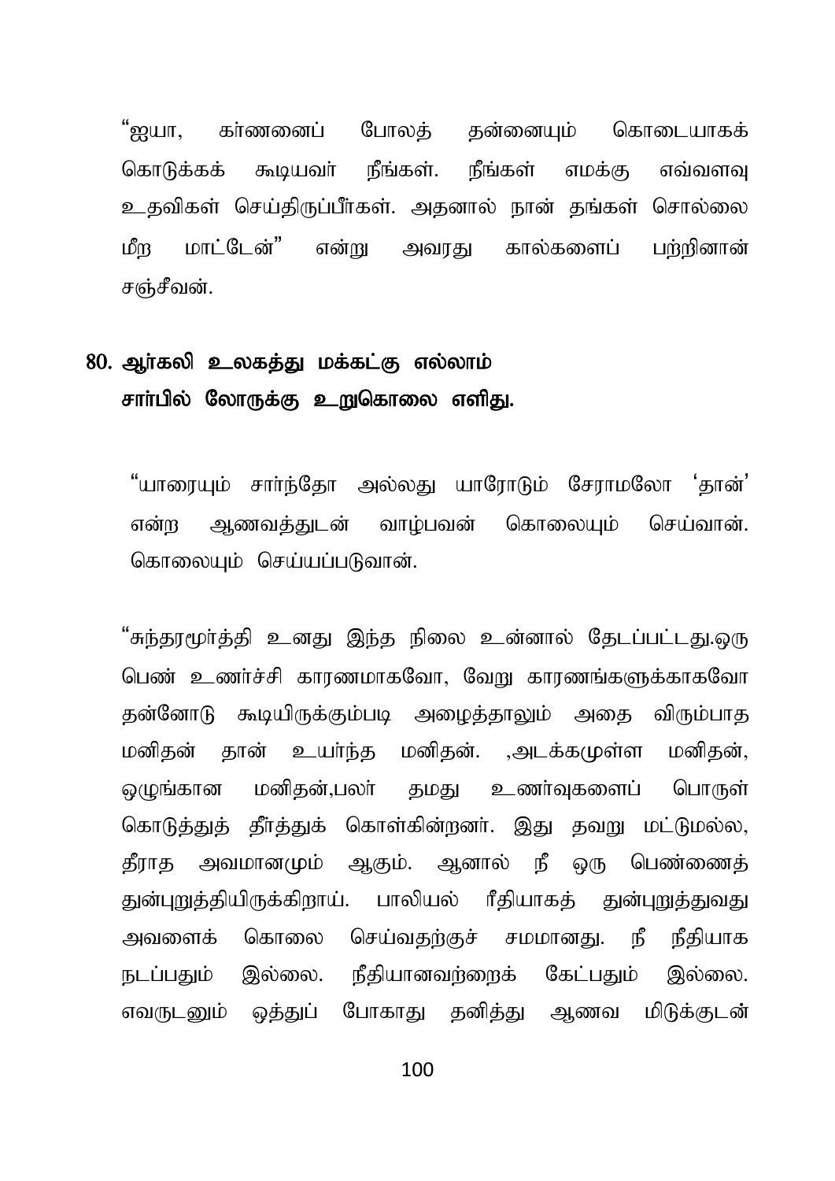"ஐயா, கர்ணனைப் போலத் தன்னையும் கொடையாகக் கொடுக்கக் கூடியவர் நீங்கள். நீங்கள் எமக்கு எவ்வளவு உதவிகள் செய்திருப்பீர்கள். அதனால் நான் தங்கள் சொல்லை மீற மாட்டேன்" என்று அவரது கால்களைப் பற்றினான் சஞ்சீவன்.

## 80. ஆர்கலி உலகத்து மக்கட்கு எல்லாம் சார்பில் லோருக்கு உறுகொலை எளிது.

"யாரையும் சார்ந்தோ அல்லது யாரோடும் சேராமலோ 'தான்' என்ற ஆணவத்துடன் வாழ்பவன் கொலையும் செய்வான். கொலையும் செய்யப்படுவான்.

"சுந்தரமூர்த்தி உனது இந்த நிலை உன்னால் தேடப்பட்டது.ஒரு பெண் உணர்ச்சி காரணமாகவோ, வேறு காரணங்களுக்காகவோ தன்னோடு கூடியிருக்கும்படி அழைத்தாலும் அதை விரும்பாத மனிதன் தான் உயர்ந்த மனிதன். ,அடக்கமுள்ள மனிதன், ஒழுங்கான மனிதன்,பலர் தமது உணர்வுகளைப் பொருள் கொடுத்துத் தீர்த்துக் கொள்கின்றனர். இது தவறு மட்டுமல்ல, தீராத அவமானமும் ஆகும். ஆனால் நீ ஒரு பெண்ணைத் துன்புறுத்தியிருக்கிறாய். பாலியல் ரீதியாகத் துன்புறுத்துவது அவளைக் கொலை செய்வதற்குச் சமமானது. நீ நீதியாக நடப்பதும் இல்லை. நீதியானவற்றைக் கேட்பதும் இல்லை. எவருடனும் ஒத்துப் போகாது தனித்து ஆணவ மிடுக்குடன்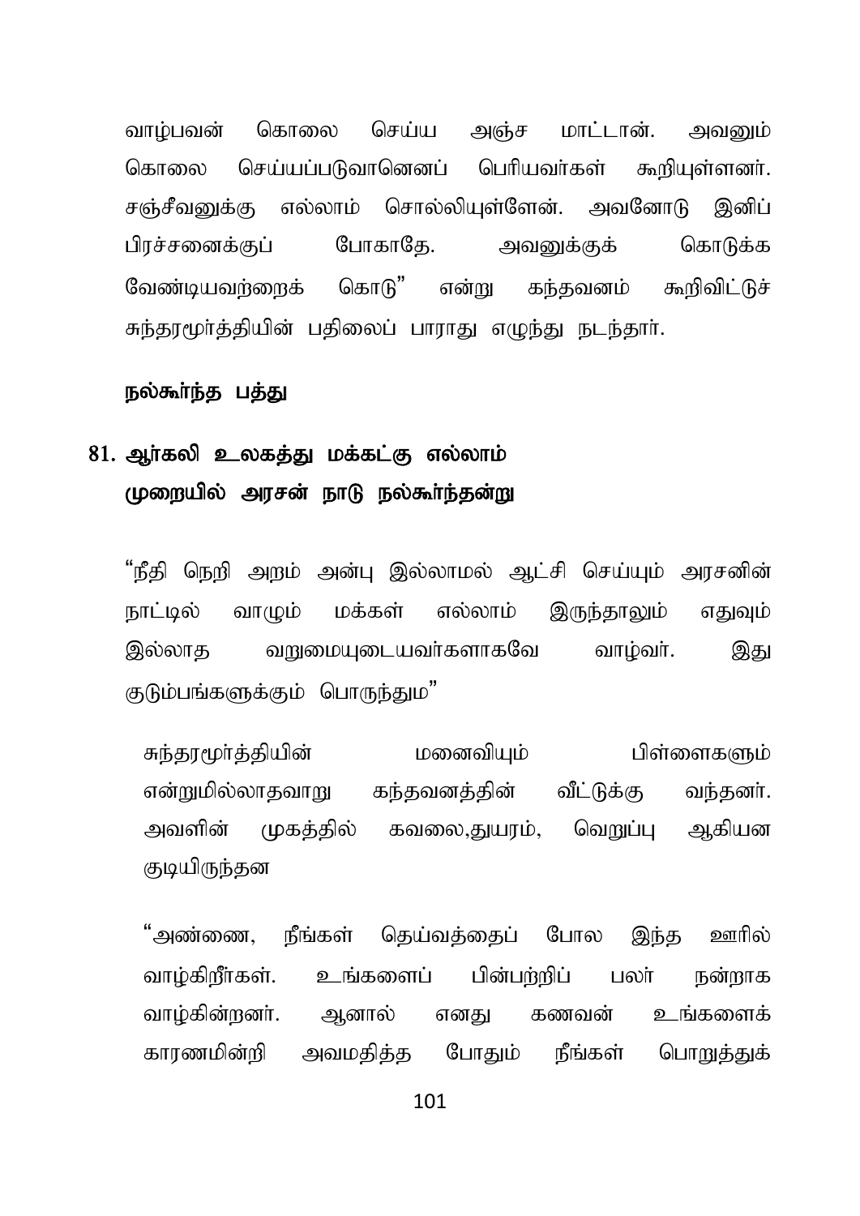வாழ்பவன் கொலை செய்ய அஞ்ச மாட்டான். அவனும் கொலை செய்யப்படுவானெனப் பெரியவர்கள் கூறியுள்ளனர். சஞ்சீவனுக்கு எல்லாம் சொல்லியுள்ளேன். அவனோடு இனிப் பிரச்சனைக்குப் போகாதே. அவனுக்குக் கொடுக்க வேண்டியவற்றைக் கொடு" என்று கந்தவனம் கூறிவிட்டுச் சுந்தரமூர்த்தியின் பதிலைப் பாராது எழுந்து நடந்தார்.

**நல்கூர்ந்த பத்து**

## 81. ஆர்கலி உலகத்து மக்கட்கு எல்லாம் முறையில் அரசன் நாடு நல்கூர்ந்தன்று

"நீதி நெறி அறம் அன்பு இல்லாமல் ஆட்சி செய்யும் அரசனின் நாட்டில் வாழும் மக்கள் எல்லாம் இருந்தாலும் எதுவும் இல்லாத வறுமையுடையவர்களாகவே வாழ்வர். இது குடும்பங்களுக்கும் பொருந்தும"

சுந்தரமூர்த்தியின் மனைவியும் பிள்ளைகளும் என்றுமில்லாதவாறு கந்தவனத்தின் வீட்டுக்கு வந்தனர். அவளின் முகத்தில் கவலை,துயரம், வெறுப்பு ஆகியன குடியிருந்தன

"அண்ணை, நீங்கள் தெய்வத்தைப் போல இந்த ஊரில் வாழ்கிறீர்கள். உங்களைப் பின்பற்றிப் பலர் நன்றாக வாழ்கின்றனர். ஆனால் எனது கணவன் உங்களைக் காரணமின்றி அவமதித்த போதும் நீங்கள் பொறுத்துக்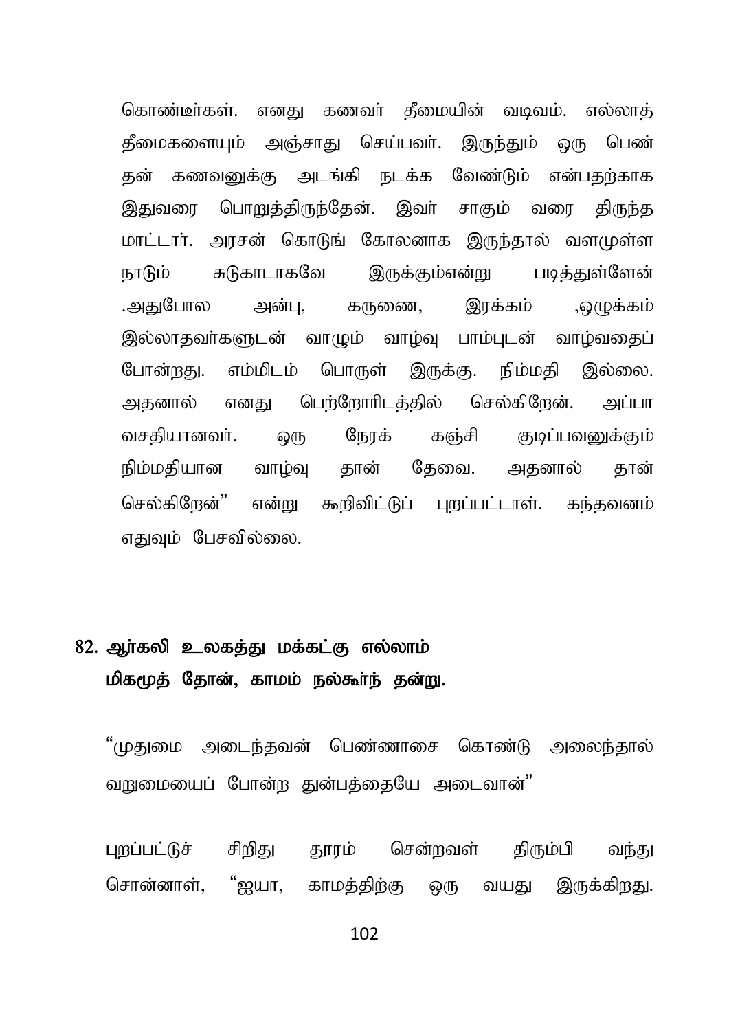கொண்டீர்கள். எனது கணவர் தீமையின் வடிவம். எல்லாத் தீமைகளையும் அஞ்சாது செய்பவர். இருந்தும் ஒரு பெண் தன் கணவனுக்கு அடங்கி நடக்க வேண்டும் என்பதற்காக இதுவரை பொறுத்திருந்தேன். இவர் சாகும் வரை திருந்த மாட்டார். அரசன் கொடுங் கோலனாக இருந்தால் வளமுள்ள நாடும் சுடுகாடாகவே இருக்கும்என்று படித்துள்ளேன் .அதுபோல அன்பு, கருணை, இரக்கம் ,ஒழுக்கம் இல்லாதவர்களுடன் வாழும் வாழ்வு பாம்புடன் வாழ்வதைப் போன்றது. எம்மிடம் பொருள் இருக்கு. நிம்மதி இல்லை. அதனால் எனது பெற்றோரிடத்தில் செல்கிறேன். அப்பா வசதியானவர். ஒரு நேரக் கஞ்சி குடிப்பவனுக்கும் நிம்மதியான வாழ்வு தான் தேவை. அதனால் தான் செல்கிறேன்" என்று கூறிவிட்டுப் புறப்பட்டாள். கந்தவனம் எதுவும் பேசவில்லை.

## 82. ஆர்கலி உலகத்து மக்கட்கு எல்லாம் மிகமூத் தோன், காமம் நல்கூர்ந் தன்று.

"முதுமை அடைந்தவன் பெண்ணாசை கொண்டு அலைந்தால் வறுமையைப் போன்ற துன்பத்தையே அடைவான்"

புறப்பட்டுச் சிறிது தூரம் சென்றவள் திரும்பி வந்து சொன்னாள், "ஐயா, காமத்திற்கு ஒரு வயது இருக்கிறது.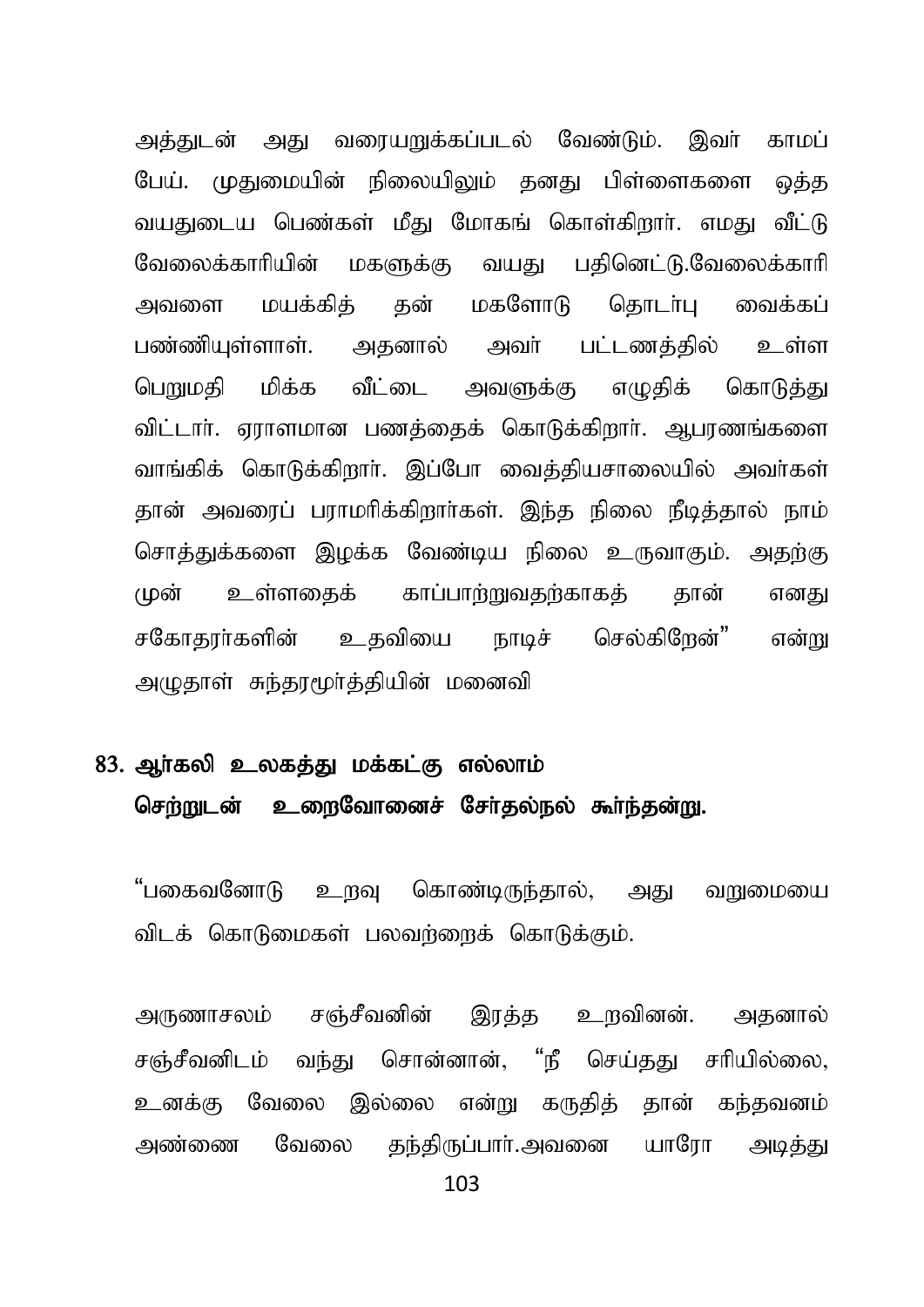அத்துடன் அது வரையறுக்கப்படல் வேண்டும். இவர் காமப் பேய். முதுமையின் நிலையிலும் தனது பிள்ளைகளை ஒத்த வயதுடைய பெண்கள் மீது மோகங் கொள்கிறார். எமது வீட்டு வேலைக்காரியின் மகளுக்கு வயது பதினெட்டு.வேலைக்காரி அவளை மயக்கித் தன் மகளோடு தொடர்பு வைக்கப் பண்ணியுள்ளாள். அதனால் அவர் பட்டணத்தில் உள்ள பெறுமதி மிக்க வீட்டை அவளுக்கு எழுதிக் கொடுத்து விட்டார். ஏராளமான பணத்தைக் கொடுக்கிறார். ஆபரணங்களை வாங்கிக் கொடுக்கிறார். இப்போ வைத்தியசாலையில் அவர்கள் தான் அவரைப் பராமரிக்கிறார்கள். இந்த நிலை நீடித்தால் நாம் சொத்துக்களை இழக்க வேண்டிய நிலை உருவாகும். அதற்கு முன் உள்ளதைக் காப்பாற்றுவதற்காகத் தான் எனது சகோதரர்களின் உதவியை நாடிச் செல்கிறேன்" என்று அழுதாள் சுந்தரமூர்த்தியின் மனைவி

## 83. ஆர்கலி உலகத்து மக்கட்கு எல்லாம் செற்றுடன் உறைவோனைச் சேர்தல்நல் கூர்ந்தன்று.

"பகைவனோடு உறவு கொண்டிருந்தால், அது வறுமையை விடக் கொடுமைகள் பலவற்றைக் கொடுக்கும்.

அருணாசலம் சஞ்சீவனின் இரத்த உறவினன். அதனால் சஞ்சீவனிடம் வந்து சொன்னான், "நீ செய்தது சரியில்லை, உனக்கு வேலை இல்லை என்று கருதித் தான் கந்தவனம் அண்ணை வேலை தந்திருப்பார்.அவனை யாரோ அடித்து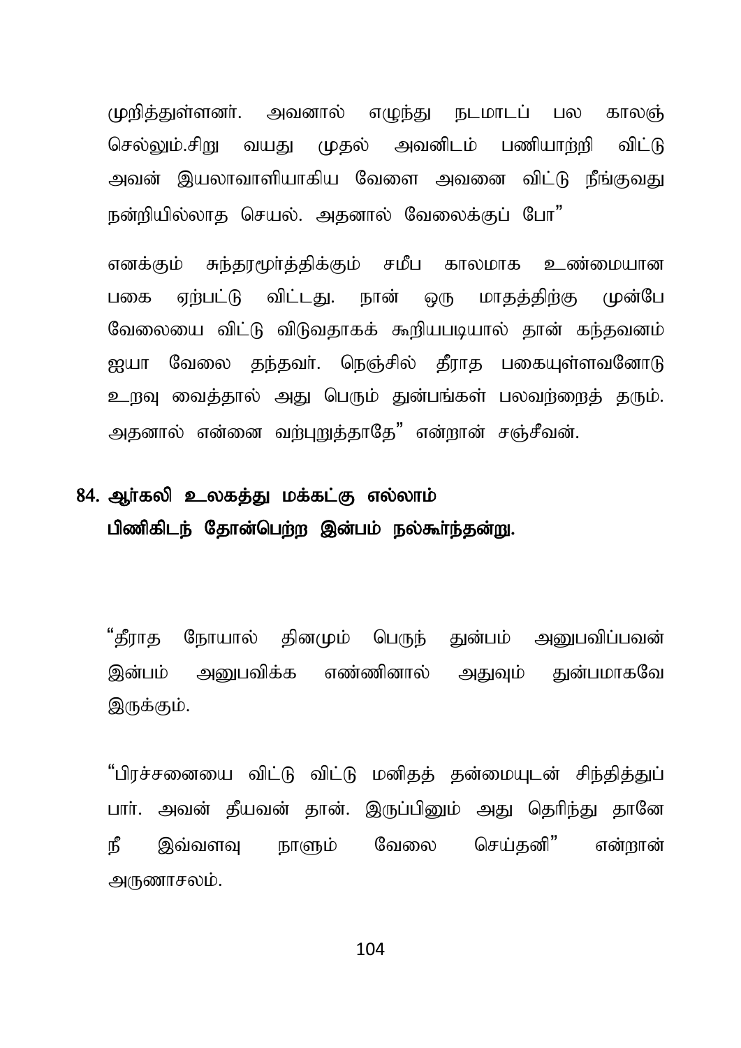முறித்துள்ளனர். அவனால் எழுந்து நடமாடப் பல காலஞ் செல்லும்.சிறு வயது முதல் அவனிடம் பணியாற்றி விட்டு அவன் இயலாவாளியாகிய வேளை அவனை விட்டு நீங்குவது நன்றியில்லாத செயல். அதனால் வேலைக்குப் போ"

எனக்கும் சுந்தரமூர்த்திக்கும் சமீப காலமாக உண்மையான பகை ஏற்பட்டு விட்டது. நான் ஒரு மாதத்திற்கு முன்பே வேலையை விட்டு விடுவதாகக் கூறியபடியால் தான் கந்தவனம் ஐயா வேலை தந்தவர். நெஞ்சில் தீராத பகையுள்ளவனோடு உறவு வைத்தால் அது பெரும் துன்பங்கள் பலவற்றைத் தரும். அதனால் என்னை வற்புறுத்தாதே" என்றான் சஞ்சீவன்.

**84. ஆர்கலி உலகத்து மக்கட்கு எல்லாம்**
**பிணிகிடந் தோன்பெற்ற இன்பம் நல்கூர்ந்தன்று.**

"தீராத நோயால் தினமும் பெருந் துன்பம் அனுபவிப்பவன் இன்பம் அனுபவிக்க எண்ணினால் அதுவும் துன்பமாகவே இருக்கும்.

"பிரச்சனையை விட்டு விட்டு மனிதத் தன்மையுடன் சிந்தித்துப் பார். அவன் தீயவன் தான். இருப்பினும் அது தெரிந்து தானே நீ இவ்வளவு நாளும் வேலை செய்தனி" என்றான் அருணாசலம்.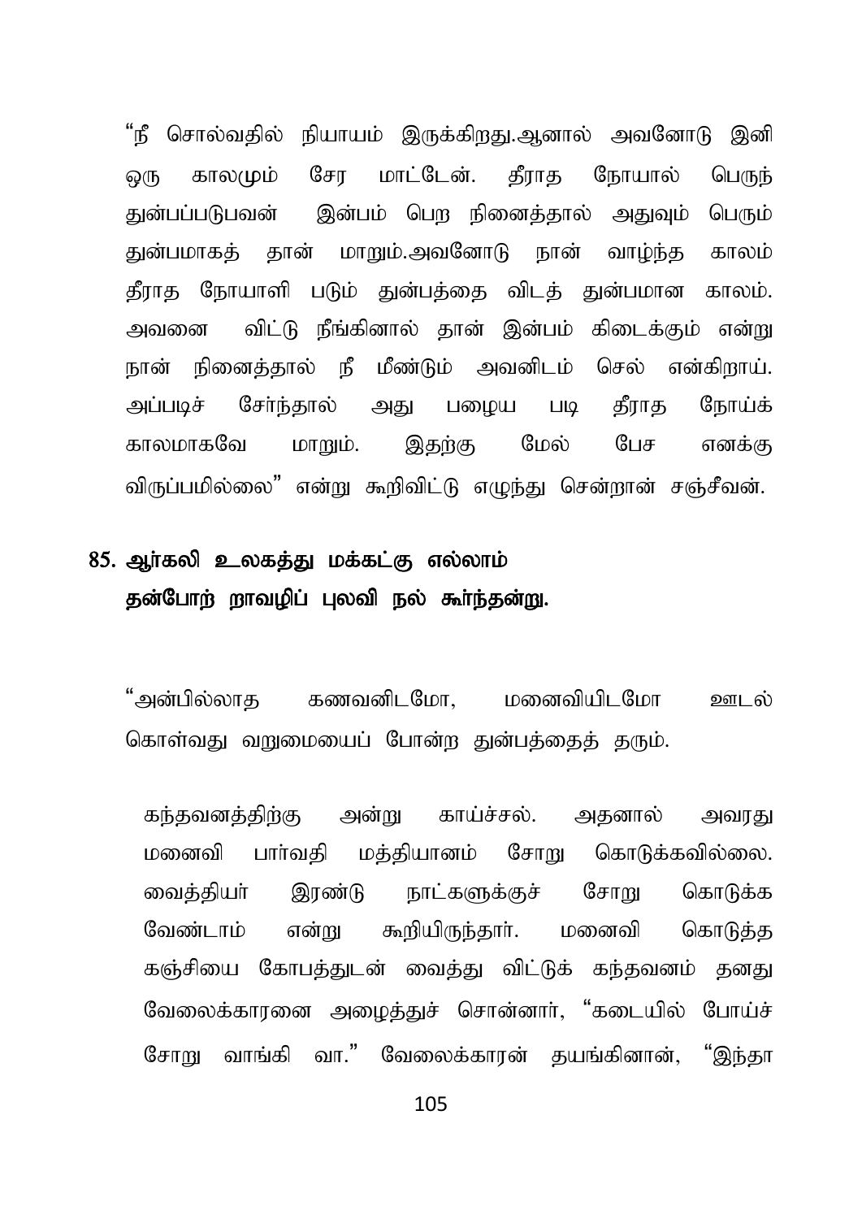"நீ சொல்வதில் நியாயம் இருக்கிறது.ஆனால் அவனோடு இனி ஒரு காலமும் சேர மாட்டேன். தீராத நோயால் பெருந் துன்பப்படுபவன் இன்பம் பெற நினைத்தால் அதுவும் பெரும் துன்பமாகத் தான் மாறும்.அவனோடு நான் வாழ்ந்த காலம் தீராத நோயாளி படும் துன்பத்தை விடத் துன்பமான காலம். அவனை விட்டு நீங்கினால் தான் இன்பம் கிடைக்கும் என்று நான் நினைத்தால் நீ மீண்டும் அவனிடம் செல் என்கிறாய். அப்படிச் சேர்ந்தால் அது பழைய படி தீராத நோய்க் காலமாகவே மாறும். இதற்கு மேல் பேச எனக்கு விருப்பமில்லை" என்று கூறிவிட்டு எழுந்து சென்றான் சஞ்சீவன்.

## 85. ஆர்கலி உலகத்து மக்கட்கு எல்லாம் தன்போற் றாவழிப் புலவி நல் கூர்ந்தன்று.

"அன்பில்லாத கணவனிடமோ, மனைவியிடமோ ஊடல் கொள்வது வறுமையைப் போன்ற துன்பத்தைத் தரும்.

கந்தவனத்திற்கு அன்று காய்ச்சல். அதனால் அவரது மனைவி பார்வதி மத்தியானம் சோறு கொடுக்கவில்லை. வைத்தியர் இரண்டு நாட்களுக்குச் சோறு கொடுக்க வேண்டாம் என்று கூறியிருந்தார். மனைவி கொடுத்த கஞ்சியை கோபத்துடன் வைத்து விட்டுக் கந்தவனம் தனது வேலைக்காரனை அழைத்துச் சொன்னார், "கடையில் போய்ச் சோறு வாங்கி வா." வேலைக்காரன் தயங்கினான், "இந்தா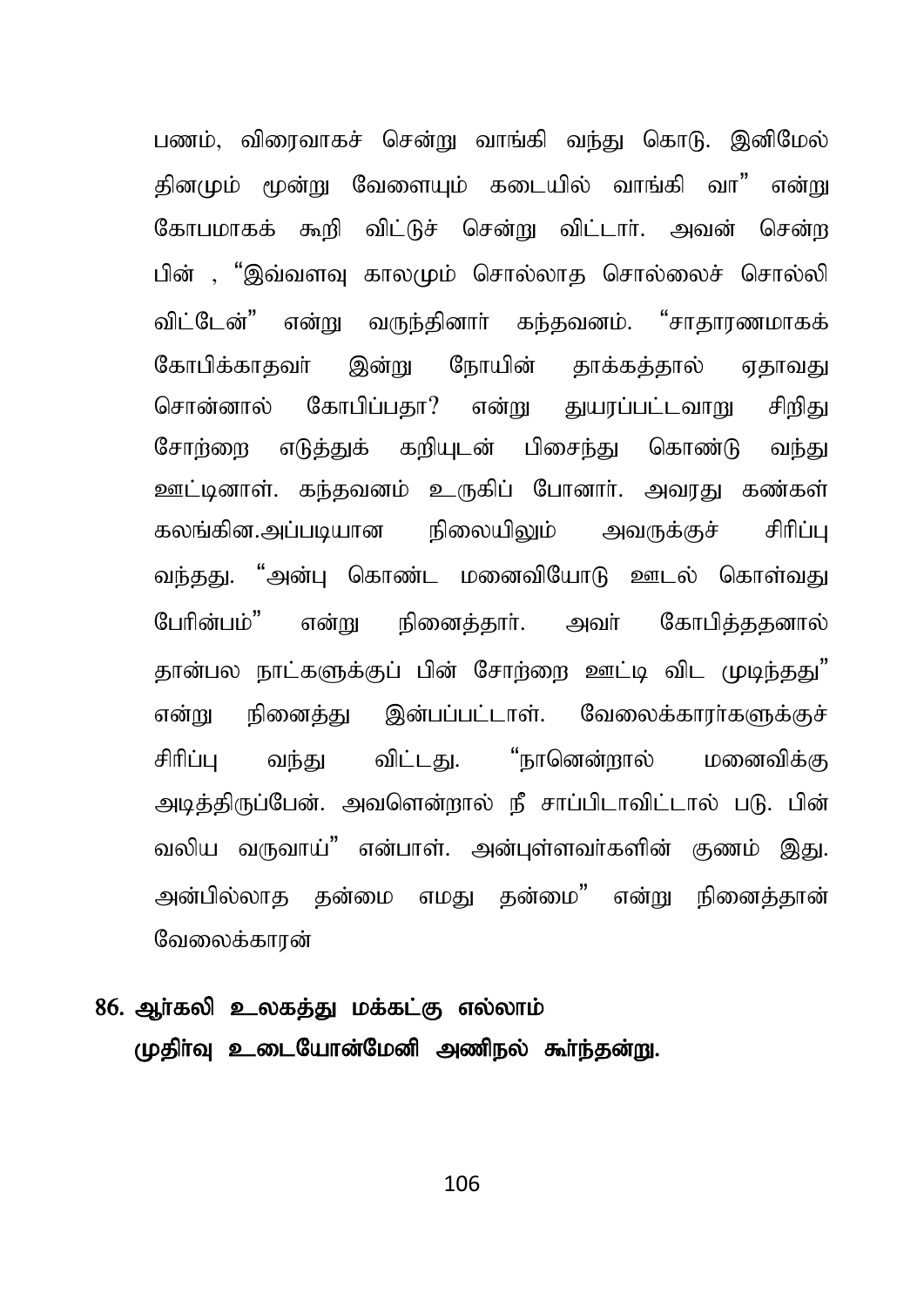பணம், விரைவாகச் சென்று வாங்கி வந்து கொடு. இனிமேல் தினமும் மூன்று வேளையும் கடையில் வாங்கி வா" என்று கோபமாகக் கூறி விட்டுச் சென்று விட்டார். அவன் சென்ற பின் , "இவ்வளவு காலமும் சொல்லாத சொல்லைச் சொல்லி விட்டேன்" என்று வருந்தினார் கந்தவனம். "சாதாரணமாகக் கோபிக்காதவர் இன்று நோயின் தாக்கத்தால் ஏதாவது சொன்னால் கோபிப்பதா? என்று துயரப்பட்டவாறு சிறிது சோற்றை எடுத்துக் கறியுடன் பிசைந்து கொண்டு வந்து ஊட்டினாள். கந்தவனம் உருகிப் போனார். அவரது கண்கள் கலங்கின.அப்படியான நிலையிலும் அவருக்குச் சிரிப்பு வந்தது. "அன்பு கொண்ட மனைவியோடு ஊடல் கொள்வது பேரின்பம்" என்று நினைத்தார். அவர் கோபித்ததனால் தான்பல நாட்களுக்குப் பின் சோற்றை ஊட்டி விட முடிந்தது" என்று நினைத்து இன்பப்பட்டாள். வேலைக்காரர்களுக்குச் சிரிப்பு வந்து விட்டது. "நானென்றால் மனைவிக்கு அடித்திருப்பேன். அவளென்றால் நீ சாப்பிடாவிட்டால் படு. பின் வலிய வருவாய்" என்பாள். அன்புள்ளவர்களின் குணம் இது. அன்பில்லாத தன்மை எமது தன்மை" என்று நினைத்தான் வேலைக்காரன்

**86. ஆர்கலி உலகத்து மக்கட்கு எல்லாம்**
**முதிர்வு உடையோன்மேனி அணிநல் கூர்ந்தன்று.**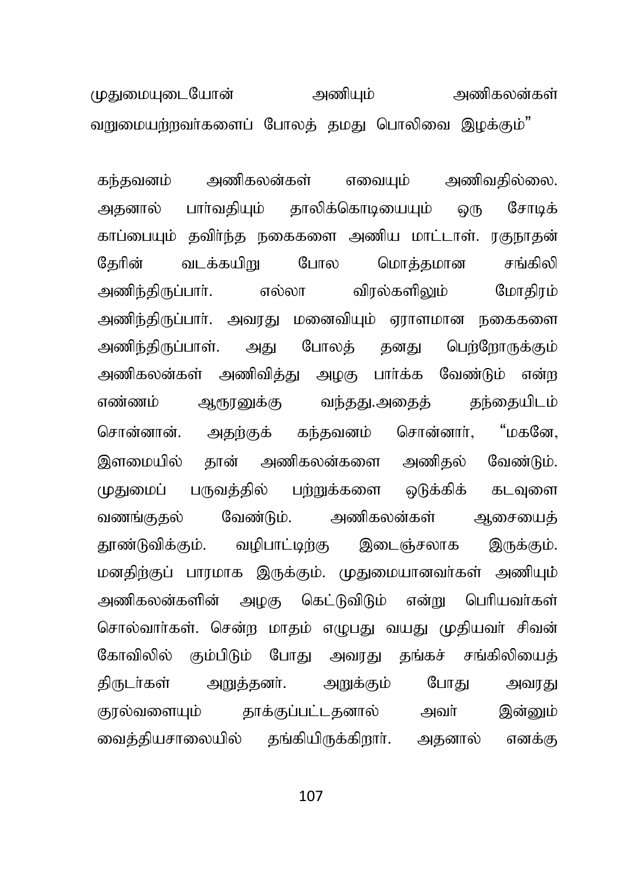முதுமையுடையோன் அணியும் அணிகலன்கள் வறுமையற்றவர்களைப் போலத் தமது பொலிவை இழக்கும்"

கந்தவனம் அணிகலன்கள் எவையும் அணிவதில்லை. அதனால் பார்வதியும் தாலிக்கொடியையும் ஒரு சோடிக் காப்பையும் தவிர்ந்த நகைகளை அணிய மாட்டாள். ரகுநாதன் தேரின் வடக்கயிறு போல மொத்தமான சங்கிலி அணிந்திருப்பார். எல்லா விரல்களிலும் மோதிரம் அணிந்திருப்பார். அவரது மனைவியும் ஏராளமான நகைகளை அணிந்திருப்பாள். அது போலத் தனது பெற்றோருக்கும் அணிகலன்கள் அணிவித்து அழகு பார்க்க வேண்டும் என்ற எண்ணம் ஆரூரனுக்கு வந்தது.அதைத் தந்தையிடம் சொன்னான். அதற்குக் கந்தவனம் சொன்னார், "மகனே, இளமையில் தான் அணிகலன்களை அணிதல் வேண்டும். முதுமைப் பருவத்தில் பற்றுக்களை ஒடுக்கிக் கடவுளை வணங்குதல் வேண்டும். அணிகலன்கள் ஆசையைத் தூண்டுவிக்கும். வழிபாட்டிற்கு இடைஞ்சலாக இருக்கும். மனதிற்குப் பாரமாக இருக்கும். முதுமையானவர்கள் அணியும் அணிகலன்களின் அழகு கெட்டுவிடும் என்று பெரியவர்கள் சொல்வார்கள். சென்ற மாதம் எழுபது வயது முதியவர் சிவன் கோவிலில் கும்பிடும் போது அவரது தங்கச் சங்கிலியைத் திருடர்கள் அறுத்தனர். அறுக்கும் போது அவரது குரல்வளையும் தாக்குப்பட்டதனால் அவர் இன்னும் வைத்தியசாலையில் தங்கியிருக்கிறார். அதனால் எனக்கு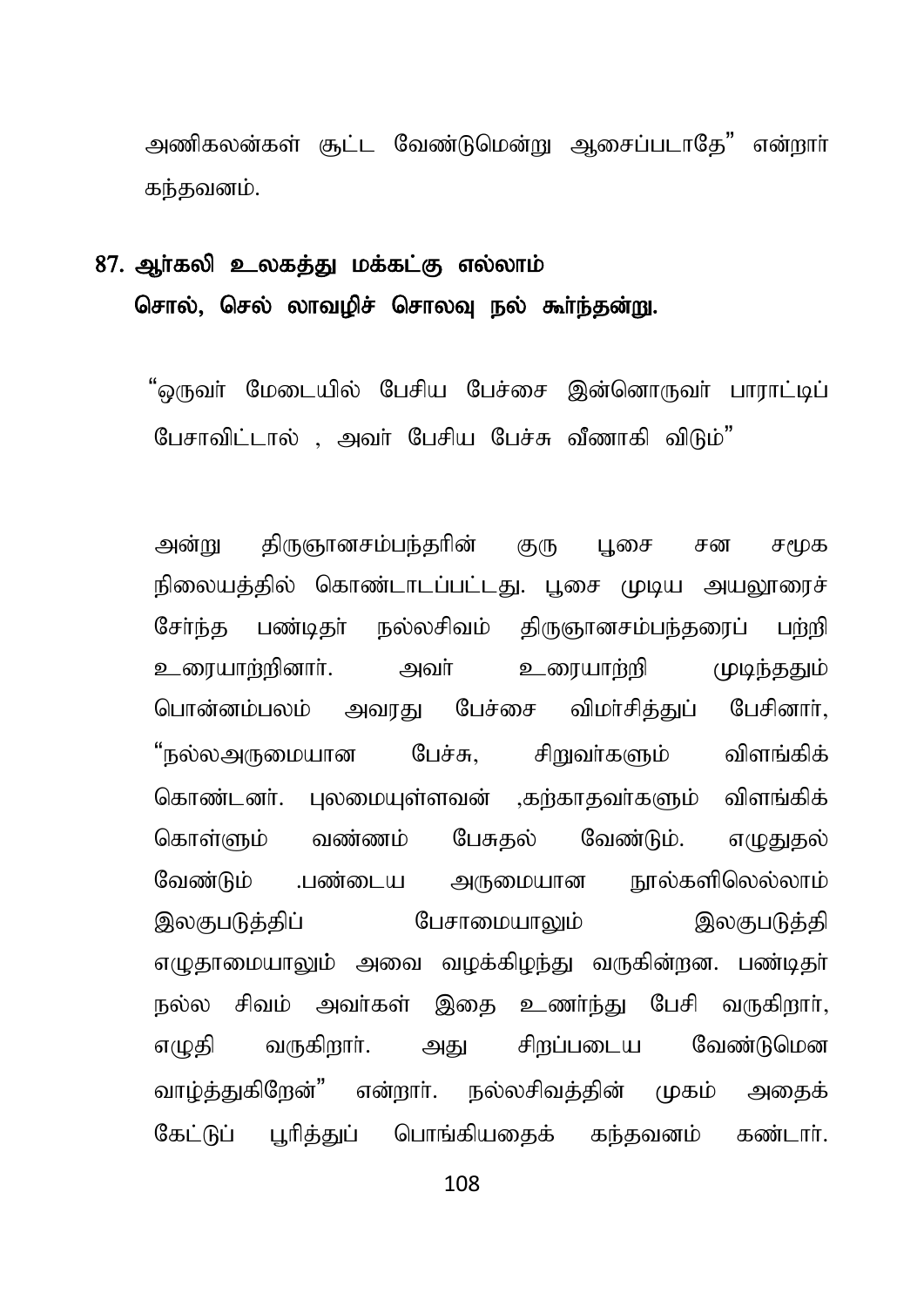அணிகலன்கள் சூட்ட வேண்டுமென்று ஆசைப்படாதே" என்றார் கந்தவனம்.

**87. ஆர்கலி உலகத்து மக்கட்கு எல்லாம்**
**சொல், செல் லாவழிச் சொலவு நல் கூர்ந்தன்று.**

"ஒருவர் மேடையில் பேசிய பேச்சை இன்னொருவர் பாராட்டிப் பேசாவிட்டால் , அவர் பேசிய பேச்சு வீணாகி விடும்"

அன்று திருஞானசம்பந்தரின் குரு பூசை சன சமூக நிலையத்தில் கொண்டாடப்பட்டது. பூசை முடிய அயலூரைச் சேர்ந்த பண்டிதர் நல்லசிவம் திருஞானசம்பந்தரைப் பற்றி உரையாற்றினார். அவர் உரையாற்றி முடிந்ததும் பொன்னம்பலம் அவரது பேச்சை விமர்சித்துப் பேசினார், "நல்லஅருமையான பேச்சு, சிறுவர்களும் விளங்கிக் கொண்டனர். புலமையுள்ளவன் ,கற்காதவர்களும் விளங்கிக் கொள்ளும் வண்ணம் பேசுதல் வேண்டும். எழுதுதல் வேண்டும் .பண்டைய அருமையான நூல்களிலெல்லாம் இலகுபடுத்திப் பேசாமையாலும் இலகுபடுத்தி எழுதாமையாலும் அவை வழக்கிழந்து வருகின்றன. பண்டிதர் நல்ல சிவம் அவர்கள் இதை உணர்ந்து பேசி வருகிறார், எழுதி வருகிறார். அது சிறப்படைய வேண்டுமென வாழ்த்துகிறேன்" என்றார். நல்லசிவத்தின் முகம் அதைக் கேட்டுப் பூரித்துப் பொங்கியதைக் கந்தவனம் கண்டார்.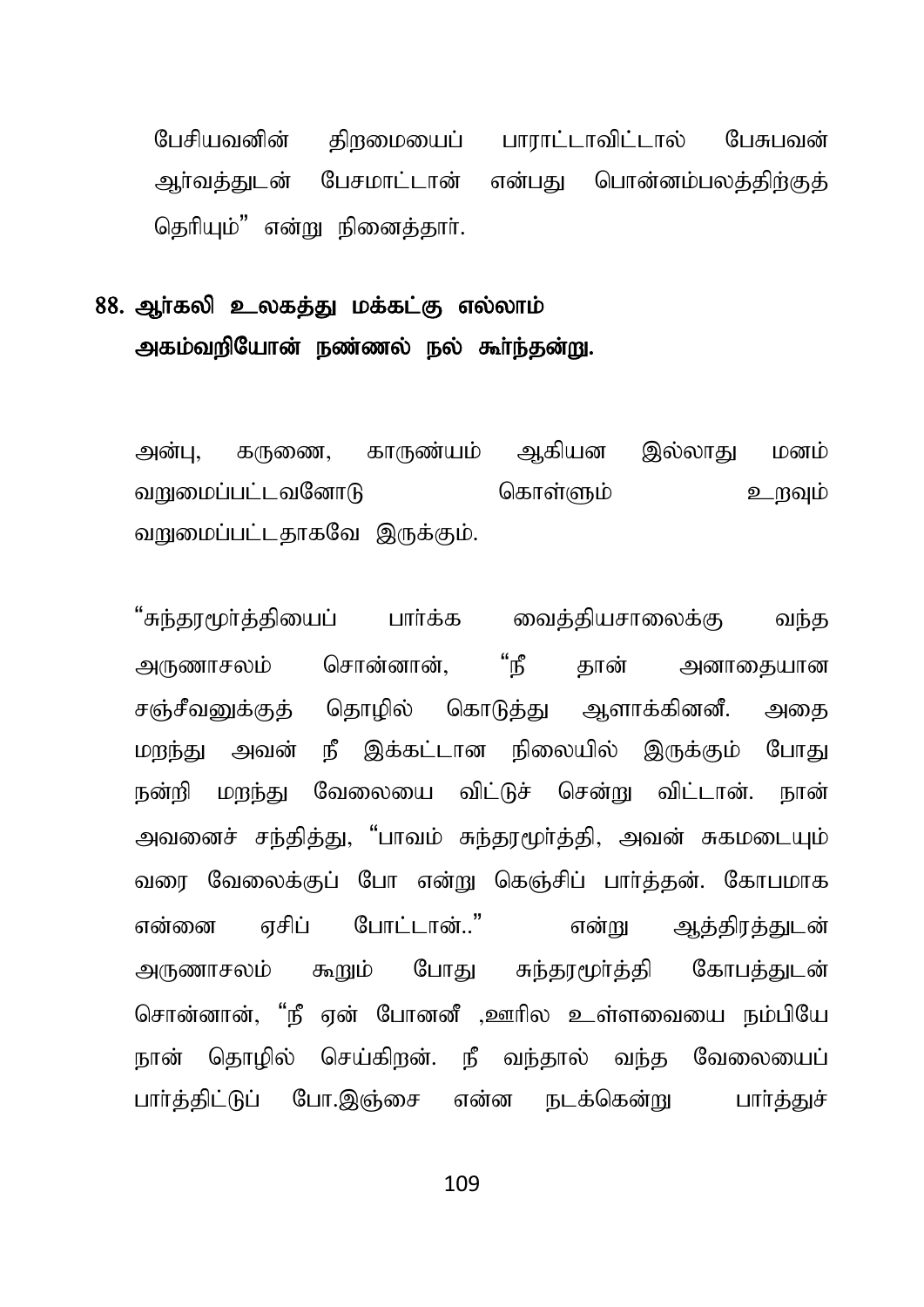பேசியவனின் திறமையைப் பாராட்டாவிட்டால் பேசுபவன் ஆர்வத்துடன் பேசமாட்டான் என்பது பொன்னம்பலத்திற்குத் தெரியும்" என்று நினைத்தார்.

**88. ஆர்கலி உலகத்து மக்கட்கு எல்லாம்
அகம்வறியோன் நண்ணல் நல் கூர்ந்தன்று.**

அன்பு, கருணை, காருண்யம் ஆகியன இல்லாது மனம் வறுமைப்பட்டவனோடு கொள்ளும் உறவும் வறுமைப்பட்டதாகவே இருக்கும்.

"சுந்தரமூர்த்தியைப் பார்க்க வைத்தியசாலைக்கு வந்த அருணாசலம் சொன்னான், "நீ தான் அனாதையான சஞ்சீவனுக்குத் தொழில் கொடுத்து ஆளாக்கினனீ. அதை மறந்து அவன் நீ இக்கட்டான நிலையில் இருக்கும் போது நன்றி மறந்து வேலையை விட்டுச் சென்று விட்டான். நான் அவனைச் சந்தித்து, "பாவம் சுந்தரமூர்த்தி, அவன் சுகமடையும் வரை வேலைக்குப் போ என்று கெஞ்சிப் பார்த்தன். கோபமாக என்னை ஏசிப் போட்டான்.." என்று ஆத்திரத்துடன் அருணாசலம் கூறும் போது சுந்தரமூர்த்தி கோபத்துடன் சொன்னான், "நீ ஏன் போனனீ ,ஊரில உள்ளவையை நம்பியே நான் தொழில் செய்கிறன். நீ வந்தால் வந்த வேலையைப் பார்த்திட்டுப் போ.இஞ்சை என்ன நடக்கென்று பார்த்துச்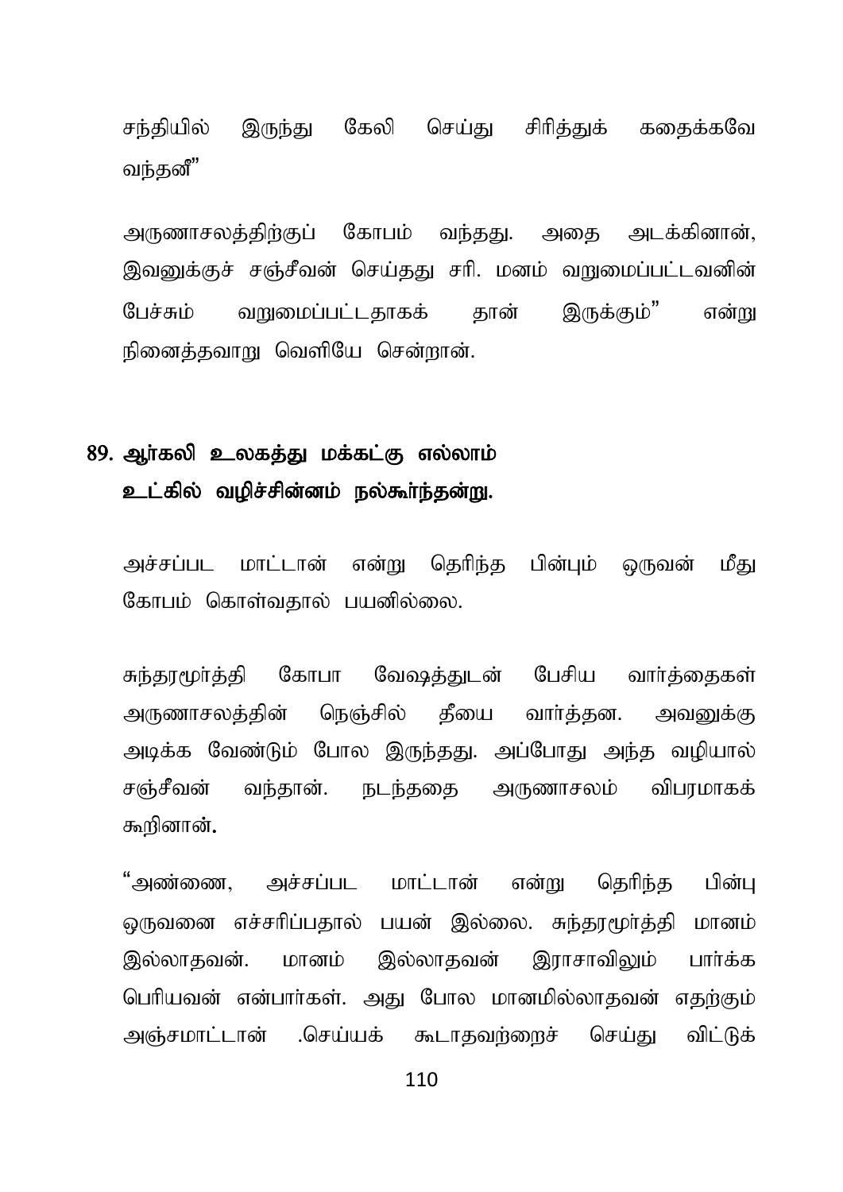சந்தியில் இருந்து கேலி செய்து சிரித்துக் கதைக்கவே வந்தனீ"

அருணாசலத்திற்குப் கோபம் வந்தது. அதை அடக்கினான், இவனுக்குச் சஞ்சீவன் செய்தது சரி. மனம் வறுமைப்பட்டவனின் பேச்சும் வறுமைப்பட்டதாகக் தான் இருக்கும்" என்று நினைத்தவாறு வெளியே சென்றான்.

## 89. ஆர்கலி உலகத்து மக்கட்கு எல்லாம் உட்கில் வழிச்சின்னம் நல்கூர்ந்தன்று.

அச்சப்பட மாட்டான் என்று தெரிந்த பின்பும் ஒருவன் மீது கோபம் கொள்வதால் பயனில்லை.

சுந்தரமூர்த்தி கோபா வேஷத்துடன் பேசிய வார்த்தைகள் அருணாசலத்தின் நெஞ்சில் தீயை வார்த்தன. அவனுக்கு அடிக்க வேண்டும் போல இருந்தது. அப்போது அந்த வழியால் சஞ்சீவன் வந்தான். நடந்ததை அருணாசலம் விபரமாகக் கூறினான்**.**

"அண்ணை, அச்சப்பட மாட்டான் என்று தெரிந்த பின்பு ஒருவனை எச்சரிப்பதால் பயன் இல்லை. சுந்தரமூர்த்தி மானம் இல்லாதவன். மானம் இல்லாதவன் இராசாவிலும் பார்க்க பெரியவன் என்பார்கள். அது போல மானமில்லாதவன் எதற்கும் அஞ்சமாட்டான் .செய்யக் கூடாதவற்றைச் செய்து விட்டுக்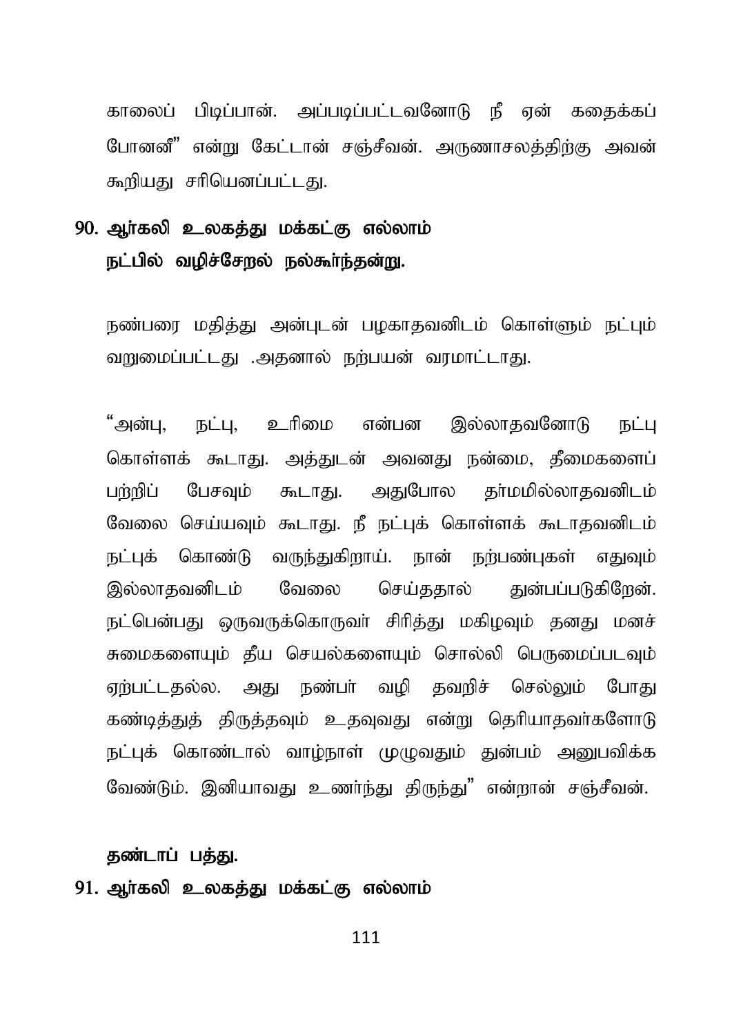காலைப் பிடிப்பான். அப்படிப்பட்டவனோடு நீ ஏன் கதைக்கப் போனனீ" என்று கேட்டான் சஞ்சீவன். அருணாசலத்திற்கு அவன் கூறியது சரியெனப்பட்டது.

**90. ஆர்கலி உலகத்து மக்கட்கு எல்லாம்**
**நட்பில் வழிச்சேறல் நல்கூர்ந்தன்று.**

நண்பரை மதித்து அன்புடன் பழகாதவனிடம் கொள்ளும் நட்பும் வறுமைப்பட்டது .அதனால் நற்பயன் வரமாட்டாது.

"அன்பு, நட்பு, உரிமை என்பன இல்லாதவனோடு நட்பு கொள்ளக் கூடாது. அத்துடன் அவனது நன்மை, தீமைகளைப் பற்றிப் பேசவும் கூடாது. அதுபோல தர்மமில்லாதவனிடம் வேலை செய்யவும் கூடாது. நீ நட்புக் கொள்ளக் கூடாதவனிடம் நட்புக் கொண்டு வருந்துகிறாய். நான் நற்பண்புகள் எதுவும் இல்லாதவனிடம் வேலை செய்ததால் துன்பப்படுகிறேன். நட்பென்பது ஒருவருக்கொருவர் சிரித்து மகிழவும் தனது மனச் சுமைகளையும் தீய செயல்களையும் சொல்லி பெருமைப்படவும் ஏற்பட்டதல்ல. அது நண்பர் வழி தவறிச் செல்லும் போது கண்டித்துத் திருத்தவும் உதவுவது என்று தெரியாதவர்களோடு நட்புக் கொண்டால் வாழ்நாள் முழுவதும் துன்பம் அனுபவிக்க வேண்டும். இனியாவது உணர்ந்து திருந்து" என்றான் சஞ்சீவன்.

**தண்டாப் பத்து.**

**91. ஆர்கலி உலகத்து மக்கட்கு எல்லாம்**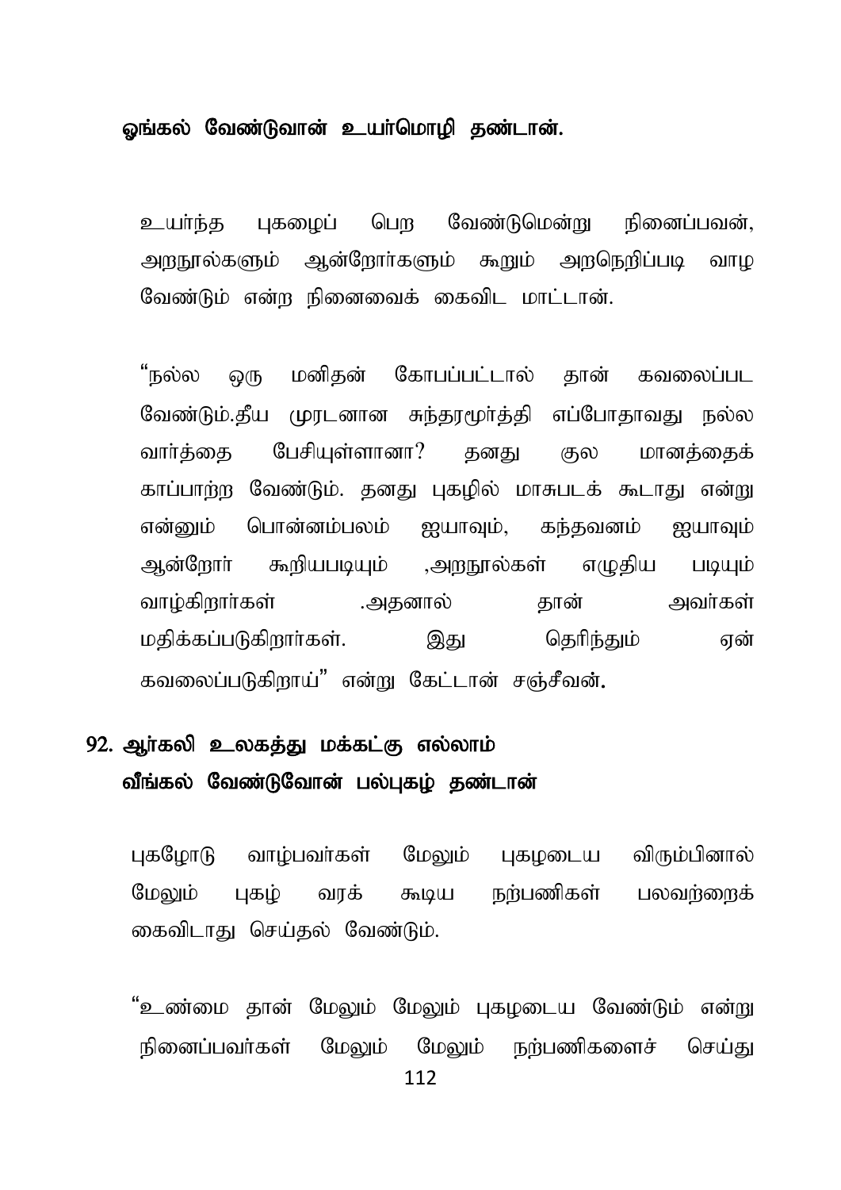**ஓங்கல் வேண்டுவான் உயர்மொழி தண்டான்.**

உயர்ந்த புகழைப் பெற வேண்டுமென்று நினைப்பவன், அறநூல்களும் ஆன்றோர்களும் கூறும் அறநெறிப்படி வாழ வேண்டும் என்ற நினைவைக் கைவிட மாட்டான்.

"நல்ல ஒரு மனிதன் கோபப்பட்டால் தான் கவலைப்பட வேண்டும்.தீய முரடனான சுந்தரமூர்த்தி எப்போதாவது நல்ல வார்த்தை பேசியுள்ளானா? தனது குல மானத்தைக் காப்பாற்ற வேண்டும். தனது புகழில் மாசுபடக் கூடாது என்று என்னும் பொன்னம்பலம் ஐயாவும், கந்தவனம் ஐயாவும் ஆன்றோர் கூறியபடியும் ,அறநூல்கள் எழுதிய படியும் வாழ்கிறார்கள் .அதனால் தான் அவர்கள் மதிக்கப்படுகிறார்கள். இது தெரிந்தும் ஏன் கவலைப்படுகிறாய்" என்று கேட்டான் சஞ்சீவன்.

**92. ஆர்கலி உலகத்து மக்கட்கு எல்லாம்**
**வீங்கல் வேண்டுவோன் பல்புகழ் தண்டான்**

புகழோடு வாழ்பவர்கள் மேலும் புகழடைய விரும்பினால் மேலும் புகழ் வரக் கூடிய நற்பணிகள் பலவற்றைக் கைவிடாது செய்தல் வேண்டும்.

"உண்மை தான் மேலும் மேலும் புகழடைய வேண்டும் என்று நினைப்பவர்கள் மேலும் மேலும் நற்பணிகளைச் செய்து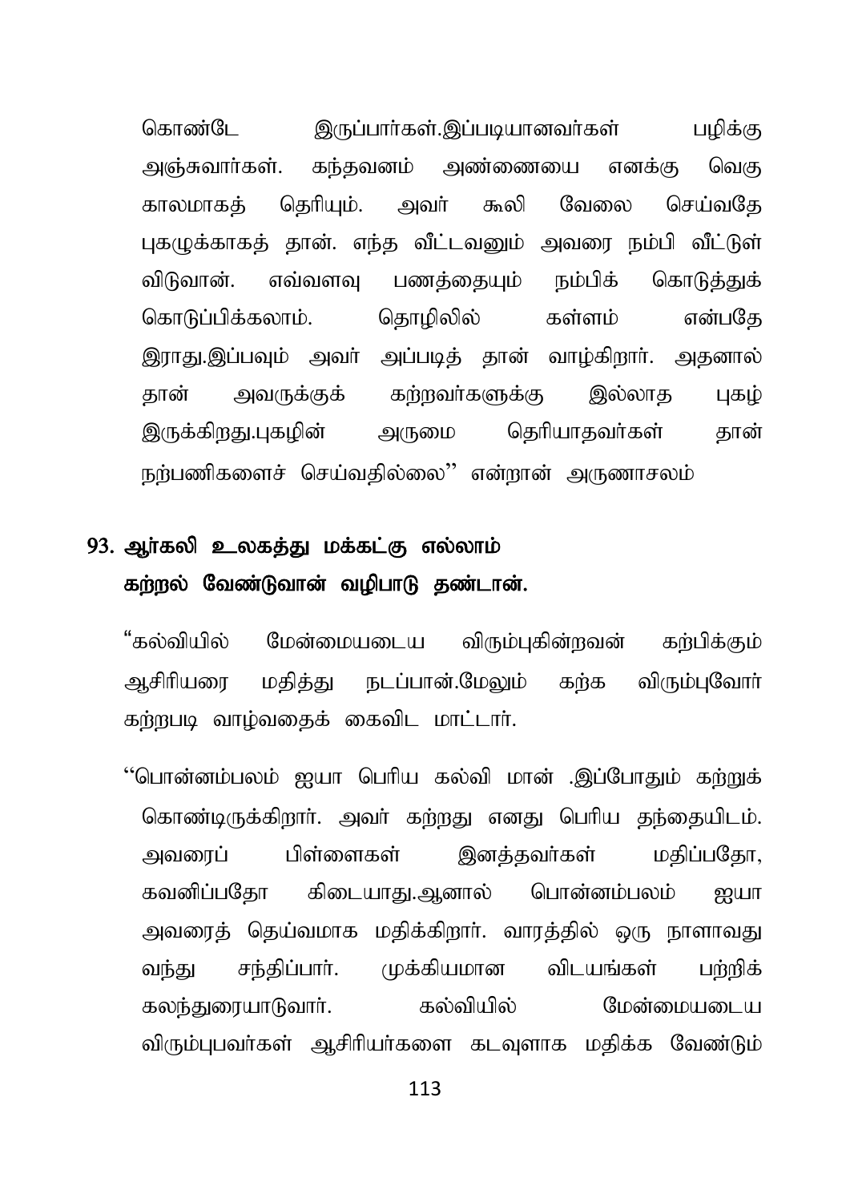கொண்டே இருப்பார்கள்.இப்படியானவர்கள் பழிக்கு அஞ்சுவார்கள். கந்தவனம் அண்ணையை எனக்கு வெகு காலமாகத் தெரியும். அவர் கூலி வேலை செய்வதே புகழுக்காகத் தான். எந்த வீட்டவனும் அவரை நம்பி வீட்டுள் விடுவான். எவ்வளவு பணத்தையும் நம்பிக் கொடுத்துக் கொடுப்பிக்கலாம். தொழிலில் கள்ளம் என்பதே இராது.இப்பவும் அவர் அப்படித் தான் வாழ்கிறார். அதனால் தான் அவருக்குக் கற்றவர்களுக்கு இல்லாத புகழ் இருக்கிறது.புகழின் அருமை தெரியாதவர்கள் தான் நற்பணிகளைச் செய்வதில்லை'' என்றான் அருணாசலம்

**93. ஆர்கலி உலகத்து மக்கட்கு எல்லாம்
கற்றல் வேண்டுவான் வழிபாடு தண்டான்.**

"கல்வியில் மேன்மையடைய விரும்புகின்றவன் கற்பிக்கும் ஆசிரியரை மதித்து நடப்பான்.மேலும் கற்க விரும்புவோர் கற்றபடி வாழ்வதைக் கைவிட மாட்டார்.

''பொன்னம்பலம் ஐயா பெரிய கல்வி மான் .இப்போதும் கற்றுக் கொண்டிருக்கிறார். அவர் கற்றது எனது பெரிய தந்தையிடம். அவரைப் பிள்ளைகள் இனத்தவர்கள் மதிப்பதோ, கவனிப்பதோ கிடையாது.ஆனால் பொன்னம்பலம் ஐயா அவரைத் தெய்வமாக மதிக்கிறார். வாரத்தில் ஒரு நாளாவது வந்து சந்திப்பார். முக்கியமான விடயங்கள் பற்றிக் கலந்துரையாடுவார். கல்வியில் மேன்மையடைய விரும்புபவர்கள் ஆசிரியர்களை கடவுளாக மதிக்க வேண்டும்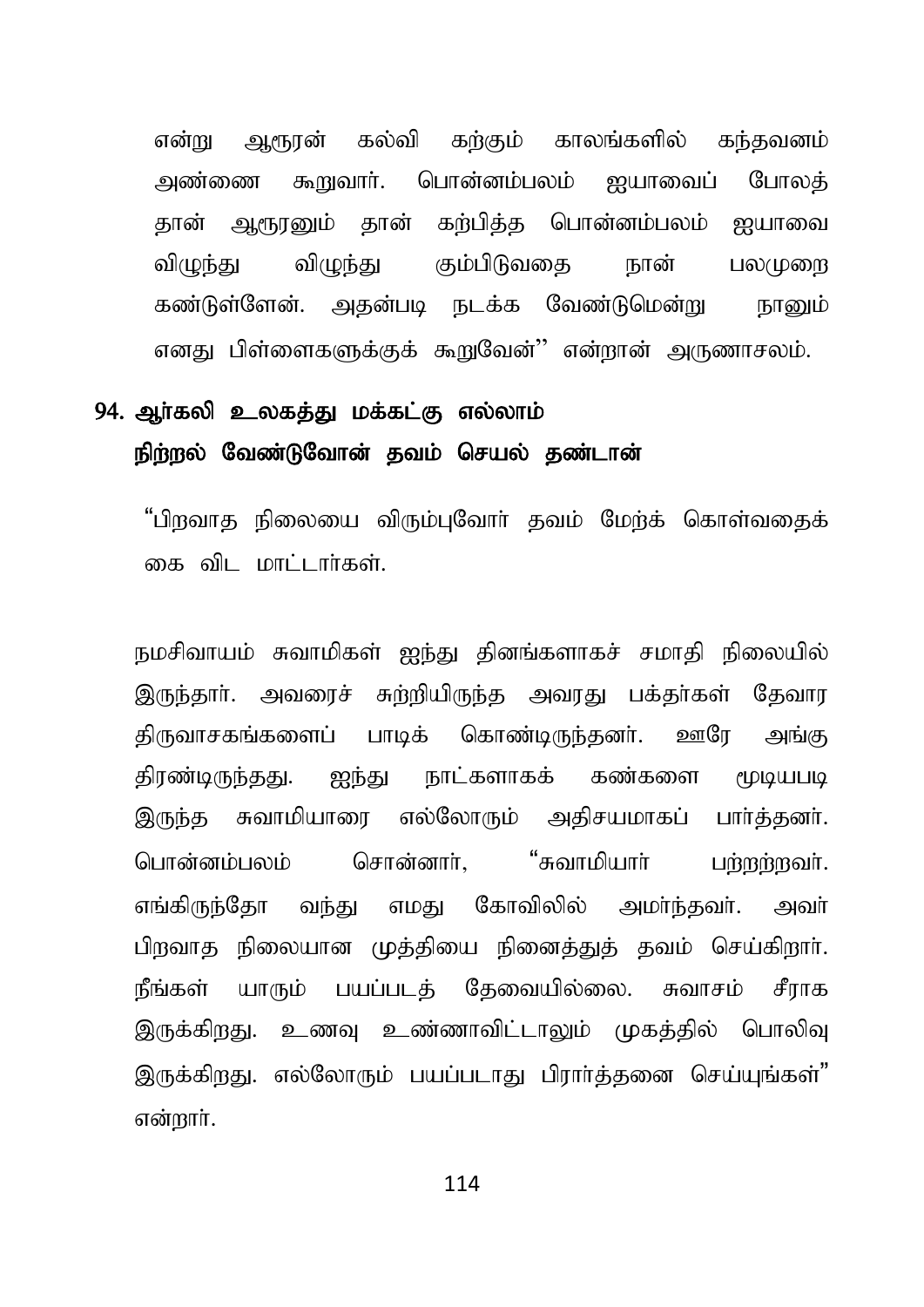என்று ஆரூரன் கல்வி கற்கும் காலங்களில் கந்தவனம் அண்ணை கூறுவார். பொன்னம்பலம் ஐயாவைப் போலத் தான் ஆரூரனும் தான் கற்பித்த பொன்னம்பலம் ஐயாவை விழுந்து விழுந்து கும்பிடுவதை நான் பலமுறை கண்டுள்ளேன். அதன்படி நடக்க வேண்டுமென்று நானும் எனது பிள்ளைகளுக்குக் கூறுவேன்'' என்றான் அருணாசலம்.

## 94. ஆர்கலி உலகத்து மக்கட்கு எல்லாம் நிற்றல் வேண்டுவோன் தவம் செயல் தண்டான்

"பிறவாத நிலையை விரும்புவோர் தவம் மேற்க் கொள்வதைக் கை விட மாட்டார்கள்.

நமசிவாயம் சுவாமிகள் ஐந்து தினங்களாகச் சமாதி நிலையில் இருந்தார். அவரைச் சுற்றியிருந்த அவரது பக்தர்கள் தேவார திருவாசகங்களைப் பாடிக் கொண்டிருந்தனர். ஊரே அங்கு திரண்டிருந்தது. ஐந்து நாட்களாகக் கண்களை மூடியபடி இருந்த சுவாமியாரை எல்லோரும் அதிசயமாகப் பார்த்தனர். பொன்னம்பலம் சொன்னார், "சுவாமியார் பற்றற்றவர். எங்கிருந்தோ வந்து எமது கோவிலில் அமர்ந்தவர். அவர் பிறவாத நிலையான முத்தியை நினைத்துத் தவம் செய்கிறார். நீங்கள் யாரும் பயப்படத் தேவையில்லை. சுவாசம் சீராக இருக்கிறது. உணவு உண்ணாவிட்டாலும் முகத்தில் பொலிவு இருக்கிறது. எல்லோரும் பயப்படாது பிரார்த்தனை செய்யுங்கள்" என்றார்.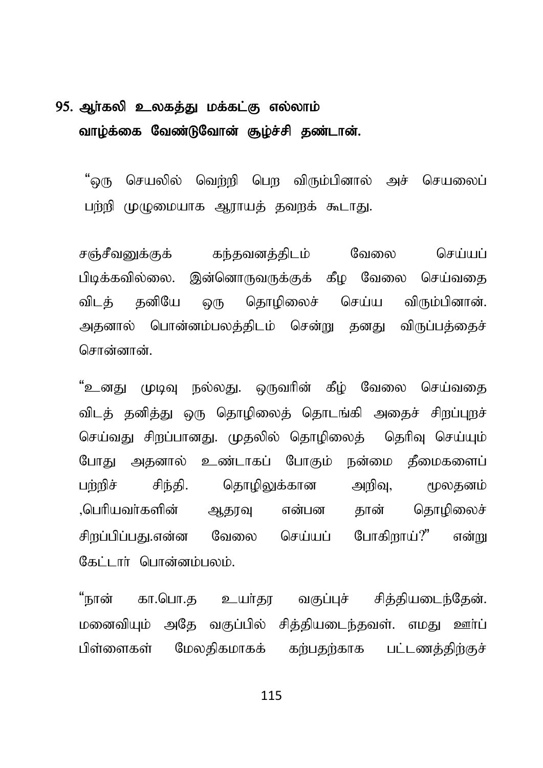## 95. ஆர்கலி உலகத்து மக்கட்கு எல்லாம் வாழ்க்கை வேண்டுவோன் சூழ்ச்சி தண்டான்.

"ஒரு செயலில் வெற்றி பெற விரும்பினால் அச் செயலைப் பற்றி முழுமையாக ஆராயத் தவறக் கூடாது.

சஞ்சீவனுக்குக் கந்தவனத்திடம் வேலை செய்யப் பிடிக்கவில்லை. இன்னொருவருக்குக் கீழ வேலை செய்வதை விடத் தனியே ஒரு தொழிலைச் செய்ய விரும்பினான். அதனால் பொன்னம்பலத்திடம் சென்று தனது விருப்பத்தைச் சொன்னான்.

"உனது முடிவு நல்லது. ஒருவரின் கீழ் வேலை செய்வதை விடத் தனித்து ஒரு தொழிலைத் தொடங்கி அதைச் சிறப்புறச் செய்வது சிறப்பானது. முதலில் தொழிலைத் தெரிவு செய்யும் போது அதனால் உண்டாகப் போகும் நன்மை தீமைகளைப் பற்றிச் சிந்தி. தொழிலுக்கான அறிவு, மூலதனம் ,பெரியவர்களின் ஆதரவு என்பன தான் தொழிலைச் சிறப்பிப்பது.என்ன வேலை செய்யப் போகிறாய்?" என்று கேட்டார் பொன்னம்பலம்.

"நான் கா.பொ.த உயர்தர வகுப்புச் சித்தியடைந்தேன். மனைவியும் அதே வகுப்பில் சித்தியடைந்தவள். எமது ஊர்ப் பிள்ளைகள் மேலதிகமாகக் கற்பதற்காக பட்டணத்திற்குச்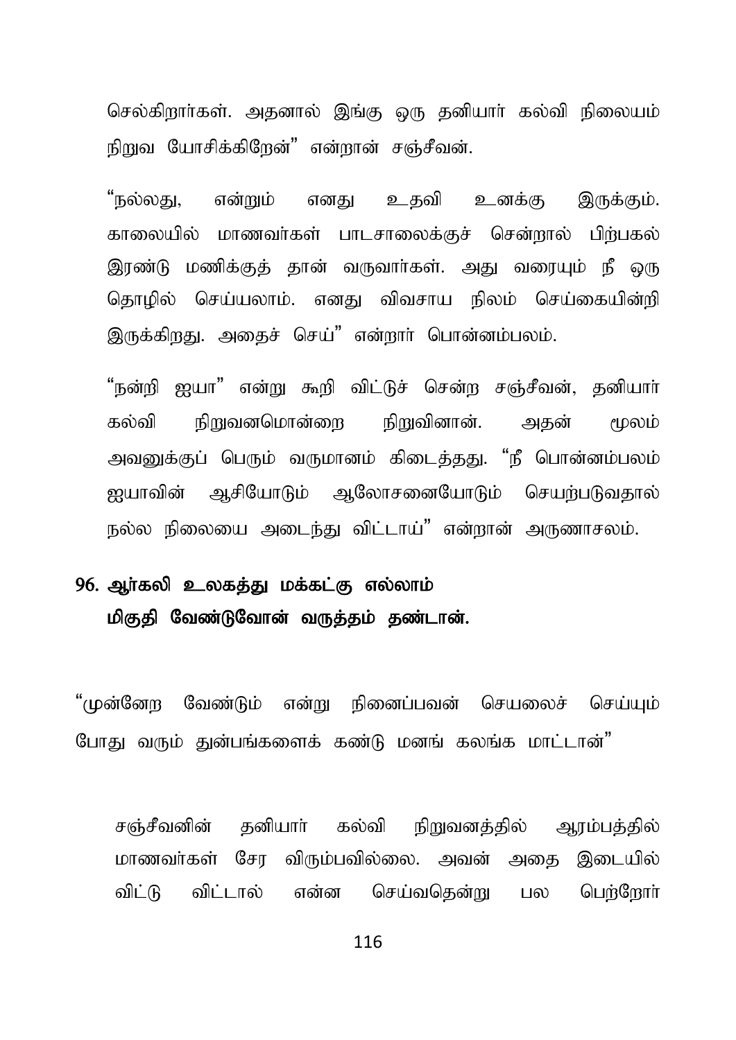செல்கிறார்கள். அதனால் இங்கு ஒரு தனியார் கல்வி நிலையம் நிறுவ யோசிக்கிறேன்" என்றான் சஞ்சீவன்.

"நல்லது, என்றும் எனது உதவி உனக்கு இருக்கும். காலையில் மாணவர்கள் பாடசாலைக்குச் சென்றால் பிற்பகல் இரண்டு மணிக்குத் தான் வருவார்கள். அது வரையும் நீ ஒரு தொழில் செய்யலாம். எனது விவசாய நிலம் செய்கையின்றி இருக்கிறது. அதைச் செய்" என்றார் பொன்னம்பலம்.

"நன்றி ஐயா" என்று கூறி விட்டுச் சென்ற சஞ்சீவன், தனியார் கல்வி நிறுவனமொன்றை நிறுவினான். அதன் மூலம் அவனுக்குப் பெரும் வருமானம் கிடைத்தது. "நீ பொன்னம்பலம் ஐயாவின் ஆசியோடும் ஆலோசனையோடும் செயற்படுவதால் நல்ல நிலையை அடைந்து விட்டாய்" என்றான் அருணாசலம்.

**96. ஆர்கலி உலகத்து மக்கட்கு எல்லாம்**
**மிகுதி வேண்டுவோன் வருத்தம் தண்டான்.**

"முன்னேற வேண்டும் என்று நினைப்பவன் செயலைச் செய்யும் போது வரும் துன்பங்களைக் கண்டு மனங் கலங்க மாட்டான்"

சஞ்சீவனின் தனியார் கல்வி நிறுவனத்தில் ஆரம்பத்தில் மாணவர்கள் சேர விரும்பவில்லை. அவன் அதை இடையில் விட்டு விட்டால் என்ன செய்வதென்று பல பெற்றோர்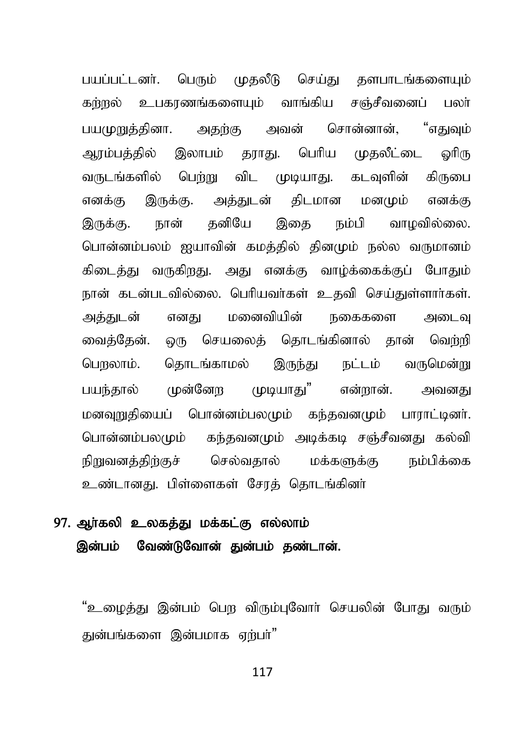பயப்பட்டனர். பெரும் முதலீடு செய்து தளபாடங்களையும் கற்றல் உபகரணங்களையும் வாங்கிய சஞ்சீவனைப் பலர் பயமுறுத்தினா. அதற்கு அவன் சொன்னான், "எதுவும் ஆரம்பத்தில் இலாபம் தராது. பெரிய முதலீட்டை ஓரிரு வருடங்களில் பெற்று விட முடியாது. கடவுளின் கிருபை எனக்கு இருக்கு. அத்துடன் திடமான மனமும் எனக்கு இருக்கு. நான் தனியே இதை நம்பி வாழவில்லை. பொன்னம்பலம் ஐயாவின் கமத்தில் தினமும் நல்ல வருமானம் கிடைத்து வருகிறது. அது எனக்கு வாழ்க்கைக்குப் போதும் நான் கடன்படவில்லை. பெரியவர்கள் உதவி செய்துள்ளார்கள். அத்துடன் எனது மனைவியின் நகைகளை அடைவு வைத்தேன். ஒரு செயலைத் தொடங்கினால் தான் வெற்றி பெறலாம். தொடங்காமல் இருந்து நட்டம் வருமென்று பயந்தால் முன்னேற முடியாது" என்றான். அவனது மனவுறுதியைப் பொன்னம்பலமும் கந்தவனமும் பாராட்டினர். பொன்னம்பலமும் கந்தவனமும் அடிக்கடி சஞ்சீவனது கல்வி நிறுவனத்திற்குச் செல்வதால் மக்களுக்கு நம்பிக்கை உண்டானது. பிள்ளைகள் சேரத் தொடங்கினர்

## 97. ஆர்கலி உலகத்து மக்கட்கு எல்லாம் இன்பம் வேண்டுவோன் துன்பம் தண்டான்.

"உழைத்து இன்பம் பெற விரும்புவோர் செயலின் போது வரும் துன்பங்களை இன்பமாக ஏற்பர்"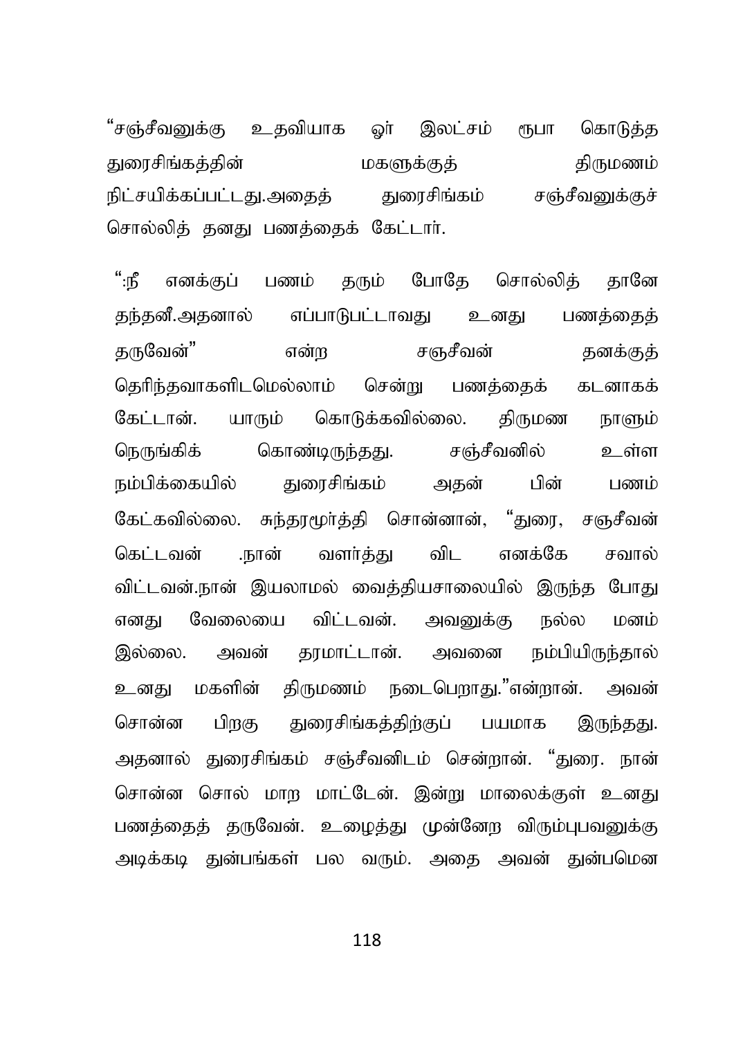"சஞ்சீவனுக்கு உதவியாக ஓர் இலட்சம் ரூபா கொடுத்த துரைசிங்கத்தின் மகளுக்குத் திருமணம் நிட்சயிக்கப்பட்டது.அதைத் துரைசிங்கம் சஞ்சீவனுக்குச் சொல்லித் தனது பணத்தைக் கேட்டார்.

":நீ எனக்குப் பணம் தரும் போதே சொல்லித் தானே தந்தனீ.அதனால் எப்பாடுபட்டாவது உனது பணத்தைத் தருவேன்" என்ற சஞ்சீவன் தனக்குத் தெரிந்தவாகளிடமெல்லாம் சென்று பணத்தைக் கடனாகக் கேட்டான். யாரும் கொடுக்கவில்லை. திருமண நாளும் நெருங்கிக் கொண்டிருந்தது. சஞ்சீவனில் உள்ள நம்பிக்கையில் துரைசிங்கம் அதன் பின் பணம் கேட்கவில்லை. சுந்தரமூர்த்தி சொன்னான், "துரை, சஞ்சீவன் கெட்டவன் .நான் வளர்த்து விட எனக்கே சவால் விட்டவன்.நான் இயலாமல் வைத்தியசாலையில் இருந்த போது எனது வேலையை விட்டவன். அவனுக்கு நல்ல மனம் இல்லை. அவன் தரமாட்டான். அவனை நம்பியிருந்தால் உனது மகளின் திருமணம் நடைபெறாது."என்றான். அவன் சொன்ன பிறகு துரைசிங்கத்திற்குப் பயமாக இருந்தது. அதனால் துரைசிங்கம் சஞ்சீவனிடம் சென்றான். "துரை. நான் சொன்ன சொல் மாற மாட்டேன். இன்று மாலைக்குள் உனது பணத்தைத் தருவேன். உழைத்து முன்னேற விரும்புபவனுக்கு அடிக்கடி துன்பங்கள் பல வரும். அதை அவன் துன்பமென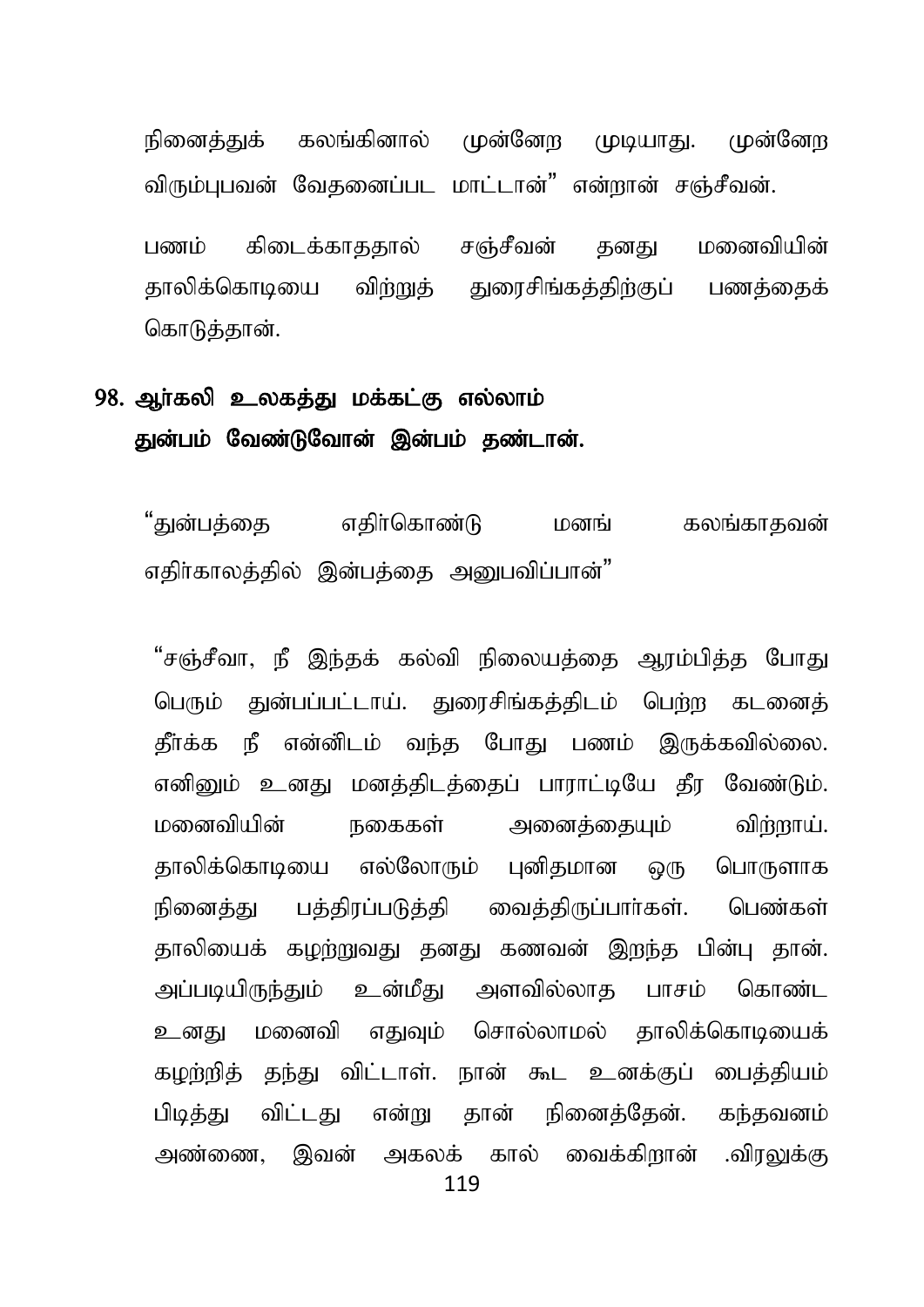நினைத்துக் கலங்கினால் முன்னேற முடியாது. முன்னேற விரும்புபவன் வேதனைப்பட மாட்டான்" என்றான் சஞ்சீவன்.

பணம் கிடைக்காததால் சஞ்சீவன் தனது மனைவியின் தாலிக்கொடியை விற்றுத் துரைசிங்கத்திற்குப் பணத்தைக் கொடுத்தான்.

## 98. ஆர்கலி உலகத்து மக்கட்கு எல்லாம் துன்பம் வேண்டுவோன் இன்பம் தண்டான்.

"துன்பத்தை எதிர்கொண்டு மனங் கலங்காதவன் எதிர்காலத்தில் இன்பத்தை அனுபவிப்பான்"

"சஞ்சீவா, நீ இந்தக் கல்வி நிலையத்தை ஆரம்பித்த போது பெரும் துன்பப்பட்டாய். துரைசிங்கத்திடம் பெற்ற கடனைத் தீர்க்க நீ என்னிடம் வந்த போது பணம் இருக்கவில்லை. எனினும் உனது மனத்திடத்தைப் பாராட்டியே தீர வேண்டும். மனைவியின் நகைகள் அனைத்தையும் விற்றாய். தாலிக்கொடியை எல்லோரும் புனிதமான ஒரு பொருளாக நினைத்து பத்திரப்படுத்தி வைத்திருப்பார்கள். பெண்கள் தாலியைக் கழற்றுவது தனது கணவன் இறந்த பின்பு தான். அப்படியிருந்தும் உன்மீது அளவில்லாத பாசம் கொண்ட உனது மனைவி எதுவும் சொல்லாமல் தாலிக்கொடியைக் கழற்றித் தந்து விட்டாள். நான் கூட உனக்குப் பைத்தியம் பிடித்து விட்டது என்று தான் நினைத்தேன். கந்தவனம் அண்ணை, இவன் அகலக் கால் வைக்கிறான் .விரலுக்கு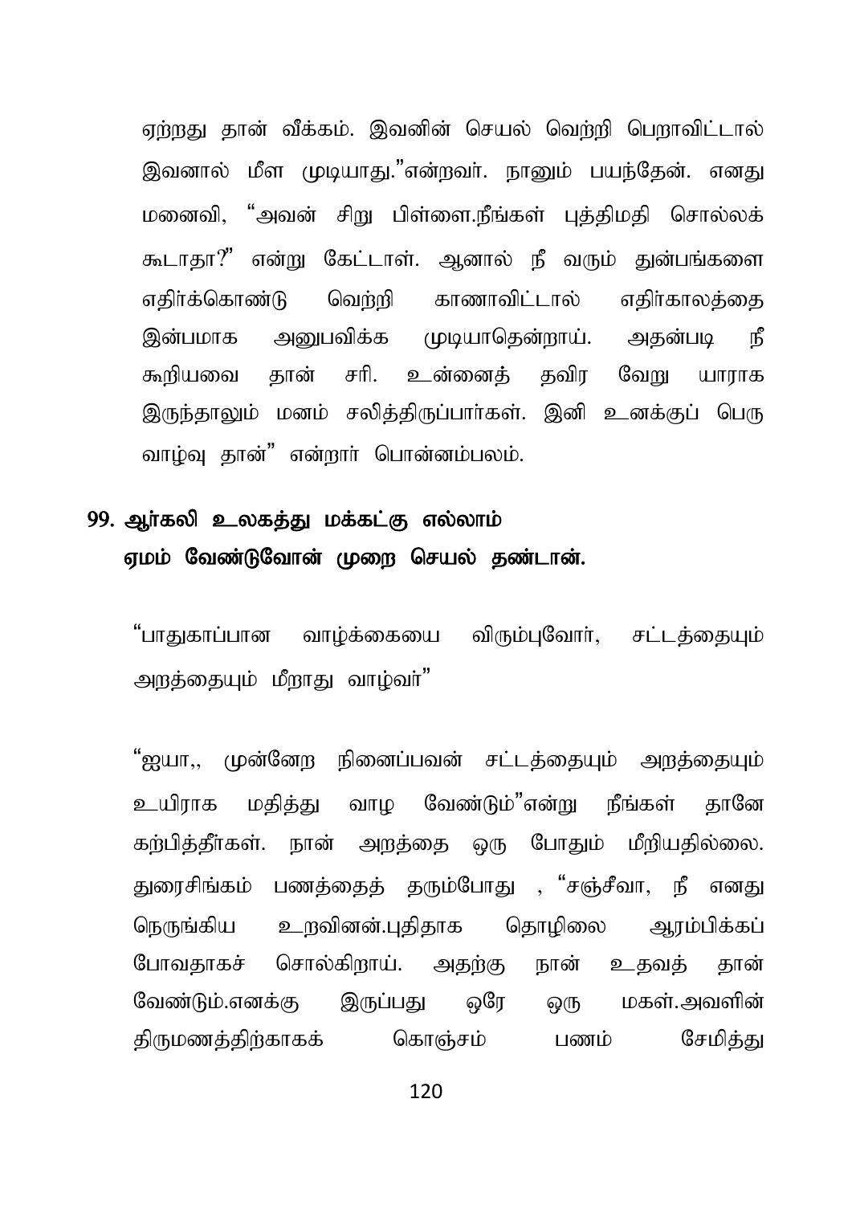ஏற்றது தான் வீக்கம். இவனின் செயல் வெற்றி பெறாவிட்டால் இவனால் மீள முடியாது."என்றவர். நானும் பயந்தேன். எனது மனைவி, "அவன் சிறு பிள்ளை.நீங்கள் புத்திமதி சொல்லக் கூடாதா?" என்று கேட்டாள். ஆனால் நீ வரும் துன்பங்களை எதிர்க்கொண்டு வெற்றி காணாவிட்டால் எதிர்காலத்தை இன்பமாக அனுபவிக்க முடியாதென்றாய். அதன்படி நீ கூறியவை தான் சரி. உன்னைத் தவிர வேறு யாராக இருந்தாலும் மனம் சலித்திருப்பார்கள். இனி உனக்குப் பெரு வாழ்வு தான்" என்றார் பொன்னம்பலம்.

**99. ஆர்கலி உலகத்து மக்கட்கு எல்லாம்
ஏமம் வேண்டுவோன் முறை செயல் தண்டான்.**

"பாதுகாப்பான வாழ்க்கையை விரும்புவோர், சட்டத்தையும் அறத்தையும் மீறாது வாழ்வர்"

"ஐயா,, முன்னேற நினைப்பவன் சட்டத்தையும் அறத்தையும் உயிராக மதித்து வாழ வேண்டும்"என்று நீங்கள் தானே கற்பித்தீர்கள். நான் அறத்தை ஒரு போதும் மீறியதில்லை. துரைசிங்கம் பணத்தைத் தரும்போது , "சஞ்சீவா, நீ எனது நெருங்கிய உறவினன்.புதிதாக தொழிலை ஆரம்பிக்கப் போவதாகச் சொல்கிறாய். அதற்கு நான் உதவத் தான் வேண்டும்.எனக்கு இருப்பது ஒரே ஒரு மகள்.அவளின் திருமணத்திற்காகக் கொஞ்சம் பணம் சேமித்து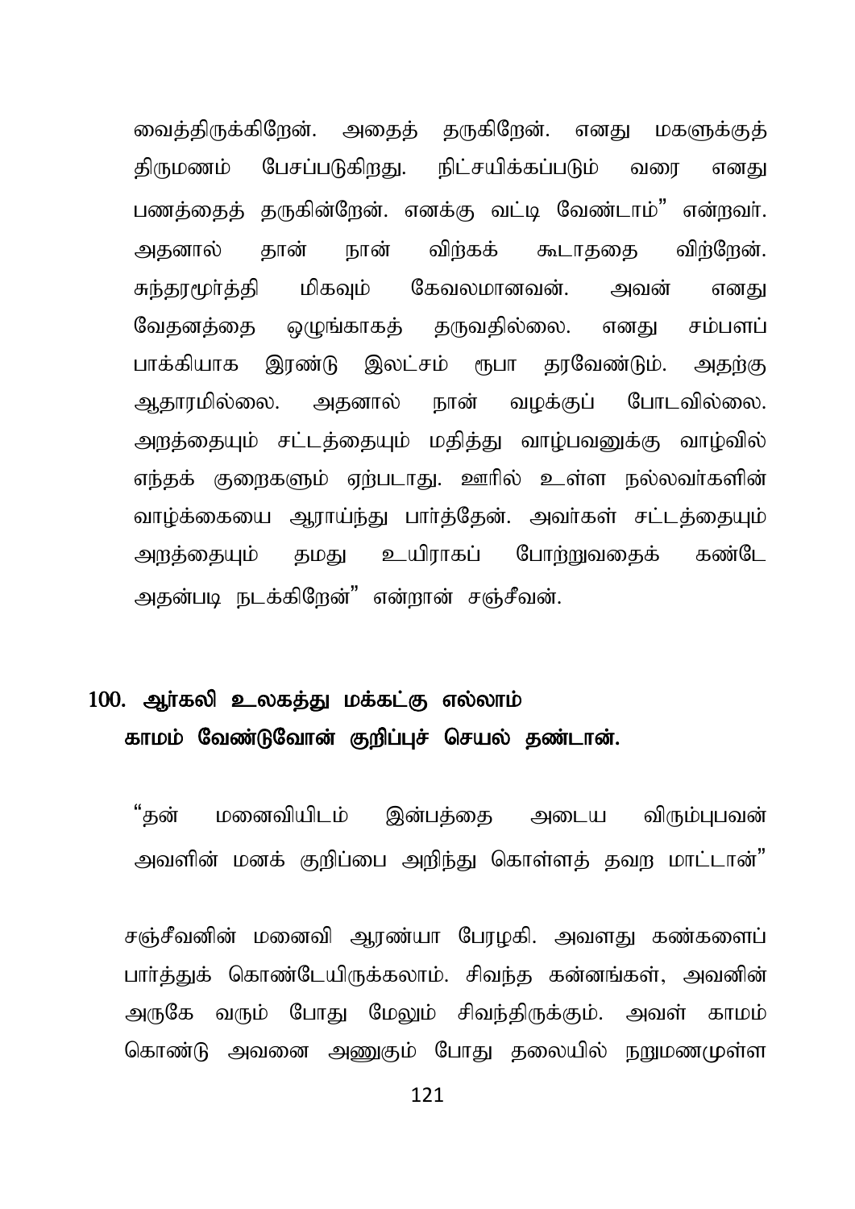வைத்திருக்கிறேன். அதைத் தருகிறேன். எனது மகளுக்குத் திருமணம் பேசப்படுகிறது. நிட்சயிக்கப்படும் வரை எனது பணத்தைத் தருகின்றேன். எனக்கு வட்டி வேண்டாம்" என்றவர். அதனால் தான் நான் விற்கக் கூடாததை விற்றேன். சுந்தரமூர்த்தி மிகவும் கேவலமானவன். அவன் எனது வேதனத்தை ஒழுங்காகத் தருவதில்லை. எனது சம்பளப் பாக்கியாக இரண்டு இலட்சம் ரூபா தரவேண்டும். அதற்கு ஆதாரமில்லை. அதனால் நான் வழக்குப் போடவில்லை. அறத்தையும் சட்டத்தையும் மதித்து வாழ்பவனுக்கு வாழ்வில் எந்தக் குறைகளும் ஏற்படாது. ஊரில் உள்ள நல்லவர்களின் வாழ்க்கையை ஆராய்ந்து பார்த்தேன். அவர்கள் சட்டத்தையும் அறத்தையும் தமது உயிராகப் போற்றுவதைக் கண்டே அதன்படி நடக்கிறேன்" என்றான் சஞ்சீவன்.

## 100. ஆர்கலி உலகத்து மக்கட்கு எல்லாம் காமம் வேண்டுவோன் குறிப்புச் செயல் தண்டான்.

"தன் மனைவியிடம் இன்பத்தை அடைய விரும்புபவன் அவளின் மனக் குறிப்பை அறிந்து கொள்ளத் தவற மாட்டான்"

சஞ்சீவனின் மனைவி ஆரண்யா பேரழகி. அவளது கண்களைப் பார்த்துக் கொண்டேயிருக்கலாம். சிவந்த கன்னங்கள், அவனின் அருகே வரும் போது மேலும் சிவந்திருக்கும். அவள் காமம் கொண்டு அவனை அணுகும் போது தலையில் நறுமணமுள்ள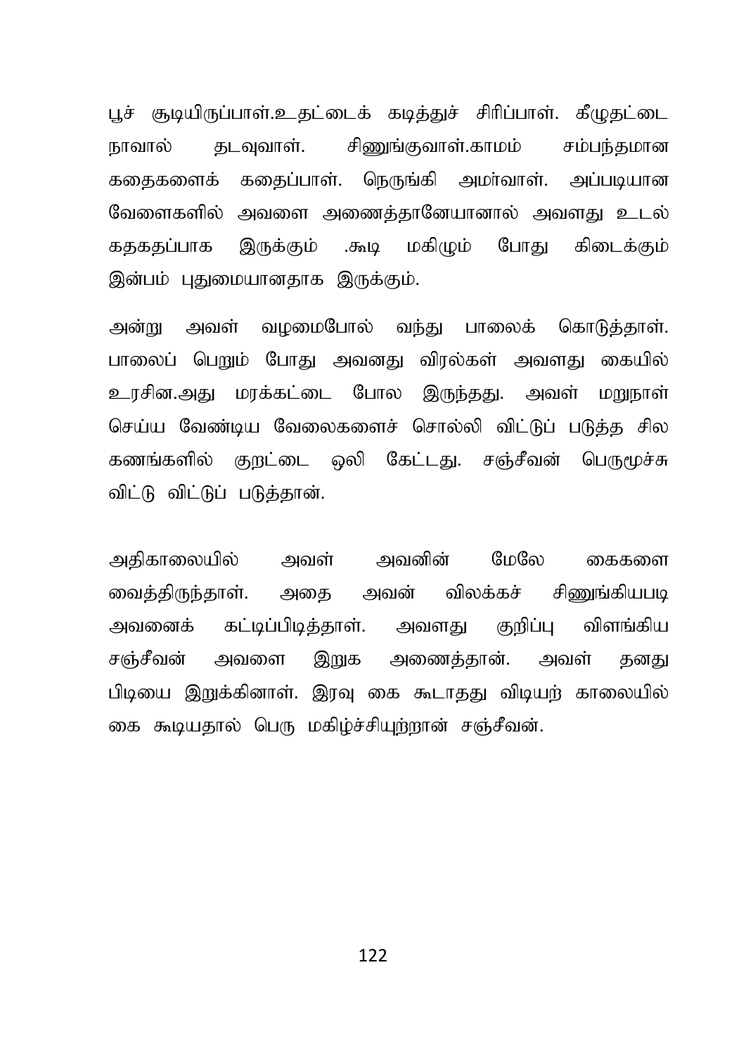பூச் சூடியிருப்பாள்.உதட்டைக் கடித்துச் சிரிப்பாள். கீழுதட்டை நாவால் தடவுவாள். சிணுங்குவாள்.காமம் சம்பந்தமான கதைகளைக் கதைப்பாள். நெருங்கி அமர்வாள். அப்படியான வேளைகளில் அவளை அணைத்தானேயானால் அவளது உடல் கதகதப்பாக இருக்கும் .கூடி மகிழும் போது கிடைக்கும் இன்பம் புதுமையானதாக இருக்கும்.

அன்று அவள் வழமைபோல் வந்து பாலைக் கொடுத்தாள். பாலைப் பெறும் போது அவனது விரல்கள் அவளது கையில் உரசின.அது மரக்கட்டை போல இருந்தது. அவள் மறுநாள் செய்ய வேண்டிய வேலைகளைச் சொல்லி விட்டுப் படுத்த சில கணங்களில் குறட்டை ஒலி கேட்டது. சஞ்சீவன் பெருமூச்சு விட்டு விட்டுப் படுத்தான்.

அதிகாலையில் அவள் அவனின் மேலே கைகளை வைத்திருந்தாள். அதை அவன் விலக்கச் சிணுங்கியபடி அவனைக் கட்டிப்பிடித்தாள். அவளது குறிப்பு விளங்கிய சஞ்சீவன் அவளை இறுக அணைத்தான். அவள் தனது பிடியை இறுக்கினாள். இரவு கை கூடாதது விடியற் காலையில் கை கூடியதால் பெரு மகிழ்ச்சியுற்றான் சஞ்சீவன்.